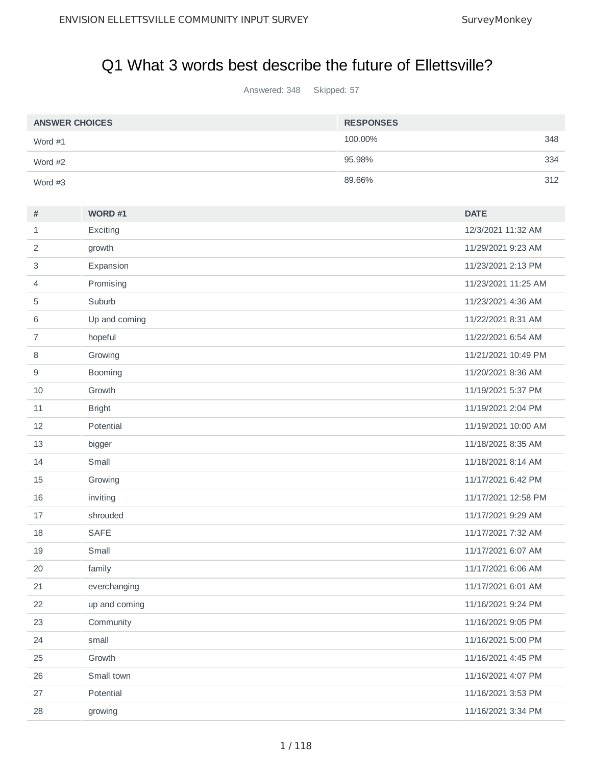# Q1 What 3 words best describe the future of Ellettsville?

Answered: 348 Skipped: 57

| ANSWER CHOICES | RESPONSES | |
|---|---|---|
| Word #1 | 100.00% | 348 |
| Word #2 | 95.98% | 334 |
| Word #3 | 89.66% | 312 |

| # | WORD #1 | DATE |
|---|---|---|
| 1 | Exciting | 12/3/2021 11:32 AM |
| 2 | growth | 11/29/2021 9:23 AM |
| 3 | Expansion | 11/23/2021 2:13 PM |
| 4 | Promising | 11/23/2021 11:25 AM |
| 5 | Suburb | 11/23/2021 4:36 AM |
| 6 | Up and coming | 11/22/2021 8:31 AM |
| 7 | hopeful | 11/22/2021 6:54 AM |
| 8 | Growing | 11/21/2021 10:49 PM |
| 9 | Booming | 11/20/2021 8:36 AM |
| 10 | Growth | 11/19/2021 5:37 PM |
| 11 | Bright | 11/19/2021 2:04 PM |
| 12 | Potential | 11/19/2021 10:00 AM |
| 13 | bigger | 11/18/2021 8:35 AM |
| 14 | Small | 11/18/2021 8:14 AM |
| 15 | Growing | 11/17/2021 6:42 PM |
| 16 | inviting | 11/17/2021 12:58 PM |
| 17 | shrouded | 11/17/2021 9:29 AM |
| 18 | SAFE | 11/17/2021 7:32 AM |
| 19 | Small | 11/17/2021 6:07 AM |
| 20 | family | 11/17/2021 6:06 AM |
| 21 | everchanging | 11/17/2021 6:01 AM |
| 22 | up and coming | 11/16/2021 9:24 PM |
| 23 | Community | 11/16/2021 9:05 PM |
| 24 | small | 11/16/2021 5:00 PM |
| 25 | Growth | 11/16/2021 4:45 PM |
| 26 | Small town | 11/16/2021 4:07 PM |
| 27 | Potential | 11/16/2021 3:53 PM |
| 28 | growing | 11/16/2021 3:34 PM |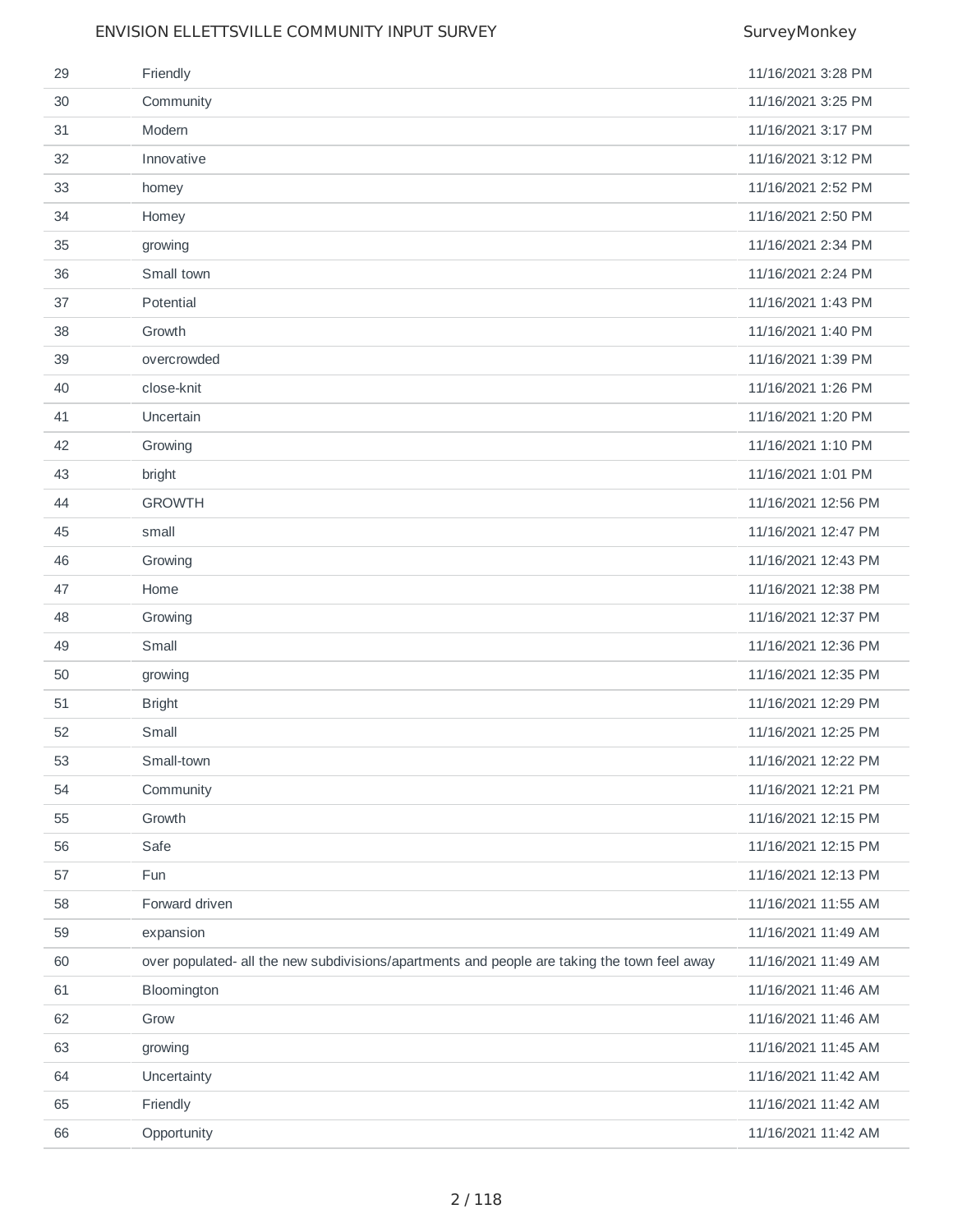| | | |
|---|---|---|
| 29 | Friendly | 11/16/2021 3:28 PM |
| 30 | Community | 11/16/2021 3:25 PM |
| 31 | Modern | 11/16/2021 3:17 PM |
| 32 | Innovative | 11/16/2021 3:12 PM |
| 33 | homey | 11/16/2021 2:52 PM |
| 34 | Homey | 11/16/2021 2:50 PM |
| 35 | growing | 11/16/2021 2:34 PM |
| 36 | Small town | 11/16/2021 2:24 PM |
| 37 | Potential | 11/16/2021 1:43 PM |
| 38 | Growth | 11/16/2021 1:40 PM |
| 39 | overcrowded | 11/16/2021 1:39 PM |
| 40 | close-knit | 11/16/2021 1:26 PM |
| 41 | Uncertain | 11/16/2021 1:20 PM |
| 42 | Growing | 11/16/2021 1:10 PM |
| 43 | bright | 11/16/2021 1:01 PM |
| 44 | GROWTH | 11/16/2021 12:56 PM |
| 45 | small | 11/16/2021 12:47 PM |
| 46 | Growing | 11/16/2021 12:43 PM |
| 47 | Home | 11/16/2021 12:38 PM |
| 48 | Growing | 11/16/2021 12:37 PM |
| 49 | Small | 11/16/2021 12:36 PM |
| 50 | growing | 11/16/2021 12:35 PM |
| 51 | Bright | 11/16/2021 12:29 PM |
| 52 | Small | 11/16/2021 12:25 PM |
| 53 | Small-town | 11/16/2021 12:22 PM |
| 54 | Community | 11/16/2021 12:21 PM |
| 55 | Growth | 11/16/2021 12:15 PM |
| 56 | Safe | 11/16/2021 12:15 PM |
| 57 | Fun | 11/16/2021 12:13 PM |
| 58 | Forward driven | 11/16/2021 11:55 AM |
| 59 | expansion | 11/16/2021 11:49 AM |
| 60 | over populated- all the new subdivisions/apartments and people are taking the town feel away | 11/16/2021 11:49 AM |
| 61 | Bloomington | 11/16/2021 11:46 AM |
| 62 | Grow | 11/16/2021 11:46 AM |
| 63 | growing | 11/16/2021 11:45 AM |
| 64 | Uncertainty | 11/16/2021 11:42 AM |
| 65 | Friendly | 11/16/2021 11:42 AM |
| 66 | Opportunity | 11/16/2021 11:42 AM |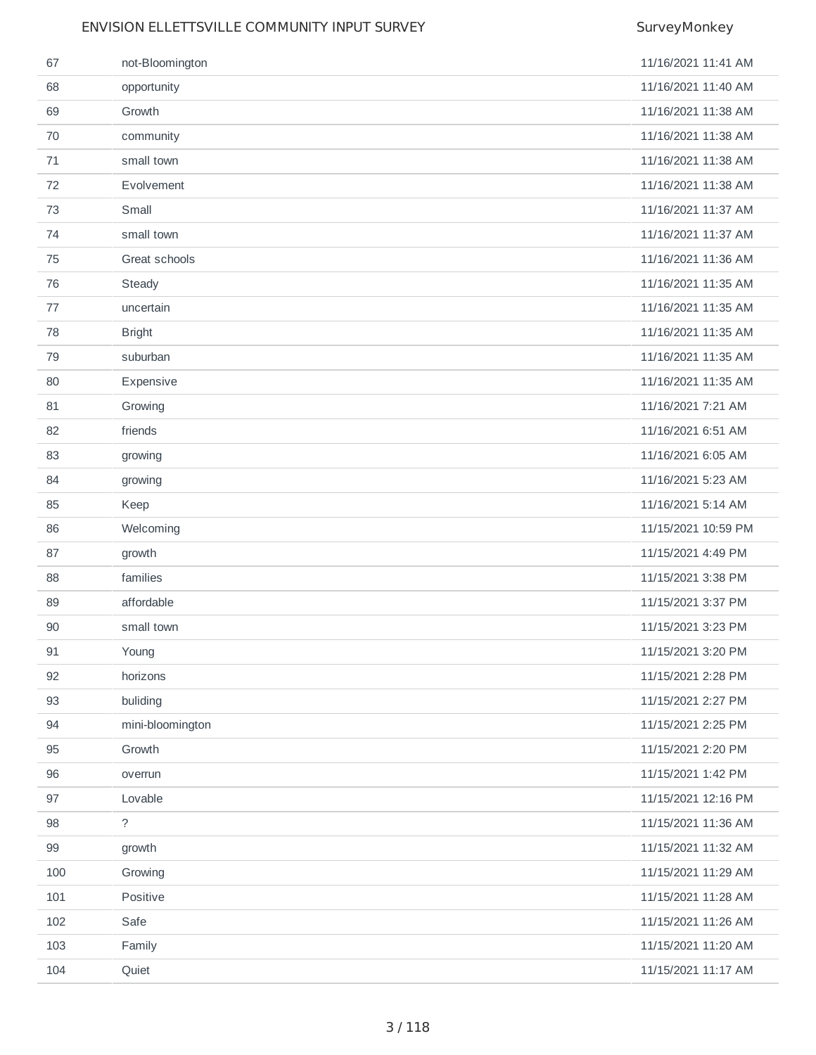| | | |
|---|---|---|
| 67 | not-Bloomington | 11/16/2021 11:41 AM |
| 68 | opportunity | 11/16/2021 11:40 AM |
| 69 | Growth | 11/16/2021 11:38 AM |
| 70 | community | 11/16/2021 11:38 AM |
| 71 | small town | 11/16/2021 11:38 AM |
| 72 | Evolvement | 11/16/2021 11:38 AM |
| 73 | Small | 11/16/2021 11:37 AM |
| 74 | small town | 11/16/2021 11:37 AM |
| 75 | Great schools | 11/16/2021 11:36 AM |
| 76 | Steady | 11/16/2021 11:35 AM |
| 77 | uncertain | 11/16/2021 11:35 AM |
| 78 | Bright | 11/16/2021 11:35 AM |
| 79 | suburban | 11/16/2021 11:35 AM |
| 80 | Expensive | 11/16/2021 11:35 AM |
| 81 | Growing | 11/16/2021 7:21 AM |
| 82 | friends | 11/16/2021 6:51 AM |
| 83 | growing | 11/16/2021 6:05 AM |
| 84 | growing | 11/16/2021 5:23 AM |
| 85 | Keep | 11/16/2021 5:14 AM |
| 86 | Welcoming | 11/15/2021 10:59 PM |
| 87 | growth | 11/15/2021 4:49 PM |
| 88 | families | 11/15/2021 3:38 PM |
| 89 | affordable | 11/15/2021 3:37 PM |
| 90 | small town | 11/15/2021 3:23 PM |
| 91 | Young | 11/15/2021 3:20 PM |
| 92 | horizons | 11/15/2021 2:28 PM |
| 93 | buliding | 11/15/2021 2:27 PM |
| 94 | mini-bloomington | 11/15/2021 2:25 PM |
| 95 | Growth | 11/15/2021 2:20 PM |
| 96 | overrun | 11/15/2021 1:42 PM |
| 97 | Lovable | 11/15/2021 12:16 PM |
| 98 | ? | 11/15/2021 11:36 AM |
| 99 | growth | 11/15/2021 11:32 AM |
| 100 | Growing | 11/15/2021 11:29 AM |
| 101 | Positive | 11/15/2021 11:28 AM |
| 102 | Safe | 11/15/2021 11:26 AM |
| 103 | Family | 11/15/2021 11:20 AM |
| 104 | Quiet | 11/15/2021 11:17 AM |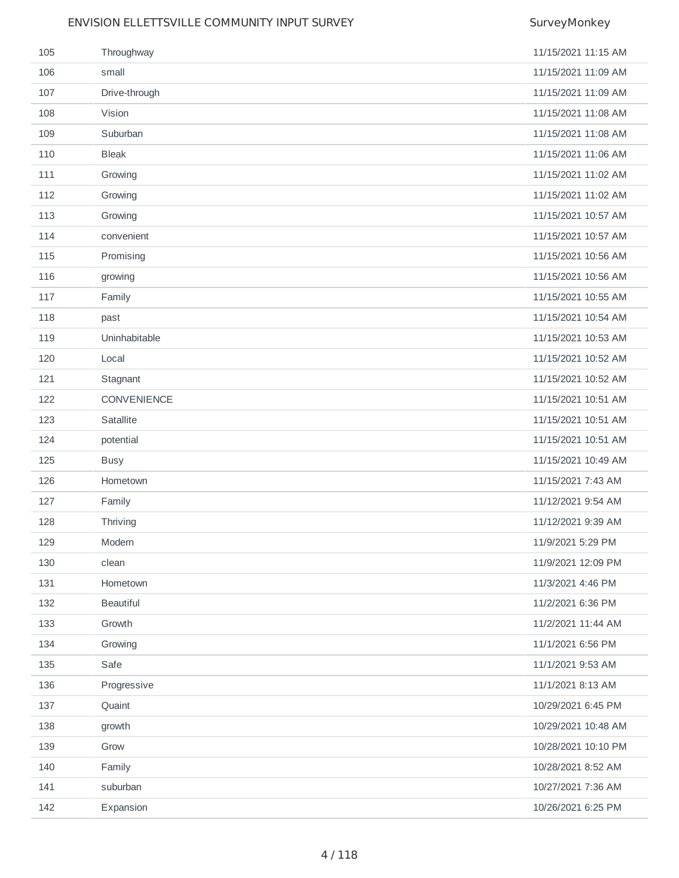| | | |
|---|---|---|
| 105 | Throughway | 11/15/2021 11:15 AM |
| 106 | small | 11/15/2021 11:09 AM |
| 107 | Drive-through | 11/15/2021 11:09 AM |
| 108 | Vision | 11/15/2021 11:08 AM |
| 109 | Suburban | 11/15/2021 11:08 AM |
| 110 | Bleak | 11/15/2021 11:06 AM |
| 111 | Growing | 11/15/2021 11:02 AM |
| 112 | Growing | 11/15/2021 11:02 AM |
| 113 | Growing | 11/15/2021 10:57 AM |
| 114 | convenient | 11/15/2021 10:57 AM |
| 115 | Promising | 11/15/2021 10:56 AM |
| 116 | growing | 11/15/2021 10:56 AM |
| 117 | Family | 11/15/2021 10:55 AM |
| 118 | past | 11/15/2021 10:54 AM |
| 119 | Uninhabitable | 11/15/2021 10:53 AM |
| 120 | Local | 11/15/2021 10:52 AM |
| 121 | Stagnant | 11/15/2021 10:52 AM |
| 122 | CONVENIENCE | 11/15/2021 10:51 AM |
| 123 | Satallite | 11/15/2021 10:51 AM |
| 124 | potential | 11/15/2021 10:51 AM |
| 125 | Busy | 11/15/2021 10:49 AM |
| 126 | Hometown | 11/15/2021 7:43 AM |
| 127 | Family | 11/12/2021 9:54 AM |
| 128 | Thriving | 11/12/2021 9:39 AM |
| 129 | Modern | 11/9/2021 5:29 PM |
| 130 | clean | 11/9/2021 12:09 PM |
| 131 | Hometown | 11/3/2021 4:46 PM |
| 132 | Beautiful | 11/2/2021 6:36 PM |
| 133 | Growth | 11/2/2021 11:44 AM |
| 134 | Growing | 11/1/2021 6:56 PM |
| 135 | Safe | 11/1/2021 9:53 AM |
| 136 | Progressive | 11/1/2021 8:13 AM |
| 137 | Quaint | 10/29/2021 6:45 PM |
| 138 | growth | 10/29/2021 10:48 AM |
| 139 | Grow | 10/28/2021 10:10 PM |
| 140 | Family | 10/28/2021 8:52 AM |
| 141 | suburban | 10/27/2021 7:36 AM |
| 142 | Expansion | 10/26/2021 6:25 PM |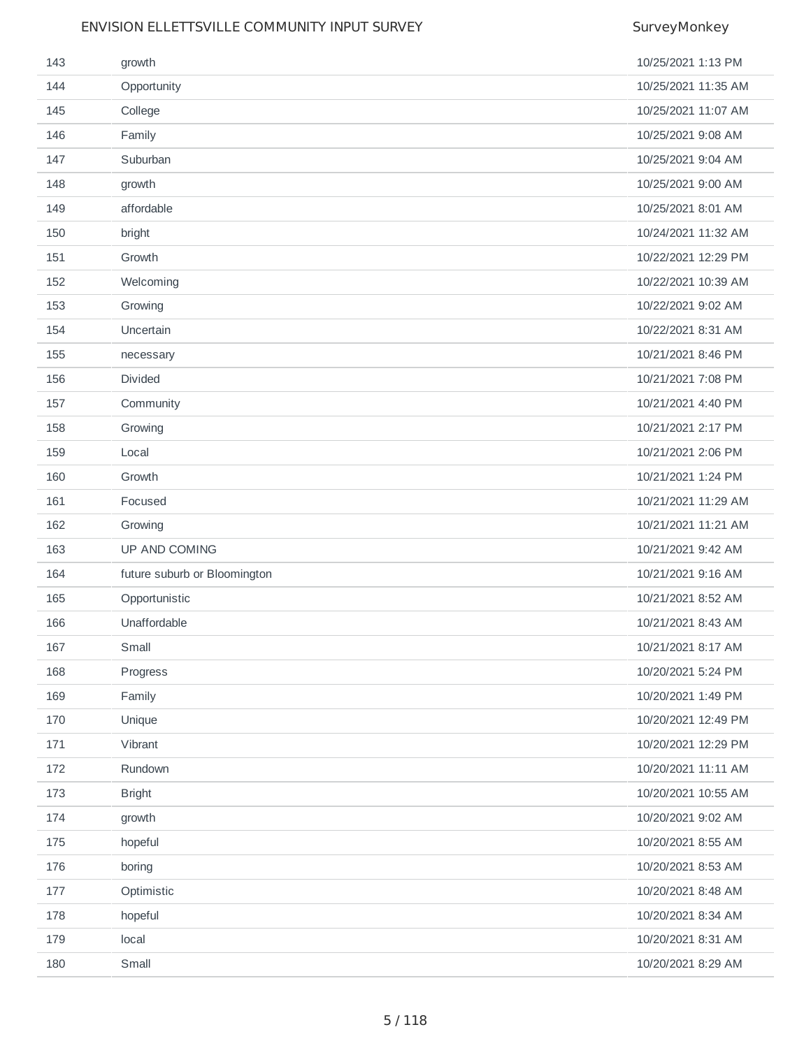| | | |
|---|---|---|
| 143 | growth | 10/25/2021 1:13 PM |
| 144 | Opportunity | 10/25/2021 11:35 AM |
| 145 | College | 10/25/2021 11:07 AM |
| 146 | Family | 10/25/2021 9:08 AM |
| 147 | Suburban | 10/25/2021 9:04 AM |
| 148 | growth | 10/25/2021 9:00 AM |
| 149 | affordable | 10/25/2021 8:01 AM |
| 150 | bright | 10/24/2021 11:32 AM |
| 151 | Growth | 10/22/2021 12:29 PM |
| 152 | Welcoming | 10/22/2021 10:39 AM |
| 153 | Growing | 10/22/2021 9:02 AM |
| 154 | Uncertain | 10/22/2021 8:31 AM |
| 155 | necessary | 10/21/2021 8:46 PM |
| 156 | Divided | 10/21/2021 7:08 PM |
| 157 | Community | 10/21/2021 4:40 PM |
| 158 | Growing | 10/21/2021 2:17 PM |
| 159 | Local | 10/21/2021 2:06 PM |
| 160 | Growth | 10/21/2021 1:24 PM |
| 161 | Focused | 10/21/2021 11:29 AM |
| 162 | Growing | 10/21/2021 11:21 AM |
| 163 | UP AND COMING | 10/21/2021 9:42 AM |
| 164 | future suburb or Bloomington | 10/21/2021 9:16 AM |
| 165 | Opportunistic | 10/21/2021 8:52 AM |
| 166 | Unaffordable | 10/21/2021 8:43 AM |
| 167 | Small | 10/21/2021 8:17 AM |
| 168 | Progress | 10/20/2021 5:24 PM |
| 169 | Family | 10/20/2021 1:49 PM |
| 170 | Unique | 10/20/2021 12:49 PM |
| 171 | Vibrant | 10/20/2021 12:29 PM |
| 172 | Rundown | 10/20/2021 11:11 AM |
| 173 | Bright | 10/20/2021 10:55 AM |
| 174 | growth | 10/20/2021 9:02 AM |
| 175 | hopeful | 10/20/2021 8:55 AM |
| 176 | boring | 10/20/2021 8:53 AM |
| 177 | Optimistic | 10/20/2021 8:48 AM |
| 178 | hopeful | 10/20/2021 8:34 AM |
| 179 | local | 10/20/2021 8:31 AM |
| 180 | Small | 10/20/2021 8:29 AM |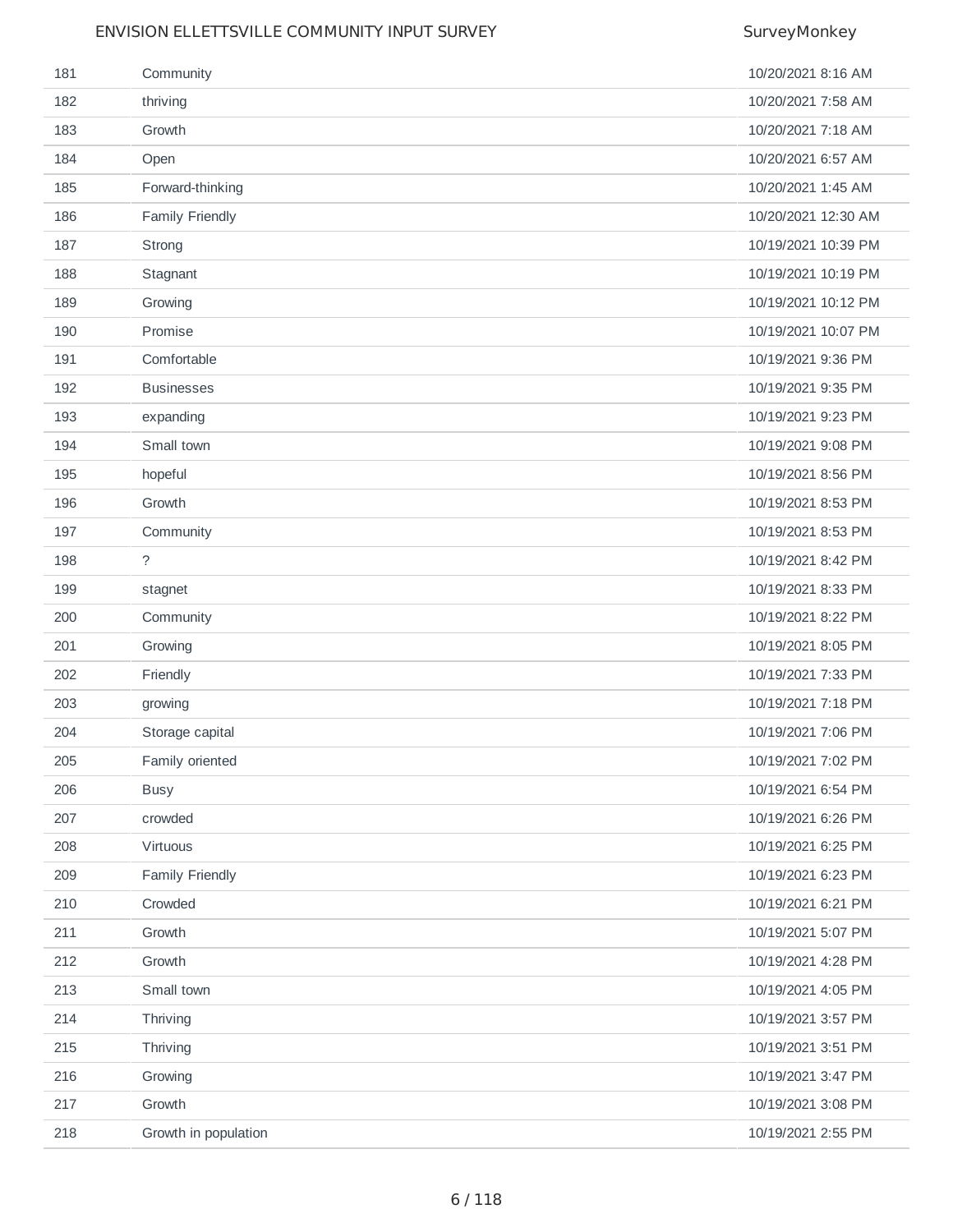| | | |
|---|---|---|
| 181 | Community | 10/20/2021 8:16 AM |
| 182 | thriving | 10/20/2021 7:58 AM |
| 183 | Growth | 10/20/2021 7:18 AM |
| 184 | Open | 10/20/2021 6:57 AM |
| 185 | Forward-thinking | 10/20/2021 1:45 AM |
| 186 | Family Friendly | 10/20/2021 12:30 AM |
| 187 | Strong | 10/19/2021 10:39 PM |
| 188 | Stagnant | 10/19/2021 10:19 PM |
| 189 | Growing | 10/19/2021 10:12 PM |
| 190 | Promise | 10/19/2021 10:07 PM |
| 191 | Comfortable | 10/19/2021 9:36 PM |
| 192 | Businesses | 10/19/2021 9:35 PM |
| 193 | expanding | 10/19/2021 9:23 PM |
| 194 | Small town | 10/19/2021 9:08 PM |
| 195 | hopeful | 10/19/2021 8:56 PM |
| 196 | Growth | 10/19/2021 8:53 PM |
| 197 | Community | 10/19/2021 8:53 PM |
| 198 | ? | 10/19/2021 8:42 PM |
| 199 | stagnet | 10/19/2021 8:33 PM |
| 200 | Community | 10/19/2021 8:22 PM |
| 201 | Growing | 10/19/2021 8:05 PM |
| 202 | Friendly | 10/19/2021 7:33 PM |
| 203 | growing | 10/19/2021 7:18 PM |
| 204 | Storage capital | 10/19/2021 7:06 PM |
| 205 | Family oriented | 10/19/2021 7:02 PM |
| 206 | Busy | 10/19/2021 6:54 PM |
| 207 | crowded | 10/19/2021 6:26 PM |
| 208 | Virtuous | 10/19/2021 6:25 PM |
| 209 | Family Friendly | 10/19/2021 6:23 PM |
| 210 | Crowded | 10/19/2021 6:21 PM |
| 211 | Growth | 10/19/2021 5:07 PM |
| 212 | Growth | 10/19/2021 4:28 PM |
| 213 | Small town | 10/19/2021 4:05 PM |
| 214 | Thriving | 10/19/2021 3:57 PM |
| 215 | Thriving | 10/19/2021 3:51 PM |
| 216 | Growing | 10/19/2021 3:47 PM |
| 217 | Growth | 10/19/2021 3:08 PM |
| 218 | Growth in population | 10/19/2021 2:55 PM |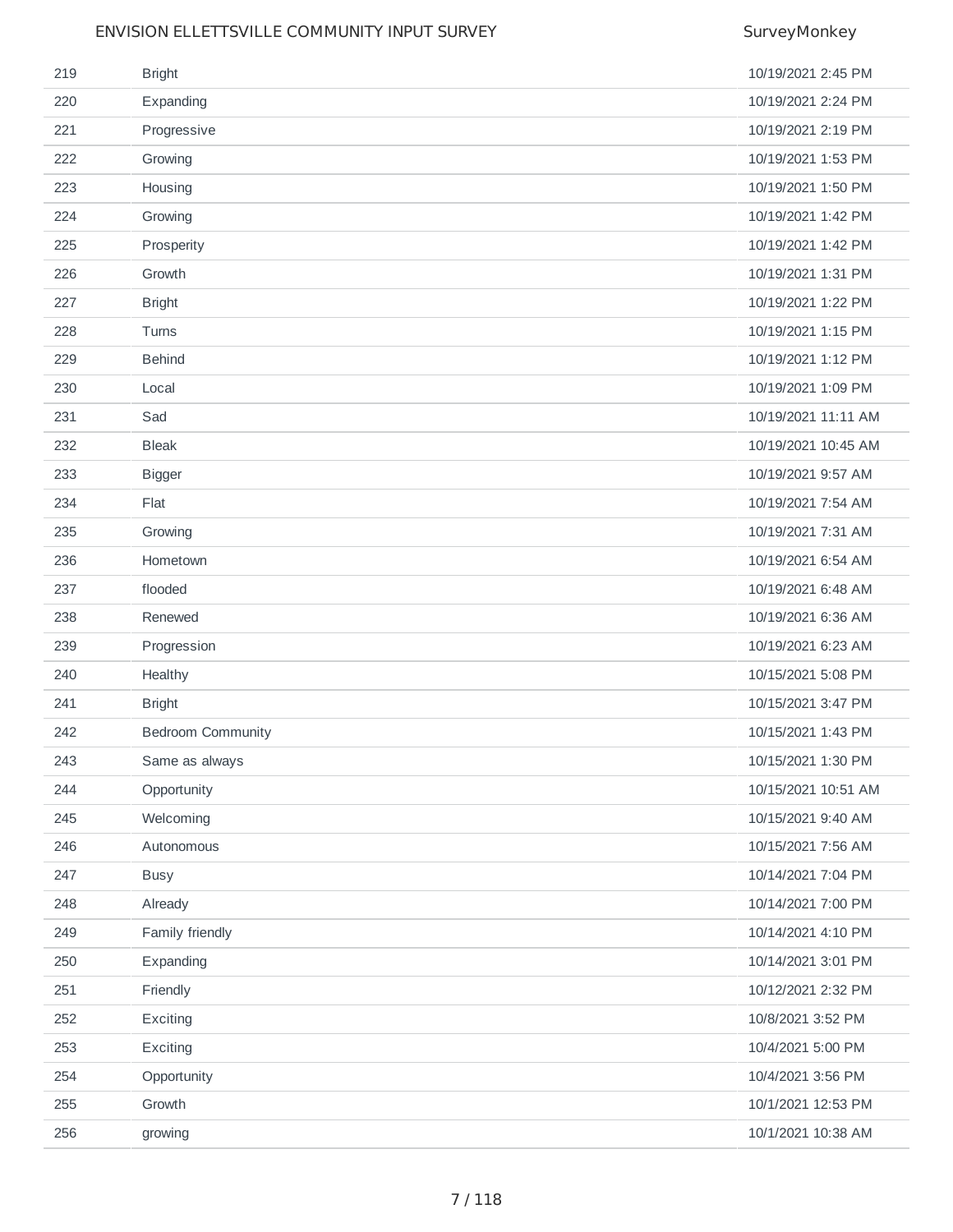| | | |
|---|---|---|
| 219 | Bright | 10/19/2021 2:45 PM |
| 220 | Expanding | 10/19/2021 2:24 PM |
| 221 | Progressive | 10/19/2021 2:19 PM |
| 222 | Growing | 10/19/2021 1:53 PM |
| 223 | Housing | 10/19/2021 1:50 PM |
| 224 | Growing | 10/19/2021 1:42 PM |
| 225 | Prosperity | 10/19/2021 1:42 PM |
| 226 | Growth | 10/19/2021 1:31 PM |
| 227 | Bright | 10/19/2021 1:22 PM |
| 228 | Turns | 10/19/2021 1:15 PM |
| 229 | Behind | 10/19/2021 1:12 PM |
| 230 | Local | 10/19/2021 1:09 PM |
| 231 | Sad | 10/19/2021 11:11 AM |
| 232 | Bleak | 10/19/2021 10:45 AM |
| 233 | Bigger | 10/19/2021 9:57 AM |
| 234 | Flat | 10/19/2021 7:54 AM |
| 235 | Growing | 10/19/2021 7:31 AM |
| 236 | Hometown | 10/19/2021 6:54 AM |
| 237 | flooded | 10/19/2021 6:48 AM |
| 238 | Renewed | 10/19/2021 6:36 AM |
| 239 | Progression | 10/19/2021 6:23 AM |
| 240 | Healthy | 10/15/2021 5:08 PM |
| 241 | Bright | 10/15/2021 3:47 PM |
| 242 | Bedroom Community | 10/15/2021 1:43 PM |
| 243 | Same as always | 10/15/2021 1:30 PM |
| 244 | Opportunity | 10/15/2021 10:51 AM |
| 245 | Welcoming | 10/15/2021 9:40 AM |
| 246 | Autonomous | 10/15/2021 7:56 AM |
| 247 | Busy | 10/14/2021 7:04 PM |
| 248 | Already | 10/14/2021 7:00 PM |
| 249 | Family friendly | 10/14/2021 4:10 PM |
| 250 | Expanding | 10/14/2021 3:01 PM |
| 251 | Friendly | 10/12/2021 2:32 PM |
| 252 | Exciting | 10/8/2021 3:52 PM |
| 253 | Exciting | 10/4/2021 5:00 PM |
| 254 | Opportunity | 10/4/2021 3:56 PM |
| 255 | Growth | 10/1/2021 12:53 PM |
| 256 | growing | 10/1/2021 10:38 AM |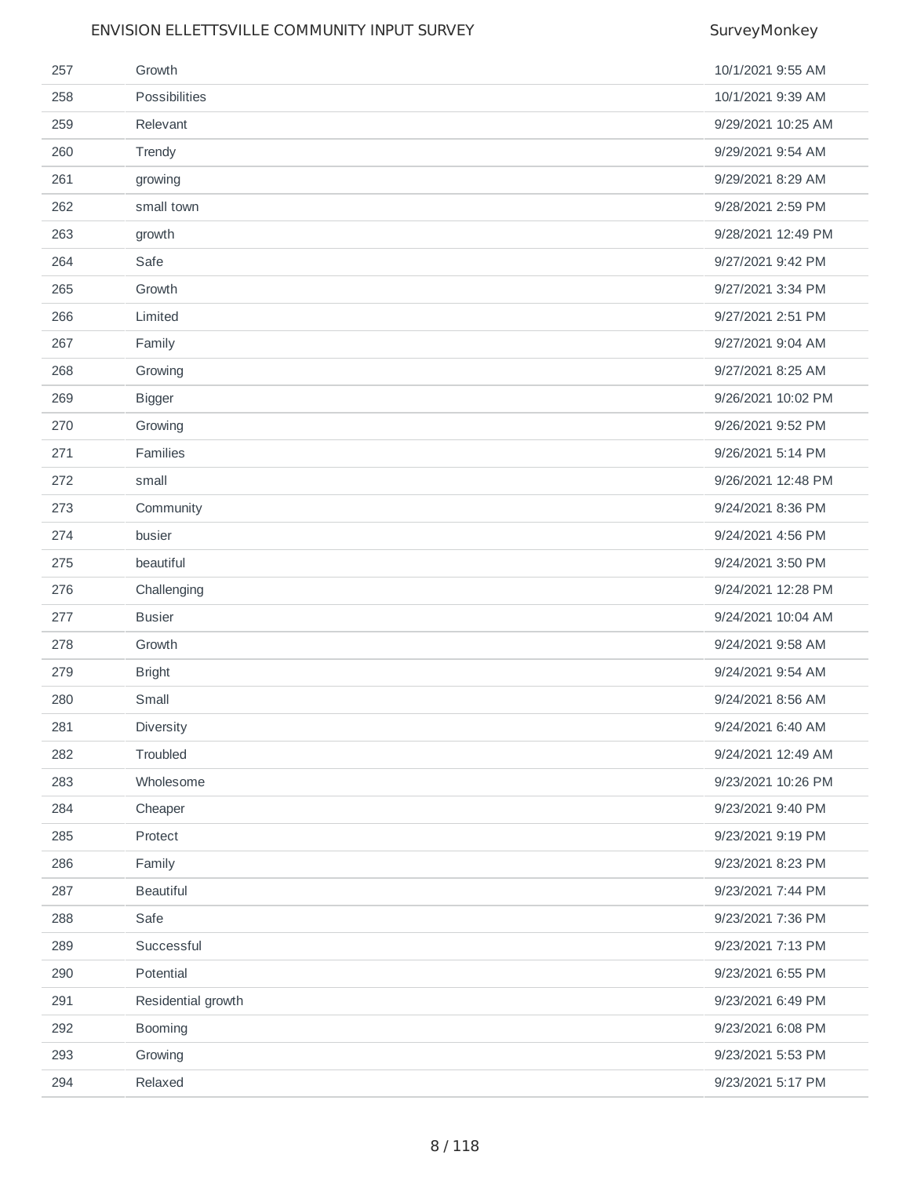| | | |
|---|---|---|
| 257 | Growth | 10/1/2021 9:55 AM |
| 258 | Possibilities | 10/1/2021 9:39 AM |
| 259 | Relevant | 9/29/2021 10:25 AM |
| 260 | Trendy | 9/29/2021 9:54 AM |
| 261 | growing | 9/29/2021 8:29 AM |
| 262 | small town | 9/28/2021 2:59 PM |
| 263 | growth | 9/28/2021 12:49 PM |
| 264 | Safe | 9/27/2021 9:42 PM |
| 265 | Growth | 9/27/2021 3:34 PM |
| 266 | Limited | 9/27/2021 2:51 PM |
| 267 | Family | 9/27/2021 9:04 AM |
| 268 | Growing | 9/27/2021 8:25 AM |
| 269 | Bigger | 9/26/2021 10:02 PM |
| 270 | Growing | 9/26/2021 9:52 PM |
| 271 | Families | 9/26/2021 5:14 PM |
| 272 | small | 9/26/2021 12:48 PM |
| 273 | Community | 9/24/2021 8:36 PM |
| 274 | busier | 9/24/2021 4:56 PM |
| 275 | beautiful | 9/24/2021 3:50 PM |
| 276 | Challenging | 9/24/2021 12:28 PM |
| 277 | Busier | 9/24/2021 10:04 AM |
| 278 | Growth | 9/24/2021 9:58 AM |
| 279 | Bright | 9/24/2021 9:54 AM |
| 280 | Small | 9/24/2021 8:56 AM |
| 281 | Diversity | 9/24/2021 6:40 AM |
| 282 | Troubled | 9/24/2021 12:49 AM |
| 283 | Wholesome | 9/23/2021 10:26 PM |
| 284 | Cheaper | 9/23/2021 9:40 PM |
| 285 | Protect | 9/23/2021 9:19 PM |
| 286 | Family | 9/23/2021 8:23 PM |
| 287 | Beautiful | 9/23/2021 7:44 PM |
| 288 | Safe | 9/23/2021 7:36 PM |
| 289 | Successful | 9/23/2021 7:13 PM |
| 290 | Potential | 9/23/2021 6:55 PM |
| 291 | Residential growth | 9/23/2021 6:49 PM |
| 292 | Booming | 9/23/2021 6:08 PM |
| 293 | Growing | 9/23/2021 5:53 PM |
| 294 | Relaxed | 9/23/2021 5:17 PM |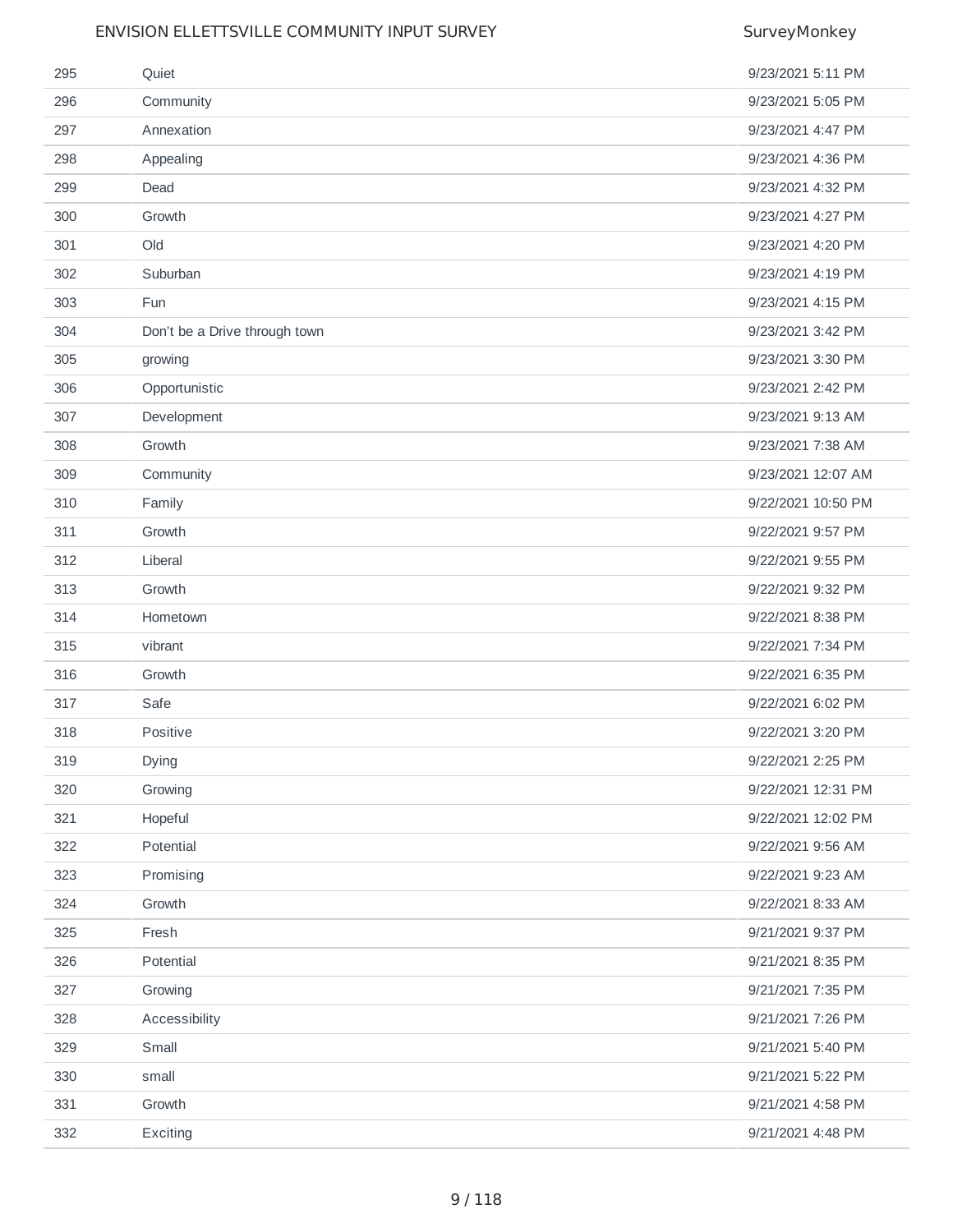| | | |
|---|---|---|
| 295 | Quiet | 9/23/2021 5:11 PM |
| 296 | Community | 9/23/2021 5:05 PM |
| 297 | Annexation | 9/23/2021 4:47 PM |
| 298 | Appealing | 9/23/2021 4:36 PM |
| 299 | Dead | 9/23/2021 4:32 PM |
| 300 | Growth | 9/23/2021 4:27 PM |
| 301 | Old | 9/23/2021 4:20 PM |
| 302 | Suburban | 9/23/2021 4:19 PM |
| 303 | Fun | 9/23/2021 4:15 PM |
| 304 | Don't be a Drive through town | 9/23/2021 3:42 PM |
| 305 | growing | 9/23/2021 3:30 PM |
| 306 | Opportunistic | 9/23/2021 2:42 PM |
| 307 | Development | 9/23/2021 9:13 AM |
| 308 | Growth | 9/23/2021 7:38 AM |
| 309 | Community | 9/23/2021 12:07 AM |
| 310 | Family | 9/22/2021 10:50 PM |
| 311 | Growth | 9/22/2021 9:57 PM |
| 312 | Liberal | 9/22/2021 9:55 PM |
| 313 | Growth | 9/22/2021 9:32 PM |
| 314 | Hometown | 9/22/2021 8:38 PM |
| 315 | vibrant | 9/22/2021 7:34 PM |
| 316 | Growth | 9/22/2021 6:35 PM |
| 317 | Safe | 9/22/2021 6:02 PM |
| 318 | Positive | 9/22/2021 3:20 PM |
| 319 | Dying | 9/22/2021 2:25 PM |
| 320 | Growing | 9/22/2021 12:31 PM |
| 321 | Hopeful | 9/22/2021 12:02 PM |
| 322 | Potential | 9/22/2021 9:56 AM |
| 323 | Promising | 9/22/2021 9:23 AM |
| 324 | Growth | 9/22/2021 8:33 AM |
| 325 | Fresh | 9/21/2021 9:37 PM |
| 326 | Potential | 9/21/2021 8:35 PM |
| 327 | Growing | 9/21/2021 7:35 PM |
| 328 | Accessibility | 9/21/2021 7:26 PM |
| 329 | Small | 9/21/2021 5:40 PM |
| 330 | small | 9/21/2021 5:22 PM |
| 331 | Growth | 9/21/2021 4:58 PM |
| 332 | Exciting | 9/21/2021 4:48 PM |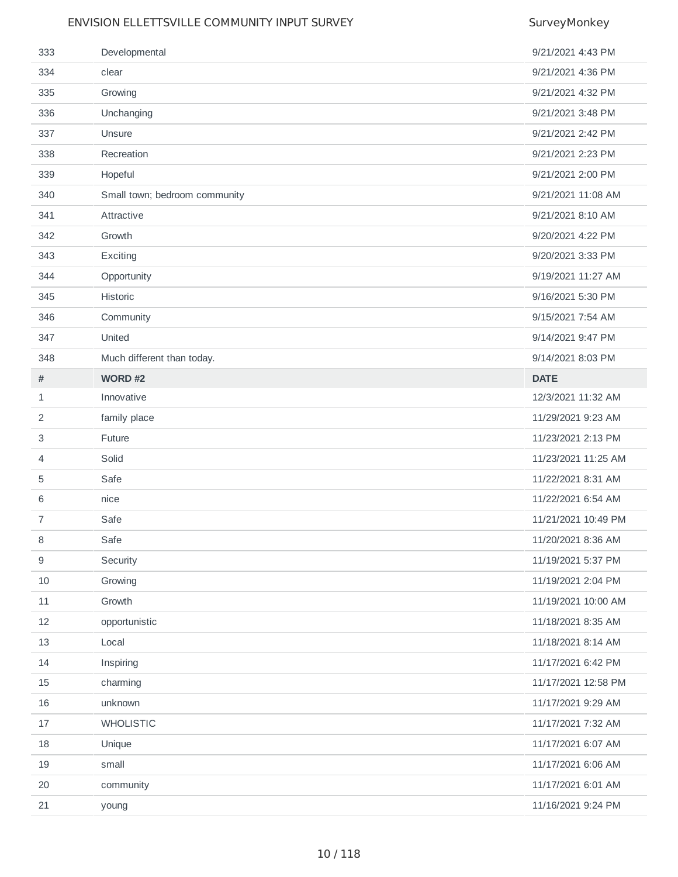| # | | |
|---|---|---|
| 333 | Developmental | 9/21/2021 4:43 PM |
| 334 | clear | 9/21/2021 4:36 PM |
| 335 | Growing | 9/21/2021 4:32 PM |
| 336 | Unchanging | 9/21/2021 3:48 PM |
| 337 | Unsure | 9/21/2021 2:42 PM |
| 338 | Recreation | 9/21/2021 2:23 PM |
| 339 | Hopeful | 9/21/2021 2:00 PM |
| 340 | Small town; bedroom community | 9/21/2021 11:08 AM |
| 341 | Attractive | 9/21/2021 8:10 AM |
| 342 | Growth | 9/20/2021 4:22 PM |
| 343 | Exciting | 9/20/2021 3:33 PM |
| 344 | Opportunity | 9/19/2021 11:27 AM |
| 345 | Historic | 9/16/2021 5:30 PM |
| 346 | Community | 9/15/2021 7:54 AM |
| 347 | United | 9/14/2021 9:47 PM |
| 348 | Much different than today. | 9/14/2021 8:03 PM |

| # | WORD #2 | DATE |
|---|---|---|
| 1 | Innovative | 12/3/2021 11:32 AM |
| 2 | family place | 11/29/2021 9:23 AM |
| 3 | Future | 11/23/2021 2:13 PM |
| 4 | Solid | 11/23/2021 11:25 AM |
| 5 | Safe | 11/22/2021 8:31 AM |
| 6 | nice | 11/22/2021 6:54 AM |
| 7 | Safe | 11/21/2021 10:49 PM |
| 8 | Safe | 11/20/2021 8:36 AM |
| 9 | Security | 11/19/2021 5:37 PM |
| 10 | Growing | 11/19/2021 2:04 PM |
| 11 | Growth | 11/19/2021 10:00 AM |
| 12 | opportunistic | 11/18/2021 8:35 AM |
| 13 | Local | 11/18/2021 8:14 AM |
| 14 | Inspiring | 11/17/2021 6:42 PM |
| 15 | charming | 11/17/2021 12:58 PM |
| 16 | unknown | 11/17/2021 9:29 AM |
| 17 | WHOLISTIC | 11/17/2021 7:32 AM |
| 18 | Unique | 11/17/2021 6:07 AM |
| 19 | small | 11/17/2021 6:06 AM |
| 20 | community | 11/17/2021 6:01 AM |
| 21 | young | 11/16/2021 9:24 PM |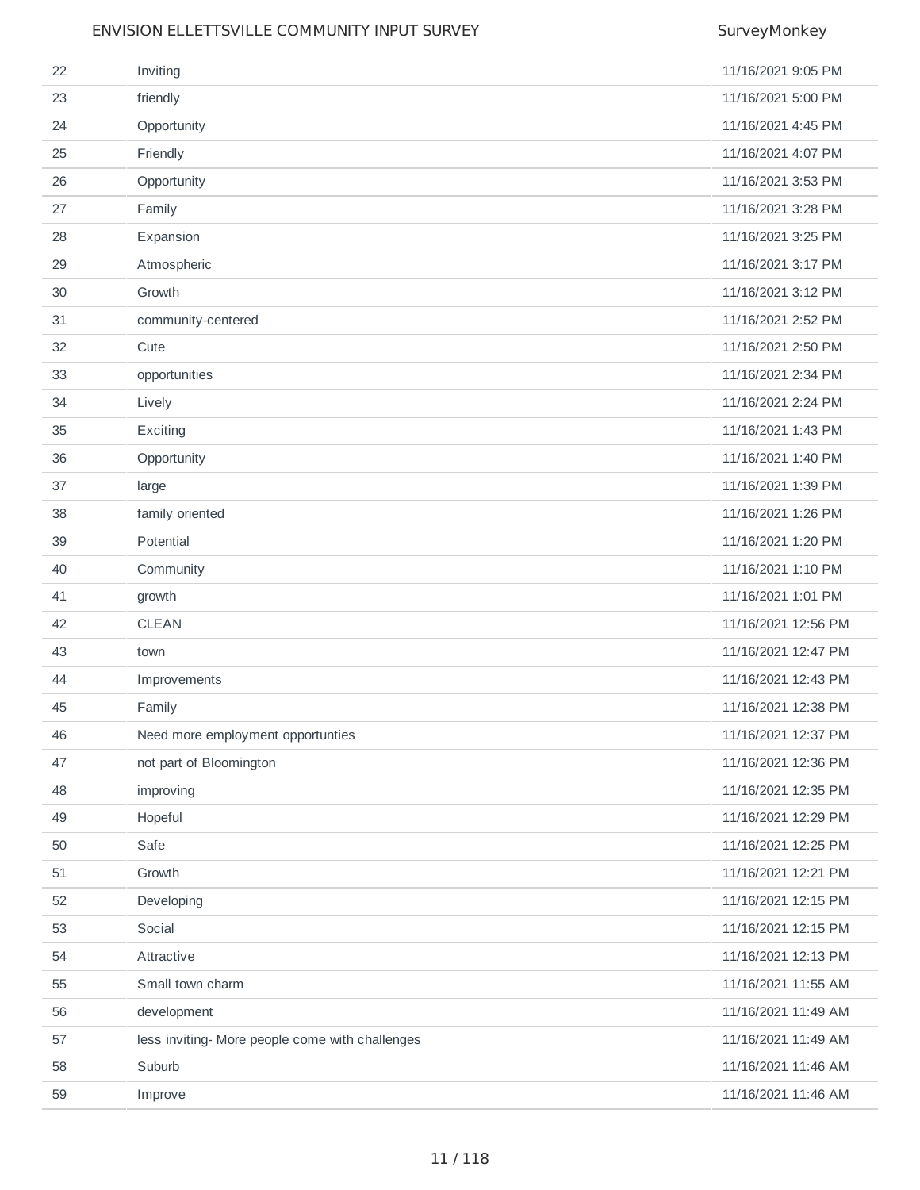| 22 | Inviting | 11/16/2021 9:05 PM |
|---|---|---|
| 23 | friendly | 11/16/2021 5:00 PM |
| 24 | Opportunity | 11/16/2021 4:45 PM |
| 25 | Friendly | 11/16/2021 4:07 PM |
| 26 | Opportunity | 11/16/2021 3:53 PM |
| 27 | Family | 11/16/2021 3:28 PM |
| 28 | Expansion | 11/16/2021 3:25 PM |
| 29 | Atmospheric | 11/16/2021 3:17 PM |
| 30 | Growth | 11/16/2021 3:12 PM |
| 31 | community-centered | 11/16/2021 2:52 PM |
| 32 | Cute | 11/16/2021 2:50 PM |
| 33 | opportunities | 11/16/2021 2:34 PM |
| 34 | Lively | 11/16/2021 2:24 PM |
| 35 | Exciting | 11/16/2021 1:43 PM |
| 36 | Opportunity | 11/16/2021 1:40 PM |
| 37 | large | 11/16/2021 1:39 PM |
| 38 | family oriented | 11/16/2021 1:26 PM |
| 39 | Potential | 11/16/2021 1:20 PM |
| 40 | Community | 11/16/2021 1:10 PM |
| 41 | growth | 11/16/2021 1:01 PM |
| 42 | CLEAN | 11/16/2021 12:56 PM |
| 43 | town | 11/16/2021 12:47 PM |
| 44 | Improvements | 11/16/2021 12:43 PM |
| 45 | Family | 11/16/2021 12:38 PM |
| 46 | Need more employment opportunties | 11/16/2021 12:37 PM |
| 47 | not part of Bloomington | 11/16/2021 12:36 PM |
| 48 | improving | 11/16/2021 12:35 PM |
| 49 | Hopeful | 11/16/2021 12:29 PM |
| 50 | Safe | 11/16/2021 12:25 PM |
| 51 | Growth | 11/16/2021 12:21 PM |
| 52 | Developing | 11/16/2021 12:15 PM |
| 53 | Social | 11/16/2021 12:15 PM |
| 54 | Attractive | 11/16/2021 12:13 PM |
| 55 | Small town charm | 11/16/2021 11:55 AM |
| 56 | development | 11/16/2021 11:49 AM |
| 57 | less inviting- More people come with challenges | 11/16/2021 11:49 AM |
| 58 | Suburb | 11/16/2021 11:46 AM |
| 59 | Improve | 11/16/2021 11:46 AM |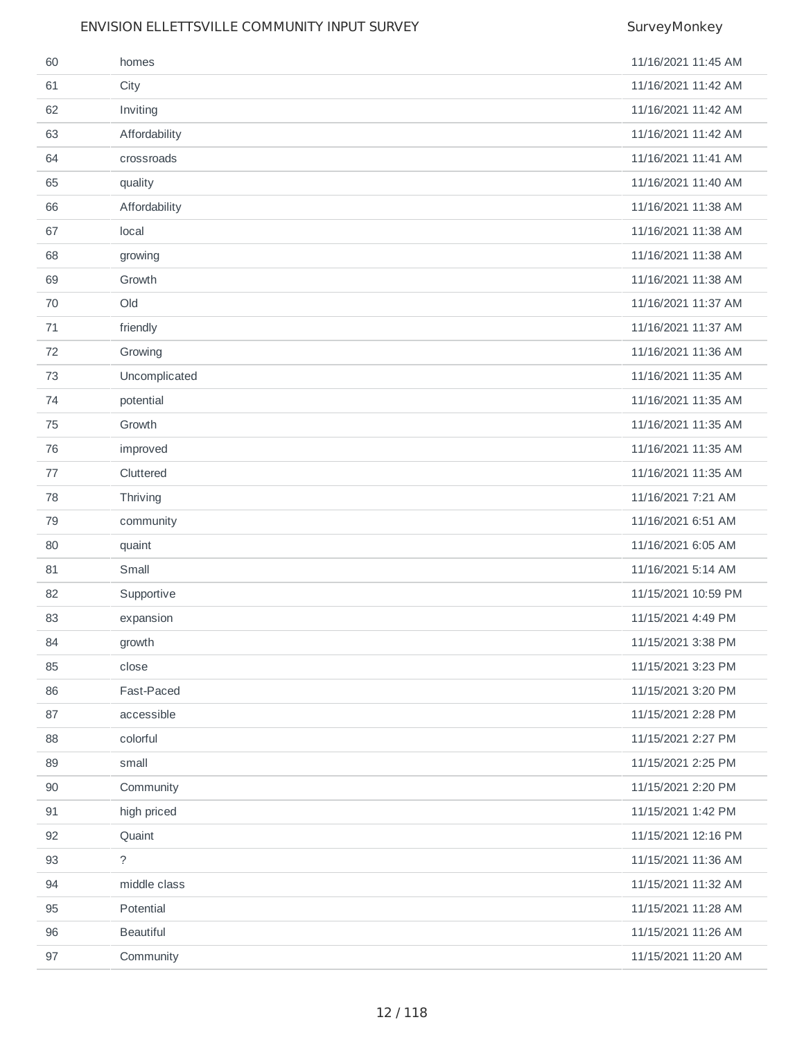| | | |
|---|---|---|
| 60 | homes | 11/16/2021 11:45 AM |
| 61 | City | 11/16/2021 11:42 AM |
| 62 | Inviting | 11/16/2021 11:42 AM |
| 63 | Affordability | 11/16/2021 11:42 AM |
| 64 | crossroads | 11/16/2021 11:41 AM |
| 65 | quality | 11/16/2021 11:40 AM |
| 66 | Affordability | 11/16/2021 11:38 AM |
| 67 | local | 11/16/2021 11:38 AM |
| 68 | growing | 11/16/2021 11:38 AM |
| 69 | Growth | 11/16/2021 11:38 AM |
| 70 | Old | 11/16/2021 11:37 AM |
| 71 | friendly | 11/16/2021 11:37 AM |
| 72 | Growing | 11/16/2021 11:36 AM |
| 73 | Uncomplicated | 11/16/2021 11:35 AM |
| 74 | potential | 11/16/2021 11:35 AM |
| 75 | Growth | 11/16/2021 11:35 AM |
| 76 | improved | 11/16/2021 11:35 AM |
| 77 | Cluttered | 11/16/2021 11:35 AM |
| 78 | Thriving | 11/16/2021 7:21 AM |
| 79 | community | 11/16/2021 6:51 AM |
| 80 | quaint | 11/16/2021 6:05 AM |
| 81 | Small | 11/16/2021 5:14 AM |
| 82 | Supportive | 11/15/2021 10:59 PM |
| 83 | expansion | 11/15/2021 4:49 PM |
| 84 | growth | 11/15/2021 3:38 PM |
| 85 | close | 11/15/2021 3:23 PM |
| 86 | Fast-Paced | 11/15/2021 3:20 PM |
| 87 | accessible | 11/15/2021 2:28 PM |
| 88 | colorful | 11/15/2021 2:27 PM |
| 89 | small | 11/15/2021 2:25 PM |
| 90 | Community | 11/15/2021 2:20 PM |
| 91 | high priced | 11/15/2021 1:42 PM |
| 92 | Quaint | 11/15/2021 12:16 PM |
| 93 | ? | 11/15/2021 11:36 AM |
| 94 | middle class | 11/15/2021 11:32 AM |
| 95 | Potential | 11/15/2021 11:28 AM |
| 96 | Beautiful | 11/15/2021 11:26 AM |
| 97 | Community | 11/15/2021 11:20 AM |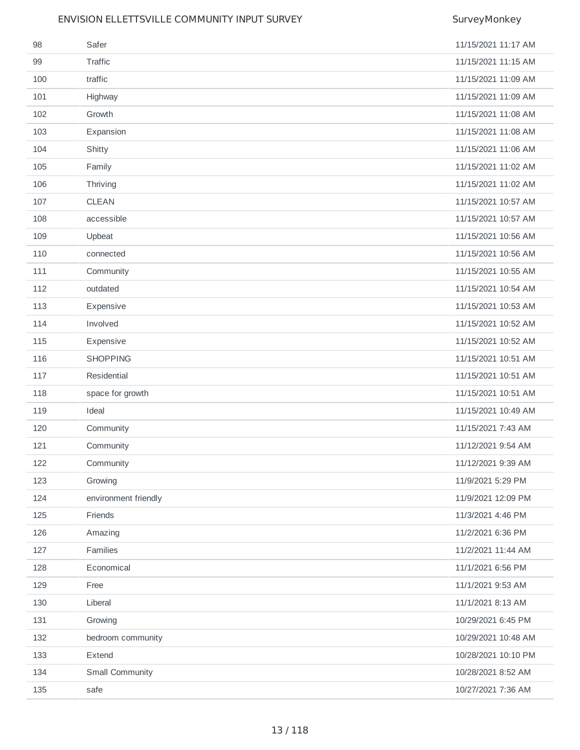| | | |
|---|---|---|
| 98 | Safer | 11/15/2021 11:17 AM |
| 99 | Traffic | 11/15/2021 11:15 AM |
| 100 | traffic | 11/15/2021 11:09 AM |
| 101 | Highway | 11/15/2021 11:09 AM |
| 102 | Growth | 11/15/2021 11:08 AM |
| 103 | Expansion | 11/15/2021 11:08 AM |
| 104 | Shitty | 11/15/2021 11:06 AM |
| 105 | Family | 11/15/2021 11:02 AM |
| 106 | Thriving | 11/15/2021 11:02 AM |
| 107 | CLEAN | 11/15/2021 10:57 AM |
| 108 | accessible | 11/15/2021 10:57 AM |
| 109 | Upbeat | 11/15/2021 10:56 AM |
| 110 | connected | 11/15/2021 10:56 AM |
| 111 | Community | 11/15/2021 10:55 AM |
| 112 | outdated | 11/15/2021 10:54 AM |
| 113 | Expensive | 11/15/2021 10:53 AM |
| 114 | Involved | 11/15/2021 10:52 AM |
| 115 | Expensive | 11/15/2021 10:52 AM |
| 116 | SHOPPING | 11/15/2021 10:51 AM |
| 117 | Residential | 11/15/2021 10:51 AM |
| 118 | space for growth | 11/15/2021 10:51 AM |
| 119 | Ideal | 11/15/2021 10:49 AM |
| 120 | Community | 11/15/2021 7:43 AM |
| 121 | Community | 11/12/2021 9:54 AM |
| 122 | Community | 11/12/2021 9:39 AM |
| 123 | Growing | 11/9/2021 5:29 PM |
| 124 | environment friendly | 11/9/2021 12:09 PM |
| 125 | Friends | 11/3/2021 4:46 PM |
| 126 | Amazing | 11/2/2021 6:36 PM |
| 127 | Families | 11/2/2021 11:44 AM |
| 128 | Economical | 11/1/2021 6:56 PM |
| 129 | Free | 11/1/2021 9:53 AM |
| 130 | Liberal | 11/1/2021 8:13 AM |
| 131 | Growing | 10/29/2021 6:45 PM |
| 132 | bedroom community | 10/29/2021 10:48 AM |
| 133 | Extend | 10/28/2021 10:10 PM |
| 134 | Small Community | 10/28/2021 8:52 AM |
| 135 | safe | 10/27/2021 7:36 AM |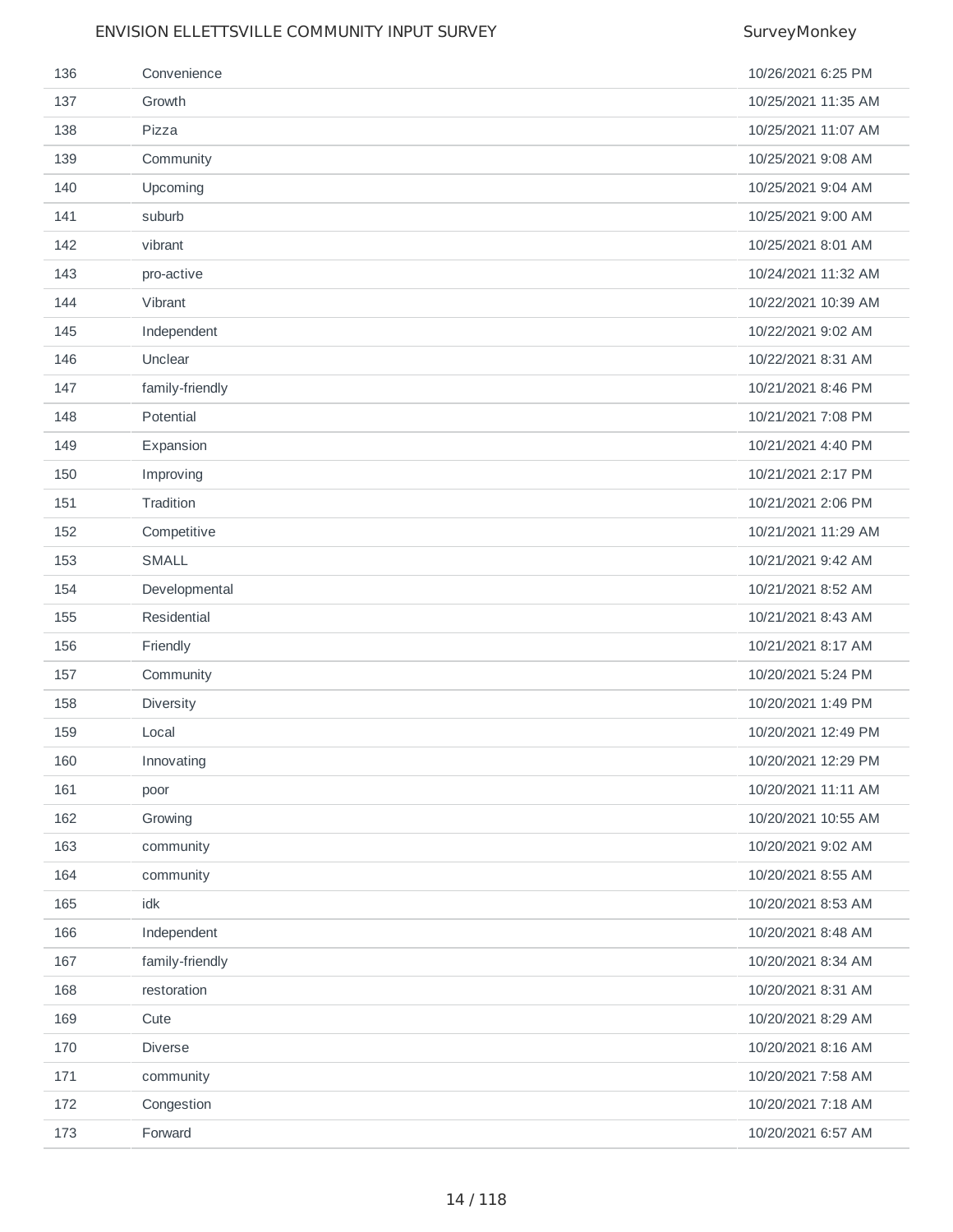| | | |
|---|---|---|
| 136 | Convenience | 10/26/2021 6:25 PM |
| 137 | Growth | 10/25/2021 11:35 AM |
| 138 | Pizza | 10/25/2021 11:07 AM |
| 139 | Community | 10/25/2021 9:08 AM |
| 140 | Upcoming | 10/25/2021 9:04 AM |
| 141 | suburb | 10/25/2021 9:00 AM |
| 142 | vibrant | 10/25/2021 8:01 AM |
| 143 | pro-active | 10/24/2021 11:32 AM |
| 144 | Vibrant | 10/22/2021 10:39 AM |
| 145 | Independent | 10/22/2021 9:02 AM |
| 146 | Unclear | 10/22/2021 8:31 AM |
| 147 | family-friendly | 10/21/2021 8:46 PM |
| 148 | Potential | 10/21/2021 7:08 PM |
| 149 | Expansion | 10/21/2021 4:40 PM |
| 150 | Improving | 10/21/2021 2:17 PM |
| 151 | Tradition | 10/21/2021 2:06 PM |
| 152 | Competitive | 10/21/2021 11:29 AM |
| 153 | SMALL | 10/21/2021 9:42 AM |
| 154 | Developmental | 10/21/2021 8:52 AM |
| 155 | Residential | 10/21/2021 8:43 AM |
| 156 | Friendly | 10/21/2021 8:17 AM |
| 157 | Community | 10/20/2021 5:24 PM |
| 158 | Diversity | 10/20/2021 1:49 PM |
| 159 | Local | 10/20/2021 12:49 PM |
| 160 | Innovating | 10/20/2021 12:29 PM |
| 161 | poor | 10/20/2021 11:11 AM |
| 162 | Growing | 10/20/2021 10:55 AM |
| 163 | community | 10/20/2021 9:02 AM |
| 164 | community | 10/20/2021 8:55 AM |
| 165 | idk | 10/20/2021 8:53 AM |
| 166 | Independent | 10/20/2021 8:48 AM |
| 167 | family-friendly | 10/20/2021 8:34 AM |
| 168 | restoration | 10/20/2021 8:31 AM |
| 169 | Cute | 10/20/2021 8:29 AM |
| 170 | Diverse | 10/20/2021 8:16 AM |
| 171 | community | 10/20/2021 7:58 AM |
| 172 | Congestion | 10/20/2021 7:18 AM |
| 173 | Forward | 10/20/2021 6:57 AM |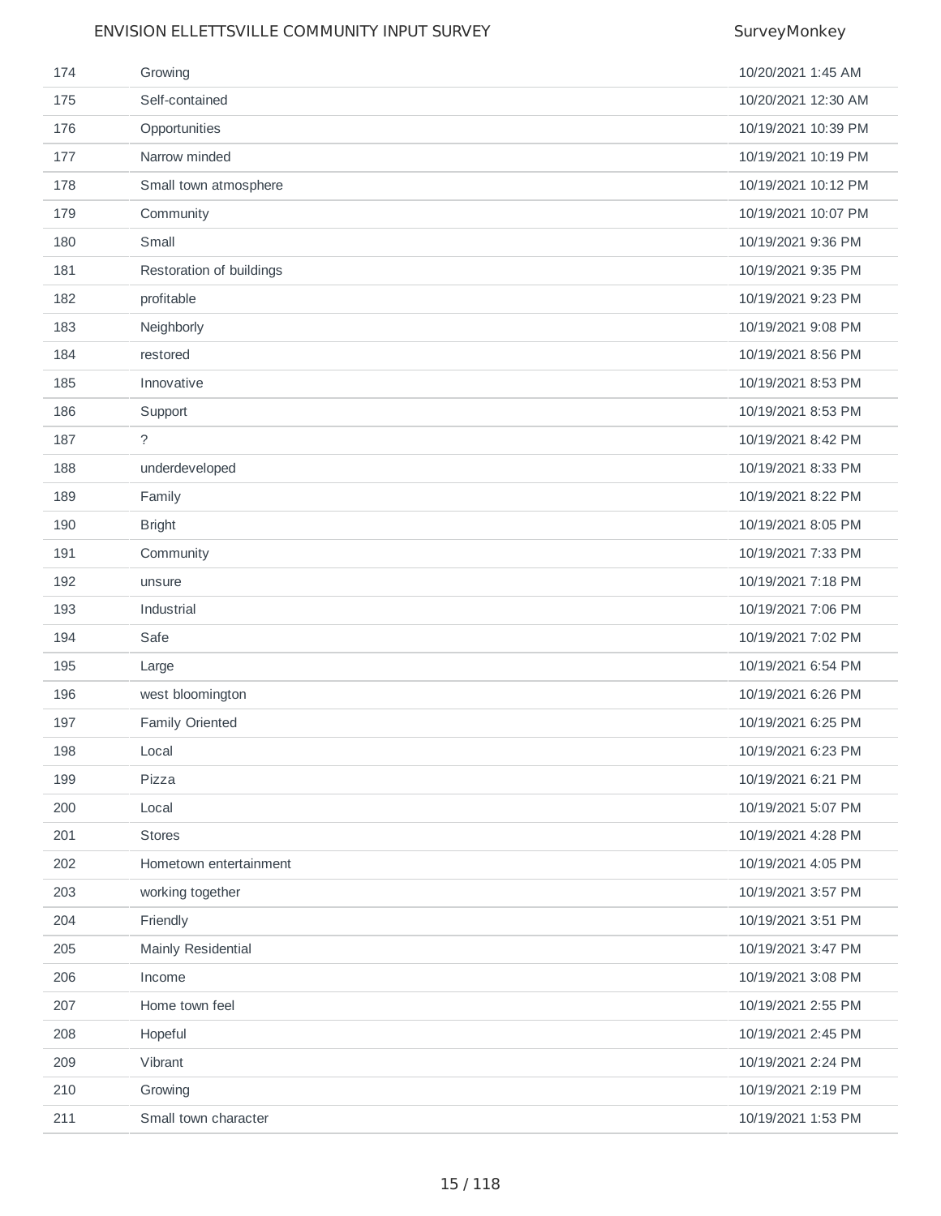| | | |
|---|---|---|
| 174 | Growing | 10/20/2021 1:45 AM |
| 175 | Self-contained | 10/20/2021 12:30 AM |
| 176 | Opportunities | 10/19/2021 10:39 PM |
| 177 | Narrow minded | 10/19/2021 10:19 PM |
| 178 | Small town atmosphere | 10/19/2021 10:12 PM |
| 179 | Community | 10/19/2021 10:07 PM |
| 180 | Small | 10/19/2021 9:36 PM |
| 181 | Restoration of buildings | 10/19/2021 9:35 PM |
| 182 | profitable | 10/19/2021 9:23 PM |
| 183 | Neighborly | 10/19/2021 9:08 PM |
| 184 | restored | 10/19/2021 8:56 PM |
| 185 | Innovative | 10/19/2021 8:53 PM |
| 186 | Support | 10/19/2021 8:53 PM |
| 187 | ? | 10/19/2021 8:42 PM |
| 188 | underdeveloped | 10/19/2021 8:33 PM |
| 189 | Family | 10/19/2021 8:22 PM |
| 190 | Bright | 10/19/2021 8:05 PM |
| 191 | Community | 10/19/2021 7:33 PM |
| 192 | unsure | 10/19/2021 7:18 PM |
| 193 | Industrial | 10/19/2021 7:06 PM |
| 194 | Safe | 10/19/2021 7:02 PM |
| 195 | Large | 10/19/2021 6:54 PM |
| 196 | west bloomington | 10/19/2021 6:26 PM |
| 197 | Family Oriented | 10/19/2021 6:25 PM |
| 198 | Local | 10/19/2021 6:23 PM |
| 199 | Pizza | 10/19/2021 6:21 PM |
| 200 | Local | 10/19/2021 5:07 PM |
| 201 | Stores | 10/19/2021 4:28 PM |
| 202 | Hometown entertainment | 10/19/2021 4:05 PM |
| 203 | working together | 10/19/2021 3:57 PM |
| 204 | Friendly | 10/19/2021 3:51 PM |
| 205 | Mainly Residential | 10/19/2021 3:47 PM |
| 206 | Income | 10/19/2021 3:08 PM |
| 207 | Home town feel | 10/19/2021 2:55 PM |
| 208 | Hopeful | 10/19/2021 2:45 PM |
| 209 | Vibrant | 10/19/2021 2:24 PM |
| 210 | Growing | 10/19/2021 2:19 PM |
| 211 | Small town character | 10/19/2021 1:53 PM |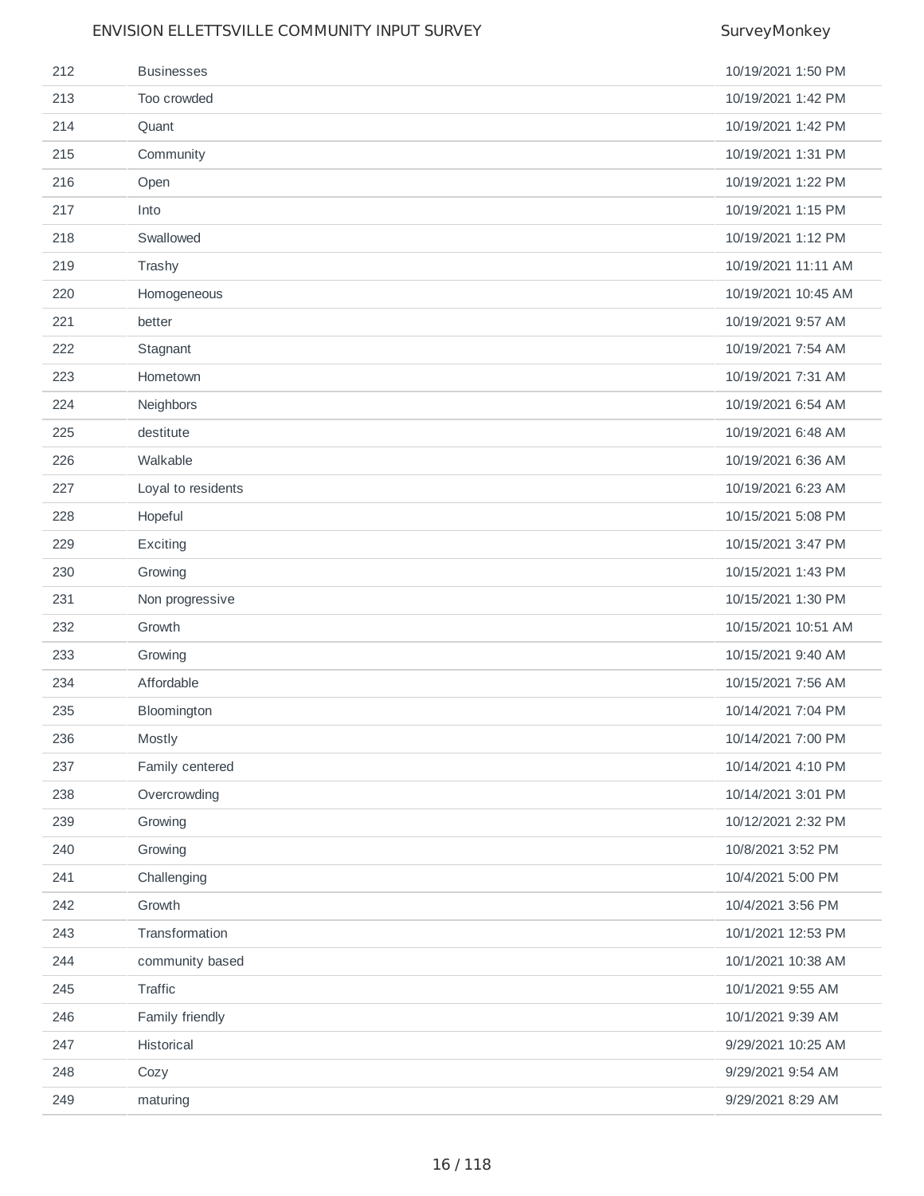| | | |
|---|---|---|
| 212 | Businesses | 10/19/2021 1:50 PM |
| 213 | Too crowded | 10/19/2021 1:42 PM |
| 214 | Quant | 10/19/2021 1:42 PM |
| 215 | Community | 10/19/2021 1:31 PM |
| 216 | Open | 10/19/2021 1:22 PM |
| 217 | Into | 10/19/2021 1:15 PM |
| 218 | Swallowed | 10/19/2021 1:12 PM |
| 219 | Trashy | 10/19/2021 11:11 AM |
| 220 | Homogeneous | 10/19/2021 10:45 AM |
| 221 | better | 10/19/2021 9:57 AM |
| 222 | Stagnant | 10/19/2021 7:54 AM |
| 223 | Hometown | 10/19/2021 7:31 AM |
| 224 | Neighbors | 10/19/2021 6:54 AM |
| 225 | destitute | 10/19/2021 6:48 AM |
| 226 | Walkable | 10/19/2021 6:36 AM |
| 227 | Loyal to residents | 10/19/2021 6:23 AM |
| 228 | Hopeful | 10/15/2021 5:08 PM |
| 229 | Exciting | 10/15/2021 3:47 PM |
| 230 | Growing | 10/15/2021 1:43 PM |
| 231 | Non progressive | 10/15/2021 1:30 PM |
| 232 | Growth | 10/15/2021 10:51 AM |
| 233 | Growing | 10/15/2021 9:40 AM |
| 234 | Affordable | 10/15/2021 7:56 AM |
| 235 | Bloomington | 10/14/2021 7:04 PM |
| 236 | Mostly | 10/14/2021 7:00 PM |
| 237 | Family centered | 10/14/2021 4:10 PM |
| 238 | Overcrowding | 10/14/2021 3:01 PM |
| 239 | Growing | 10/12/2021 2:32 PM |
| 240 | Growing | 10/8/2021 3:52 PM |
| 241 | Challenging | 10/4/2021 5:00 PM |
| 242 | Growth | 10/4/2021 3:56 PM |
| 243 | Transformation | 10/1/2021 12:53 PM |
| 244 | community based | 10/1/2021 10:38 AM |
| 245 | Traffic | 10/1/2021 9:55 AM |
| 246 | Family friendly | 10/1/2021 9:39 AM |
| 247 | Historical | 9/29/2021 10:25 AM |
| 248 | Cozy | 9/29/2021 9:54 AM |
| 249 | maturing | 9/29/2021 8:29 AM |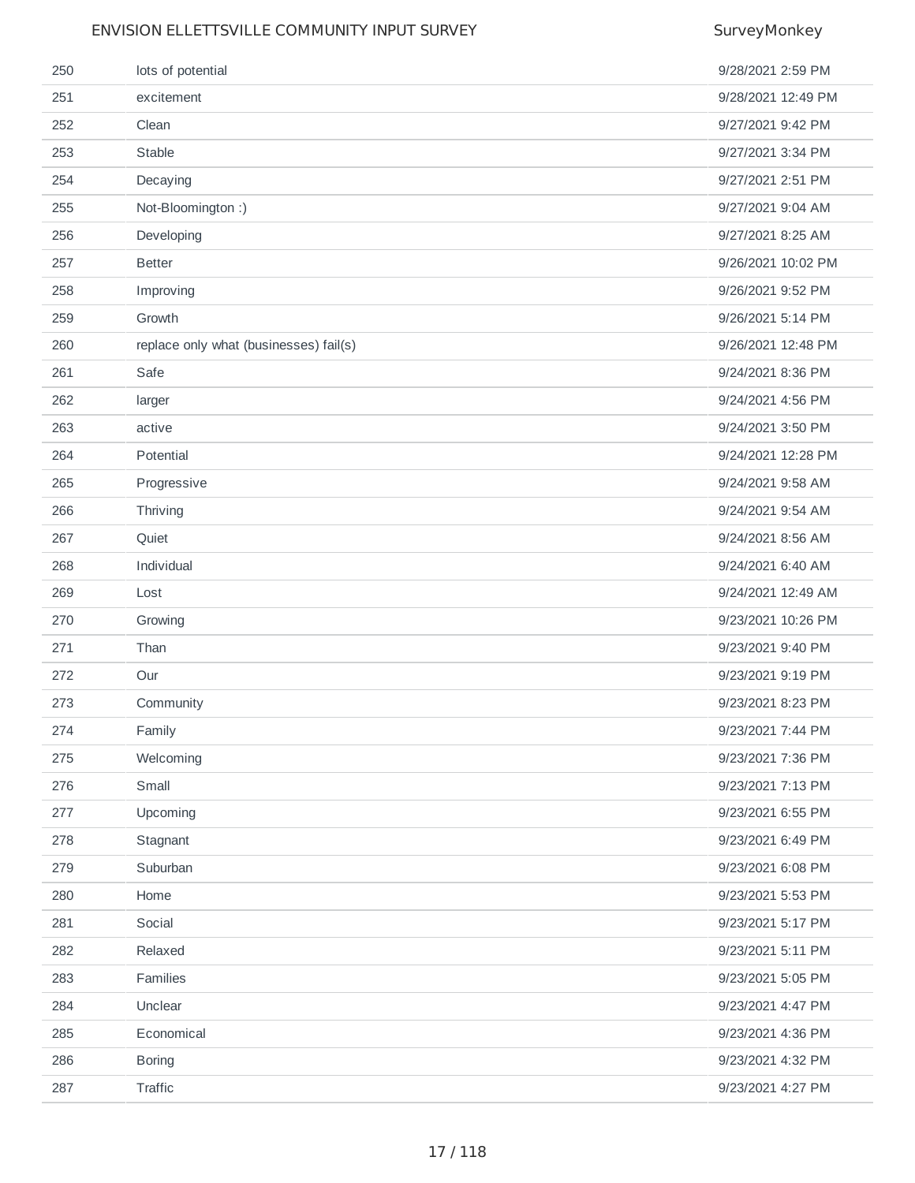| | | |
|---|---|---|
| 250 | lots of potential | 9/28/2021 2:59 PM |
| 251 | excitement | 9/28/2021 12:49 PM |
| 252 | Clean | 9/27/2021 9:42 PM |
| 253 | Stable | 9/27/2021 3:34 PM |
| 254 | Decaying | 9/27/2021 2:51 PM |
| 255 | Not-Bloomington :) | 9/27/2021 9:04 AM |
| 256 | Developing | 9/27/2021 8:25 AM |
| 257 | Better | 9/26/2021 10:02 PM |
| 258 | Improving | 9/26/2021 9:52 PM |
| 259 | Growth | 9/26/2021 5:14 PM |
| 260 | replace only what (businesses) fail(s) | 9/26/2021 12:48 PM |
| 261 | Safe | 9/24/2021 8:36 PM |
| 262 | larger | 9/24/2021 4:56 PM |
| 263 | active | 9/24/2021 3:50 PM |
| 264 | Potential | 9/24/2021 12:28 PM |
| 265 | Progressive | 9/24/2021 9:58 AM |
| 266 | Thriving | 9/24/2021 9:54 AM |
| 267 | Quiet | 9/24/2021 8:56 AM |
| 268 | Individual | 9/24/2021 6:40 AM |
| 269 | Lost | 9/24/2021 12:49 AM |
| 270 | Growing | 9/23/2021 10:26 PM |
| 271 | Than | 9/23/2021 9:40 PM |
| 272 | Our | 9/23/2021 9:19 PM |
| 273 | Community | 9/23/2021 8:23 PM |
| 274 | Family | 9/23/2021 7:44 PM |
| 275 | Welcoming | 9/23/2021 7:36 PM |
| 276 | Small | 9/23/2021 7:13 PM |
| 277 | Upcoming | 9/23/2021 6:55 PM |
| 278 | Stagnant | 9/23/2021 6:49 PM |
| 279 | Suburban | 9/23/2021 6:08 PM |
| 280 | Home | 9/23/2021 5:53 PM |
| 281 | Social | 9/23/2021 5:17 PM |
| 282 | Relaxed | 9/23/2021 5:11 PM |
| 283 | Families | 9/23/2021 5:05 PM |
| 284 | Unclear | 9/23/2021 4:47 PM |
| 285 | Economical | 9/23/2021 4:36 PM |
| 286 | Boring | 9/23/2021 4:32 PM |
| 287 | Traffic | 9/23/2021 4:27 PM |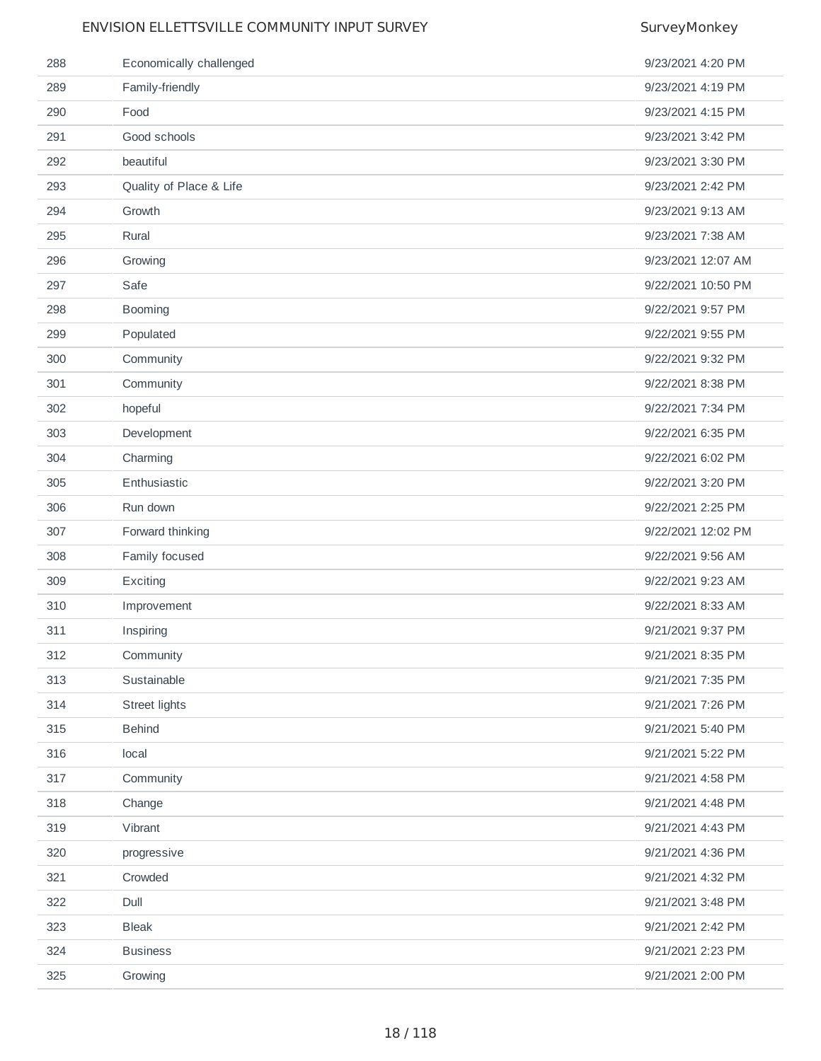| | | |
|---|---|---|
| 288 | Economically challenged | 9/23/2021 4:20 PM |
| 289 | Family-friendly | 9/23/2021 4:19 PM |
| 290 | Food | 9/23/2021 4:15 PM |
| 291 | Good schools | 9/23/2021 3:42 PM |
| 292 | beautiful | 9/23/2021 3:30 PM |
| 293 | Quality of Place & Life | 9/23/2021 2:42 PM |
| 294 | Growth | 9/23/2021 9:13 AM |
| 295 | Rural | 9/23/2021 7:38 AM |
| 296 | Growing | 9/23/2021 12:07 AM |
| 297 | Safe | 9/22/2021 10:50 PM |
| 298 | Booming | 9/22/2021 9:57 PM |
| 299 | Populated | 9/22/2021 9:55 PM |
| 300 | Community | 9/22/2021 9:32 PM |
| 301 | Community | 9/22/2021 8:38 PM |
| 302 | hopeful | 9/22/2021 7:34 PM |
| 303 | Development | 9/22/2021 6:35 PM |
| 304 | Charming | 9/22/2021 6:02 PM |
| 305 | Enthusiastic | 9/22/2021 3:20 PM |
| 306 | Run down | 9/22/2021 2:25 PM |
| 307 | Forward thinking | 9/22/2021 12:02 PM |
| 308 | Family focused | 9/22/2021 9:56 AM |
| 309 | Exciting | 9/22/2021 9:23 AM |
| 310 | Improvement | 9/22/2021 8:33 AM |
| 311 | Inspiring | 9/21/2021 9:37 PM |
| 312 | Community | 9/21/2021 8:35 PM |
| 313 | Sustainable | 9/21/2021 7:35 PM |
| 314 | Street lights | 9/21/2021 7:26 PM |
| 315 | Behind | 9/21/2021 5:40 PM |
| 316 | local | 9/21/2021 5:22 PM |
| 317 | Community | 9/21/2021 4:58 PM |
| 318 | Change | 9/21/2021 4:48 PM |
| 319 | Vibrant | 9/21/2021 4:43 PM |
| 320 | progressive | 9/21/2021 4:36 PM |
| 321 | Crowded | 9/21/2021 4:32 PM |
| 322 | Dull | 9/21/2021 3:48 PM |
| 323 | Bleak | 9/21/2021 2:42 PM |
| 324 | Business | 9/21/2021 2:23 PM |
| 325 | Growing | 9/21/2021 2:00 PM |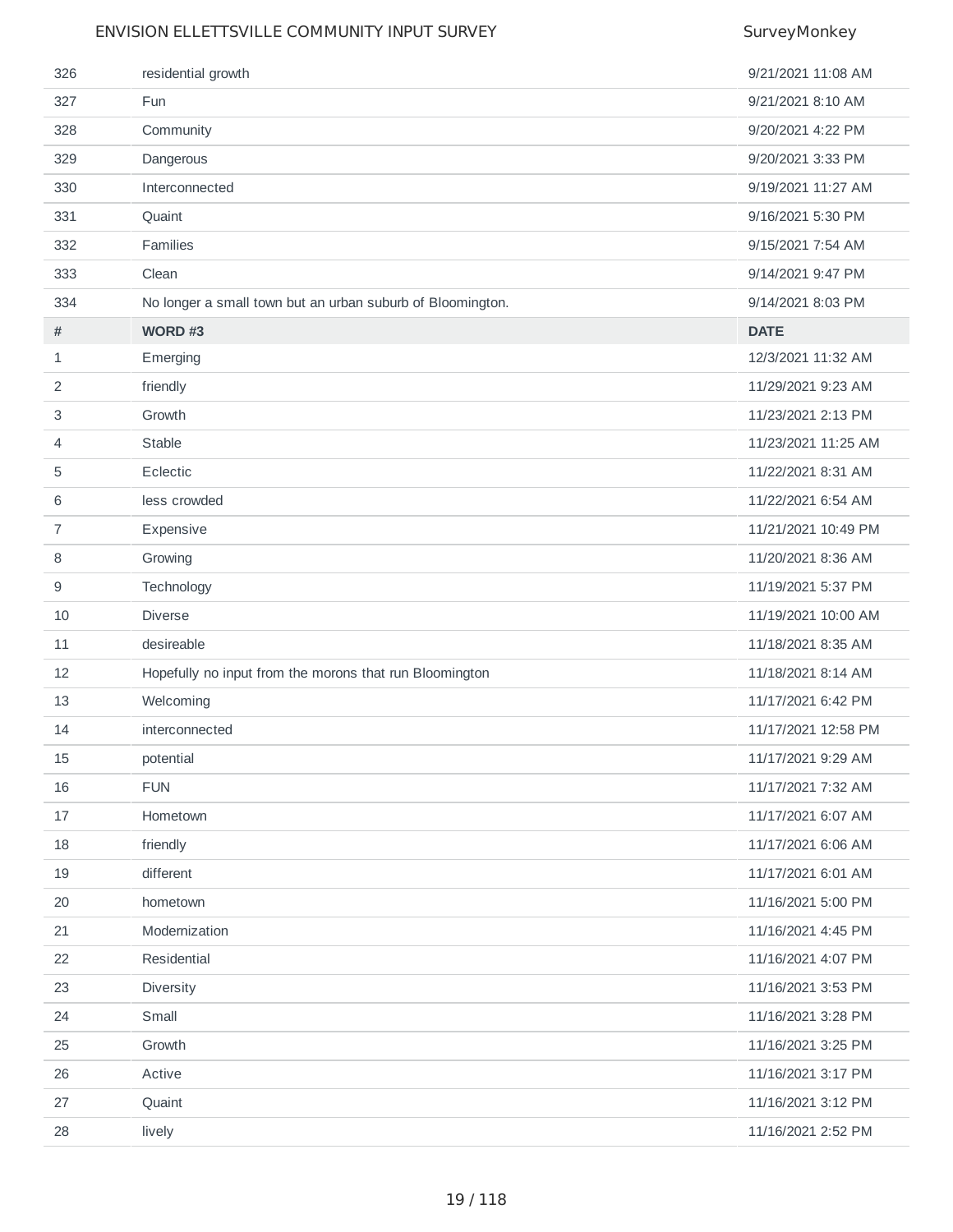| # | | DATE |
|---|---|---|
| 326 | residential growth | 9/21/2021 11:08 AM |
| 327 | Fun | 9/21/2021 8:10 AM |
| 328 | Community | 9/20/2021 4:22 PM |
| 329 | Dangerous | 9/20/2021 3:33 PM |
| 330 | Interconnected | 9/19/2021 11:27 AM |
| 331 | Quaint | 9/16/2021 5:30 PM |
| 332 | Families | 9/15/2021 7:54 AM |
| 333 | Clean | 9/14/2021 9:47 PM |
| 334 | No longer a small town but an urban suburb of Bloomington. | 9/14/2021 8:03 PM |

| # | WORD #3 | DATE |
|---|---|---|
| 1 | Emerging | 12/3/2021 11:32 AM |
| 2 | friendly | 11/29/2021 9:23 AM |
| 3 | Growth | 11/23/2021 2:13 PM |
| 4 | Stable | 11/23/2021 11:25 AM |
| 5 | Eclectic | 11/22/2021 8:31 AM |
| 6 | less crowded | 11/22/2021 6:54 AM |
| 7 | Expensive | 11/21/2021 10:49 PM |
| 8 | Growing | 11/20/2021 8:36 AM |
| 9 | Technology | 11/19/2021 5:37 PM |
| 10 | Diverse | 11/19/2021 10:00 AM |
| 11 | desireable | 11/18/2021 8:35 AM |
| 12 | Hopefully no input from the morons that run Bloomington | 11/18/2021 8:14 AM |
| 13 | Welcoming | 11/17/2021 6:42 PM |
| 14 | interconnected | 11/17/2021 12:58 PM |
| 15 | potential | 11/17/2021 9:29 AM |
| 16 | FUN | 11/17/2021 7:32 AM |
| 17 | Hometown | 11/17/2021 6:07 AM |
| 18 | friendly | 11/17/2021 6:06 AM |
| 19 | different | 11/17/2021 6:01 AM |
| 20 | hometown | 11/16/2021 5:00 PM |
| 21 | Modernization | 11/16/2021 4:45 PM |
| 22 | Residential | 11/16/2021 4:07 PM |
| 23 | Diversity | 11/16/2021 3:53 PM |
| 24 | Small | 11/16/2021 3:28 PM |
| 25 | Growth | 11/16/2021 3:25 PM |
| 26 | Active | 11/16/2021 3:17 PM |
| 27 | Quaint | 11/16/2021 3:12 PM |
| 28 | lively | 11/16/2021 2:52 PM |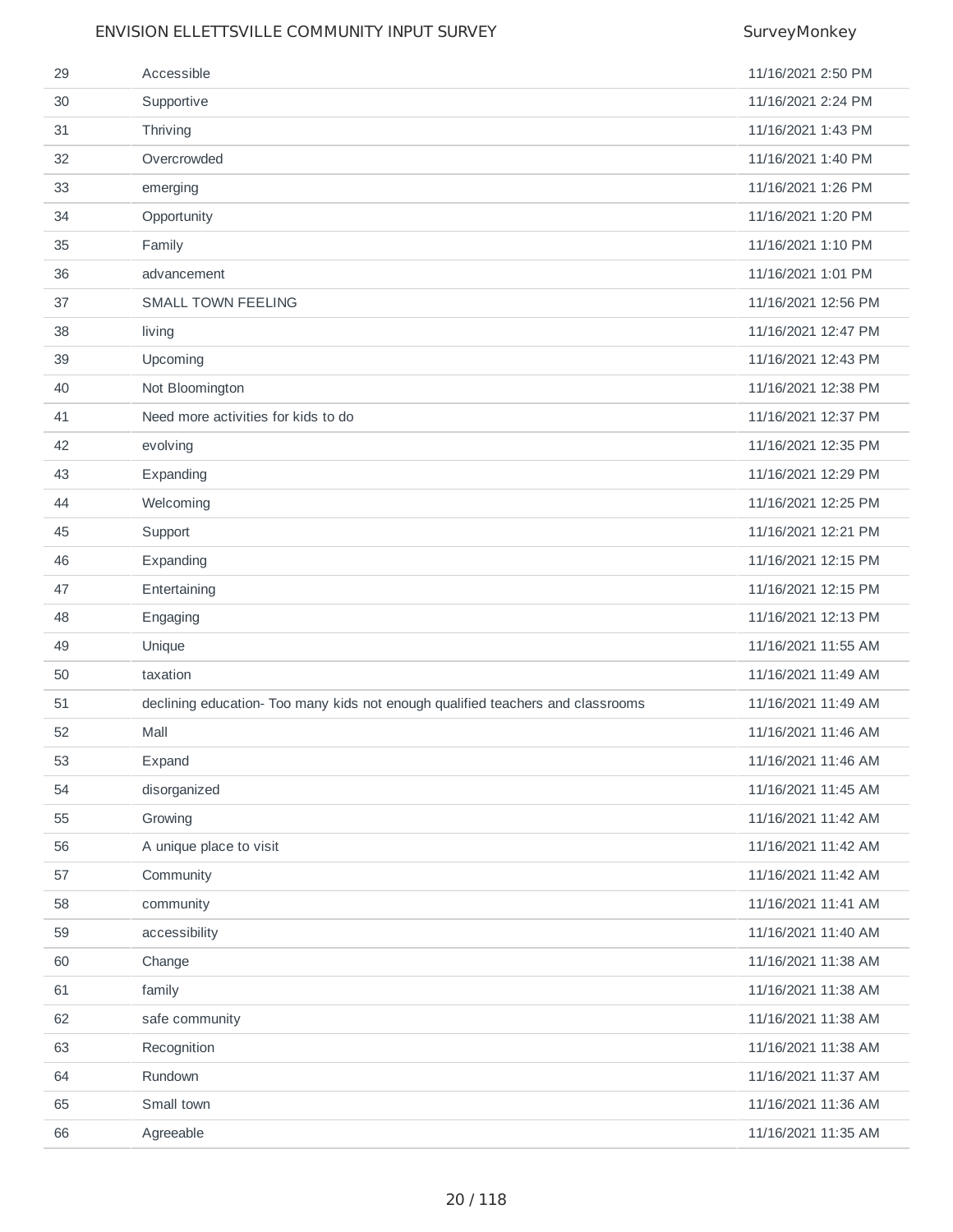| | | |
|---|---|---|
| 29 | Accessible | 11/16/2021 2:50 PM |
| 30 | Supportive | 11/16/2021 2:24 PM |
| 31 | Thriving | 11/16/2021 1:43 PM |
| 32 | Overcrowded | 11/16/2021 1:40 PM |
| 33 | emerging | 11/16/2021 1:26 PM |
| 34 | Opportunity | 11/16/2021 1:20 PM |
| 35 | Family | 11/16/2021 1:10 PM |
| 36 | advancement | 11/16/2021 1:01 PM |
| 37 | SMALL TOWN FEELING | 11/16/2021 12:56 PM |
| 38 | living | 11/16/2021 12:47 PM |
| 39 | Upcoming | 11/16/2021 12:43 PM |
| 40 | Not Bloomington | 11/16/2021 12:38 PM |
| 41 | Need more activities for kids to do | 11/16/2021 12:37 PM |
| 42 | evolving | 11/16/2021 12:35 PM |
| 43 | Expanding | 11/16/2021 12:29 PM |
| 44 | Welcoming | 11/16/2021 12:25 PM |
| 45 | Support | 11/16/2021 12:21 PM |
| 46 | Expanding | 11/16/2021 12:15 PM |
| 47 | Entertaining | 11/16/2021 12:15 PM |
| 48 | Engaging | 11/16/2021 12:13 PM |
| 49 | Unique | 11/16/2021 11:55 AM |
| 50 | taxation | 11/16/2021 11:49 AM |
| 51 | declining education- Too many kids not enough qualified teachers and classrooms | 11/16/2021 11:49 AM |
| 52 | Mall | 11/16/2021 11:46 AM |
| 53 | Expand | 11/16/2021 11:46 AM |
| 54 | disorganized | 11/16/2021 11:45 AM |
| 55 | Growing | 11/16/2021 11:42 AM |
| 56 | A unique place to visit | 11/16/2021 11:42 AM |
| 57 | Community | 11/16/2021 11:42 AM |
| 58 | community | 11/16/2021 11:41 AM |
| 59 | accessibility | 11/16/2021 11:40 AM |
| 60 | Change | 11/16/2021 11:38 AM |
| 61 | family | 11/16/2021 11:38 AM |
| 62 | safe community | 11/16/2021 11:38 AM |
| 63 | Recognition | 11/16/2021 11:38 AM |
| 64 | Rundown | 11/16/2021 11:37 AM |
| 65 | Small town | 11/16/2021 11:36 AM |
| 66 | Agreeable | 11/16/2021 11:35 AM |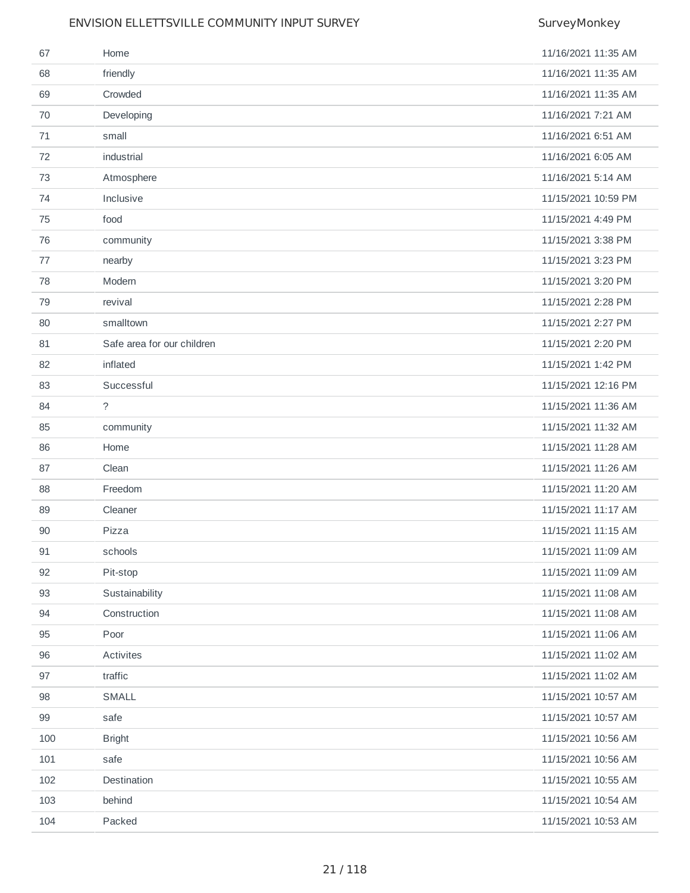| | | |
|---|---|---|
| 67 | Home | 11/16/2021 11:35 AM |
| 68 | friendly | 11/16/2021 11:35 AM |
| 69 | Crowded | 11/16/2021 11:35 AM |
| 70 | Developing | 11/16/2021 7:21 AM |
| 71 | small | 11/16/2021 6:51 AM |
| 72 | industrial | 11/16/2021 6:05 AM |
| 73 | Atmosphere | 11/16/2021 5:14 AM |
| 74 | Inclusive | 11/15/2021 10:59 PM |
| 75 | food | 11/15/2021 4:49 PM |
| 76 | community | 11/15/2021 3:38 PM |
| 77 | nearby | 11/15/2021 3:23 PM |
| 78 | Modern | 11/15/2021 3:20 PM |
| 79 | revival | 11/15/2021 2:28 PM |
| 80 | smalltown | 11/15/2021 2:27 PM |
| 81 | Safe area for our children | 11/15/2021 2:20 PM |
| 82 | inflated | 11/15/2021 1:42 PM |
| 83 | Successful | 11/15/2021 12:16 PM |
| 84 | ? | 11/15/2021 11:36 AM |
| 85 | community | 11/15/2021 11:32 AM |
| 86 | Home | 11/15/2021 11:28 AM |
| 87 | Clean | 11/15/2021 11:26 AM |
| 88 | Freedom | 11/15/2021 11:20 AM |
| 89 | Cleaner | 11/15/2021 11:17 AM |
| 90 | Pizza | 11/15/2021 11:15 AM |
| 91 | schools | 11/15/2021 11:09 AM |
| 92 | Pit-stop | 11/15/2021 11:09 AM |
| 93 | Sustainability | 11/15/2021 11:08 AM |
| 94 | Construction | 11/15/2021 11:08 AM |
| 95 | Poor | 11/15/2021 11:06 AM |
| 96 | Activites | 11/15/2021 11:02 AM |
| 97 | traffic | 11/15/2021 11:02 AM |
| 98 | SMALL | 11/15/2021 10:57 AM |
| 99 | safe | 11/15/2021 10:57 AM |
| 100 | Bright | 11/15/2021 10:56 AM |
| 101 | safe | 11/15/2021 10:56 AM |
| 102 | Destination | 11/15/2021 10:55 AM |
| 103 | behind | 11/15/2021 10:54 AM |
| 104 | Packed | 11/15/2021 10:53 AM |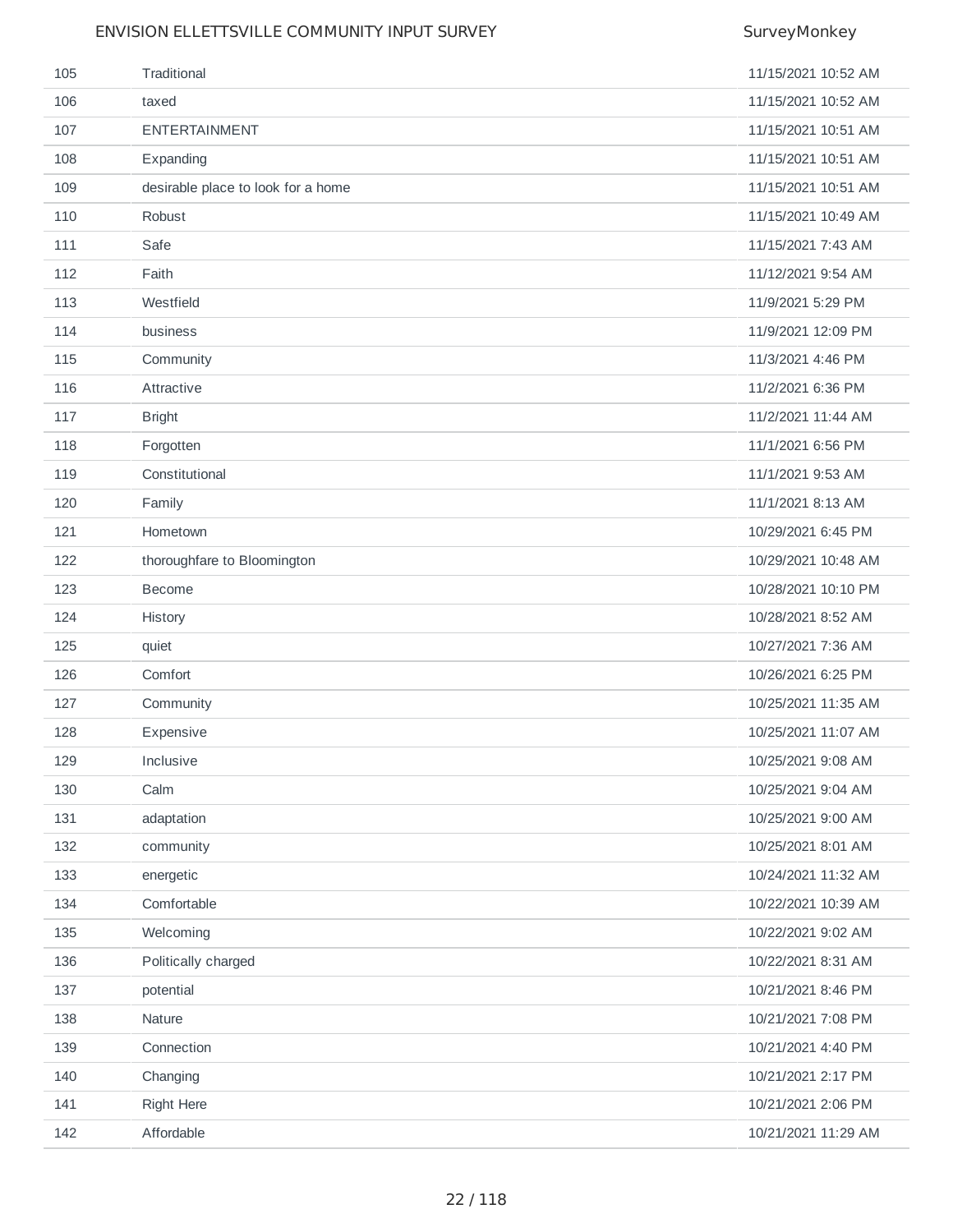| | | |
|---|---|---|
| 105 | Traditional | 11/15/2021 10:52 AM |
| 106 | taxed | 11/15/2021 10:52 AM |
| 107 | ENTERTAINMENT | 11/15/2021 10:51 AM |
| 108 | Expanding | 11/15/2021 10:51 AM |
| 109 | desirable place to look for a home | 11/15/2021 10:51 AM |
| 110 | Robust | 11/15/2021 10:49 AM |
| 111 | Safe | 11/15/2021 7:43 AM |
| 112 | Faith | 11/12/2021 9:54 AM |
| 113 | Westfield | 11/9/2021 5:29 PM |
| 114 | business | 11/9/2021 12:09 PM |
| 115 | Community | 11/3/2021 4:46 PM |
| 116 | Attractive | 11/2/2021 6:36 PM |
| 117 | Bright | 11/2/2021 11:44 AM |
| 118 | Forgotten | 11/1/2021 6:56 PM |
| 119 | Constitutional | 11/1/2021 9:53 AM |
| 120 | Family | 11/1/2021 8:13 AM |
| 121 | Hometown | 10/29/2021 6:45 PM |
| 122 | thoroughfare to Bloomington | 10/29/2021 10:48 AM |
| 123 | Become | 10/28/2021 10:10 PM |
| 124 | History | 10/28/2021 8:52 AM |
| 125 | quiet | 10/27/2021 7:36 AM |
| 126 | Comfort | 10/26/2021 6:25 PM |
| 127 | Community | 10/25/2021 11:35 AM |
| 128 | Expensive | 10/25/2021 11:07 AM |
| 129 | Inclusive | 10/25/2021 9:08 AM |
| 130 | Calm | 10/25/2021 9:04 AM |
| 131 | adaptation | 10/25/2021 9:00 AM |
| 132 | community | 10/25/2021 8:01 AM |
| 133 | energetic | 10/24/2021 11:32 AM |
| 134 | Comfortable | 10/22/2021 10:39 AM |
| 135 | Welcoming | 10/22/2021 9:02 AM |
| 136 | Politically charged | 10/22/2021 8:31 AM |
| 137 | potential | 10/21/2021 8:46 PM |
| 138 | Nature | 10/21/2021 7:08 PM |
| 139 | Connection | 10/21/2021 4:40 PM |
| 140 | Changing | 10/21/2021 2:17 PM |
| 141 | Right Here | 10/21/2021 2:06 PM |
| 142 | Affordable | 10/21/2021 11:29 AM |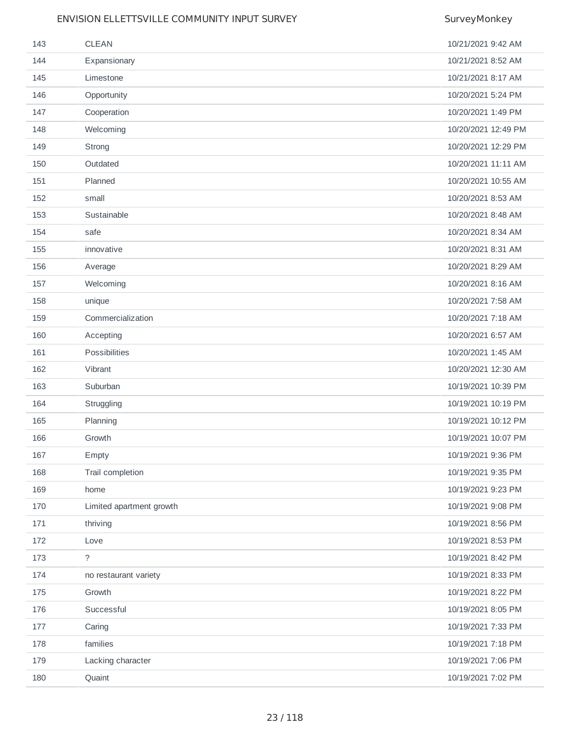| | | |
|---|---|---|
| 143 | CLEAN | 10/21/2021 9:42 AM |
| 144 | Expansionary | 10/21/2021 8:52 AM |
| 145 | Limestone | 10/21/2021 8:17 AM |
| 146 | Opportunity | 10/20/2021 5:24 PM |
| 147 | Cooperation | 10/20/2021 1:49 PM |
| 148 | Welcoming | 10/20/2021 12:49 PM |
| 149 | Strong | 10/20/2021 12:29 PM |
| 150 | Outdated | 10/20/2021 11:11 AM |
| 151 | Planned | 10/20/2021 10:55 AM |
| 152 | small | 10/20/2021 8:53 AM |
| 153 | Sustainable | 10/20/2021 8:48 AM |
| 154 | safe | 10/20/2021 8:34 AM |
| 155 | innovative | 10/20/2021 8:31 AM |
| 156 | Average | 10/20/2021 8:29 AM |
| 157 | Welcoming | 10/20/2021 8:16 AM |
| 158 | unique | 10/20/2021 7:58 AM |
| 159 | Commercialization | 10/20/2021 7:18 AM |
| 160 | Accepting | 10/20/2021 6:57 AM |
| 161 | Possibilities | 10/20/2021 1:45 AM |
| 162 | Vibrant | 10/20/2021 12:30 AM |
| 163 | Suburban | 10/19/2021 10:39 PM |
| 164 | Struggling | 10/19/2021 10:19 PM |
| 165 | Planning | 10/19/2021 10:12 PM |
| 166 | Growth | 10/19/2021 10:07 PM |
| 167 | Empty | 10/19/2021 9:36 PM |
| 168 | Trail completion | 10/19/2021 9:35 PM |
| 169 | home | 10/19/2021 9:23 PM |
| 170 | Limited apartment growth | 10/19/2021 9:08 PM |
| 171 | thriving | 10/19/2021 8:56 PM |
| 172 | Love | 10/19/2021 8:53 PM |
| 173 | ? | 10/19/2021 8:42 PM |
| 174 | no restaurant variety | 10/19/2021 8:33 PM |
| 175 | Growth | 10/19/2021 8:22 PM |
| 176 | Successful | 10/19/2021 8:05 PM |
| 177 | Caring | 10/19/2021 7:33 PM |
| 178 | families | 10/19/2021 7:18 PM |
| 179 | Lacking character | 10/19/2021 7:06 PM |
| 180 | Quaint | 10/19/2021 7:02 PM |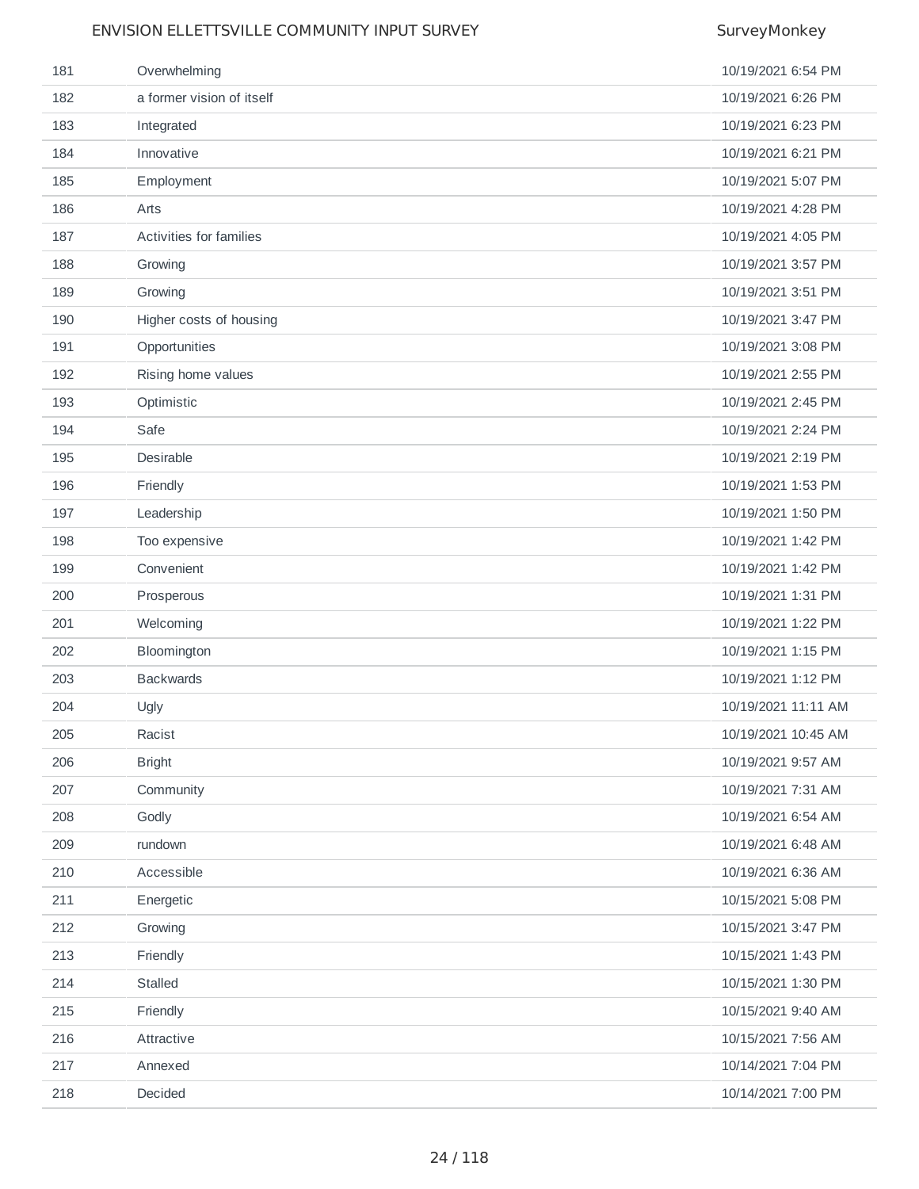| | | |
|---|---|---|
| 181 | Overwhelming | 10/19/2021 6:54 PM |
| 182 | a former vision of itself | 10/19/2021 6:26 PM |
| 183 | Integrated | 10/19/2021 6:23 PM |
| 184 | Innovative | 10/19/2021 6:21 PM |
| 185 | Employment | 10/19/2021 5:07 PM |
| 186 | Arts | 10/19/2021 4:28 PM |
| 187 | Activities for families | 10/19/2021 4:05 PM |
| 188 | Growing | 10/19/2021 3:57 PM |
| 189 | Growing | 10/19/2021 3:51 PM |
| 190 | Higher costs of housing | 10/19/2021 3:47 PM |
| 191 | Opportunities | 10/19/2021 3:08 PM |
| 192 | Rising home values | 10/19/2021 2:55 PM |
| 193 | Optimistic | 10/19/2021 2:45 PM |
| 194 | Safe | 10/19/2021 2:24 PM |
| 195 | Desirable | 10/19/2021 2:19 PM |
| 196 | Friendly | 10/19/2021 1:53 PM |
| 197 | Leadership | 10/19/2021 1:50 PM |
| 198 | Too expensive | 10/19/2021 1:42 PM |
| 199 | Convenient | 10/19/2021 1:42 PM |
| 200 | Prosperous | 10/19/2021 1:31 PM |
| 201 | Welcoming | 10/19/2021 1:22 PM |
| 202 | Bloomington | 10/19/2021 1:15 PM |
| 203 | Backwards | 10/19/2021 1:12 PM |
| 204 | Ugly | 10/19/2021 11:11 AM |
| 205 | Racist | 10/19/2021 10:45 AM |
| 206 | Bright | 10/19/2021 9:57 AM |
| 207 | Community | 10/19/2021 7:31 AM |
| 208 | Godly | 10/19/2021 6:54 AM |
| 209 | rundown | 10/19/2021 6:48 AM |
| 210 | Accessible | 10/19/2021 6:36 AM |
| 211 | Energetic | 10/15/2021 5:08 PM |
| 212 | Growing | 10/15/2021 3:47 PM |
| 213 | Friendly | 10/15/2021 1:43 PM |
| 214 | Stalled | 10/15/2021 1:30 PM |
| 215 | Friendly | 10/15/2021 9:40 AM |
| 216 | Attractive | 10/15/2021 7:56 AM |
| 217 | Annexed | 10/14/2021 7:04 PM |
| 218 | Decided | 10/14/2021 7:00 PM |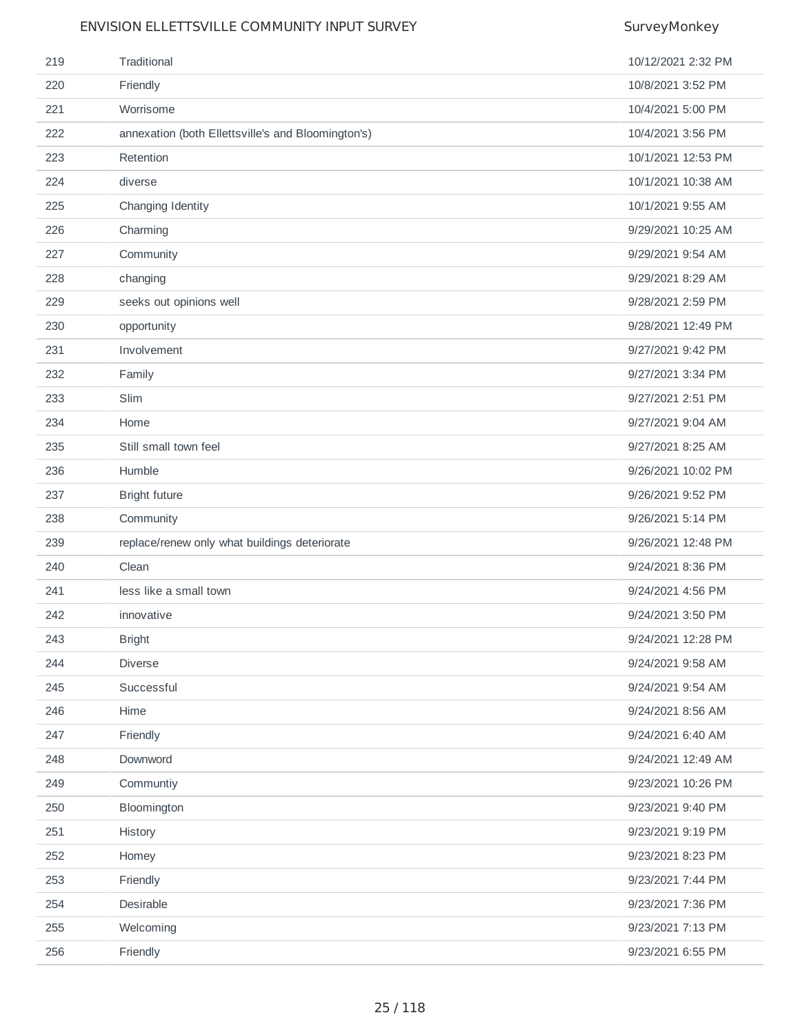| | | |
|---|---|---|
| 219 | Traditional | 10/12/2021 2:32 PM |
| 220 | Friendly | 10/8/2021 3:52 PM |
| 221 | Worrisome | 10/4/2021 5:00 PM |
| 222 | annexation (both Ellettsville's and Bloomington's) | 10/4/2021 3:56 PM |
| 223 | Retention | 10/1/2021 12:53 PM |
| 224 | diverse | 10/1/2021 10:38 AM |
| 225 | Changing Identity | 10/1/2021 9:55 AM |
| 226 | Charming | 9/29/2021 10:25 AM |
| 227 | Community | 9/29/2021 9:54 AM |
| 228 | changing | 9/29/2021 8:29 AM |
| 229 | seeks out opinions well | 9/28/2021 2:59 PM |
| 230 | opportunity | 9/28/2021 12:49 PM |
| 231 | Involvement | 9/27/2021 9:42 PM |
| 232 | Family | 9/27/2021 3:34 PM |
| 233 | Slim | 9/27/2021 2:51 PM |
| 234 | Home | 9/27/2021 9:04 AM |
| 235 | Still small town feel | 9/27/2021 8:25 AM |
| 236 | Humble | 9/26/2021 10:02 PM |
| 237 | Bright future | 9/26/2021 9:52 PM |
| 238 | Community | 9/26/2021 5:14 PM |
| 239 | replace/renew only what buildings deteriorate | 9/26/2021 12:48 PM |
| 240 | Clean | 9/24/2021 8:36 PM |
| 241 | less like a small town | 9/24/2021 4:56 PM |
| 242 | innovative | 9/24/2021 3:50 PM |
| 243 | Bright | 9/24/2021 12:28 PM |
| 244 | Diverse | 9/24/2021 9:58 AM |
| 245 | Successful | 9/24/2021 9:54 AM |
| 246 | Hime | 9/24/2021 8:56 AM |
| 247 | Friendly | 9/24/2021 6:40 AM |
| 248 | Downword | 9/24/2021 12:49 AM |
| 249 | Communtiy | 9/23/2021 10:26 PM |
| 250 | Bloomington | 9/23/2021 9:40 PM |
| 251 | History | 9/23/2021 9:19 PM |
| 252 | Homey | 9/23/2021 8:23 PM |
| 253 | Friendly | 9/23/2021 7:44 PM |
| 254 | Desirable | 9/23/2021 7:36 PM |
| 255 | Welcoming | 9/23/2021 7:13 PM |
| 256 | Friendly | 9/23/2021 6:55 PM |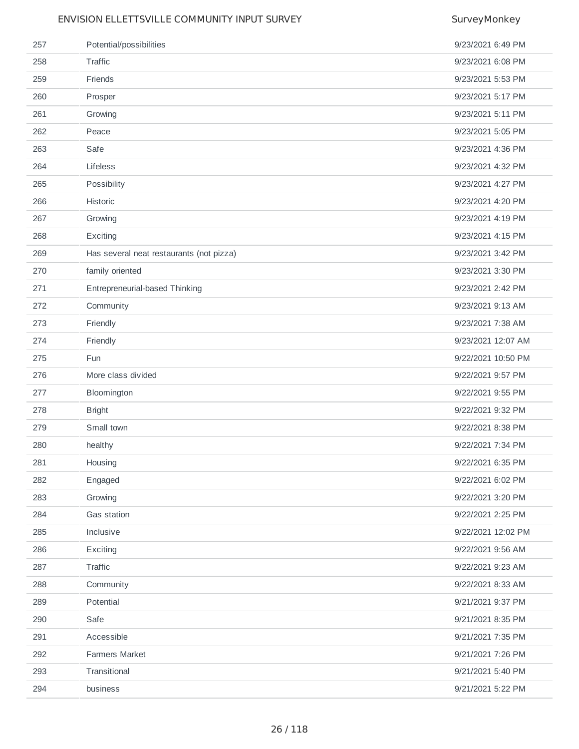| | | |
|---|---|---|
| 257 | Potential/possibilities | 9/23/2021 6:49 PM |
| 258 | Traffic | 9/23/2021 6:08 PM |
| 259 | Friends | 9/23/2021 5:53 PM |
| 260 | Prosper | 9/23/2021 5:17 PM |
| 261 | Growing | 9/23/2021 5:11 PM |
| 262 | Peace | 9/23/2021 5:05 PM |
| 263 | Safe | 9/23/2021 4:36 PM |
| 264 | Lifeless | 9/23/2021 4:32 PM |
| 265 | Possibility | 9/23/2021 4:27 PM |
| 266 | Historic | 9/23/2021 4:20 PM |
| 267 | Growing | 9/23/2021 4:19 PM |
| 268 | Exciting | 9/23/2021 4:15 PM |
| 269 | Has several neat restaurants (not pizza) | 9/23/2021 3:42 PM |
| 270 | family oriented | 9/23/2021 3:30 PM |
| 271 | Entrepreneurial-based Thinking | 9/23/2021 2:42 PM |
| 272 | Community | 9/23/2021 9:13 AM |
| 273 | Friendly | 9/23/2021 7:38 AM |
| 274 | Friendly | 9/23/2021 12:07 AM |
| 275 | Fun | 9/22/2021 10:50 PM |
| 276 | More class divided | 9/22/2021 9:57 PM |
| 277 | Bloomington | 9/22/2021 9:55 PM |
| 278 | Bright | 9/22/2021 9:32 PM |
| 279 | Small town | 9/22/2021 8:38 PM |
| 280 | healthy | 9/22/2021 7:34 PM |
| 281 | Housing | 9/22/2021 6:35 PM |
| 282 | Engaged | 9/22/2021 6:02 PM |
| 283 | Growing | 9/22/2021 3:20 PM |
| 284 | Gas station | 9/22/2021 2:25 PM |
| 285 | Inclusive | 9/22/2021 12:02 PM |
| 286 | Exciting | 9/22/2021 9:56 AM |
| 287 | Traffic | 9/22/2021 9:23 AM |
| 288 | Community | 9/22/2021 8:33 AM |
| 289 | Potential | 9/21/2021 9:37 PM |
| 290 | Safe | 9/21/2021 8:35 PM |
| 291 | Accessible | 9/21/2021 7:35 PM |
| 292 | Farmers Market | 9/21/2021 7:26 PM |
| 293 | Transitional | 9/21/2021 5:40 PM |
| 294 | business | 9/21/2021 5:22 PM |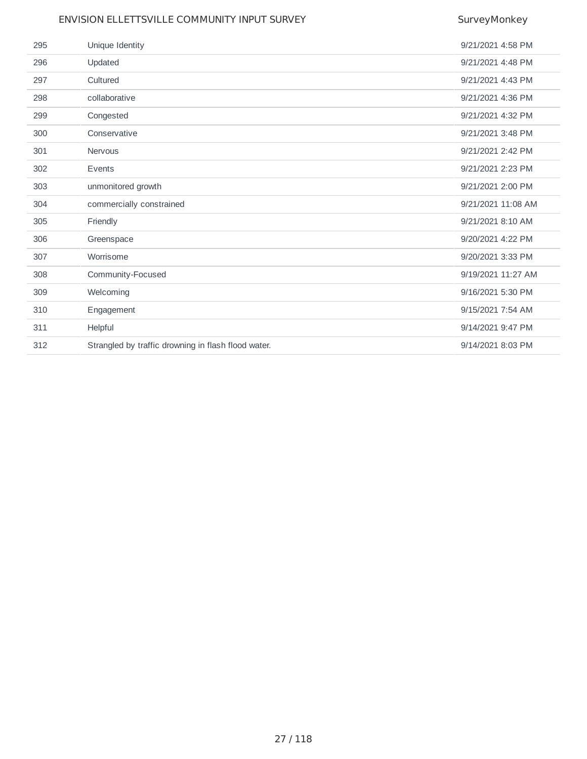| | | |
|---|---|---|
| 295 | Unique Identity | 9/21/2021 4:58 PM |
| 296 | Updated | 9/21/2021 4:48 PM |
| 297 | Cultured | 9/21/2021 4:43 PM |
| 298 | collaborative | 9/21/2021 4:36 PM |
| 299 | Congested | 9/21/2021 4:32 PM |
| 300 | Conservative | 9/21/2021 3:48 PM |
| 301 | Nervous | 9/21/2021 2:42 PM |
| 302 | Events | 9/21/2021 2:23 PM |
| 303 | unmonitored growth | 9/21/2021 2:00 PM |
| 304 | commercially constrained | 9/21/2021 11:08 AM |
| 305 | Friendly | 9/21/2021 8:10 AM |
| 306 | Greenspace | 9/20/2021 4:22 PM |
| 307 | Worrisome | 9/20/2021 3:33 PM |
| 308 | Community-Focused | 9/19/2021 11:27 AM |
| 309 | Welcoming | 9/16/2021 5:30 PM |
| 310 | Engagement | 9/15/2021 7:54 AM |
| 311 | Helpful | 9/14/2021 9:47 PM |
| 312 | Strangled by traffic drowning in flash flood water. | 9/14/2021 8:03 PM |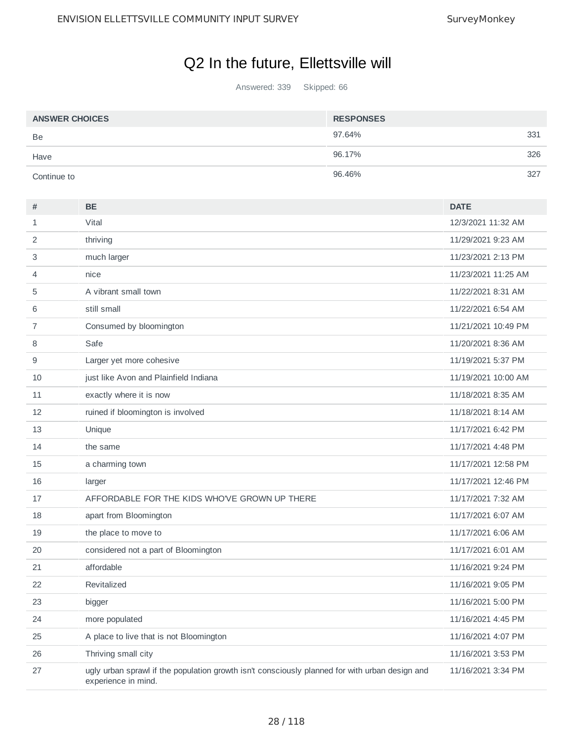# Q2 In the future, Ellettsville will

Answered: 339 Skipped: 66

| ANSWER CHOICES | RESPONSES | |
|---|---|---|
| Be | 97.64% | 331 |
| Have | 96.17% | 326 |
| Continue to | 96.46% | 327 |

| # | BE | DATE |
|---|---|---|
| 1 | Vital | 12/3/2021 11:32 AM |
| 2 | thriving | 11/29/2021 9:23 AM |
| 3 | much larger | 11/23/2021 2:13 PM |
| 4 | nice | 11/23/2021 11:25 AM |
| 5 | A vibrant small town | 11/22/2021 8:31 AM |
| 6 | still small | 11/22/2021 6:54 AM |
| 7 | Consumed by bloomington | 11/21/2021 10:49 PM |
| 8 | Safe | 11/20/2021 8:36 AM |
| 9 | Larger yet more cohesive | 11/19/2021 5:37 PM |
| 10 | just like Avon and Plainfield Indiana | 11/19/2021 10:00 AM |
| 11 | exactly where it is now | 11/18/2021 8:35 AM |
| 12 | ruined if bloomington is involved | 11/18/2021 8:14 AM |
| 13 | Unique | 11/17/2021 6:42 PM |
| 14 | the same | 11/17/2021 4:48 PM |
| 15 | a charming town | 11/17/2021 12:58 PM |
| 16 | larger | 11/17/2021 12:46 PM |
| 17 | AFFORDABLE FOR THE KIDS WHO'VE GROWN UP THERE | 11/17/2021 7:32 AM |
| 18 | apart from Bloomington | 11/17/2021 6:07 AM |
| 19 | the place to move to | 11/17/2021 6:06 AM |
| 20 | considered not a part of Bloomington | 11/17/2021 6:01 AM |
| 21 | affordable | 11/16/2021 9:24 PM |
| 22 | Revitalized | 11/16/2021 9:05 PM |
| 23 | bigger | 11/16/2021 5:00 PM |
| 24 | more populated | 11/16/2021 4:45 PM |
| 25 | A place to live that is not Bloomington | 11/16/2021 4:07 PM |
| 26 | Thriving small city | 11/16/2021 3:53 PM |
| 27 | ugly urban sprawl if the population growth isn't consciously planned for with urban design and experience in mind. | 11/16/2021 3:34 PM |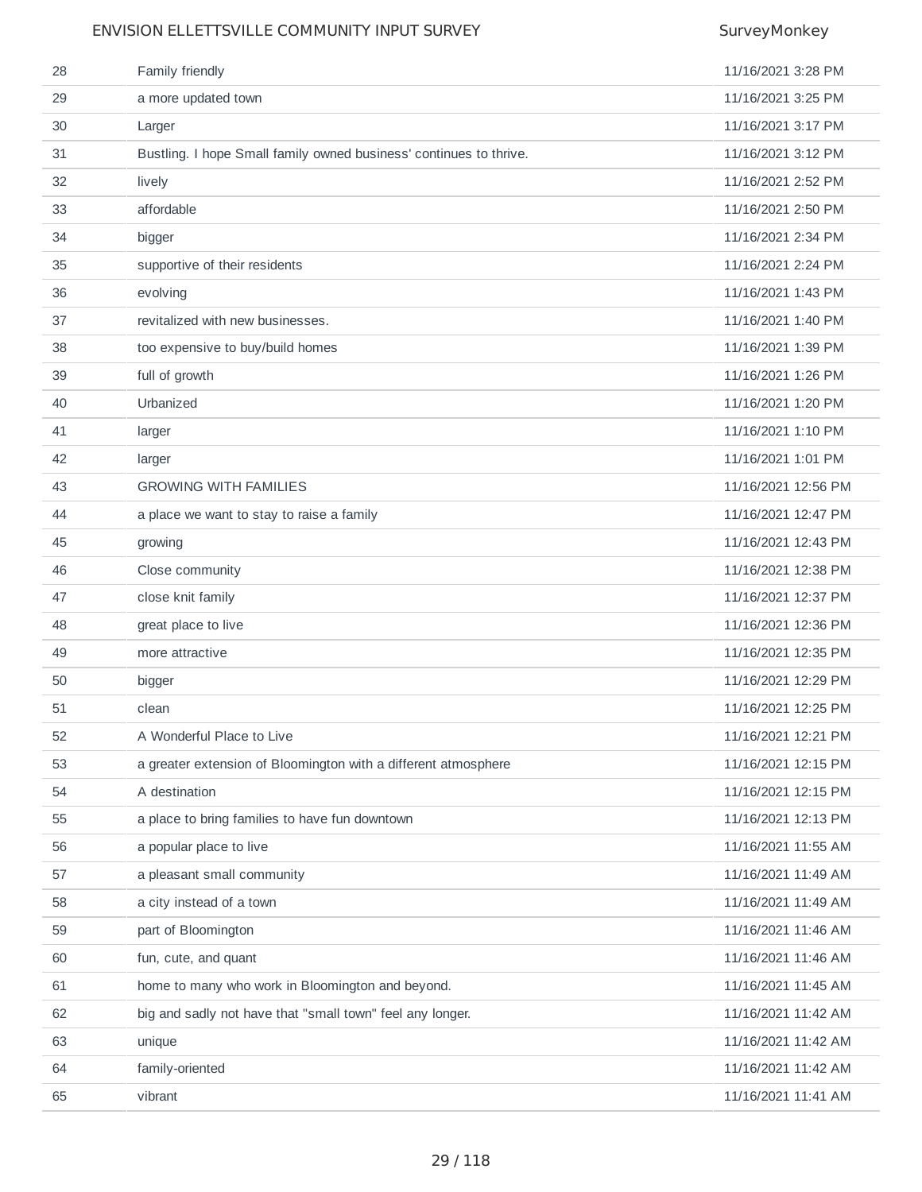| | | |
|---|---|---|
| 28 | Family friendly | 11/16/2021 3:28 PM |
| 29 | a more updated town | 11/16/2021 3:25 PM |
| 30 | Larger | 11/16/2021 3:17 PM |
| 31 | Bustling. I hope Small family owned business' continues to thrive. | 11/16/2021 3:12 PM |
| 32 | lively | 11/16/2021 2:52 PM |
| 33 | affordable | 11/16/2021 2:50 PM |
| 34 | bigger | 11/16/2021 2:34 PM |
| 35 | supportive of their residents | 11/16/2021 2:24 PM |
| 36 | evolving | 11/16/2021 1:43 PM |
| 37 | revitalized with new businesses. | 11/16/2021 1:40 PM |
| 38 | too expensive to buy/build homes | 11/16/2021 1:39 PM |
| 39 | full of growth | 11/16/2021 1:26 PM |
| 40 | Urbanized | 11/16/2021 1:20 PM |
| 41 | larger | 11/16/2021 1:10 PM |
| 42 | larger | 11/16/2021 1:01 PM |
| 43 | GROWING WITH FAMILIES | 11/16/2021 12:56 PM |
| 44 | a place we want to stay to raise a family | 11/16/2021 12:47 PM |
| 45 | growing | 11/16/2021 12:43 PM |
| 46 | Close community | 11/16/2021 12:38 PM |
| 47 | close knit family | 11/16/2021 12:37 PM |
| 48 | great place to live | 11/16/2021 12:36 PM |
| 49 | more attractive | 11/16/2021 12:35 PM |
| 50 | bigger | 11/16/2021 12:29 PM |
| 51 | clean | 11/16/2021 12:25 PM |
| 52 | A Wonderful Place to Live | 11/16/2021 12:21 PM |
| 53 | a greater extension of Bloomington with a different atmosphere | 11/16/2021 12:15 PM |
| 54 | A destination | 11/16/2021 12:15 PM |
| 55 | a place to bring families to have fun downtown | 11/16/2021 12:13 PM |
| 56 | a popular place to live | 11/16/2021 11:55 AM |
| 57 | a pleasant small community | 11/16/2021 11:49 AM |
| 58 | a city instead of a town | 11/16/2021 11:49 AM |
| 59 | part of Bloomington | 11/16/2021 11:46 AM |
| 60 | fun, cute, and quant | 11/16/2021 11:46 AM |
| 61 | home to many who work in Bloomington and beyond. | 11/16/2021 11:45 AM |
| 62 | big and sadly not have that "small town" feel any longer. | 11/16/2021 11:42 AM |
| 63 | unique | 11/16/2021 11:42 AM |
| 64 | family-oriented | 11/16/2021 11:42 AM |
| 65 | vibrant | 11/16/2021 11:41 AM |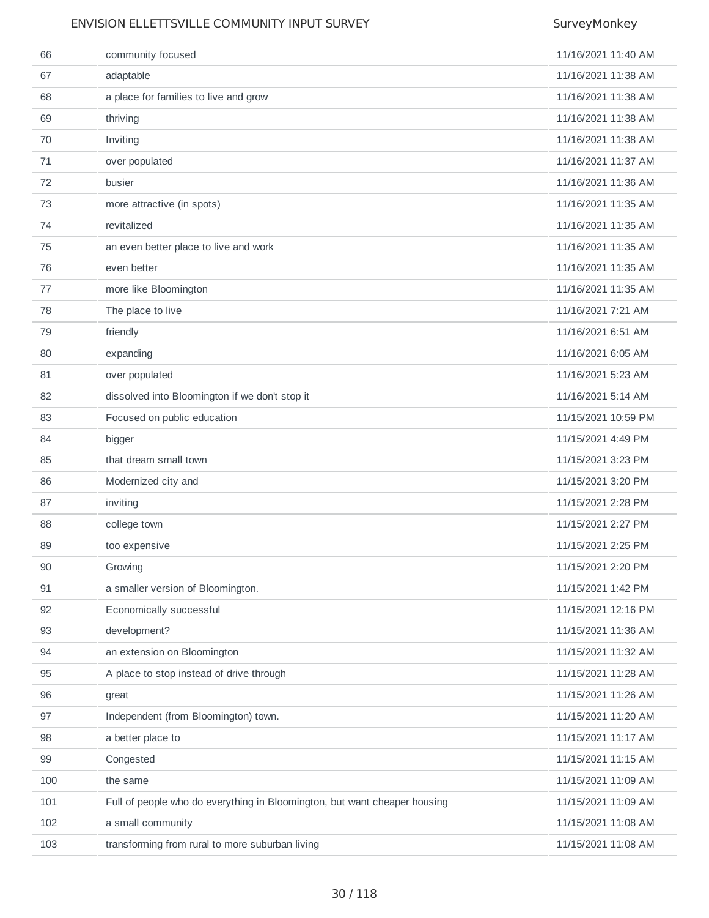| | | |
|---|---|---|
| 66 | community focused | 11/16/2021 11:40 AM |
| 67 | adaptable | 11/16/2021 11:38 AM |
| 68 | a place for families to live and grow | 11/16/2021 11:38 AM |
| 69 | thriving | 11/16/2021 11:38 AM |
| 70 | Inviting | 11/16/2021 11:38 AM |
| 71 | over populated | 11/16/2021 11:37 AM |
| 72 | busier | 11/16/2021 11:36 AM |
| 73 | more attractive (in spots) | 11/16/2021 11:35 AM |
| 74 | revitalized | 11/16/2021 11:35 AM |
| 75 | an even better place to live and work | 11/16/2021 11:35 AM |
| 76 | even better | 11/16/2021 11:35 AM |
| 77 | more like Bloomington | 11/16/2021 11:35 AM |
| 78 | The place to live | 11/16/2021 7:21 AM |
| 79 | friendly | 11/16/2021 6:51 AM |
| 80 | expanding | 11/16/2021 6:05 AM |
| 81 | over populated | 11/16/2021 5:23 AM |
| 82 | dissolved into Bloomington if we don't stop it | 11/16/2021 5:14 AM |
| 83 | Focused on public education | 11/15/2021 10:59 PM |
| 84 | bigger | 11/15/2021 4:49 PM |
| 85 | that dream small town | 11/15/2021 3:23 PM |
| 86 | Modernized city and | 11/15/2021 3:20 PM |
| 87 | inviting | 11/15/2021 2:28 PM |
| 88 | college town | 11/15/2021 2:27 PM |
| 89 | too expensive | 11/15/2021 2:25 PM |
| 90 | Growing | 11/15/2021 2:20 PM |
| 91 | a smaller version of Bloomington. | 11/15/2021 1:42 PM |
| 92 | Economically successful | 11/15/2021 12:16 PM |
| 93 | development? | 11/15/2021 11:36 AM |
| 94 | an extension on Bloomington | 11/15/2021 11:32 AM |
| 95 | A place to stop instead of drive through | 11/15/2021 11:28 AM |
| 96 | great | 11/15/2021 11:26 AM |
| 97 | Independent (from Bloomington) town. | 11/15/2021 11:20 AM |
| 98 | a better place to | 11/15/2021 11:17 AM |
| 99 | Congested | 11/15/2021 11:15 AM |
| 100 | the same | 11/15/2021 11:09 AM |
| 101 | Full of people who do everything in Bloomington, but want cheaper housing | 11/15/2021 11:09 AM |
| 102 | a small community | 11/15/2021 11:08 AM |
| 103 | transforming from rural to more suburban living | 11/15/2021 11:08 AM |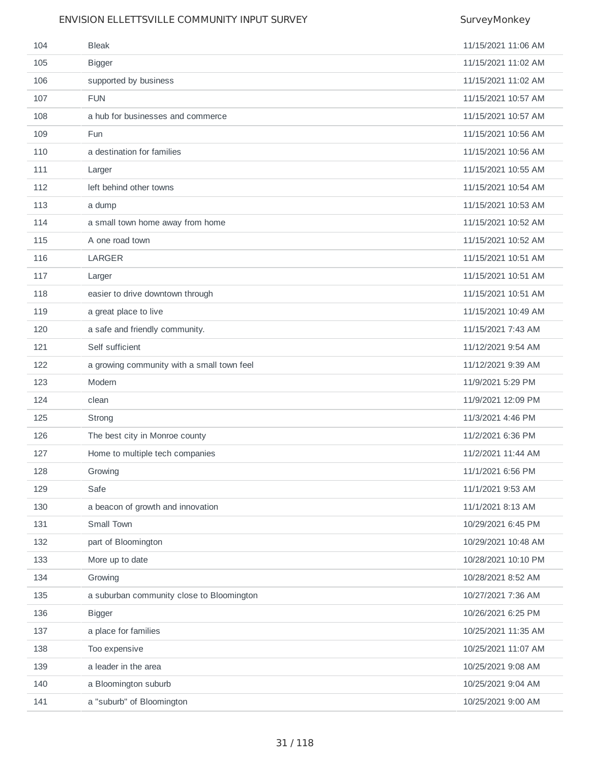| | | |
|---|---|---|
| 104 | Bleak | 11/15/2021 11:06 AM |
| 105 | Bigger | 11/15/2021 11:02 AM |
| 106 | supported by business | 11/15/2021 11:02 AM |
| 107 | FUN | 11/15/2021 10:57 AM |
| 108 | a hub for businesses and commerce | 11/15/2021 10:57 AM |
| 109 | Fun | 11/15/2021 10:56 AM |
| 110 | a destination for families | 11/15/2021 10:56 AM |
| 111 | Larger | 11/15/2021 10:55 AM |
| 112 | left behind other towns | 11/15/2021 10:54 AM |
| 113 | a dump | 11/15/2021 10:53 AM |
| 114 | a small town home away from home | 11/15/2021 10:52 AM |
| 115 | A one road town | 11/15/2021 10:52 AM |
| 116 | LARGER | 11/15/2021 10:51 AM |
| 117 | Larger | 11/15/2021 10:51 AM |
| 118 | easier to drive downtown through | 11/15/2021 10:51 AM |
| 119 | a great place to live | 11/15/2021 10:49 AM |
| 120 | a safe and friendly community. | 11/15/2021 7:43 AM |
| 121 | Self sufficient | 11/12/2021 9:54 AM |
| 122 | a growing community with a small town feel | 11/12/2021 9:39 AM |
| 123 | Modern | 11/9/2021 5:29 PM |
| 124 | clean | 11/9/2021 12:09 PM |
| 125 | Strong | 11/3/2021 4:46 PM |
| 126 | The best city in Monroe county | 11/2/2021 6:36 PM |
| 127 | Home to multiple tech companies | 11/2/2021 11:44 AM |
| 128 | Growing | 11/1/2021 6:56 PM |
| 129 | Safe | 11/1/2021 9:53 AM |
| 130 | a beacon of growth and innovation | 11/1/2021 8:13 AM |
| 131 | Small Town | 10/29/2021 6:45 PM |
| 132 | part of Bloomington | 10/29/2021 10:48 AM |
| 133 | More up to date | 10/28/2021 10:10 PM |
| 134 | Growing | 10/28/2021 8:52 AM |
| 135 | a suburban community close to Bloomington | 10/27/2021 7:36 AM |
| 136 | Bigger | 10/26/2021 6:25 PM |
| 137 | a place for families | 10/25/2021 11:35 AM |
| 138 | Too expensive | 10/25/2021 11:07 AM |
| 139 | a leader in the area | 10/25/2021 9:08 AM |
| 140 | a Bloomington suburb | 10/25/2021 9:04 AM |
| 141 | a "suburb" of Bloomington | 10/25/2021 9:00 AM |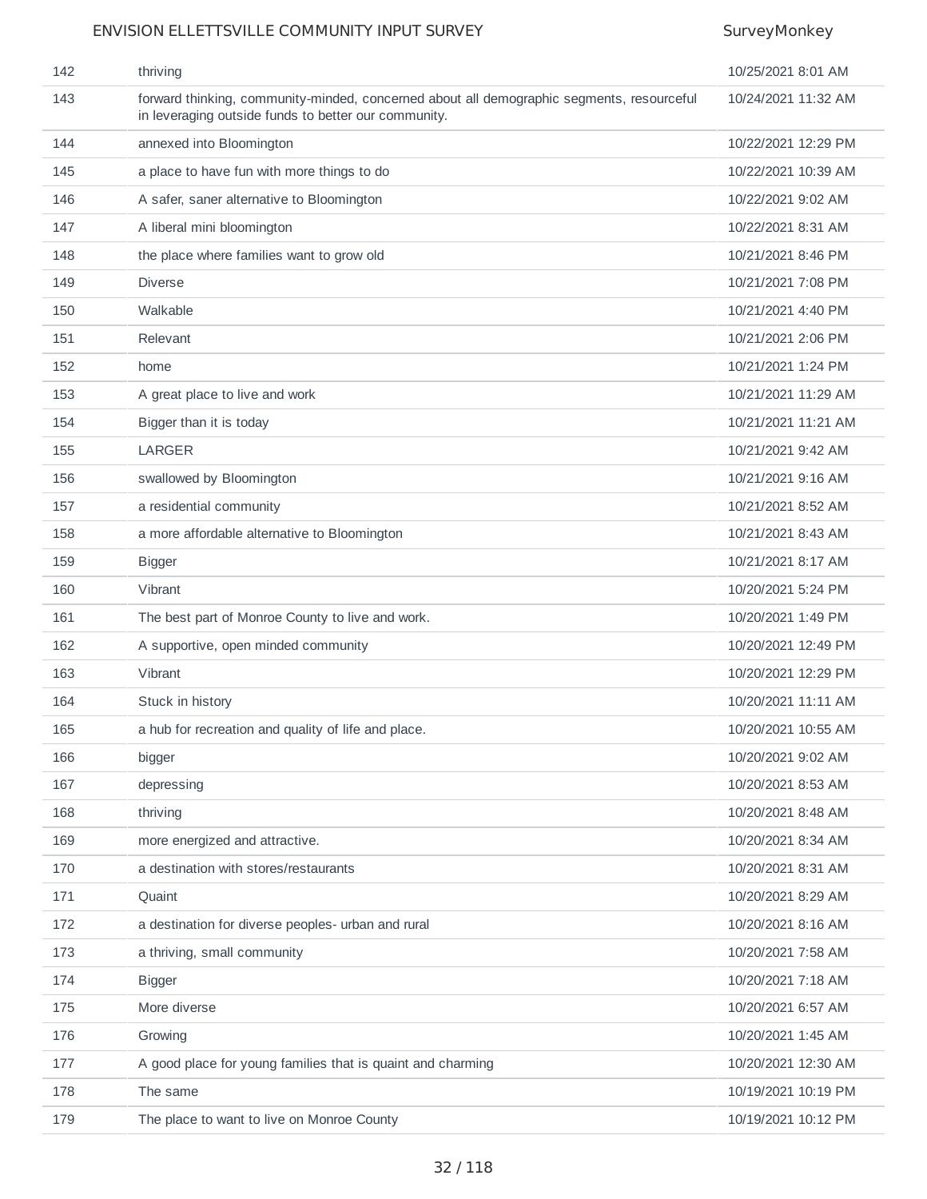| | | |
|---|---|---|
| 142 | thriving | 10/25/2021 8:01 AM |
| 143 | forward thinking, community-minded, concerned about all demographic segments, resourceful in leveraging outside funds to better our community. | 10/24/2021 11:32 AM |
| 144 | annexed into Bloomington | 10/22/2021 12:29 PM |
| 145 | a place to have fun with more things to do | 10/22/2021 10:39 AM |
| 146 | A safer, saner alternative to Bloomington | 10/22/2021 9:02 AM |
| 147 | A liberal mini bloomington | 10/22/2021 8:31 AM |
| 148 | the place where families want to grow old | 10/21/2021 8:46 PM |
| 149 | Diverse | 10/21/2021 7:08 PM |
| 150 | Walkable | 10/21/2021 4:40 PM |
| 151 | Relevant | 10/21/2021 2:06 PM |
| 152 | home | 10/21/2021 1:24 PM |
| 153 | A great place to live and work | 10/21/2021 11:29 AM |
| 154 | Bigger than it is today | 10/21/2021 11:21 AM |
| 155 | LARGER | 10/21/2021 9:42 AM |
| 156 | swallowed by Bloomington | 10/21/2021 9:16 AM |
| 157 | a residential community | 10/21/2021 8:52 AM |
| 158 | a more affordable alternative to Bloomington | 10/21/2021 8:43 AM |
| 159 | Bigger | 10/21/2021 8:17 AM |
| 160 | Vibrant | 10/20/2021 5:24 PM |
| 161 | The best part of Monroe County to live and work. | 10/20/2021 1:49 PM |
| 162 | A supportive, open minded community | 10/20/2021 12:49 PM |
| 163 | Vibrant | 10/20/2021 12:29 PM |
| 164 | Stuck in history | 10/20/2021 11:11 AM |
| 165 | a hub for recreation and quality of life and place. | 10/20/2021 10:55 AM |
| 166 | bigger | 10/20/2021 9:02 AM |
| 167 | depressing | 10/20/2021 8:53 AM |
| 168 | thriving | 10/20/2021 8:48 AM |
| 169 | more energized and attractive. | 10/20/2021 8:34 AM |
| 170 | a destination with stores/restaurants | 10/20/2021 8:31 AM |
| 171 | Quaint | 10/20/2021 8:29 AM |
| 172 | a destination for diverse peoples- urban and rural | 10/20/2021 8:16 AM |
| 173 | a thriving, small community | 10/20/2021 7:58 AM |
| 174 | Bigger | 10/20/2021 7:18 AM |
| 175 | More diverse | 10/20/2021 6:57 AM |
| 176 | Growing | 10/20/2021 1:45 AM |
| 177 | A good place for young families that is quaint and charming | 10/20/2021 12:30 AM |
| 178 | The same | 10/19/2021 10:19 PM |
| 179 | The place to want to live on Monroe County | 10/19/2021 10:12 PM |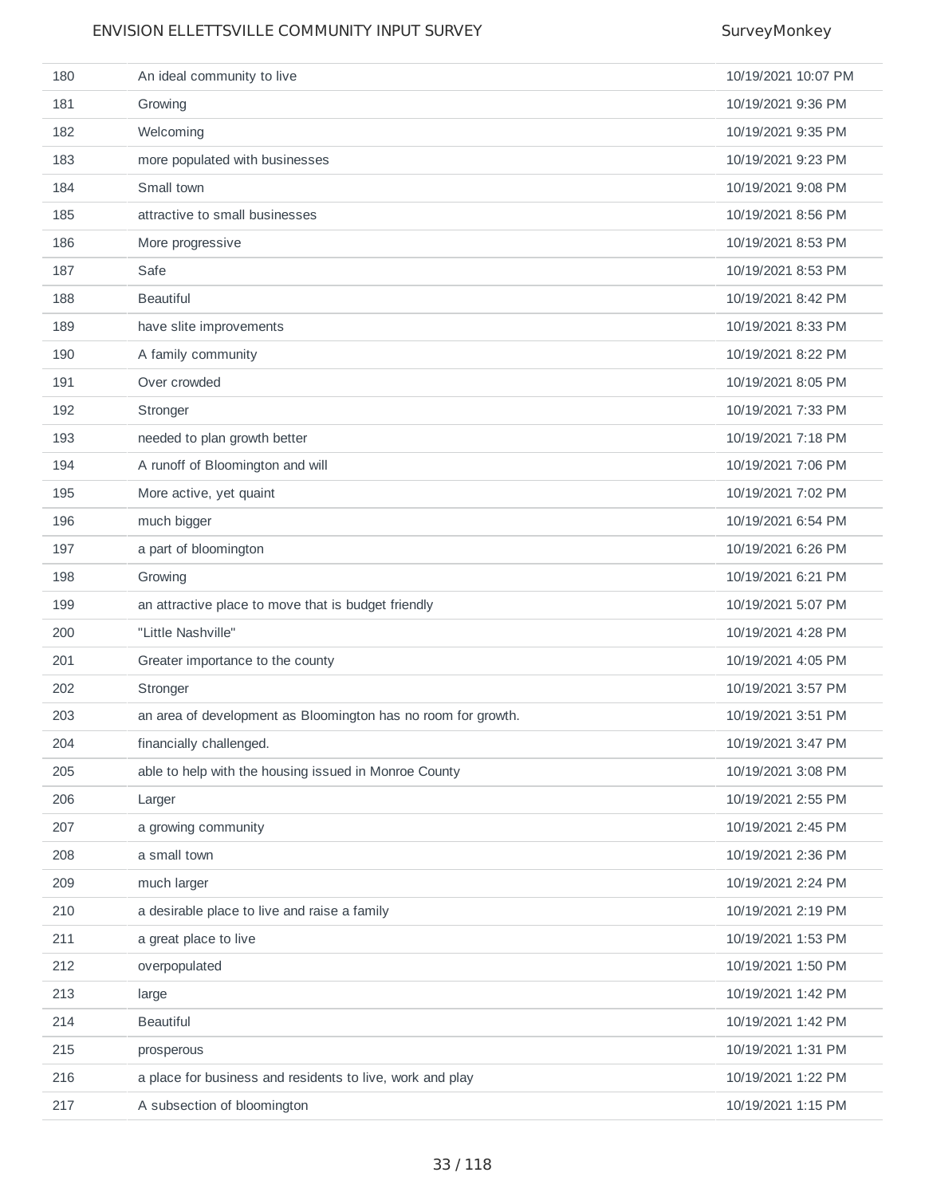| | | |
|---|---|---|
| 180 | An ideal community to live | 10/19/2021 10:07 PM |
| 181 | Growing | 10/19/2021 9:36 PM |
| 182 | Welcoming | 10/19/2021 9:35 PM |
| 183 | more populated with businesses | 10/19/2021 9:23 PM |
| 184 | Small town | 10/19/2021 9:08 PM |
| 185 | attractive to small businesses | 10/19/2021 8:56 PM |
| 186 | More progressive | 10/19/2021 8:53 PM |
| 187 | Safe | 10/19/2021 8:53 PM |
| 188 | Beautiful | 10/19/2021 8:42 PM |
| 189 | have slite improvements | 10/19/2021 8:33 PM |
| 190 | A family community | 10/19/2021 8:22 PM |
| 191 | Over crowded | 10/19/2021 8:05 PM |
| 192 | Stronger | 10/19/2021 7:33 PM |
| 193 | needed to plan growth better | 10/19/2021 7:18 PM |
| 194 | A runoff of Bloomington and will | 10/19/2021 7:06 PM |
| 195 | More active, yet quaint | 10/19/2021 7:02 PM |
| 196 | much bigger | 10/19/2021 6:54 PM |
| 197 | a part of bloomington | 10/19/2021 6:26 PM |
| 198 | Growing | 10/19/2021 6:21 PM |
| 199 | an attractive place to move that is budget friendly | 10/19/2021 5:07 PM |
| 200 | "Little Nashville" | 10/19/2021 4:28 PM |
| 201 | Greater importance to the county | 10/19/2021 4:05 PM |
| 202 | Stronger | 10/19/2021 3:57 PM |
| 203 | an area of development as Bloomington has no room for growth. | 10/19/2021 3:51 PM |
| 204 | financially challenged. | 10/19/2021 3:47 PM |
| 205 | able to help with the housing issued in Monroe County | 10/19/2021 3:08 PM |
| 206 | Larger | 10/19/2021 2:55 PM |
| 207 | a growing community | 10/19/2021 2:45 PM |
| 208 | a small town | 10/19/2021 2:36 PM |
| 209 | much larger | 10/19/2021 2:24 PM |
| 210 | a desirable place to live and raise a family | 10/19/2021 2:19 PM |
| 211 | a great place to live | 10/19/2021 1:53 PM |
| 212 | overpopulated | 10/19/2021 1:50 PM |
| 213 | large | 10/19/2021 1:42 PM |
| 214 | Beautiful | 10/19/2021 1:42 PM |
| 215 | prosperous | 10/19/2021 1:31 PM |
| 216 | a place for business and residents to live, work and play | 10/19/2021 1:22 PM |
| 217 | A subsection of bloomington | 10/19/2021 1:15 PM |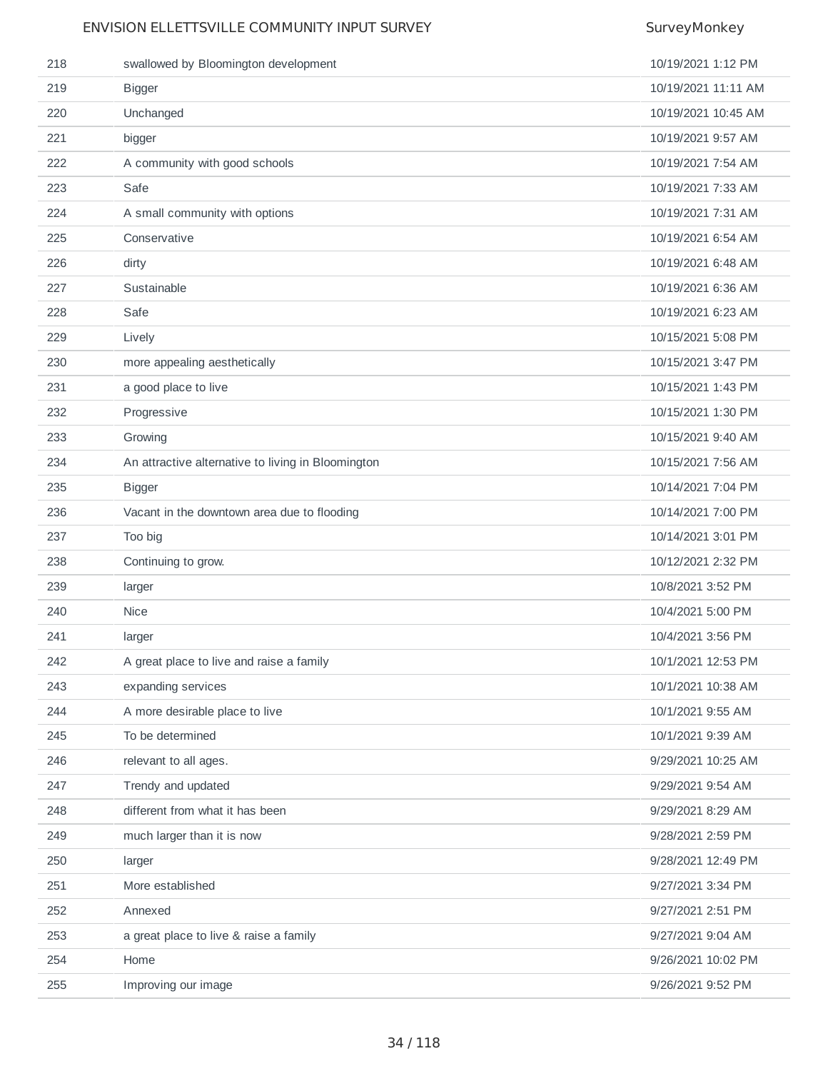| | | |
|---|---|---|
| 218 | swallowed by Bloomington development | 10/19/2021 1:12 PM |
| 219 | Bigger | 10/19/2021 11:11 AM |
| 220 | Unchanged | 10/19/2021 10:45 AM |
| 221 | bigger | 10/19/2021 9:57 AM |
| 222 | A community with good schools | 10/19/2021 7:54 AM |
| 223 | Safe | 10/19/2021 7:33 AM |
| 224 | A small community with options | 10/19/2021 7:31 AM |
| 225 | Conservative | 10/19/2021 6:54 AM |
| 226 | dirty | 10/19/2021 6:48 AM |
| 227 | Sustainable | 10/19/2021 6:36 AM |
| 228 | Safe | 10/19/2021 6:23 AM |
| 229 | Lively | 10/15/2021 5:08 PM |
| 230 | more appealing aesthetically | 10/15/2021 3:47 PM |
| 231 | a good place to live | 10/15/2021 1:43 PM |
| 232 | Progressive | 10/15/2021 1:30 PM |
| 233 | Growing | 10/15/2021 9:40 AM |
| 234 | An attractive alternative to living in Bloomington | 10/15/2021 7:56 AM |
| 235 | Bigger | 10/14/2021 7:04 PM |
| 236 | Vacant in the downtown area due to flooding | 10/14/2021 7:00 PM |
| 237 | Too big | 10/14/2021 3:01 PM |
| 238 | Continuing to grow. | 10/12/2021 2:32 PM |
| 239 | larger | 10/8/2021 3:52 PM |
| 240 | Nice | 10/4/2021 5:00 PM |
| 241 | larger | 10/4/2021 3:56 PM |
| 242 | A great place to live and raise a family | 10/1/2021 12:53 PM |
| 243 | expanding services | 10/1/2021 10:38 AM |
| 244 | A more desirable place to live | 10/1/2021 9:55 AM |
| 245 | To be determined | 10/1/2021 9:39 AM |
| 246 | relevant to all ages. | 9/29/2021 10:25 AM |
| 247 | Trendy and updated | 9/29/2021 9:54 AM |
| 248 | different from what it has been | 9/29/2021 8:29 AM |
| 249 | much larger than it is now | 9/28/2021 2:59 PM |
| 250 | larger | 9/28/2021 12:49 PM |
| 251 | More established | 9/27/2021 3:34 PM |
| 252 | Annexed | 9/27/2021 2:51 PM |
| 253 | a great place to live & raise a family | 9/27/2021 9:04 AM |
| 254 | Home | 9/26/2021 10:02 PM |
| 255 | Improving our image | 9/26/2021 9:52 PM |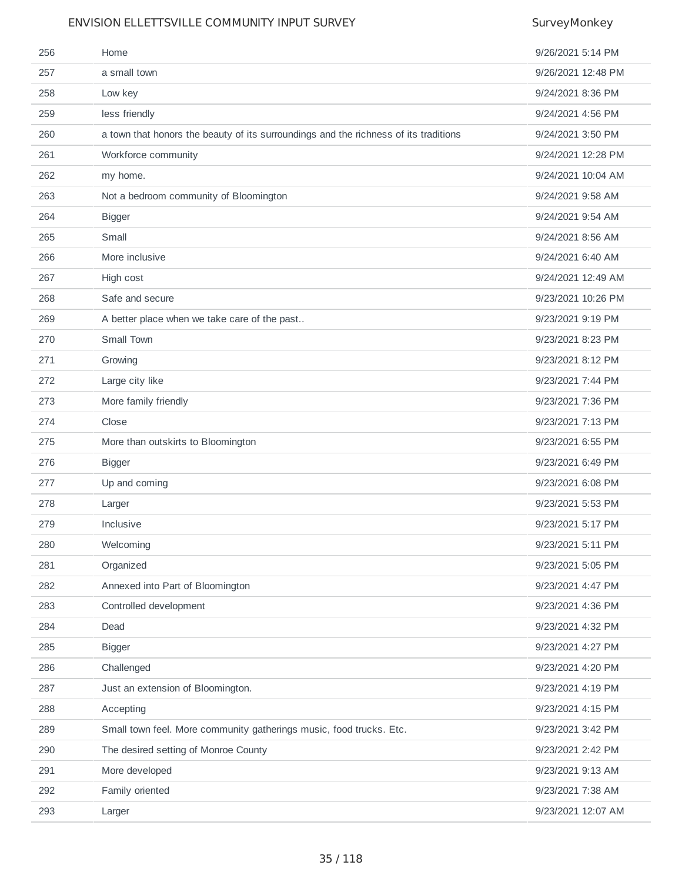| | | |
|---|---|---|
| 256 | Home | 9/26/2021 5:14 PM |
| 257 | a small town | 9/26/2021 12:48 PM |
| 258 | Low key | 9/24/2021 8:36 PM |
| 259 | less friendly | 9/24/2021 4:56 PM |
| 260 | a town that honors the beauty of its surroundings and the richness of its traditions | 9/24/2021 3:50 PM |
| 261 | Workforce community | 9/24/2021 12:28 PM |
| 262 | my home. | 9/24/2021 10:04 AM |
| 263 | Not a bedroom community of Bloomington | 9/24/2021 9:58 AM |
| 264 | Bigger | 9/24/2021 9:54 AM |
| 265 | Small | 9/24/2021 8:56 AM |
| 266 | More inclusive | 9/24/2021 6:40 AM |
| 267 | High cost | 9/24/2021 12:49 AM |
| 268 | Safe and secure | 9/23/2021 10:26 PM |
| 269 | A better place when we take care of the past.. | 9/23/2021 9:19 PM |
| 270 | Small Town | 9/23/2021 8:23 PM |
| 271 | Growing | 9/23/2021 8:12 PM |
| 272 | Large city like | 9/23/2021 7:44 PM |
| 273 | More family friendly | 9/23/2021 7:36 PM |
| 274 | Close | 9/23/2021 7:13 PM |
| 275 | More than outskirts to Bloomington | 9/23/2021 6:55 PM |
| 276 | Bigger | 9/23/2021 6:49 PM |
| 277 | Up and coming | 9/23/2021 6:08 PM |
| 278 | Larger | 9/23/2021 5:53 PM |
| 279 | Inclusive | 9/23/2021 5:17 PM |
| 280 | Welcoming | 9/23/2021 5:11 PM |
| 281 | Organized | 9/23/2021 5:05 PM |
| 282 | Annexed into Part of Bloomington | 9/23/2021 4:47 PM |
| 283 | Controlled development | 9/23/2021 4:36 PM |
| 284 | Dead | 9/23/2021 4:32 PM |
| 285 | Bigger | 9/23/2021 4:27 PM |
| 286 | Challenged | 9/23/2021 4:20 PM |
| 287 | Just an extension of Bloomington. | 9/23/2021 4:19 PM |
| 288 | Accepting | 9/23/2021 4:15 PM |
| 289 | Small town feel. More community gatherings music, food trucks. Etc. | 9/23/2021 3:42 PM |
| 290 | The desired setting of Monroe County | 9/23/2021 2:42 PM |
| 291 | More developed | 9/23/2021 9:13 AM |
| 292 | Family oriented | 9/23/2021 7:38 AM |
| 293 | Larger | 9/23/2021 12:07 AM |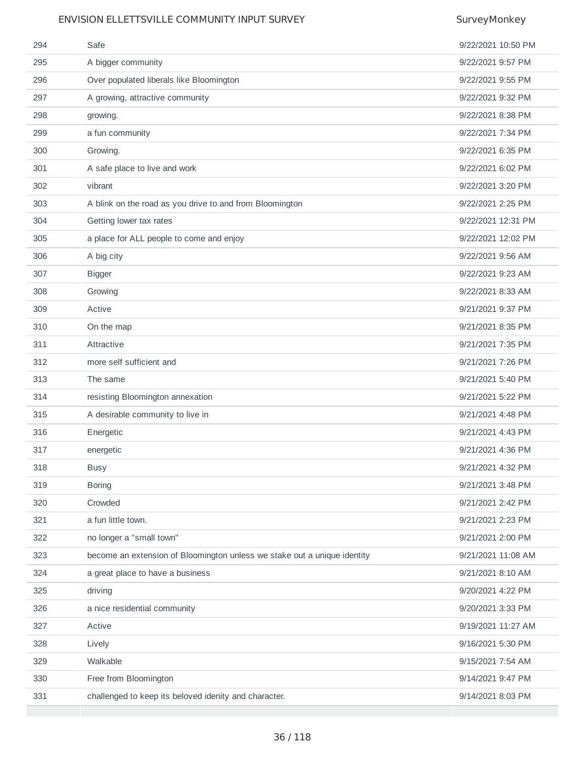| | | |
|---|---|---|
| 294 | Safe | 9/22/2021 10:50 PM |
| 295 | A bigger community | 9/22/2021 9:57 PM |
| 296 | Over populated liberals like Bloomington | 9/22/2021 9:55 PM |
| 297 | A growing, attractive community | 9/22/2021 9:32 PM |
| 298 | growing. | 9/22/2021 8:38 PM |
| 299 | a fun community | 9/22/2021 7:34 PM |
| 300 | Growing. | 9/22/2021 6:35 PM |
| 301 | A safe place to live and work | 9/22/2021 6:02 PM |
| 302 | vibrant | 9/22/2021 3:20 PM |
| 303 | A blink on the road as you drive to and from Bloomington | 9/22/2021 2:25 PM |
| 304 | Getting lower tax rates | 9/22/2021 12:31 PM |
| 305 | a place for ALL people to come and enjoy | 9/22/2021 12:02 PM |
| 306 | A big city | 9/22/2021 9:56 AM |
| 307 | Bigger | 9/22/2021 9:23 AM |
| 308 | Growing | 9/22/2021 8:33 AM |
| 309 | Active | 9/21/2021 9:37 PM |
| 310 | On the map | 9/21/2021 8:35 PM |
| 311 | Attractive | 9/21/2021 7:35 PM |
| 312 | more self sufficient and | 9/21/2021 7:26 PM |
| 313 | The same | 9/21/2021 5:40 PM |
| 314 | resisting Bloomington annexation | 9/21/2021 5:22 PM |
| 315 | A desirable community to live in | 9/21/2021 4:48 PM |
| 316 | Energetic | 9/21/2021 4:43 PM |
| 317 | energetic | 9/21/2021 4:36 PM |
| 318 | Busy | 9/21/2021 4:32 PM |
| 319 | Boring | 9/21/2021 3:48 PM |
| 320 | Crowded | 9/21/2021 2:42 PM |
| 321 | a fun little town. | 9/21/2021 2:23 PM |
| 322 | no longer a "small town" | 9/21/2021 2:00 PM |
| 323 | become an extension of Bloomington unless we stake out a unique identity | 9/21/2021 11:08 AM |
| 324 | a great place to have a business | 9/21/2021 8:10 AM |
| 325 | driving | 9/20/2021 4:22 PM |
| 326 | a nice residential community | 9/20/2021 3:33 PM |
| 327 | Active | 9/19/2021 11:27 AM |
| 328 | Lively | 9/16/2021 5:30 PM |
| 329 | Walkable | 9/15/2021 7:54 AM |
| 330 | Free from Bloomington | 9/14/2021 9:47 PM |
| 331 | challenged to keep its beloved idenity and character. | 9/14/2021 8:03 PM |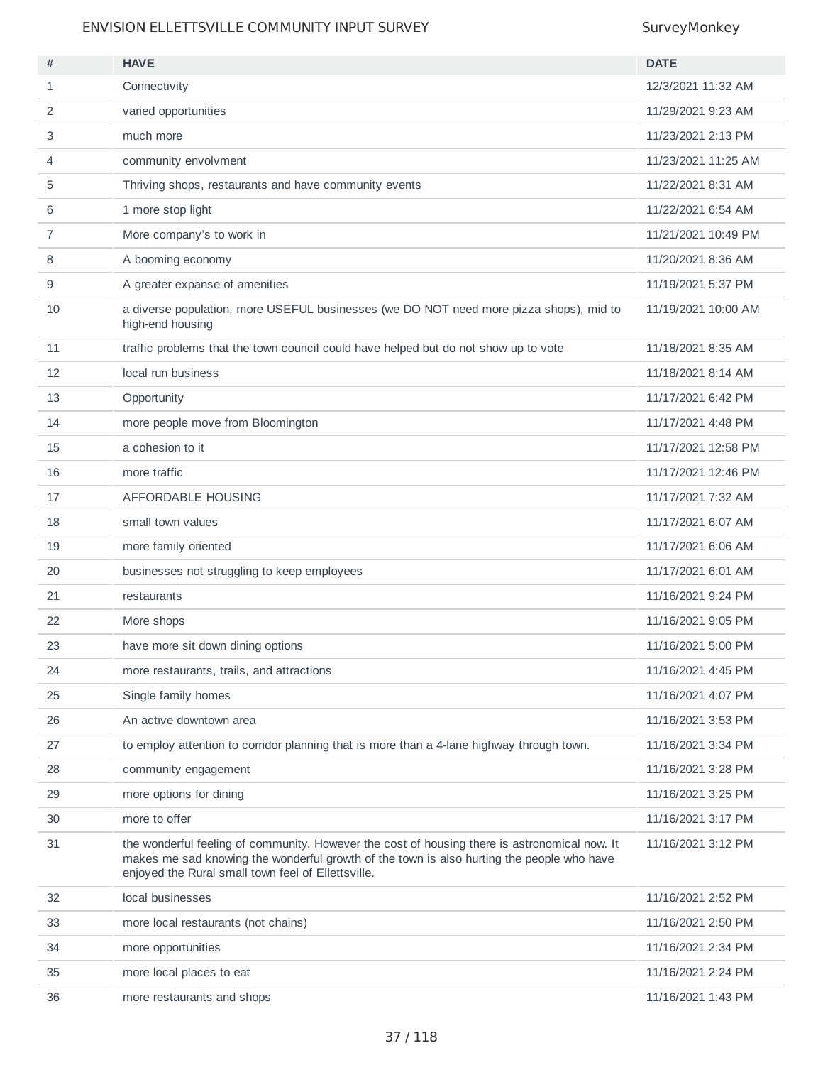| # | HAVE | DATE |
|---|---|---|
| 1 | Connectivity | 12/3/2021 11:32 AM |
| 2 | varied opportunities | 11/29/2021 9:23 AM |
| 3 | much more | 11/23/2021 2:13 PM |
| 4 | community envolvment | 11/23/2021 11:25 AM |
| 5 | Thriving shops, restaurants and have community events | 11/22/2021 8:31 AM |
| 6 | 1 more stop light | 11/22/2021 6:54 AM |
| 7 | More company's to work in | 11/21/2021 10:49 PM |
| 8 | A booming economy | 11/20/2021 8:36 AM |
| 9 | A greater expanse of amenities | 11/19/2021 5:37 PM |
| 10 | a diverse population, more USEFUL businesses (we DO NOT need more pizza shops), mid to high-end housing | 11/19/2021 10:00 AM |
| 11 | traffic problems that the town council could have helped but do not show up to vote | 11/18/2021 8:35 AM |
| 12 | local run business | 11/18/2021 8:14 AM |
| 13 | Opportunity | 11/17/2021 6:42 PM |
| 14 | more people move from Bloomington | 11/17/2021 4:48 PM |
| 15 | a cohesion to it | 11/17/2021 12:58 PM |
| 16 | more traffic | 11/17/2021 12:46 PM |
| 17 | AFFORDABLE HOUSING | 11/17/2021 7:32 AM |
| 18 | small town values | 11/17/2021 6:07 AM |
| 19 | more family oriented | 11/17/2021 6:06 AM |
| 20 | businesses not struggling to keep employees | 11/17/2021 6:01 AM |
| 21 | restaurants | 11/16/2021 9:24 PM |
| 22 | More shops | 11/16/2021 9:05 PM |
| 23 | have more sit down dining options | 11/16/2021 5:00 PM |
| 24 | more restaurants, trails, and attractions | 11/16/2021 4:45 PM |
| 25 | Single family homes | 11/16/2021 4:07 PM |
| 26 | An active downtown area | 11/16/2021 3:53 PM |
| 27 | to employ attention to corridor planning that is more than a 4-lane highway through town. | 11/16/2021 3:34 PM |
| 28 | community engagement | 11/16/2021 3:28 PM |
| 29 | more options for dining | 11/16/2021 3:25 PM |
| 30 | more to offer | 11/16/2021 3:17 PM |
| 31 | the wonderful feeling of community. However the cost of housing there is astronomical now. It makes me sad knowing the wonderful growth of the town is also hurting the people who have enjoyed the Rural small town feel of Ellettsville. | 11/16/2021 3:12 PM |
| 32 | local businesses | 11/16/2021 2:52 PM |
| 33 | more local restaurants (not chains) | 11/16/2021 2:50 PM |
| 34 | more opportunities | 11/16/2021 2:34 PM |
| 35 | more local places to eat | 11/16/2021 2:24 PM |
| 36 | more restaurants and shops | 11/16/2021 1:43 PM |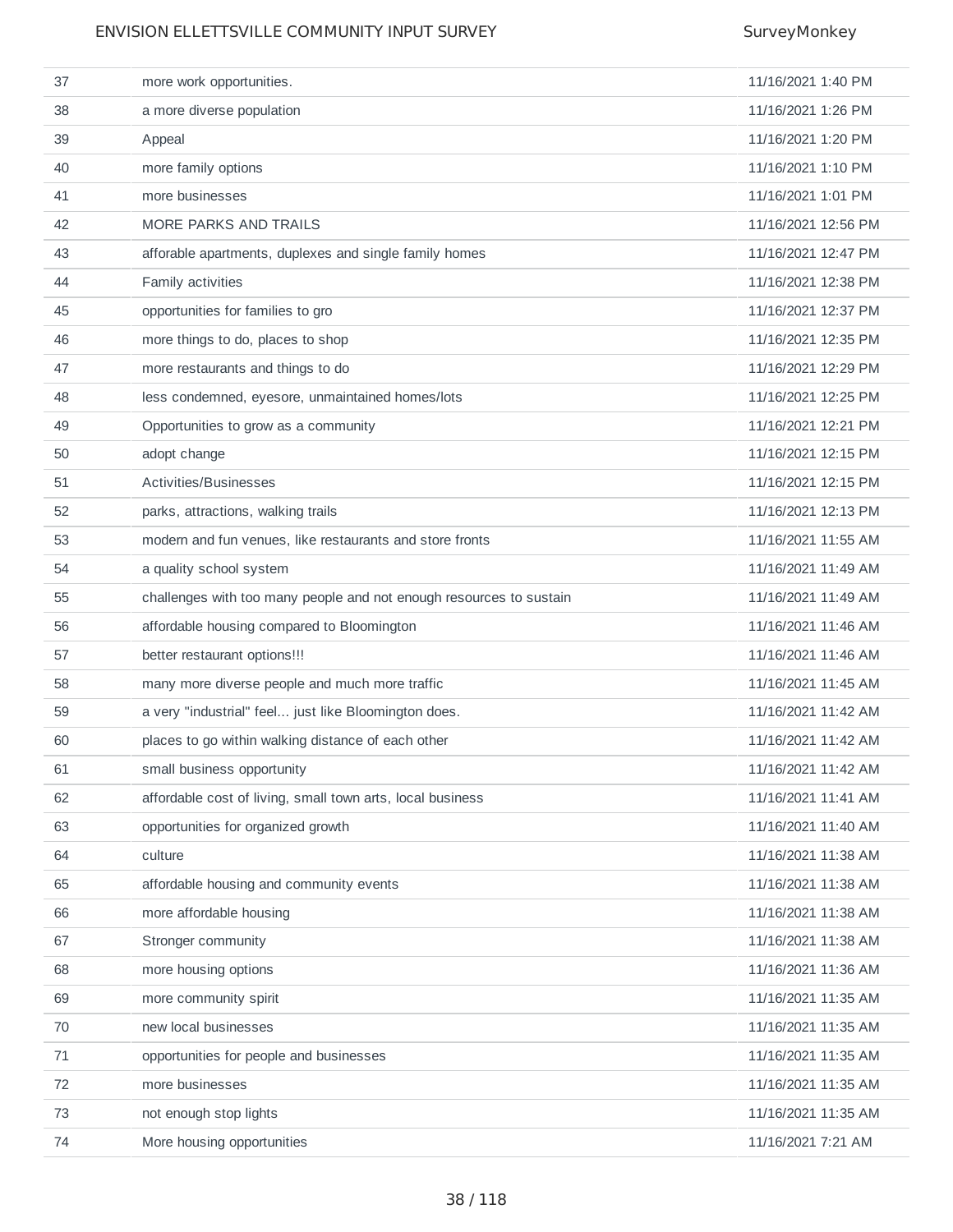| | | |
|---|---|---|
| 37 | more work opportunities. | 11/16/2021 1:40 PM |
| 38 | a more diverse population | 11/16/2021 1:26 PM |
| 39 | Appeal | 11/16/2021 1:20 PM |
| 40 | more family options | 11/16/2021 1:10 PM |
| 41 | more businesses | 11/16/2021 1:01 PM |
| 42 | MORE PARKS AND TRAILS | 11/16/2021 12:56 PM |
| 43 | afforable apartments, duplexes and single family homes | 11/16/2021 12:47 PM |
| 44 | Family activities | 11/16/2021 12:38 PM |
| 45 | opportunities for families to gro | 11/16/2021 12:37 PM |
| 46 | more things to do, places to shop | 11/16/2021 12:35 PM |
| 47 | more restaurants and things to do | 11/16/2021 12:29 PM |
| 48 | less condemned, eyesore, unmaintained homes/lots | 11/16/2021 12:25 PM |
| 49 | Opportunities to grow as a community | 11/16/2021 12:21 PM |
| 50 | adopt change | 11/16/2021 12:15 PM |
| 51 | Activities/Businesses | 11/16/2021 12:15 PM |
| 52 | parks, attractions, walking trails | 11/16/2021 12:13 PM |
| 53 | modern and fun venues, like restaurants and store fronts | 11/16/2021 11:55 AM |
| 54 | a quality school system | 11/16/2021 11:49 AM |
| 55 | challenges with too many people and not enough resources to sustain | 11/16/2021 11:49 AM |
| 56 | affordable housing compared to Bloomington | 11/16/2021 11:46 AM |
| 57 | better restaurant options!!! | 11/16/2021 11:46 AM |
| 58 | many more diverse people and much more traffic | 11/16/2021 11:45 AM |
| 59 | a very "industrial" feel... just like Bloomington does. | 11/16/2021 11:42 AM |
| 60 | places to go within walking distance of each other | 11/16/2021 11:42 AM |
| 61 | small business opportunity | 11/16/2021 11:42 AM |
| 62 | affordable cost of living, small town arts, local business | 11/16/2021 11:41 AM |
| 63 | opportunities for organized growth | 11/16/2021 11:40 AM |
| 64 | culture | 11/16/2021 11:38 AM |
| 65 | affordable housing and community events | 11/16/2021 11:38 AM |
| 66 | more affordable housing | 11/16/2021 11:38 AM |
| 67 | Stronger community | 11/16/2021 11:38 AM |
| 68 | more housing options | 11/16/2021 11:36 AM |
| 69 | more community spirit | 11/16/2021 11:35 AM |
| 70 | new local businesses | 11/16/2021 11:35 AM |
| 71 | opportunities for people and businesses | 11/16/2021 11:35 AM |
| 72 | more businesses | 11/16/2021 11:35 AM |
| 73 | not enough stop lights | 11/16/2021 11:35 AM |
| 74 | More housing opportunities | 11/16/2021 7:21 AM |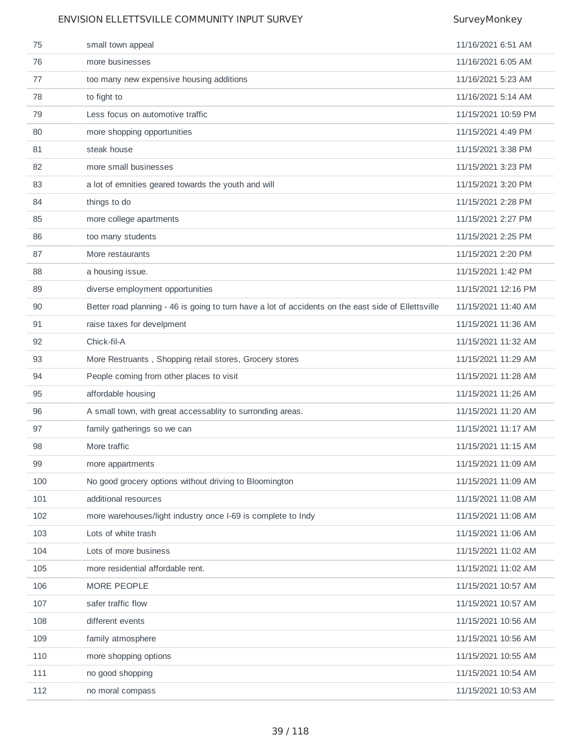| | | |
|---|---|---|
| 75 | small town appeal | 11/16/2021 6:51 AM |
| 76 | more businesses | 11/16/2021 6:05 AM |
| 77 | too many new expensive housing additions | 11/16/2021 5:23 AM |
| 78 | to fight to | 11/16/2021 5:14 AM |
| 79 | Less focus on automotive traffic | 11/15/2021 10:59 PM |
| 80 | more shopping opportunities | 11/15/2021 4:49 PM |
| 81 | steak house | 11/15/2021 3:38 PM |
| 82 | more small businesses | 11/15/2021 3:23 PM |
| 83 | a lot of emnities geared towards the youth and will | 11/15/2021 3:20 PM |
| 84 | things to do | 11/15/2021 2:28 PM |
| 85 | more college apartments | 11/15/2021 2:27 PM |
| 86 | too many students | 11/15/2021 2:25 PM |
| 87 | More restaurants | 11/15/2021 2:20 PM |
| 88 | a housing issue. | 11/15/2021 1:42 PM |
| 89 | diverse employment opportunities | 11/15/2021 12:16 PM |
| 90 | Better road planning - 46 is going to turn have a lot of accidents on the east side of Ellettsville | 11/15/2021 11:40 AM |
| 91 | raise taxes for develpment | 11/15/2021 11:36 AM |
| 92 | Chick-fil-A | 11/15/2021 11:32 AM |
| 93 | More Restruants , Shopping retail stores, Grocery stores | 11/15/2021 11:29 AM |
| 94 | People coming from other places to visit | 11/15/2021 11:28 AM |
| 95 | affordable housing | 11/15/2021 11:26 AM |
| 96 | A small town, with great accessablity to surronding areas. | 11/15/2021 11:20 AM |
| 97 | family gatherings so we can | 11/15/2021 11:17 AM |
| 98 | More traffic | 11/15/2021 11:15 AM |
| 99 | more appartments | 11/15/2021 11:09 AM |
| 100 | No good grocery options without driving to Bloomington | 11/15/2021 11:09 AM |
| 101 | additional resources | 11/15/2021 11:08 AM |
| 102 | more warehouses/light industry once I-69 is complete to Indy | 11/15/2021 11:08 AM |
| 103 | Lots of white trash | 11/15/2021 11:06 AM |
| 104 | Lots of more business | 11/15/2021 11:02 AM |
| 105 | more residential affordable rent. | 11/15/2021 11:02 AM |
| 106 | MORE PEOPLE | 11/15/2021 10:57 AM |
| 107 | safer traffic flow | 11/15/2021 10:57 AM |
| 108 | different events | 11/15/2021 10:56 AM |
| 109 | family atmosphere | 11/15/2021 10:56 AM |
| 110 | more shopping options | 11/15/2021 10:55 AM |
| 111 | no good shopping | 11/15/2021 10:54 AM |
| 112 | no moral compass | 11/15/2021 10:53 AM |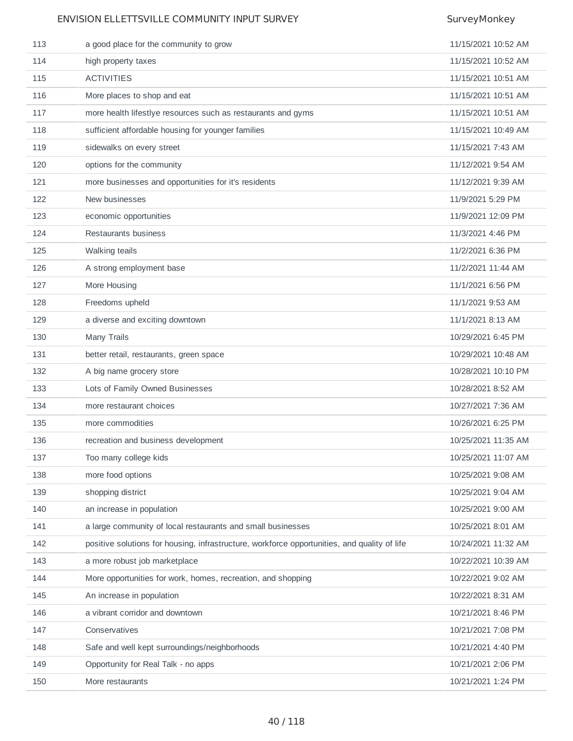| | | |
|---|---|---|
| 113 | a good place for the community to grow | 11/15/2021 10:52 AM |
| 114 | high property taxes | 11/15/2021 10:52 AM |
| 115 | ACTIVITIES | 11/15/2021 10:51 AM |
| 116 | More places to shop and eat | 11/15/2021 10:51 AM |
| 117 | more health lifestlye resources such as restaurants and gyms | 11/15/2021 10:51 AM |
| 118 | sufficient affordable housing for younger families | 11/15/2021 10:49 AM |
| 119 | sidewalks on every street | 11/15/2021 7:43 AM |
| 120 | options for the community | 11/12/2021 9:54 AM |
| 121 | more businesses and opportunities for it's residents | 11/12/2021 9:39 AM |
| 122 | New businesses | 11/9/2021 5:29 PM |
| 123 | economic opportunities | 11/9/2021 12:09 PM |
| 124 | Restaurants business | 11/3/2021 4:46 PM |
| 125 | Walking teails | 11/2/2021 6:36 PM |
| 126 | A strong employment base | 11/2/2021 11:44 AM |
| 127 | More Housing | 11/1/2021 6:56 PM |
| 128 | Freedoms upheld | 11/1/2021 9:53 AM |
| 129 | a diverse and exciting downtown | 11/1/2021 8:13 AM |
| 130 | Many Trails | 10/29/2021 6:45 PM |
| 131 | better retail, restaurants, green space | 10/29/2021 10:48 AM |
| 132 | A big name grocery store | 10/28/2021 10:10 PM |
| 133 | Lots of Family Owned Businesses | 10/28/2021 8:52 AM |
| 134 | more restaurant choices | 10/27/2021 7:36 AM |
| 135 | more commodities | 10/26/2021 6:25 PM |
| 136 | recreation and business development | 10/25/2021 11:35 AM |
| 137 | Too many college kids | 10/25/2021 11:07 AM |
| 138 | more food options | 10/25/2021 9:08 AM |
| 139 | shopping district | 10/25/2021 9:04 AM |
| 140 | an increase in population | 10/25/2021 9:00 AM |
| 141 | a large community of local restaurants and small businesses | 10/25/2021 8:01 AM |
| 142 | positive solutions for housing, infrastructure, workforce opportunities, and quality of life | 10/24/2021 11:32 AM |
| 143 | a more robust job marketplace | 10/22/2021 10:39 AM |
| 144 | More opportunities for work, homes, recreation, and shopping | 10/22/2021 9:02 AM |
| 145 | An increase in population | 10/22/2021 8:31 AM |
| 146 | a vibrant corridor and downtown | 10/21/2021 8:46 PM |
| 147 | Conservatives | 10/21/2021 7:08 PM |
| 148 | Safe and well kept surroundings/neighborhoods | 10/21/2021 4:40 PM |
| 149 | Opportunity for Real Talk - no apps | 10/21/2021 2:06 PM |
| 150 | More restaurants | 10/21/2021 1:24 PM |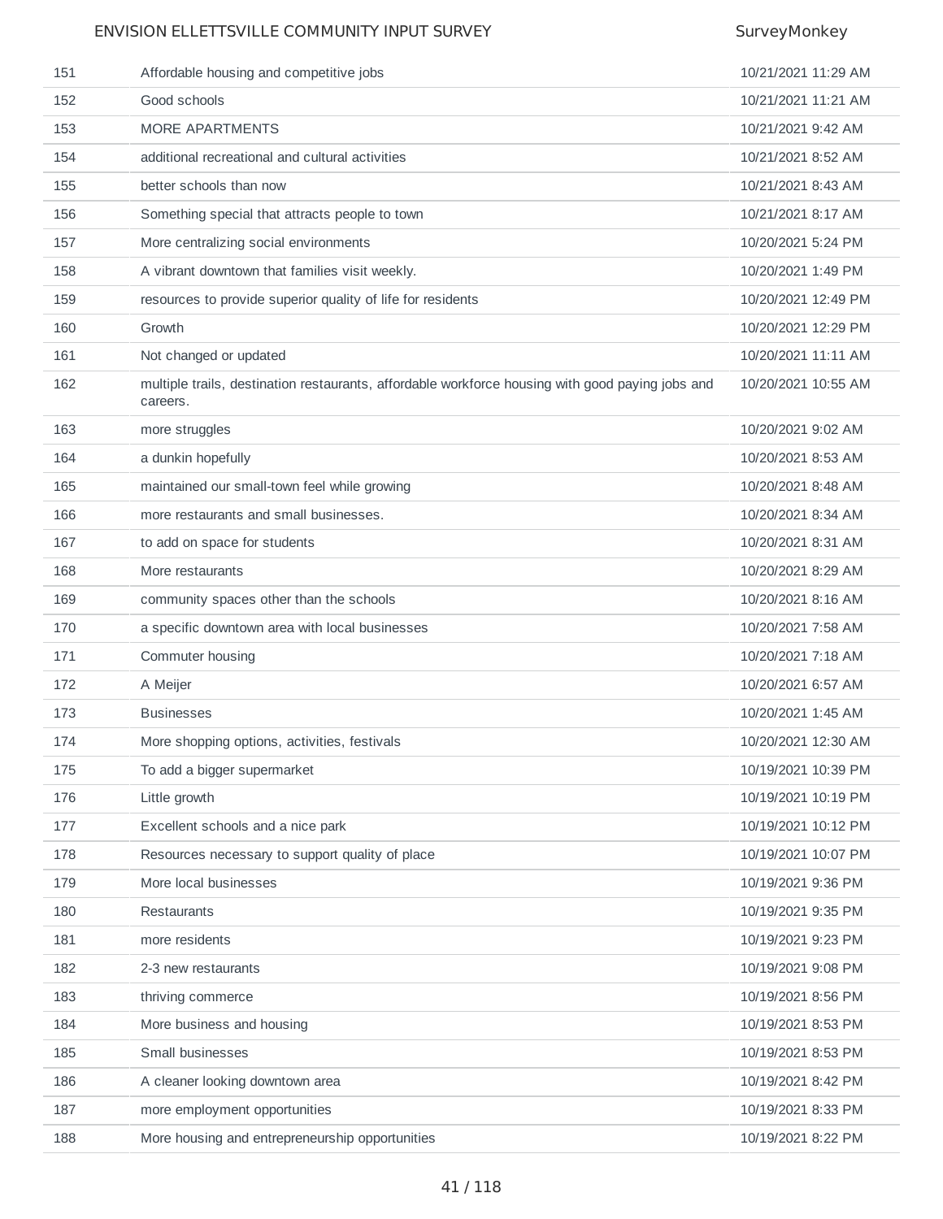| 151 | Affordable housing and competitive jobs | 10/21/2021 11:29 AM |
|---|---|---|
| 152 | Good schools | 10/21/2021 11:21 AM |
| 153 | MORE APARTMENTS | 10/21/2021 9:42 AM |
| 154 | additional recreational and cultural activities | 10/21/2021 8:52 AM |
| 155 | better schools than now | 10/21/2021 8:43 AM |
| 156 | Something special that attracts people to town | 10/21/2021 8:17 AM |
| 157 | More centralizing social environments | 10/20/2021 5:24 PM |
| 158 | A vibrant downtown that families visit weekly. | 10/20/2021 1:49 PM |
| 159 | resources to provide superior quality of life for residents | 10/20/2021 12:49 PM |
| 160 | Growth | 10/20/2021 12:29 PM |
| 161 | Not changed or updated | 10/20/2021 11:11 AM |
| 162 | multiple trails, destination restaurants, affordable workforce housing with good paying jobs and careers. | 10/20/2021 10:55 AM |
| 163 | more struggles | 10/20/2021 9:02 AM |
| 164 | a dunkin hopefully | 10/20/2021 8:53 AM |
| 165 | maintained our small-town feel while growing | 10/20/2021 8:48 AM |
| 166 | more restaurants and small businesses. | 10/20/2021 8:34 AM |
| 167 | to add on space for students | 10/20/2021 8:31 AM |
| 168 | More restaurants | 10/20/2021 8:29 AM |
| 169 | community spaces other than the schools | 10/20/2021 8:16 AM |
| 170 | a specific downtown area with local businesses | 10/20/2021 7:58 AM |
| 171 | Commuter housing | 10/20/2021 7:18 AM |
| 172 | A Meijer | 10/20/2021 6:57 AM |
| 173 | Businesses | 10/20/2021 1:45 AM |
| 174 | More shopping options, activities, festivals | 10/20/2021 12:30 AM |
| 175 | To add a bigger supermarket | 10/19/2021 10:39 PM |
| 176 | Little growth | 10/19/2021 10:19 PM |
| 177 | Excellent schools and a nice park | 10/19/2021 10:12 PM |
| 178 | Resources necessary to support quality of place | 10/19/2021 10:07 PM |
| 179 | More local businesses | 10/19/2021 9:36 PM |
| 180 | Restaurants | 10/19/2021 9:35 PM |
| 181 | more residents | 10/19/2021 9:23 PM |
| 182 | 2-3 new restaurants | 10/19/2021 9:08 PM |
| 183 | thriving commerce | 10/19/2021 8:56 PM |
| 184 | More business and housing | 10/19/2021 8:53 PM |
| 185 | Small businesses | 10/19/2021 8:53 PM |
| 186 | A cleaner looking downtown area | 10/19/2021 8:42 PM |
| 187 | more employment opportunities | 10/19/2021 8:33 PM |
| 188 | More housing and entrepreneurship opportunities | 10/19/2021 8:22 PM |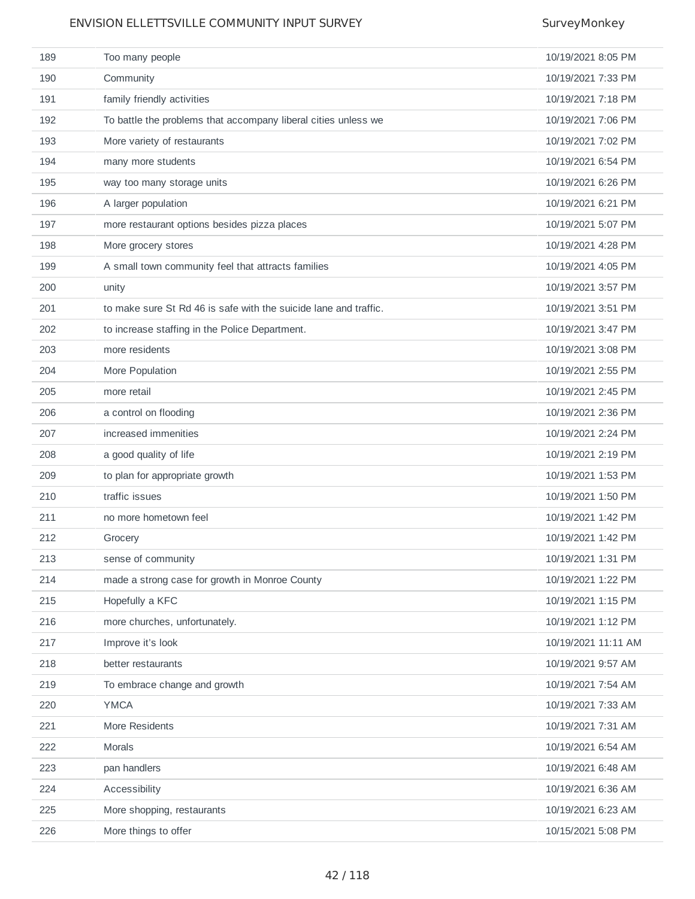| | | |
|---|---|---|
| 189 | Too many people | 10/19/2021 8:05 PM |
| 190 | Community | 10/19/2021 7:33 PM |
| 191 | family friendly activities | 10/19/2021 7:18 PM |
| 192 | To battle the problems that accompany liberal cities unless we | 10/19/2021 7:06 PM |
| 193 | More variety of restaurants | 10/19/2021 7:02 PM |
| 194 | many more students | 10/19/2021 6:54 PM |
| 195 | way too many storage units | 10/19/2021 6:26 PM |
| 196 | A larger population | 10/19/2021 6:21 PM |
| 197 | more restaurant options besides pizza places | 10/19/2021 5:07 PM |
| 198 | More grocery stores | 10/19/2021 4:28 PM |
| 199 | A small town community feel that attracts families | 10/19/2021 4:05 PM |
| 200 | unity | 10/19/2021 3:57 PM |
| 201 | to make sure St Rd 46 is safe with the suicide lane and traffic. | 10/19/2021 3:51 PM |
| 202 | to increase staffing in the Police Department. | 10/19/2021 3:47 PM |
| 203 | more residents | 10/19/2021 3:08 PM |
| 204 | More Population | 10/19/2021 2:55 PM |
| 205 | more retail | 10/19/2021 2:45 PM |
| 206 | a control on flooding | 10/19/2021 2:36 PM |
| 207 | increased immenities | 10/19/2021 2:24 PM |
| 208 | a good quality of life | 10/19/2021 2:19 PM |
| 209 | to plan for appropriate growth | 10/19/2021 1:53 PM |
| 210 | traffic issues | 10/19/2021 1:50 PM |
| 211 | no more hometown feel | 10/19/2021 1:42 PM |
| 212 | Grocery | 10/19/2021 1:42 PM |
| 213 | sense of community | 10/19/2021 1:31 PM |
| 214 | made a strong case for growth in Monroe County | 10/19/2021 1:22 PM |
| 215 | Hopefully a KFC | 10/19/2021 1:15 PM |
| 216 | more churches, unfortunately. | 10/19/2021 1:12 PM |
| 217 | Improve it's look | 10/19/2021 11:11 AM |
| 218 | better restaurants | 10/19/2021 9:57 AM |
| 219 | To embrace change and growth | 10/19/2021 7:54 AM |
| 220 | YMCA | 10/19/2021 7:33 AM |
| 221 | More Residents | 10/19/2021 7:31 AM |
| 222 | Morals | 10/19/2021 6:54 AM |
| 223 | pan handlers | 10/19/2021 6:48 AM |
| 224 | Accessibility | 10/19/2021 6:36 AM |
| 225 | More shopping, restaurants | 10/19/2021 6:23 AM |
| 226 | More things to offer | 10/15/2021 5:08 PM |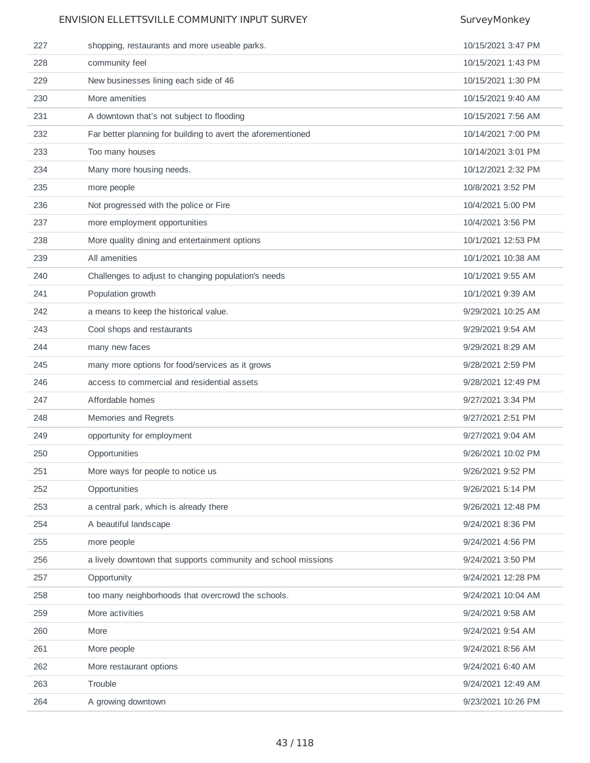| | | |
|---|---|---|
| 227 | shopping, restaurants and more useable parks. | 10/15/2021 3:47 PM |
| 228 | community feel | 10/15/2021 1:43 PM |
| 229 | New businesses lining each side of 46 | 10/15/2021 1:30 PM |
| 230 | More amenities | 10/15/2021 9:40 AM |
| 231 | A downtown that’s not subject to flooding | 10/15/2021 7:56 AM |
| 232 | Far better planning for building to avert the aforementioned | 10/14/2021 7:00 PM |
| 233 | Too many houses | 10/14/2021 3:01 PM |
| 234 | Many more housing needs. | 10/12/2021 2:32 PM |
| 235 | more people | 10/8/2021 3:52 PM |
| 236 | Not progressed with the police or Fire | 10/4/2021 5:00 PM |
| 237 | more employment opportunities | 10/4/2021 3:56 PM |
| 238 | More quality dining and entertainment options | 10/1/2021 12:53 PM |
| 239 | All amenities | 10/1/2021 10:38 AM |
| 240 | Challenges to adjust to changing population's needs | 10/1/2021 9:55 AM |
| 241 | Population growth | 10/1/2021 9:39 AM |
| 242 | a means to keep the historical value. | 9/29/2021 10:25 AM |
| 243 | Cool shops and restaurants | 9/29/2021 9:54 AM |
| 244 | many new faces | 9/29/2021 8:29 AM |
| 245 | many more options for food/services as it grows | 9/28/2021 2:59 PM |
| 246 | access to commercial and residential assets | 9/28/2021 12:49 PM |
| 247 | Affordable homes | 9/27/2021 3:34 PM |
| 248 | Memories and Regrets | 9/27/2021 2:51 PM |
| 249 | opportunity for employment | 9/27/2021 9:04 AM |
| 250 | Opportunities | 9/26/2021 10:02 PM |
| 251 | More ways for people to notice us | 9/26/2021 9:52 PM |
| 252 | Opportunities | 9/26/2021 5:14 PM |
| 253 | a central park, which is already there | 9/26/2021 12:48 PM |
| 254 | A beautiful landscape | 9/24/2021 8:36 PM |
| 255 | more people | 9/24/2021 4:56 PM |
| 256 | a lively downtown that supports community and school missions | 9/24/2021 3:50 PM |
| 257 | Opportunity | 9/24/2021 12:28 PM |
| 258 | too many neighborhoods that overcrowd the schools. | 9/24/2021 10:04 AM |
| 259 | More activities | 9/24/2021 9:58 AM |
| 260 | More | 9/24/2021 9:54 AM |
| 261 | More people | 9/24/2021 8:56 AM |
| 262 | More restaurant options | 9/24/2021 6:40 AM |
| 263 | Trouble | 9/24/2021 12:49 AM |
| 264 | A growing downtown | 9/23/2021 10:26 PM |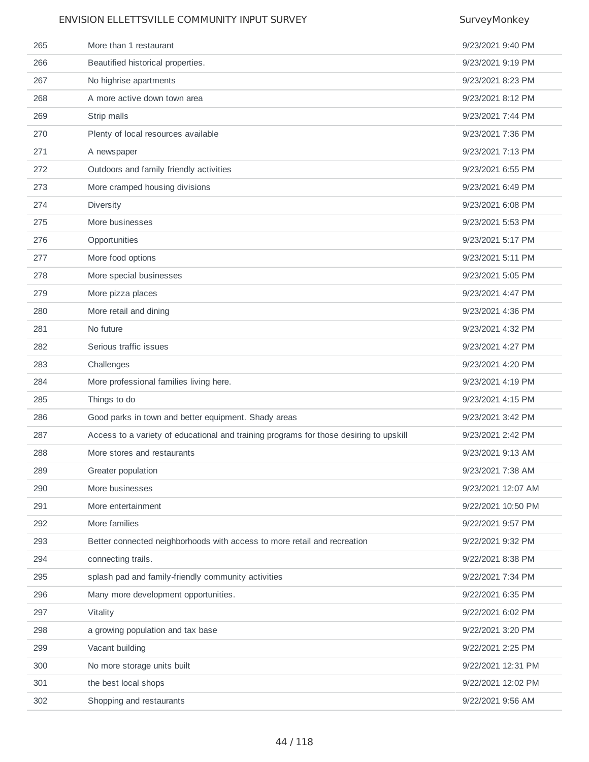| | | |
|---|---|---|
| 265 | More than 1 restaurant | 9/23/2021 9:40 PM |
| 266 | Beautified historical properties. | 9/23/2021 9:19 PM |
| 267 | No highrise apartments | 9/23/2021 8:23 PM |
| 268 | A more active down town area | 9/23/2021 8:12 PM |
| 269 | Strip malls | 9/23/2021 7:44 PM |
| 270 | Plenty of local resources available | 9/23/2021 7:36 PM |
| 271 | A newspaper | 9/23/2021 7:13 PM |
| 272 | Outdoors and family friendly activities | 9/23/2021 6:55 PM |
| 273 | More cramped housing divisions | 9/23/2021 6:49 PM |
| 274 | Diversity | 9/23/2021 6:08 PM |
| 275 | More businesses | 9/23/2021 5:53 PM |
| 276 | Opportunities | 9/23/2021 5:17 PM |
| 277 | More food options | 9/23/2021 5:11 PM |
| 278 | More special businesses | 9/23/2021 5:05 PM |
| 279 | More pizza places | 9/23/2021 4:47 PM |
| 280 | More retail and dining | 9/23/2021 4:36 PM |
| 281 | No future | 9/23/2021 4:32 PM |
| 282 | Serious traffic issues | 9/23/2021 4:27 PM |
| 283 | Challenges | 9/23/2021 4:20 PM |
| 284 | More professional families living here. | 9/23/2021 4:19 PM |
| 285 | Things to do | 9/23/2021 4:15 PM |
| 286 | Good parks in town and better equipment. Shady areas | 9/23/2021 3:42 PM |
| 287 | Access to a variety of educational and training programs for those desiring to upskill | 9/23/2021 2:42 PM |
| 288 | More stores and restaurants | 9/23/2021 9:13 AM |
| 289 | Greater population | 9/23/2021 7:38 AM |
| 290 | More businesses | 9/23/2021 12:07 AM |
| 291 | More entertainment | 9/22/2021 10:50 PM |
| 292 | More families | 9/22/2021 9:57 PM |
| 293 | Better connected neighborhoods with access to more retail and recreation | 9/22/2021 9:32 PM |
| 294 | connecting trails. | 9/22/2021 8:38 PM |
| 295 | splash pad and family-friendly community activities | 9/22/2021 7:34 PM |
| 296 | Many more development opportunities. | 9/22/2021 6:35 PM |
| 297 | Vitality | 9/22/2021 6:02 PM |
| 298 | a growing population and tax base | 9/22/2021 3:20 PM |
| 299 | Vacant building | 9/22/2021 2:25 PM |
| 300 | No more storage units built | 9/22/2021 12:31 PM |
| 301 | the best local shops | 9/22/2021 12:02 PM |
| 302 | Shopping and restaurants | 9/22/2021 9:56 AM |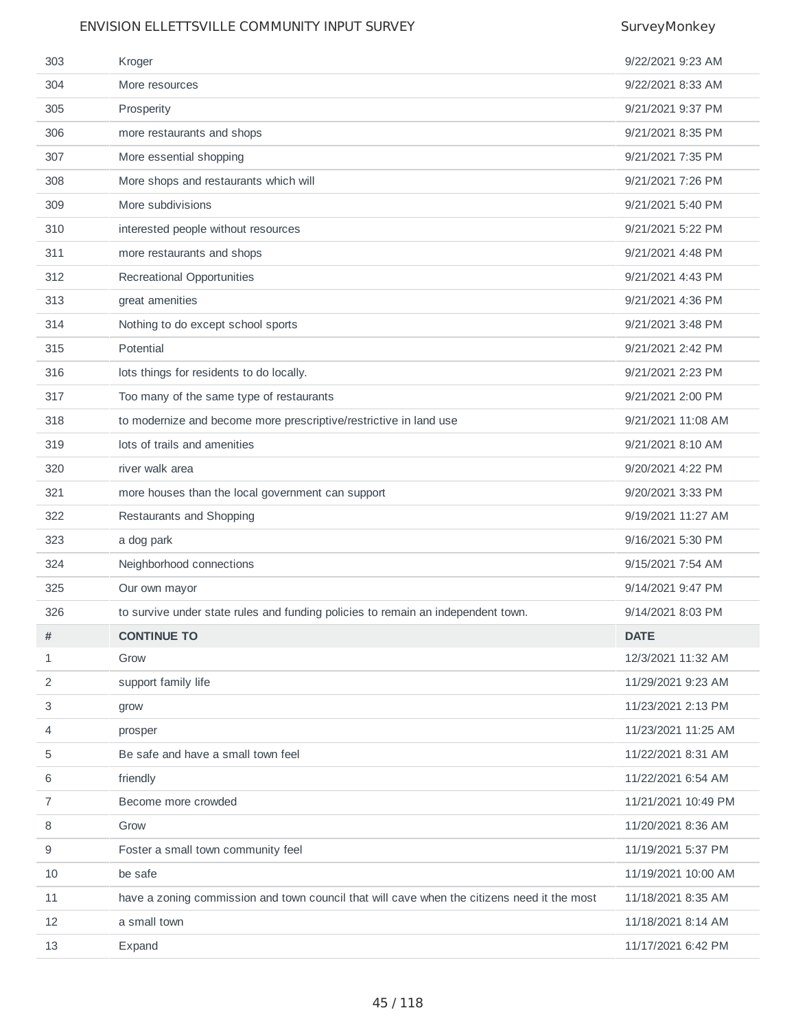| # | | DATE |
|---|---|---|
| 303 | Kroger | 9/22/2021 9:23 AM |
| 304 | More resources | 9/22/2021 8:33 AM |
| 305 | Prosperity | 9/21/2021 9:37 PM |
| 306 | more restaurants and shops | 9/21/2021 8:35 PM |
| 307 | More essential shopping | 9/21/2021 7:35 PM |
| 308 | More shops and restaurants which will | 9/21/2021 7:26 PM |
| 309 | More subdivisions | 9/21/2021 5:40 PM |
| 310 | interested people without resources | 9/21/2021 5:22 PM |
| 311 | more restaurants and shops | 9/21/2021 4:48 PM |
| 312 | Recreational Opportunities | 9/21/2021 4:43 PM |
| 313 | great amenities | 9/21/2021 4:36 PM |
| 314 | Nothing to do except school sports | 9/21/2021 3:48 PM |
| 315 | Potential | 9/21/2021 2:42 PM |
| 316 | lots things for residents to do locally. | 9/21/2021 2:23 PM |
| 317 | Too many of the same type of restaurants | 9/21/2021 2:00 PM |
| 318 | to modernize and become more prescriptive/restrictive in land use | 9/21/2021 11:08 AM |
| 319 | lots of trails and amenities | 9/21/2021 8:10 AM |
| 320 | river walk area | 9/20/2021 4:22 PM |
| 321 | more houses than the local government can support | 9/20/2021 3:33 PM |
| 322 | Restaurants and Shopping | 9/19/2021 11:27 AM |
| 323 | a dog park | 9/16/2021 5:30 PM |
| 324 | Neighborhood connections | 9/15/2021 7:54 AM |
| 325 | Our own mayor | 9/14/2021 9:47 PM |
| 326 | to survive under state rules and funding policies to remain an independent town. | 9/14/2021 8:03 PM |

| # | CONTINUE TO | DATE |
|---|---|---|
| 1 | Grow | 12/3/2021 11:32 AM |
| 2 | support family life | 11/29/2021 9:23 AM |
| 3 | grow | 11/23/2021 2:13 PM |
| 4 | prosper | 11/23/2021 11:25 AM |
| 5 | Be safe and have a small town feel | 11/22/2021 8:31 AM |
| 6 | friendly | 11/22/2021 6:54 AM |
| 7 | Become more crowded | 11/21/2021 10:49 PM |
| 8 | Grow | 11/20/2021 8:36 AM |
| 9 | Foster a small town community feel | 11/19/2021 5:37 PM |
| 10 | be safe | 11/19/2021 10:00 AM |
| 11 | have a zoning commission and town council that will cave when the citizens need it the most | 11/18/2021 8:35 AM |
| 12 | a small town | 11/18/2021 8:14 AM |
| 13 | Expand | 11/17/2021 6:42 PM |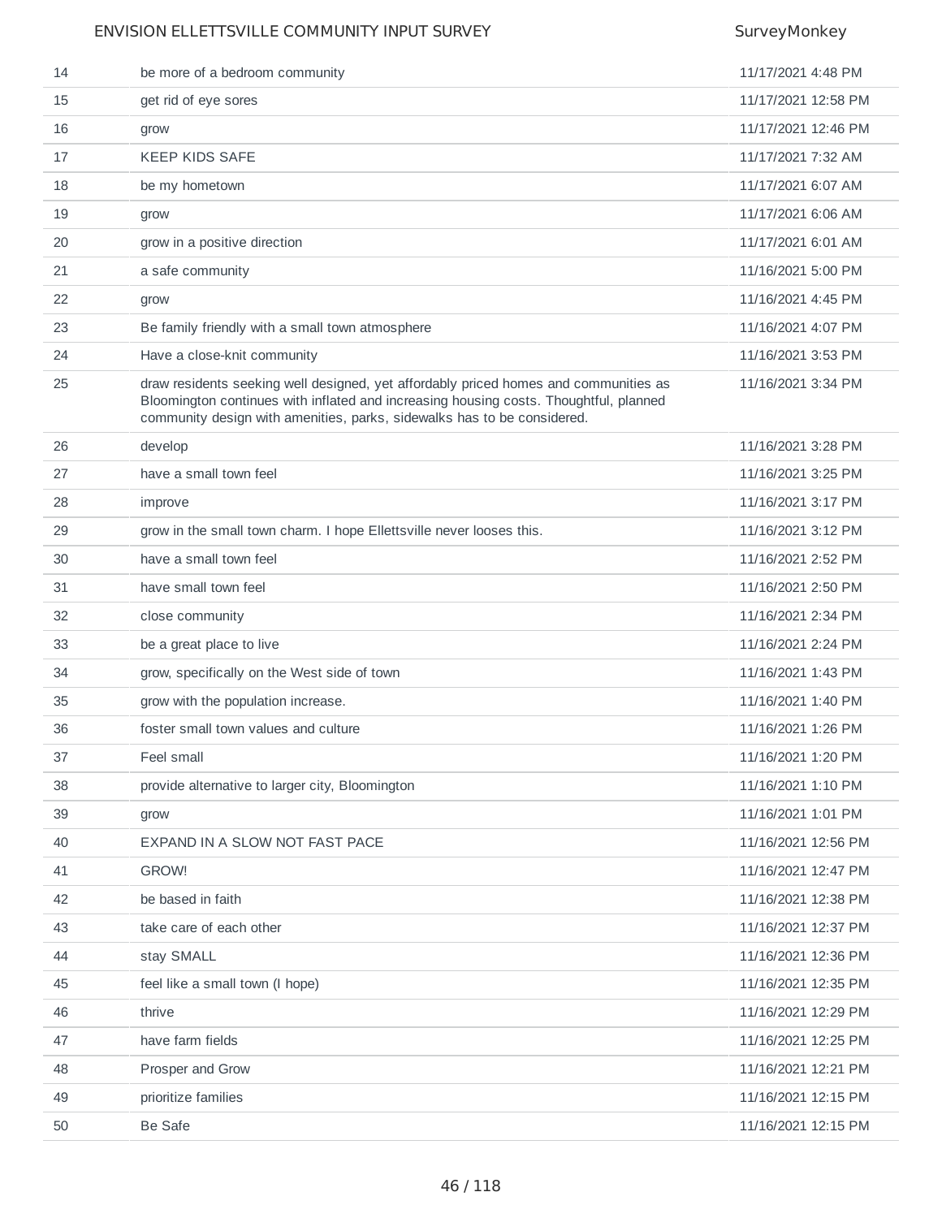| | | |
|---|---|---|
| 14 | be more of a bedroom community | 11/17/2021 4:48 PM |
| 15 | get rid of eye sores | 11/17/2021 12:58 PM |
| 16 | grow | 11/17/2021 12:46 PM |
| 17 | KEEP KIDS SAFE | 11/17/2021 7:32 AM |
| 18 | be my hometown | 11/17/2021 6:07 AM |
| 19 | grow | 11/17/2021 6:06 AM |
| 20 | grow in a positive direction | 11/17/2021 6:01 AM |
| 21 | a safe community | 11/16/2021 5:00 PM |
| 22 | grow | 11/16/2021 4:45 PM |
| 23 | Be family friendly with a small town atmosphere | 11/16/2021 4:07 PM |
| 24 | Have a close-knit community | 11/16/2021 3:53 PM |
| 25 | draw residents seeking well designed, yet affordably priced homes and communities as Bloomington continues with inflated and increasing housing costs. Thoughtful, planned community design with amenities, parks, sidewalks has to be considered. | 11/16/2021 3:34 PM |
| 26 | develop | 11/16/2021 3:28 PM |
| 27 | have a small town feel | 11/16/2021 3:25 PM |
| 28 | improve | 11/16/2021 3:17 PM |
| 29 | grow in the small town charm. I hope Ellettsville never looses this. | 11/16/2021 3:12 PM |
| 30 | have a small town feel | 11/16/2021 2:52 PM |
| 31 | have small town feel | 11/16/2021 2:50 PM |
| 32 | close community | 11/16/2021 2:34 PM |
| 33 | be a great place to live | 11/16/2021 2:24 PM |
| 34 | grow, specifically on the West side of town | 11/16/2021 1:43 PM |
| 35 | grow with the population increase. | 11/16/2021 1:40 PM |
| 36 | foster small town values and culture | 11/16/2021 1:26 PM |
| 37 | Feel small | 11/16/2021 1:20 PM |
| 38 | provide alternative to larger city, Bloomington | 11/16/2021 1:10 PM |
| 39 | grow | 11/16/2021 1:01 PM |
| 40 | EXPAND IN A SLOW NOT FAST PACE | 11/16/2021 12:56 PM |
| 41 | GROW! | 11/16/2021 12:47 PM |
| 42 | be based in faith | 11/16/2021 12:38 PM |
| 43 | take care of each other | 11/16/2021 12:37 PM |
| 44 | stay SMALL | 11/16/2021 12:36 PM |
| 45 | feel like a small town (I hope) | 11/16/2021 12:35 PM |
| 46 | thrive | 11/16/2021 12:29 PM |
| 47 | have farm fields | 11/16/2021 12:25 PM |
| 48 | Prosper and Grow | 11/16/2021 12:21 PM |
| 49 | prioritize families | 11/16/2021 12:15 PM |
| 50 | Be Safe | 11/16/2021 12:15 PM |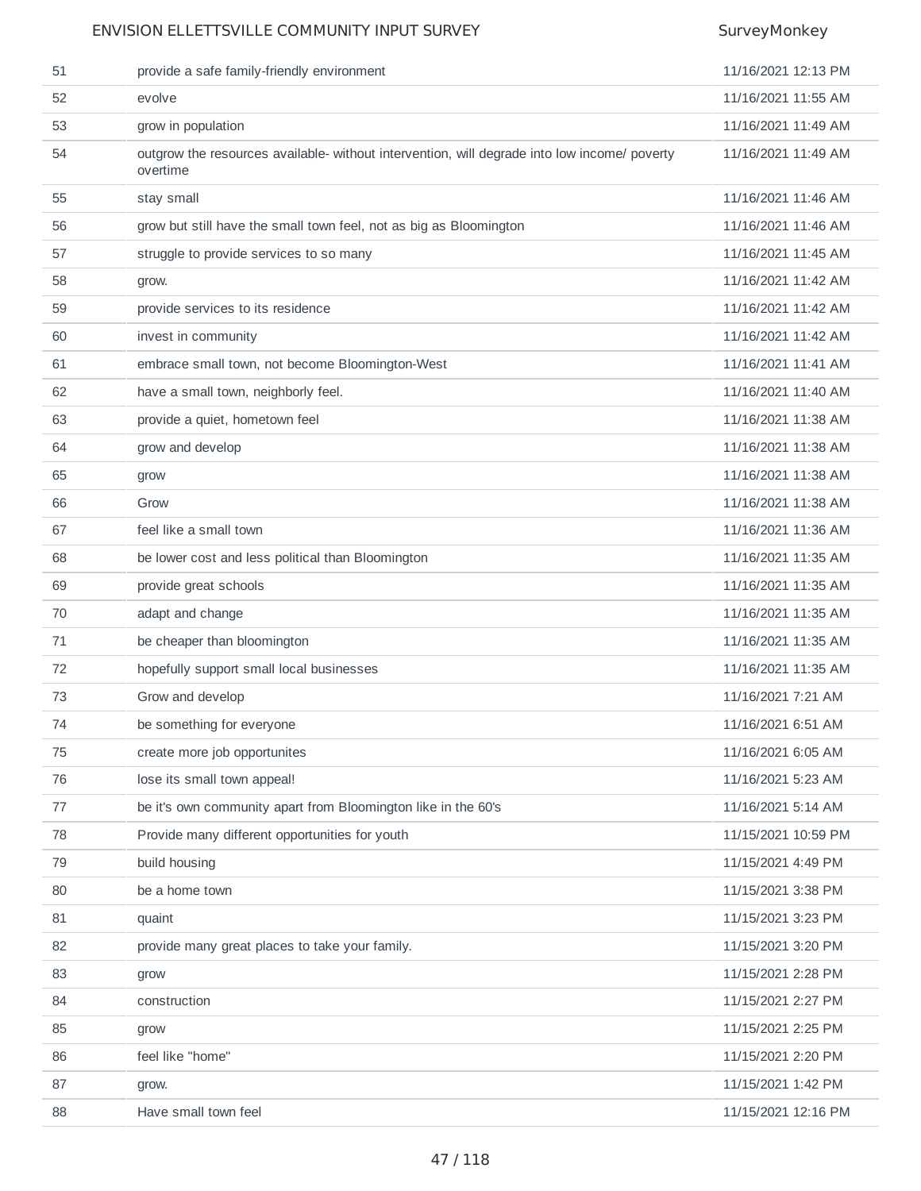| | | |
|---|---|---|
| 51 | provide a safe family-friendly environment | 11/16/2021 12:13 PM |
| 52 | evolve | 11/16/2021 11:55 AM |
| 53 | grow in population | 11/16/2021 11:49 AM |
| 54 | outgrow the resources available- without intervention, will degrade into low income/ poverty overtime | 11/16/2021 11:49 AM |
| 55 | stay small | 11/16/2021 11:46 AM |
| 56 | grow but still have the small town feel, not as big as Bloomington | 11/16/2021 11:46 AM |
| 57 | struggle to provide services to so many | 11/16/2021 11:45 AM |
| 58 | grow. | 11/16/2021 11:42 AM |
| 59 | provide services to its residence | 11/16/2021 11:42 AM |
| 60 | invest in community | 11/16/2021 11:42 AM |
| 61 | embrace small town, not become Bloomington-West | 11/16/2021 11:41 AM |
| 62 | have a small town, neighborly feel. | 11/16/2021 11:40 AM |
| 63 | provide a quiet, hometown feel | 11/16/2021 11:38 AM |
| 64 | grow and develop | 11/16/2021 11:38 AM |
| 65 | grow | 11/16/2021 11:38 AM |
| 66 | Grow | 11/16/2021 11:38 AM |
| 67 | feel like a small town | 11/16/2021 11:36 AM |
| 68 | be lower cost and less political than Bloomington | 11/16/2021 11:35 AM |
| 69 | provide great schools | 11/16/2021 11:35 AM |
| 70 | adapt and change | 11/16/2021 11:35 AM |
| 71 | be cheaper than bloomington | 11/16/2021 11:35 AM |
| 72 | hopefully support small local businesses | 11/16/2021 11:35 AM |
| 73 | Grow and develop | 11/16/2021 7:21 AM |
| 74 | be something for everyone | 11/16/2021 6:51 AM |
| 75 | create more job opportunites | 11/16/2021 6:05 AM |
| 76 | lose its small town appeal! | 11/16/2021 5:23 AM |
| 77 | be it's own community apart from Bloomington like in the 60's | 11/16/2021 5:14 AM |
| 78 | Provide many different opportunities for youth | 11/15/2021 10:59 PM |
| 79 | build housing | 11/15/2021 4:49 PM |
| 80 | be a home town | 11/15/2021 3:38 PM |
| 81 | quaint | 11/15/2021 3:23 PM |
| 82 | provide many great places to take your family. | 11/15/2021 3:20 PM |
| 83 | grow | 11/15/2021 2:28 PM |
| 84 | construction | 11/15/2021 2:27 PM |
| 85 | grow | 11/15/2021 2:25 PM |
| 86 | feel like "home" | 11/15/2021 2:20 PM |
| 87 | grow. | 11/15/2021 1:42 PM |
| 88 | Have small town feel | 11/15/2021 12:16 PM |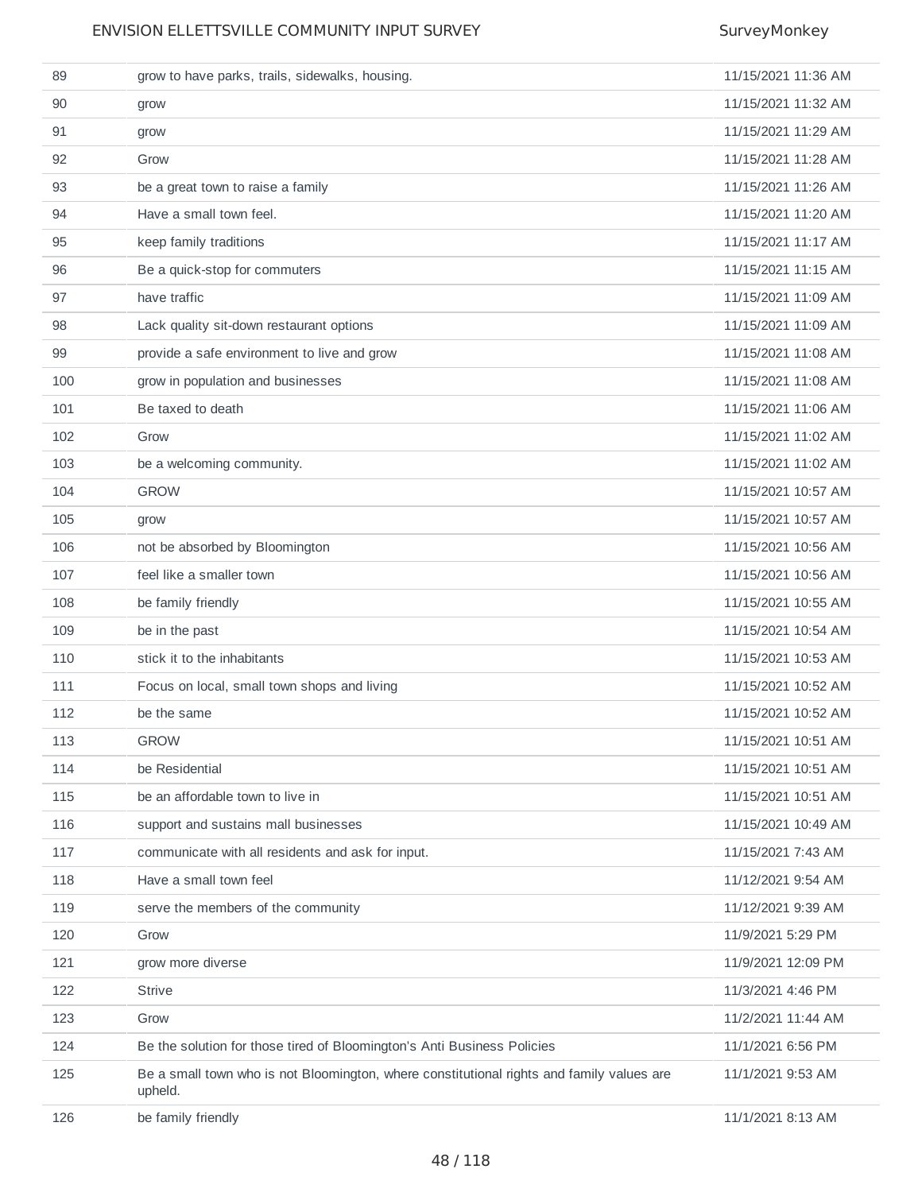| | | |
|---|---|---|
| 89 | grow to have parks, trails, sidewalks, housing. | 11/15/2021 11:36 AM |
| 90 | grow | 11/15/2021 11:32 AM |
| 91 | grow | 11/15/2021 11:29 AM |
| 92 | Grow | 11/15/2021 11:28 AM |
| 93 | be a great town to raise a family | 11/15/2021 11:26 AM |
| 94 | Have a small town feel. | 11/15/2021 11:20 AM |
| 95 | keep family traditions | 11/15/2021 11:17 AM |
| 96 | Be a quick-stop for commuters | 11/15/2021 11:15 AM |
| 97 | have traffic | 11/15/2021 11:09 AM |
| 98 | Lack quality sit-down restaurant options | 11/15/2021 11:09 AM |
| 99 | provide a safe environment to live and grow | 11/15/2021 11:08 AM |
| 100 | grow in population and businesses | 11/15/2021 11:08 AM |
| 101 | Be taxed to death | 11/15/2021 11:06 AM |
| 102 | Grow | 11/15/2021 11:02 AM |
| 103 | be a welcoming community. | 11/15/2021 11:02 AM |
| 104 | GROW | 11/15/2021 10:57 AM |
| 105 | grow | 11/15/2021 10:57 AM |
| 106 | not be absorbed by Bloomington | 11/15/2021 10:56 AM |
| 107 | feel like a smaller town | 11/15/2021 10:56 AM |
| 108 | be family friendly | 11/15/2021 10:55 AM |
| 109 | be in the past | 11/15/2021 10:54 AM |
| 110 | stick it to the inhabitants | 11/15/2021 10:53 AM |
| 111 | Focus on local, small town shops and living | 11/15/2021 10:52 AM |
| 112 | be the same | 11/15/2021 10:52 AM |
| 113 | GROW | 11/15/2021 10:51 AM |
| 114 | be Residential | 11/15/2021 10:51 AM |
| 115 | be an affordable town to live in | 11/15/2021 10:51 AM |
| 116 | support and sustains mall businesses | 11/15/2021 10:49 AM |
| 117 | communicate with all residents and ask for input. | 11/15/2021 7:43 AM |
| 118 | Have a small town feel | 11/12/2021 9:54 AM |
| 119 | serve the members of the community | 11/12/2021 9:39 AM |
| 120 | Grow | 11/9/2021 5:29 PM |
| 121 | grow more diverse | 11/9/2021 12:09 PM |
| 122 | Strive | 11/3/2021 4:46 PM |
| 123 | Grow | 11/2/2021 11:44 AM |
| 124 | Be the solution for those tired of Bloomington's Anti Business Policies | 11/1/2021 6:56 PM |
| 125 | Be a small town who is not Bloomington, where constitutional rights and family values are upheld. | 11/1/2021 9:53 AM |
| 126 | be family friendly | 11/1/2021 8:13 AM |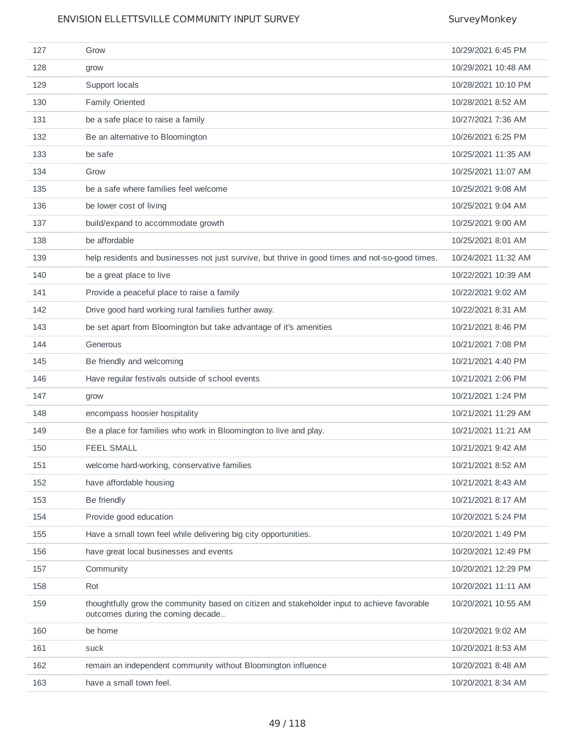| | | |
|---|---|---|
| 127 | Grow | 10/29/2021 6:45 PM |
| 128 | grow | 10/29/2021 10:48 AM |
| 129 | Support locals | 10/28/2021 10:10 PM |
| 130 | Family Oriented | 10/28/2021 8:52 AM |
| 131 | be a safe place to raise a family | 10/27/2021 7:36 AM |
| 132 | Be an alternative to Bloomington | 10/26/2021 6:25 PM |
| 133 | be safe | 10/25/2021 11:35 AM |
| 134 | Grow | 10/25/2021 11:07 AM |
| 135 | be a safe where families feel welcome | 10/25/2021 9:08 AM |
| 136 | be lower cost of living | 10/25/2021 9:04 AM |
| 137 | build/expand to accommodate growth | 10/25/2021 9:00 AM |
| 138 | be affordable | 10/25/2021 8:01 AM |
| 139 | help residents and businesses not just survive, but thrive in good times and not-so-good times. | 10/24/2021 11:32 AM |
| 140 | be a great place to live | 10/22/2021 10:39 AM |
| 141 | Provide a peaceful place to raise a family | 10/22/2021 9:02 AM |
| 142 | Drive good hard working rural families further away. | 10/22/2021 8:31 AM |
| 143 | be set apart from Bloomington but take advantage of it's amenities | 10/21/2021 8:46 PM |
| 144 | Generous | 10/21/2021 7:08 PM |
| 145 | Be friendly and welcoming | 10/21/2021 4:40 PM |
| 146 | Have regular festivals outside of school events | 10/21/2021 2:06 PM |
| 147 | grow | 10/21/2021 1:24 PM |
| 148 | encompass hoosier hospitality | 10/21/2021 11:29 AM |
| 149 | Be a place for families who work in Bloomington to live and play. | 10/21/2021 11:21 AM |
| 150 | FEEL SMALL | 10/21/2021 9:42 AM |
| 151 | welcome hard-working, conservative families | 10/21/2021 8:52 AM |
| 152 | have affordable housing | 10/21/2021 8:43 AM |
| 153 | Be friendly | 10/21/2021 8:17 AM |
| 154 | Provide good education | 10/20/2021 5:24 PM |
| 155 | Have a small town feel while delivering big city opportunities. | 10/20/2021 1:49 PM |
| 156 | have great local businesses and events | 10/20/2021 12:49 PM |
| 157 | Community | 10/20/2021 12:29 PM |
| 158 | Rot | 10/20/2021 11:11 AM |
| 159 | thoughtfully grow the community based on citizen and stakeholder input to achieve favorable outcomes during the coming decade.. | 10/20/2021 10:55 AM |
| 160 | be home | 10/20/2021 9:02 AM |
| 161 | suck | 10/20/2021 8:53 AM |
| 162 | remain an independent community without Bloomington influence | 10/20/2021 8:48 AM |
| 163 | have a small town feel. | 10/20/2021 8:34 AM |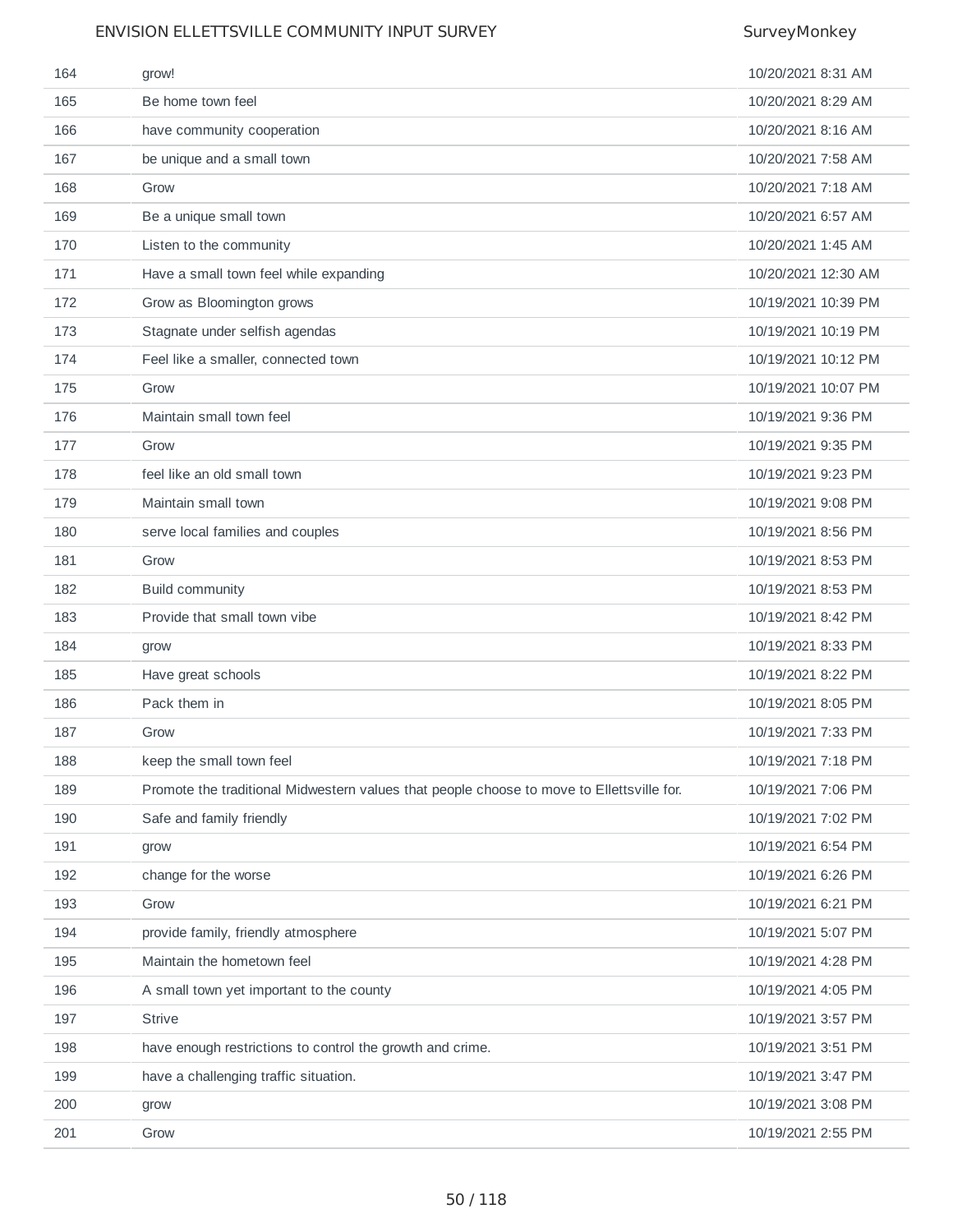| | | |
|---|---|---|
| 164 | grow! | 10/20/2021 8:31 AM |
| 165 | Be home town feel | 10/20/2021 8:29 AM |
| 166 | have community cooperation | 10/20/2021 8:16 AM |
| 167 | be unique and a small town | 10/20/2021 7:58 AM |
| 168 | Grow | 10/20/2021 7:18 AM |
| 169 | Be a unique small town | 10/20/2021 6:57 AM |
| 170 | Listen to the community | 10/20/2021 1:45 AM |
| 171 | Have a small town feel while expanding | 10/20/2021 12:30 AM |
| 172 | Grow as Bloomington grows | 10/19/2021 10:39 PM |
| 173 | Stagnate under selfish agendas | 10/19/2021 10:19 PM |
| 174 | Feel like a smaller, connected town | 10/19/2021 10:12 PM |
| 175 | Grow | 10/19/2021 10:07 PM |
| 176 | Maintain small town feel | 10/19/2021 9:36 PM |
| 177 | Grow | 10/19/2021 9:35 PM |
| 178 | feel like an old small town | 10/19/2021 9:23 PM |
| 179 | Maintain small town | 10/19/2021 9:08 PM |
| 180 | serve local families and couples | 10/19/2021 8:56 PM |
| 181 | Grow | 10/19/2021 8:53 PM |
| 182 | Build community | 10/19/2021 8:53 PM |
| 183 | Provide that small town vibe | 10/19/2021 8:42 PM |
| 184 | grow | 10/19/2021 8:33 PM |
| 185 | Have great schools | 10/19/2021 8:22 PM |
| 186 | Pack them in | 10/19/2021 8:05 PM |
| 187 | Grow | 10/19/2021 7:33 PM |
| 188 | keep the small town feel | 10/19/2021 7:18 PM |
| 189 | Promote the traditional Midwestern values that people choose to move to Ellettsville for. | 10/19/2021 7:06 PM |
| 190 | Safe and family friendly | 10/19/2021 7:02 PM |
| 191 | grow | 10/19/2021 6:54 PM |
| 192 | change for the worse | 10/19/2021 6:26 PM |
| 193 | Grow | 10/19/2021 6:21 PM |
| 194 | provide family, friendly atmosphere | 10/19/2021 5:07 PM |
| 195 | Maintain the hometown feel | 10/19/2021 4:28 PM |
| 196 | A small town yet important to the county | 10/19/2021 4:05 PM |
| 197 | Strive | 10/19/2021 3:57 PM |
| 198 | have enough restrictions to control the growth and crime. | 10/19/2021 3:51 PM |
| 199 | have a challenging traffic situation. | 10/19/2021 3:47 PM |
| 200 | grow | 10/19/2021 3:08 PM |
| 201 | Grow | 10/19/2021 2:55 PM |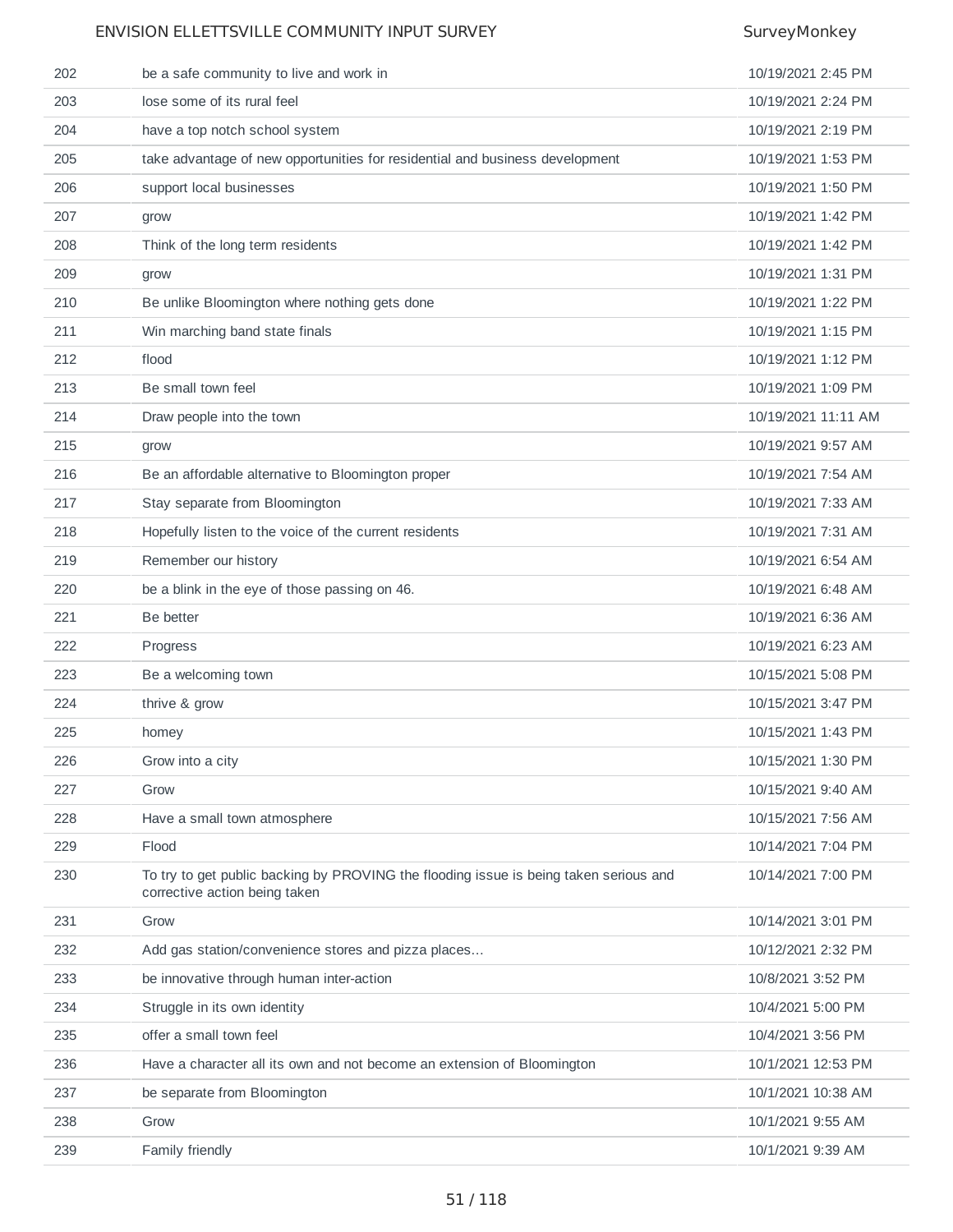| | | |
|---|---|---|
| 202 | be a safe community to live and work in | 10/19/2021 2:45 PM |
| 203 | lose some of its rural feel | 10/19/2021 2:24 PM |
| 204 | have a top notch school system | 10/19/2021 2:19 PM |
| 205 | take advantage of new opportunities for residential and business development | 10/19/2021 1:53 PM |
| 206 | support local businesses | 10/19/2021 1:50 PM |
| 207 | grow | 10/19/2021 1:42 PM |
| 208 | Think of the long term residents | 10/19/2021 1:42 PM |
| 209 | grow | 10/19/2021 1:31 PM |
| 210 | Be unlike Bloomington where nothing gets done | 10/19/2021 1:22 PM |
| 211 | Win marching band state finals | 10/19/2021 1:15 PM |
| 212 | flood | 10/19/2021 1:12 PM |
| 213 | Be small town feel | 10/19/2021 1:09 PM |
| 214 | Draw people into the town | 10/19/2021 11:11 AM |
| 215 | grow | 10/19/2021 9:57 AM |
| 216 | Be an affordable alternative to Bloomington proper | 10/19/2021 7:54 AM |
| 217 | Stay separate from Bloomington | 10/19/2021 7:33 AM |
| 218 | Hopefully listen to the voice of the current residents | 10/19/2021 7:31 AM |
| 219 | Remember our history | 10/19/2021 6:54 AM |
| 220 | be a blink in the eye of those passing on 46. | 10/19/2021 6:48 AM |
| 221 | Be better | 10/19/2021 6:36 AM |
| 222 | Progress | 10/19/2021 6:23 AM |
| 223 | Be a welcoming town | 10/15/2021 5:08 PM |
| 224 | thrive & grow | 10/15/2021 3:47 PM |
| 225 | homey | 10/15/2021 1:43 PM |
| 226 | Grow into a city | 10/15/2021 1:30 PM |
| 227 | Grow | 10/15/2021 9:40 AM |
| 228 | Have a small town atmosphere | 10/15/2021 7:56 AM |
| 229 | Flood | 10/14/2021 7:04 PM |
| 230 | To try to get public backing by PROVING the flooding issue is being taken serious and corrective action being taken | 10/14/2021 7:00 PM |
| 231 | Grow | 10/14/2021 3:01 PM |
| 232 | Add gas station/convenience stores and pizza places... | 10/12/2021 2:32 PM |
| 233 | be innovative through human inter-action | 10/8/2021 3:52 PM |
| 234 | Struggle in its own identity | 10/4/2021 5:00 PM |
| 235 | offer a small town feel | 10/4/2021 3:56 PM |
| 236 | Have a character all its own and not become an extension of Bloomington | 10/1/2021 12:53 PM |
| 237 | be separate from Bloomington | 10/1/2021 10:38 AM |
| 238 | Grow | 10/1/2021 9:55 AM |
| 239 | Family friendly | 10/1/2021 9:39 AM |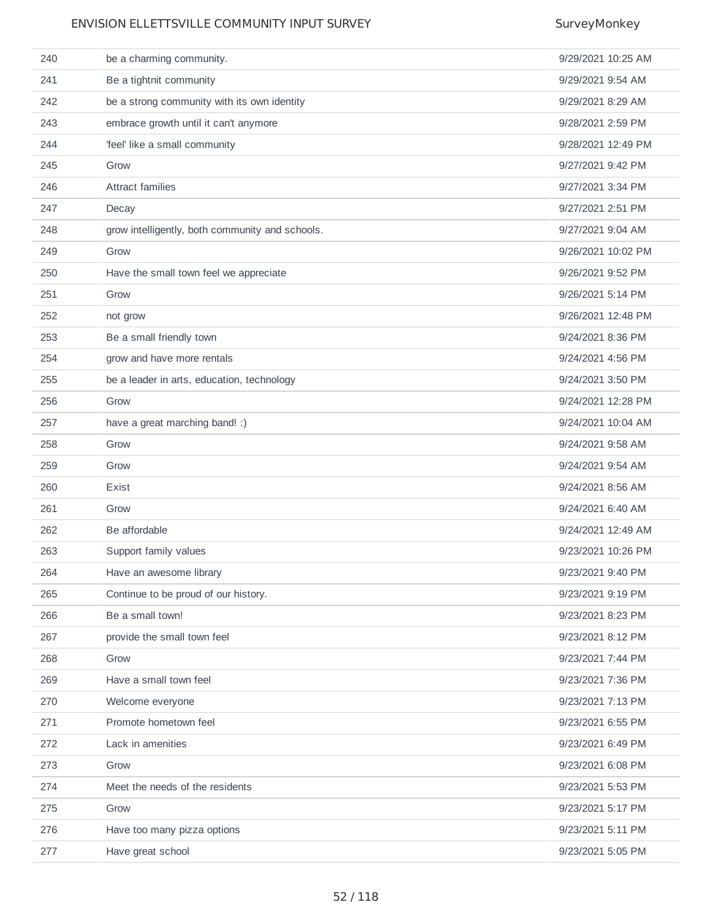| | | |
|---|---|---|
| 240 | be a charming community. | 9/29/2021 10:25 AM |
| 241 | Be a tightnit community | 9/29/2021 9:54 AM |
| 242 | be a strong community with its own identity | 9/29/2021 8:29 AM |
| 243 | embrace growth until it can't anymore | 9/28/2021 2:59 PM |
| 244 | 'feel' like a small community | 9/28/2021 12:49 PM |
| 245 | Grow | 9/27/2021 9:42 PM |
| 246 | Attract families | 9/27/2021 3:34 PM |
| 247 | Decay | 9/27/2021 2:51 PM |
| 248 | grow intelligently, both community and schools. | 9/27/2021 9:04 AM |
| 249 | Grow | 9/26/2021 10:02 PM |
| 250 | Have the small town feel we appreciate | 9/26/2021 9:52 PM |
| 251 | Grow | 9/26/2021 5:14 PM |
| 252 | not grow | 9/26/2021 12:48 PM |
| 253 | Be a small friendly town | 9/24/2021 8:36 PM |
| 254 | grow and have more rentals | 9/24/2021 4:56 PM |
| 255 | be a leader in arts, education, technology | 9/24/2021 3:50 PM |
| 256 | Grow | 9/24/2021 12:28 PM |
| 257 | have a great marching band! :) | 9/24/2021 10:04 AM |
| 258 | Grow | 9/24/2021 9:58 AM |
| 259 | Grow | 9/24/2021 9:54 AM |
| 260 | Exist | 9/24/2021 8:56 AM |
| 261 | Grow | 9/24/2021 6:40 AM |
| 262 | Be affordable | 9/24/2021 12:49 AM |
| 263 | Support family values | 9/23/2021 10:26 PM |
| 264 | Have an awesome library | 9/23/2021 9:40 PM |
| 265 | Continue to be proud of our history. | 9/23/2021 9:19 PM |
| 266 | Be a small town! | 9/23/2021 8:23 PM |
| 267 | provide the small town feel | 9/23/2021 8:12 PM |
| 268 | Grow | 9/23/2021 7:44 PM |
| 269 | Have a small town feel | 9/23/2021 7:36 PM |
| 270 | Welcome everyone | 9/23/2021 7:13 PM |
| 271 | Promote hometown feel | 9/23/2021 6:55 PM |
| 272 | Lack in amenities | 9/23/2021 6:49 PM |
| 273 | Grow | 9/23/2021 6:08 PM |
| 274 | Meet the needs of the residents | 9/23/2021 5:53 PM |
| 275 | Grow | 9/23/2021 5:17 PM |
| 276 | Have too many pizza options | 9/23/2021 5:11 PM |
| 277 | Have great school | 9/23/2021 5:05 PM |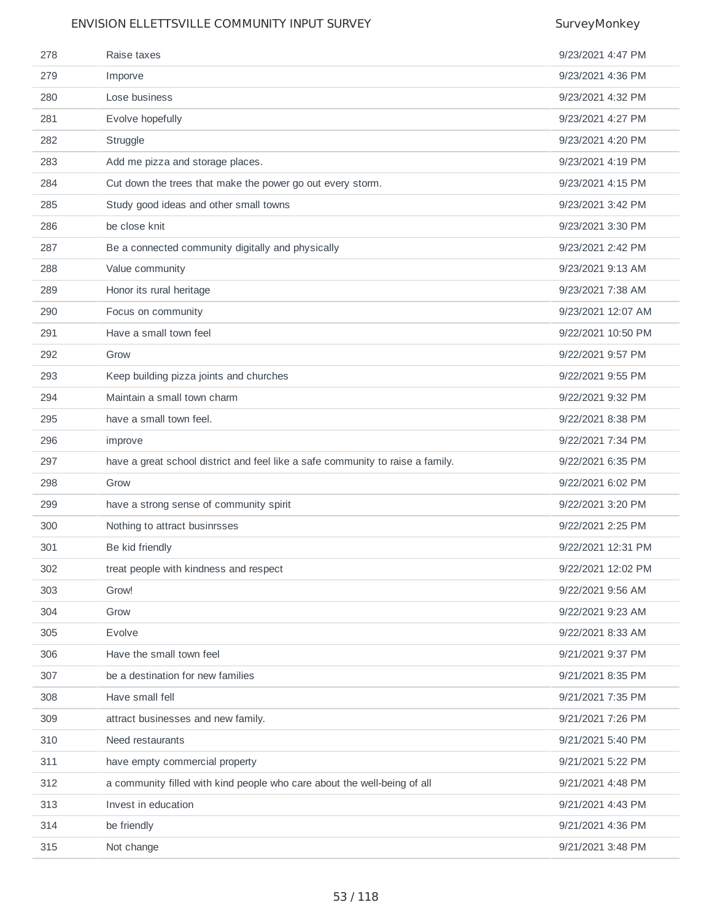| | | |
|---|---|---|
| 278 | Raise taxes | 9/23/2021 4:47 PM |
| 279 | Imporve | 9/23/2021 4:36 PM |
| 280 | Lose business | 9/23/2021 4:32 PM |
| 281 | Evolve hopefully | 9/23/2021 4:27 PM |
| 282 | Struggle | 9/23/2021 4:20 PM |
| 283 | Add me pizza and storage places. | 9/23/2021 4:19 PM |
| 284 | Cut down the trees that make the power go out every storm. | 9/23/2021 4:15 PM |
| 285 | Study good ideas and other small towns | 9/23/2021 3:42 PM |
| 286 | be close knit | 9/23/2021 3:30 PM |
| 287 | Be a connected community digitally and physically | 9/23/2021 2:42 PM |
| 288 | Value community | 9/23/2021 9:13 AM |
| 289 | Honor its rural heritage | 9/23/2021 7:38 AM |
| 290 | Focus on community | 9/23/2021 12:07 AM |
| 291 | Have a small town feel | 9/22/2021 10:50 PM |
| 292 | Grow | 9/22/2021 9:57 PM |
| 293 | Keep building pizza joints and churches | 9/22/2021 9:55 PM |
| 294 | Maintain a small town charm | 9/22/2021 9:32 PM |
| 295 | have a small town feel. | 9/22/2021 8:38 PM |
| 296 | improve | 9/22/2021 7:34 PM |
| 297 | have a great school district and feel like a safe community to raise a family. | 9/22/2021 6:35 PM |
| 298 | Grow | 9/22/2021 6:02 PM |
| 299 | have a strong sense of community spirit | 9/22/2021 3:20 PM |
| 300 | Nothing to attract businrsses | 9/22/2021 2:25 PM |
| 301 | Be kid friendly | 9/22/2021 12:31 PM |
| 302 | treat people with kindness and respect | 9/22/2021 12:02 PM |
| 303 | Grow! | 9/22/2021 9:56 AM |
| 304 | Grow | 9/22/2021 9:23 AM |
| 305 | Evolve | 9/22/2021 8:33 AM |
| 306 | Have the small town feel | 9/21/2021 9:37 PM |
| 307 | be a destination for new families | 9/21/2021 8:35 PM |
| 308 | Have small fell | 9/21/2021 7:35 PM |
| 309 | attract businesses and new family. | 9/21/2021 7:26 PM |
| 310 | Need restaurants | 9/21/2021 5:40 PM |
| 311 | have empty commercial property | 9/21/2021 5:22 PM |
| 312 | a community filled with kind people who care about the well-being of all | 9/21/2021 4:48 PM |
| 313 | Invest in education | 9/21/2021 4:43 PM |
| 314 | be friendly | 9/21/2021 4:36 PM |
| 315 | Not change | 9/21/2021 3:48 PM |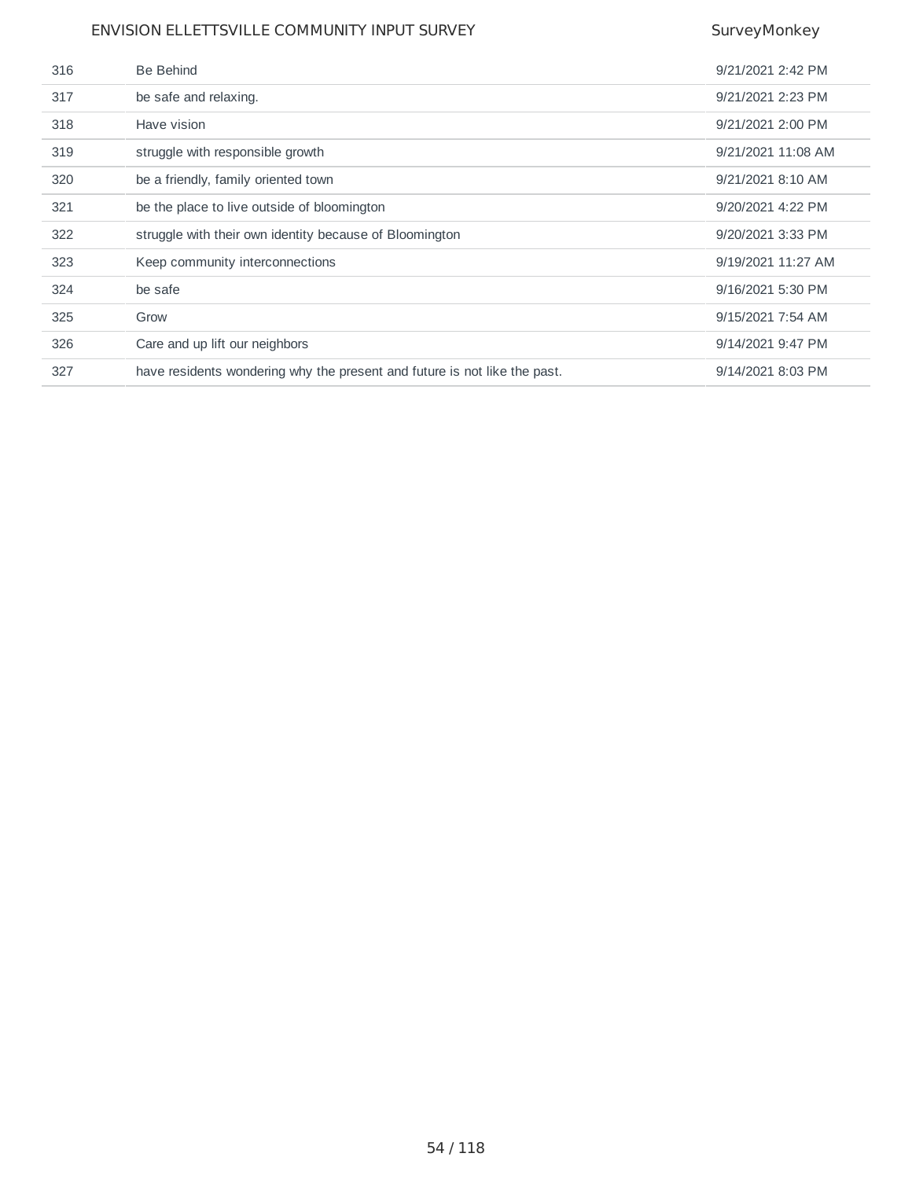| | | |
|---|---|---|
| 316 | Be Behind | 9/21/2021 2:42 PM |
| 317 | be safe and relaxing. | 9/21/2021 2:23 PM |
| 318 | Have vision | 9/21/2021 2:00 PM |
| 319 | struggle with responsible growth | 9/21/2021 11:08 AM |
| 320 | be a friendly, family oriented town | 9/21/2021 8:10 AM |
| 321 | be the place to live outside of bloomington | 9/20/2021 4:22 PM |
| 322 | struggle with their own identity because of Bloomington | 9/20/2021 3:33 PM |
| 323 | Keep community interconnections | 9/19/2021 11:27 AM |
| 324 | be safe | 9/16/2021 5:30 PM |
| 325 | Grow | 9/15/2021 7:54 AM |
| 326 | Care and up lift our neighbors | 9/14/2021 9:47 PM |
| 327 | have residents wondering why the present and future is not like the past. | 9/14/2021 8:03 PM |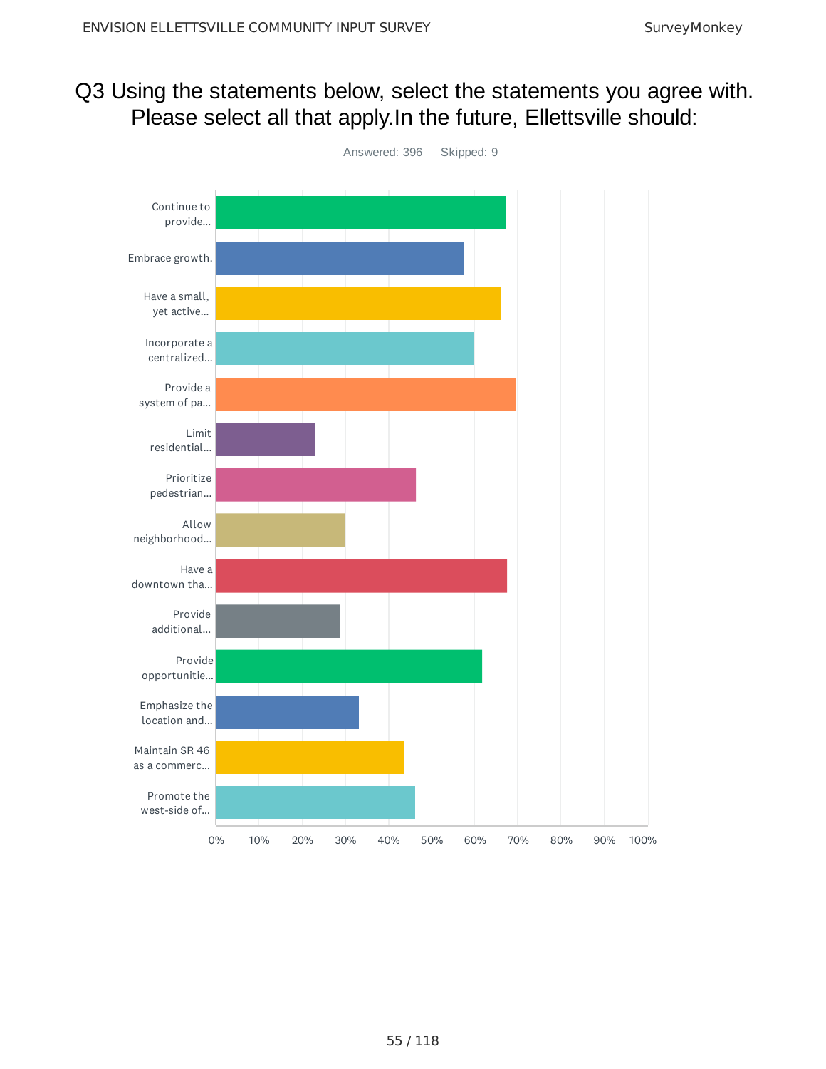## Q3 Using the statements below, select the statements you agree with. Please select all that apply.In the future, Ellettsville should:

Answered: 396 Skipped: 9

| Statement |
|---|
| Continue to provide... |
| Embrace growth. |
| Have a small, yet active... |
| Incorporate a centralized... |
| Provide a system of pa... |
| Limit residential... |
| Prioritize pedestrian... |
| Allow neighborhood... |
| Have a downtown tha... |
| Provide additional... |
| Provide opportunitie... |
| Emphasize the location and... |
| Maintain SR 46 as a commerc... |
| Promote the west-side of... |

0% 10% 20% 30% 40% 50% 60% 70% 80% 90% 100%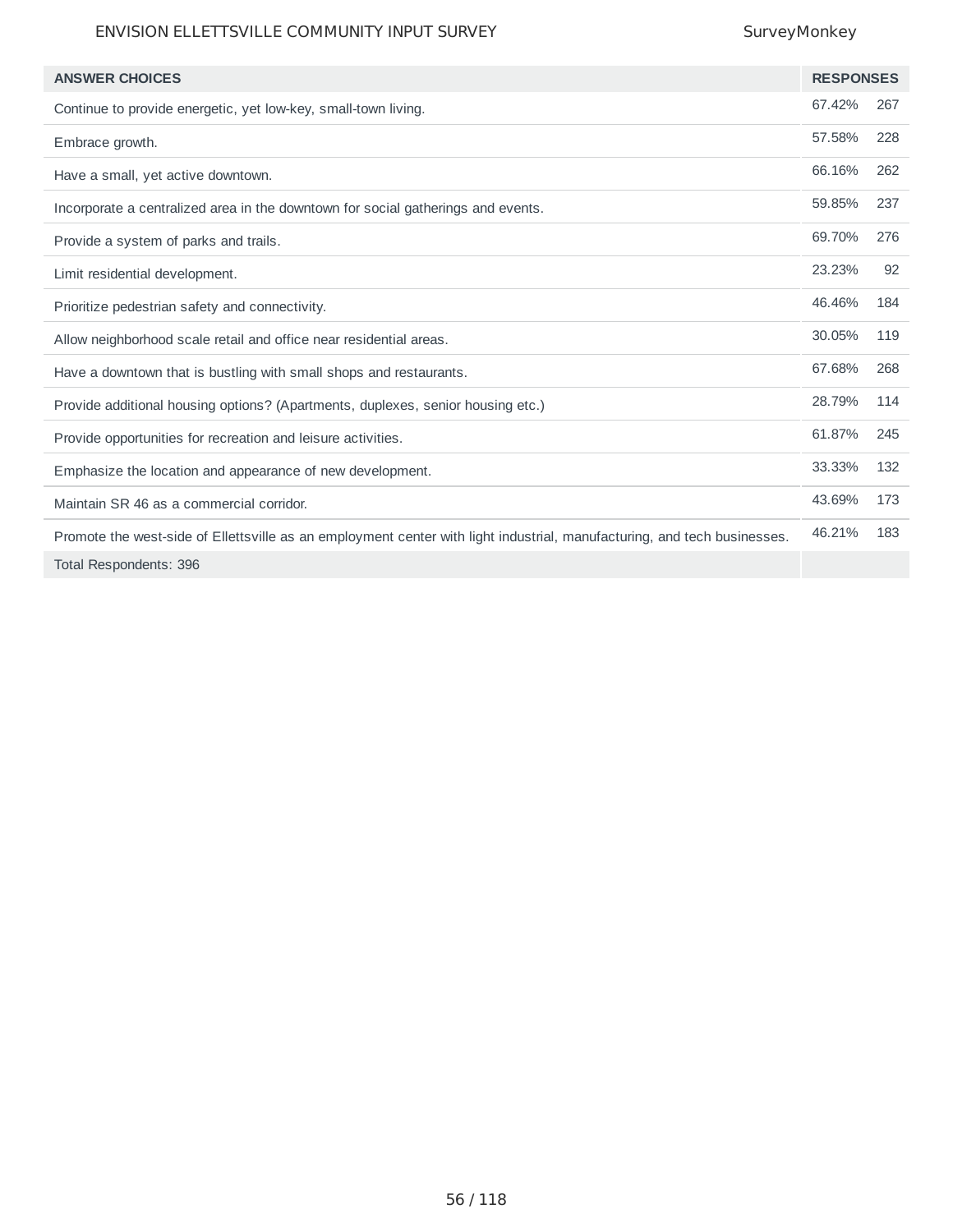| ANSWER CHOICES | RESPONSES | |
|---|---|---|
| Continue to provide energetic, yet low-key, small-town living. | 67.42% | 267 |
| Embrace growth. | 57.58% | 228 |
| Have a small, yet active downtown. | 66.16% | 262 |
| Incorporate a centralized area in the downtown for social gatherings and events. | 59.85% | 237 |
| Provide a system of parks and trails. | 69.70% | 276 |
| Limit residential development. | 23.23% | 92 |
| Prioritize pedestrian safety and connectivity. | 46.46% | 184 |
| Allow neighborhood scale retail and office near residential areas. | 30.05% | 119 |
| Have a downtown that is bustling with small shops and restaurants. | 67.68% | 268 |
| Provide additional housing options? (Apartments, duplexes, senior housing etc.) | 28.79% | 114 |
| Provide opportunities for recreation and leisure activities. | 61.87% | 245 |
| Emphasize the location and appearance of new development. | 33.33% | 132 |
| Maintain SR 46 as a commercial corridor. | 43.69% | 173 |
| Promote the west-side of Ellettsville as an employment center with light industrial, manufacturing, and tech businesses. | 46.21% | 183 |
| Total Respondents: 396 | | |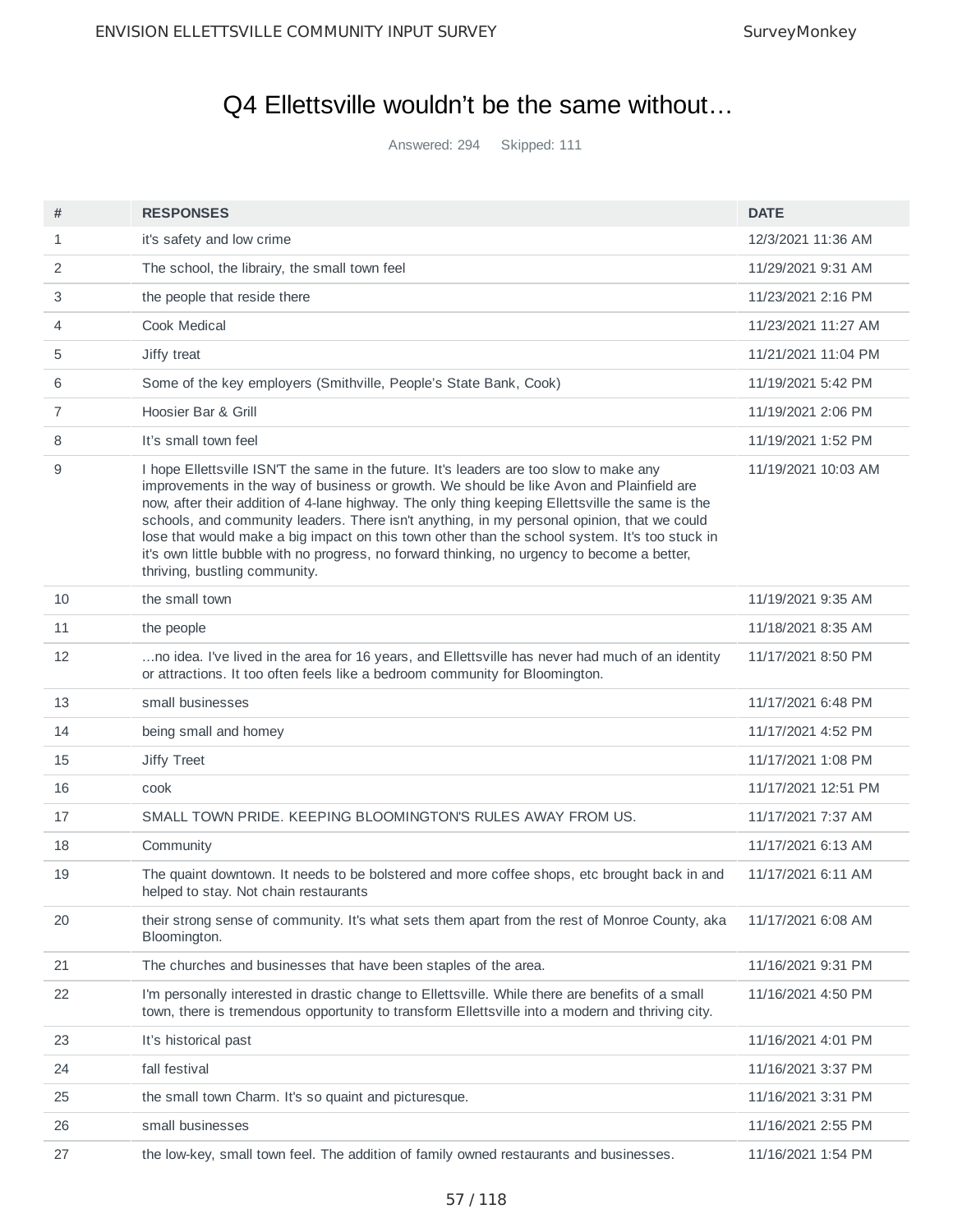# Q4 Ellettsville wouldn't be the same without…

Answered: 294 Skipped: 111

| # | RESPONSES | DATE |
|---|---|---|
| 1 | it's safety and low crime | 12/3/2021 11:36 AM |
| 2 | The school, the libraiy, the small town feel | 11/29/2021 9:31 AM |
| 3 | the people that reside there | 11/23/2021 2:16 PM |
| 4 | Cook Medical | 11/23/2021 11:27 AM |
| 5 | Jiffy treat | 11/21/2021 11:04 PM |
| 6 | Some of the key employers (Smithville, People's State Bank, Cook) | 11/19/2021 5:42 PM |
| 7 | Hoosier Bar & Grill | 11/19/2021 2:06 PM |
| 8 | It's small town feel | 11/19/2021 1:52 PM |
| 9 | I hope Ellettsville ISN'T the same in the future. It's leaders are too slow to make any improvements in the way of business or growth. We should be like Avon and Plainfield are now, after their addition of 4-lane highway. The only thing keeping Ellettsville the same is the schools, and community leaders. There isn't anything, in my personal opinion, that we could lose that would make a big impact on this town other than the school system. It's too stuck in it's own little bubble with no progress, no forward thinking, no urgency to become a better, thriving, bustling community. | 11/19/2021 10:03 AM |
| 10 | the small town | 11/19/2021 9:35 AM |
| 11 | the people | 11/18/2021 8:35 AM |
| 12 | …no idea. I've lived in the area for 16 years, and Ellettsville has never had much of an identity or attractions. It too often feels like a bedroom community for Bloomington. | 11/17/2021 8:50 PM |
| 13 | small businesses | 11/17/2021 6:48 PM |
| 14 | being small and homey | 11/17/2021 4:52 PM |
| 15 | Jiffy Treet | 11/17/2021 1:08 PM |
| 16 | cook | 11/17/2021 12:51 PM |
| 17 | SMALL TOWN PRIDE. KEEPING BLOOMINGTON'S RULES AWAY FROM US. | 11/17/2021 7:37 AM |
| 18 | Community | 11/17/2021 6:13 AM |
| 19 | The quaint downtown. It needs to be bolstered and more coffee shops, etc brought back in and helped to stay. Not chain restaurants | 11/17/2021 6:11 AM |
| 20 | their strong sense of community. It's what sets them apart from the rest of Monroe County, aka Bloomington. | 11/17/2021 6:08 AM |
| 21 | The churches and businesses that have been staples of the area. | 11/16/2021 9:31 PM |
| 22 | I'm personally interested in drastic change to Ellettsville. While there are benefits of a small town, there is tremendous opportunity to transform Ellettsville into a modern and thriving city. | 11/16/2021 4:50 PM |
| 23 | It's historical past | 11/16/2021 4:01 PM |
| 24 | fall festival | 11/16/2021 3:37 PM |
| 25 | the small town Charm. It's so quaint and picturesque. | 11/16/2021 3:31 PM |
| 26 | small businesses | 11/16/2021 2:55 PM |
| 27 | the low-key, small town feel. The addition of family owned restaurants and businesses. | 11/16/2021 1:54 PM |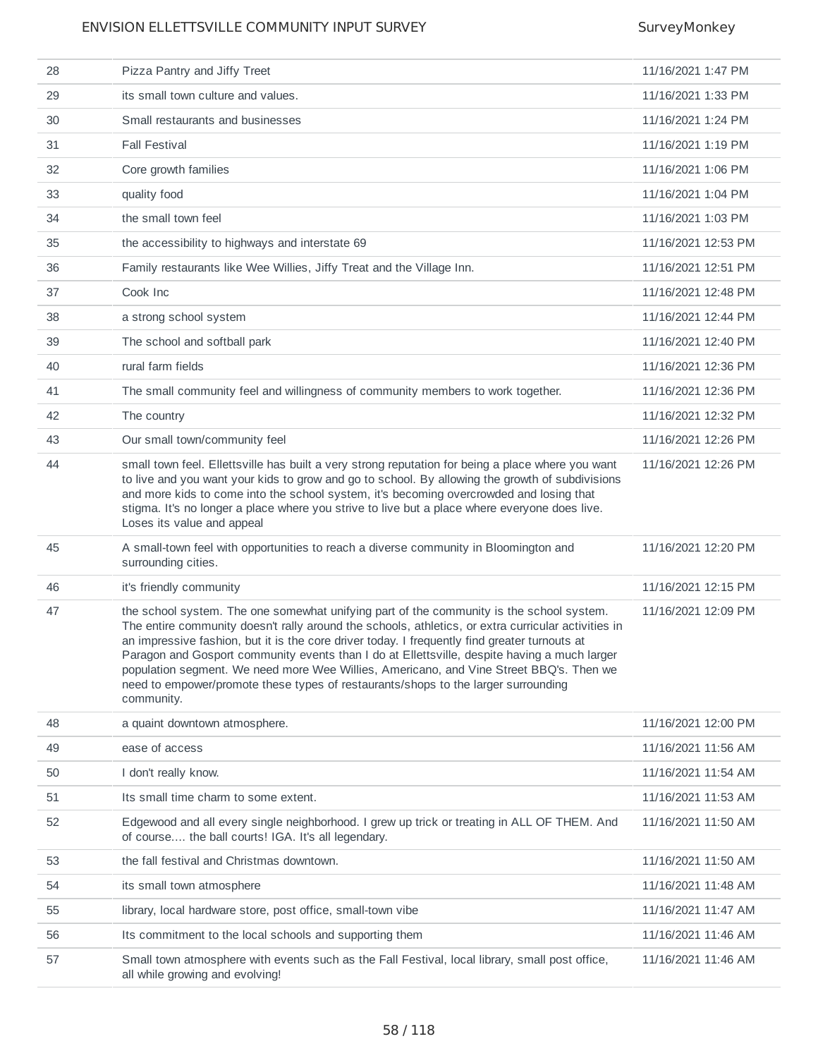| | | |
|---|---|---|
| 28 | Pizza Pantry and Jiffy Treet | 11/16/2021 1:47 PM |
| 29 | its small town culture and values. | 11/16/2021 1:33 PM |
| 30 | Small restaurants and businesses | 11/16/2021 1:24 PM |
| 31 | Fall Festival | 11/16/2021 1:19 PM |
| 32 | Core growth families | 11/16/2021 1:06 PM |
| 33 | quality food | 11/16/2021 1:04 PM |
| 34 | the small town feel | 11/16/2021 1:03 PM |
| 35 | the accessibility to highways and interstate 69 | 11/16/2021 12:53 PM |
| 36 | Family restaurants like Wee Willies, Jiffy Treat and the Village Inn. | 11/16/2021 12:51 PM |
| 37 | Cook Inc | 11/16/2021 12:48 PM |
| 38 | a strong school system | 11/16/2021 12:44 PM |
| 39 | The school and softball park | 11/16/2021 12:40 PM |
| 40 | rural farm fields | 11/16/2021 12:36 PM |
| 41 | The small community feel and willingness of community members to work together. | 11/16/2021 12:36 PM |
| 42 | The country | 11/16/2021 12:32 PM |
| 43 | Our small town/community feel | 11/16/2021 12:26 PM |
| 44 | small town feel. Ellettsville has built a very strong reputation for being a place where you want to live and you want your kids to grow and go to school. By allowing the growth of subdivisions and more kids to come into the school system, it's becoming overcrowded and losing that stigma. It's no longer a place where you strive to live but a place where everyone does live. Loses its value and appeal | 11/16/2021 12:26 PM |
| 45 | A small-town feel with opportunities to reach a diverse community in Bloomington and surrounding cities. | 11/16/2021 12:20 PM |
| 46 | it's friendly community | 11/16/2021 12:15 PM |
| 47 | the school system. The one somewhat unifying part of the community is the school system. The entire community doesn't rally around the schools, athletics, or extra curricular activities in an impressive fashion, but it is the core driver today. I frequently find greater turnouts at Paragon and Gosport community events than I do at Ellettsville, despite having a much larger population segment. We need more Wee Willies, Americano, and Vine Street BBQ's. Then we need to empower/promote these types of restaurants/shops to the larger surrounding community. | 11/16/2021 12:09 PM |
| 48 | a quaint downtown atmosphere. | 11/16/2021 12:00 PM |
| 49 | ease of access | 11/16/2021 11:56 AM |
| 50 | I don't really know. | 11/16/2021 11:54 AM |
| 51 | Its small time charm to some extent. | 11/16/2021 11:53 AM |
| 52 | Edgewood and all every single neighborhood. I grew up trick or treating in ALL OF THEM. And of course.... the ball courts! IGA. It's all legendary. | 11/16/2021 11:50 AM |
| 53 | the fall festival and Christmas downtown. | 11/16/2021 11:50 AM |
| 54 | its small town atmosphere | 11/16/2021 11:48 AM |
| 55 | library, local hardware store, post office, small-town vibe | 11/16/2021 11:47 AM |
| 56 | Its commitment to the local schools and supporting them | 11/16/2021 11:46 AM |
| 57 | Small town atmosphere with events such as the Fall Festival, local library, small post office, all while growing and evolving! | 11/16/2021 11:46 AM |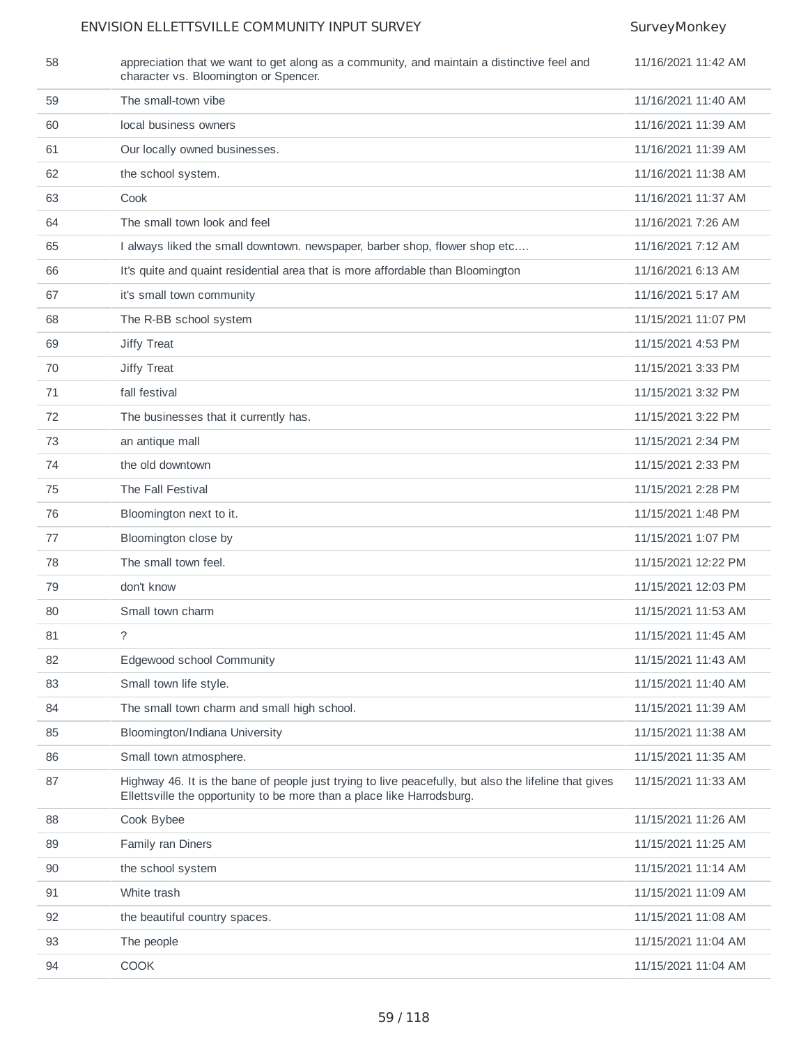| | | |
|---|---|---|
| 58 | appreciation that we want to get along as a community, and maintain a distinctive feel and character vs. Bloomington or Spencer. | 11/16/2021 11:42 AM |
| 59 | The small-town vibe | 11/16/2021 11:40 AM |
| 60 | local business owners | 11/16/2021 11:39 AM |
| 61 | Our locally owned businesses. | 11/16/2021 11:39 AM |
| 62 | the school system. | 11/16/2021 11:38 AM |
| 63 | Cook | 11/16/2021 11:37 AM |
| 64 | The small town look and feel | 11/16/2021 7:26 AM |
| 65 | I always liked the small downtown. newspaper, barber shop, flower shop etc.... | 11/16/2021 7:12 AM |
| 66 | It's quite and quaint residential area that is more affordable than Bloomington | 11/16/2021 6:13 AM |
| 67 | it's small town community | 11/16/2021 5:17 AM |
| 68 | The R-BB school system | 11/15/2021 11:07 PM |
| 69 | Jiffy Treat | 11/15/2021 4:53 PM |
| 70 | Jiffy Treat | 11/15/2021 3:33 PM |
| 71 | fall festival | 11/15/2021 3:32 PM |
| 72 | The businesses that it currently has. | 11/15/2021 3:22 PM |
| 73 | an antique mall | 11/15/2021 2:34 PM |
| 74 | the old downtown | 11/15/2021 2:33 PM |
| 75 | The Fall Festival | 11/15/2021 2:28 PM |
| 76 | Bloomington next to it. | 11/15/2021 1:48 PM |
| 77 | Bloomington close by | 11/15/2021 1:07 PM |
| 78 | The small town feel. | 11/15/2021 12:22 PM |
| 79 | don't know | 11/15/2021 12:03 PM |
| 80 | Small town charm | 11/15/2021 11:53 AM |
| 81 | ? | 11/15/2021 11:45 AM |
| 82 | Edgewood school Community | 11/15/2021 11:43 AM |
| 83 | Small town life style. | 11/15/2021 11:40 AM |
| 84 | The small town charm and small high school. | 11/15/2021 11:39 AM |
| 85 | Bloomington/Indiana University | 11/15/2021 11:38 AM |
| 86 | Small town atmosphere. | 11/15/2021 11:35 AM |
| 87 | Highway 46. It is the bane of people just trying to live peacefully, but also the lifeline that gives Ellettsville the opportunity to be more than a place like Harrodsburg. | 11/15/2021 11:33 AM |
| 88 | Cook Bybee | 11/15/2021 11:26 AM |
| 89 | Family ran Diners | 11/15/2021 11:25 AM |
| 90 | the school system | 11/15/2021 11:14 AM |
| 91 | White trash | 11/15/2021 11:09 AM |
| 92 | the beautiful country spaces. | 11/15/2021 11:08 AM |
| 93 | The people | 11/15/2021 11:04 AM |
| 94 | COOK | 11/15/2021 11:04 AM |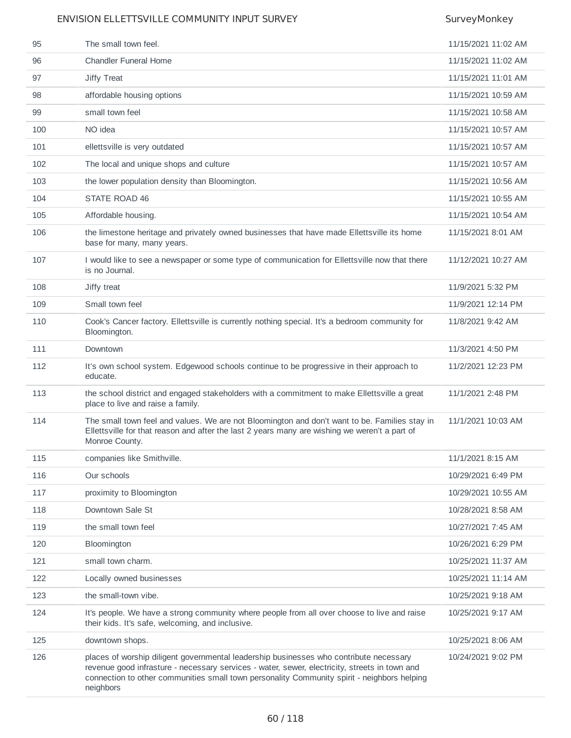| | | |
|---|---|---|
| 95 | The small town feel. | 11/15/2021 11:02 AM |
| 96 | Chandler Funeral Home | 11/15/2021 11:02 AM |
| 97 | Jiffy Treat | 11/15/2021 11:01 AM |
| 98 | affordable housing options | 11/15/2021 10:59 AM |
| 99 | small town feel | 11/15/2021 10:58 AM |
| 100 | NO idea | 11/15/2021 10:57 AM |
| 101 | ellettsville is very outdated | 11/15/2021 10:57 AM |
| 102 | The local and unique shops and culture | 11/15/2021 10:57 AM |
| 103 | the lower population density than Bloomington. | 11/15/2021 10:56 AM |
| 104 | STATE ROAD 46 | 11/15/2021 10:55 AM |
| 105 | Affordable housing. | 11/15/2021 10:54 AM |
| 106 | the limestone heritage and privately owned businesses that have made Ellettsville its home base for many, many years. | 11/15/2021 8:01 AM |
| 107 | I would like to see a newspaper or some type of communication for Ellettsville now that there is no Journal. | 11/12/2021 10:27 AM |
| 108 | Jiffy treat | 11/9/2021 5:32 PM |
| 109 | Small town feel | 11/9/2021 12:14 PM |
| 110 | Cook's Cancer factory. Ellettsville is currently nothing special. It's a bedroom community for Bloomington. | 11/8/2021 9:42 AM |
| 111 | Downtown | 11/3/2021 4:50 PM |
| 112 | It's own school system. Edgewood schools continue to be progressive in their approach to educate. | 11/2/2021 12:23 PM |
| 113 | the school district and engaged stakeholders with a commitment to make Ellettsville a great place to live and raise a family. | 11/1/2021 2:48 PM |
| 114 | The small town feel and values. We are not Bloomington and don't want to be. Families stay in Ellettsville for that reason and after the last 2 years many are wishing we weren't a part of Monroe County. | 11/1/2021 10:03 AM |
| 115 | companies like Smithville. | 11/1/2021 8:15 AM |
| 116 | Our schools | 10/29/2021 6:49 PM |
| 117 | proximity to Bloomington | 10/29/2021 10:55 AM |
| 118 | Downtown Sale St | 10/28/2021 8:58 AM |
| 119 | the small town feel | 10/27/2021 7:45 AM |
| 120 | Bloomington | 10/26/2021 6:29 PM |
| 121 | small town charm. | 10/25/2021 11:37 AM |
| 122 | Locally owned businesses | 10/25/2021 11:14 AM |
| 123 | the small-town vibe. | 10/25/2021 9:18 AM |
| 124 | It's people. We have a strong community where people from all over choose to live and raise their kids. It's safe, welcoming, and inclusive. | 10/25/2021 9:17 AM |
| 125 | downtown shops. | 10/25/2021 8:06 AM |
| 126 | places of worship diligent governmental leadership businesses who contribute necessary revenue good infrasture - necessary services - water, sewer, electricity, streets in town and connection to other communities small town personality Community spirit - neighbors helping neighbors | 10/24/2021 9:02 PM |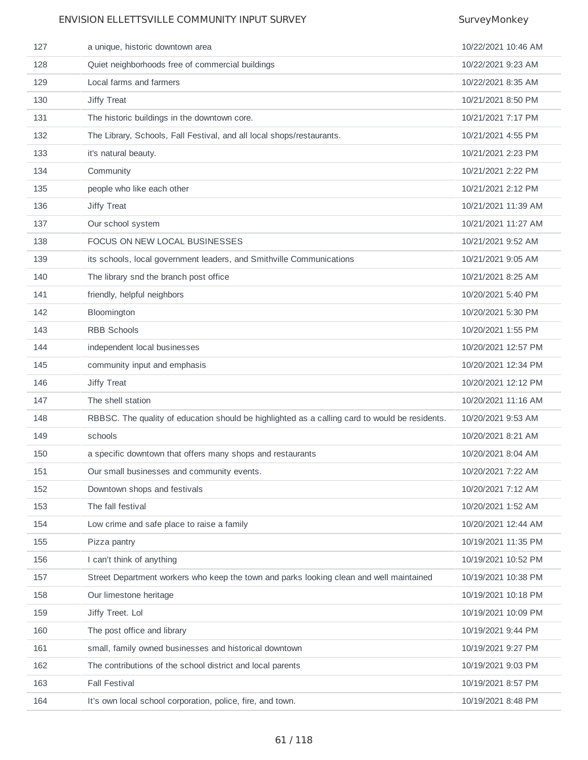| | | |
|---|---|---|
| 127 | a unique, historic downtown area | 10/22/2021 10:46 AM |
| 128 | Quiet neighborhoods free of commercial buildings | 10/22/2021 9:23 AM |
| 129 | Local farms and farmers | 10/22/2021 8:35 AM |
| 130 | Jiffy Treat | 10/21/2021 8:50 PM |
| 131 | The historic buildings in the downtown core. | 10/21/2021 7:17 PM |
| 132 | The Library, Schools, Fall Festival, and all local shops/restaurants. | 10/21/2021 4:55 PM |
| 133 | it's natural beauty. | 10/21/2021 2:23 PM |
| 134 | Community | 10/21/2021 2:22 PM |
| 135 | people who like each other | 10/21/2021 2:12 PM |
| 136 | Jiffy Treat | 10/21/2021 11:39 AM |
| 137 | Our school system | 10/21/2021 11:27 AM |
| 138 | FOCUS ON NEW LOCAL BUSINESSES | 10/21/2021 9:52 AM |
| 139 | its schools, local government leaders, and Smithville Communications | 10/21/2021 9:05 AM |
| 140 | The library snd the branch post office | 10/21/2021 8:25 AM |
| 141 | friendly, helpful neighbors | 10/20/2021 5:40 PM |
| 142 | Bloomington | 10/20/2021 5:30 PM |
| 143 | RBB Schools | 10/20/2021 1:55 PM |
| 144 | independent local businesses | 10/20/2021 12:57 PM |
| 145 | community input and emphasis | 10/20/2021 12:34 PM |
| 146 | Jiffy Treat | 10/20/2021 12:12 PM |
| 147 | The shell station | 10/20/2021 11:16 AM |
| 148 | RBBSC. The quality of education should be highlighted as a calling card to would be residents. | 10/20/2021 9:53 AM |
| 149 | schools | 10/20/2021 8:21 AM |
| 150 | a specific downtown that offers many shops and restaurants | 10/20/2021 8:04 AM |
| 151 | Our small businesses and community events. | 10/20/2021 7:22 AM |
| 152 | Downtown shops and festivals | 10/20/2021 7:12 AM |
| 153 | The fall festival | 10/20/2021 1:52 AM |
| 154 | Low crime and safe place to raise a family | 10/20/2021 12:44 AM |
| 155 | Pizza pantry | 10/19/2021 11:35 PM |
| 156 | I can't think of anything | 10/19/2021 10:52 PM |
| 157 | Street Department workers who keep the town and parks looking clean and well maintained | 10/19/2021 10:38 PM |
| 158 | Our limestone heritage | 10/19/2021 10:18 PM |
| 159 | Jiffy Treet. Lol | 10/19/2021 10:09 PM |
| 160 | The post office and library | 10/19/2021 9:44 PM |
| 161 | small, family owned businesses and historical downtown | 10/19/2021 9:27 PM |
| 162 | The contributions of the school district and local parents | 10/19/2021 9:03 PM |
| 163 | Fall Festival | 10/19/2021 8:57 PM |
| 164 | It's own local school corporation, police, fire, and town. | 10/19/2021 8:48 PM |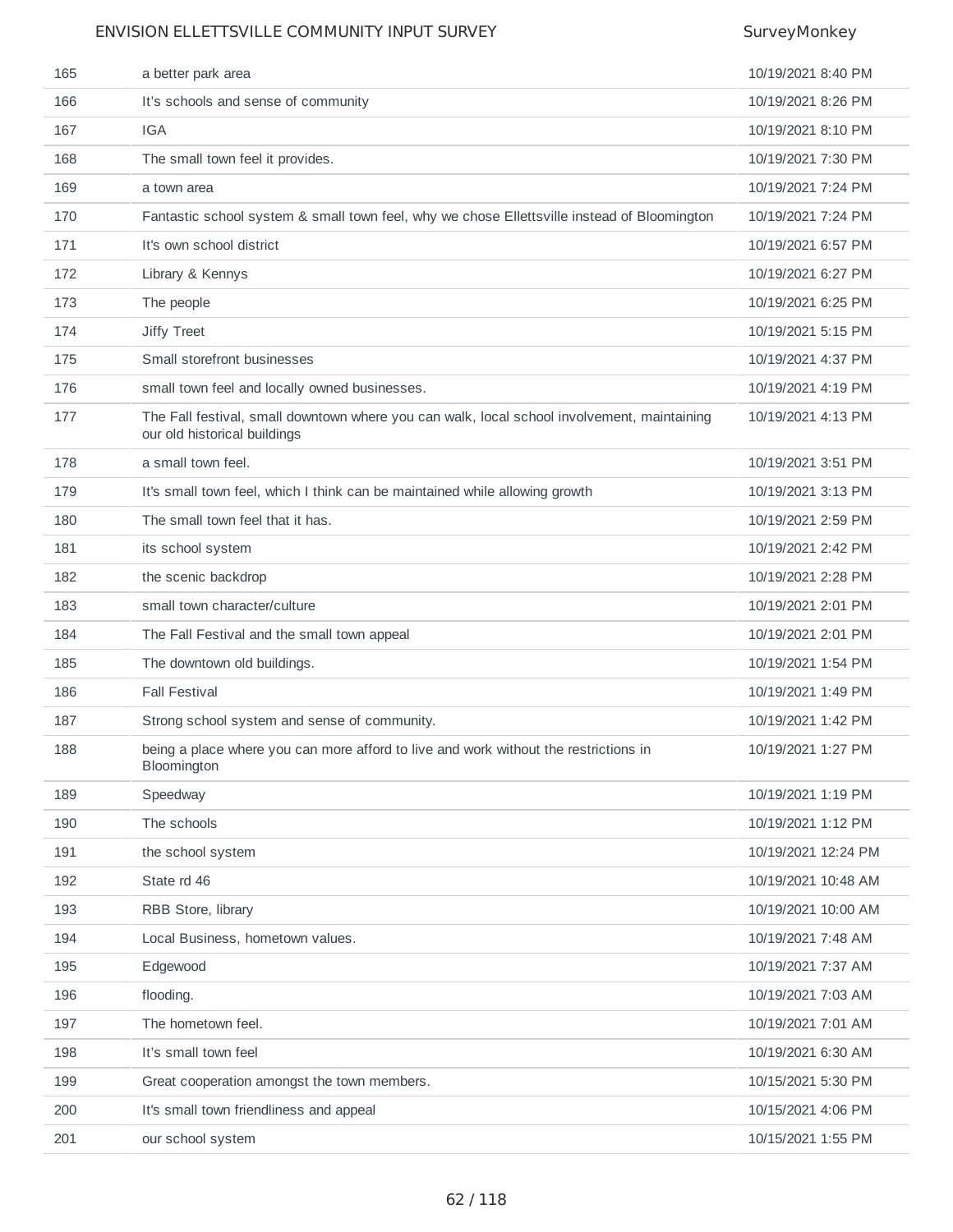| | | |
|---|---|---|
| 165 | a better park area | 10/19/2021 8:40 PM |
| 166 | It's schools and sense of community | 10/19/2021 8:26 PM |
| 167 | IGA | 10/19/2021 8:10 PM |
| 168 | The small town feel it provides. | 10/19/2021 7:30 PM |
| 169 | a town area | 10/19/2021 7:24 PM |
| 170 | Fantastic school system & small town feel, why we chose Ellettsville instead of Bloomington | 10/19/2021 7:24 PM |
| 171 | It's own school district | 10/19/2021 6:57 PM |
| 172 | Library & Kennys | 10/19/2021 6:27 PM |
| 173 | The people | 10/19/2021 6:25 PM |
| 174 | Jiffy Treet | 10/19/2021 5:15 PM |
| 175 | Small storefront businesses | 10/19/2021 4:37 PM |
| 176 | small town feel and locally owned businesses. | 10/19/2021 4:19 PM |
| 177 | The Fall festival, small downtown where you can walk, local school involvement, maintaining our old historical buildings | 10/19/2021 4:13 PM |
| 178 | a small town feel. | 10/19/2021 3:51 PM |
| 179 | It's small town feel, which I think can be maintained while allowing growth | 10/19/2021 3:13 PM |
| 180 | The small town feel that it has. | 10/19/2021 2:59 PM |
| 181 | its school system | 10/19/2021 2:42 PM |
| 182 | the scenic backdrop | 10/19/2021 2:28 PM |
| 183 | small town character/culture | 10/19/2021 2:01 PM |
| 184 | The Fall Festival and the small town appeal | 10/19/2021 2:01 PM |
| 185 | The downtown old buildings. | 10/19/2021 1:54 PM |
| 186 | Fall Festival | 10/19/2021 1:49 PM |
| 187 | Strong school system and sense of community. | 10/19/2021 1:42 PM |
| 188 | being a place where you can more afford to live and work without the restrictions in Bloomington | 10/19/2021 1:27 PM |
| 189 | Speedway | 10/19/2021 1:19 PM |
| 190 | The schools | 10/19/2021 1:12 PM |
| 191 | the school system | 10/19/2021 12:24 PM |
| 192 | State rd 46 | 10/19/2021 10:48 AM |
| 193 | RBB Store, library | 10/19/2021 10:00 AM |
| 194 | Local Business, hometown values. | 10/19/2021 7:48 AM |
| 195 | Edgewood | 10/19/2021 7:37 AM |
| 196 | flooding. | 10/19/2021 7:03 AM |
| 197 | The hometown feel. | 10/19/2021 7:01 AM |
| 198 | It's small town feel | 10/19/2021 6:30 AM |
| 199 | Great cooperation amongst the town members. | 10/15/2021 5:30 PM |
| 200 | It's small town friendliness and appeal | 10/15/2021 4:06 PM |
| 201 | our school system | 10/15/2021 1:55 PM |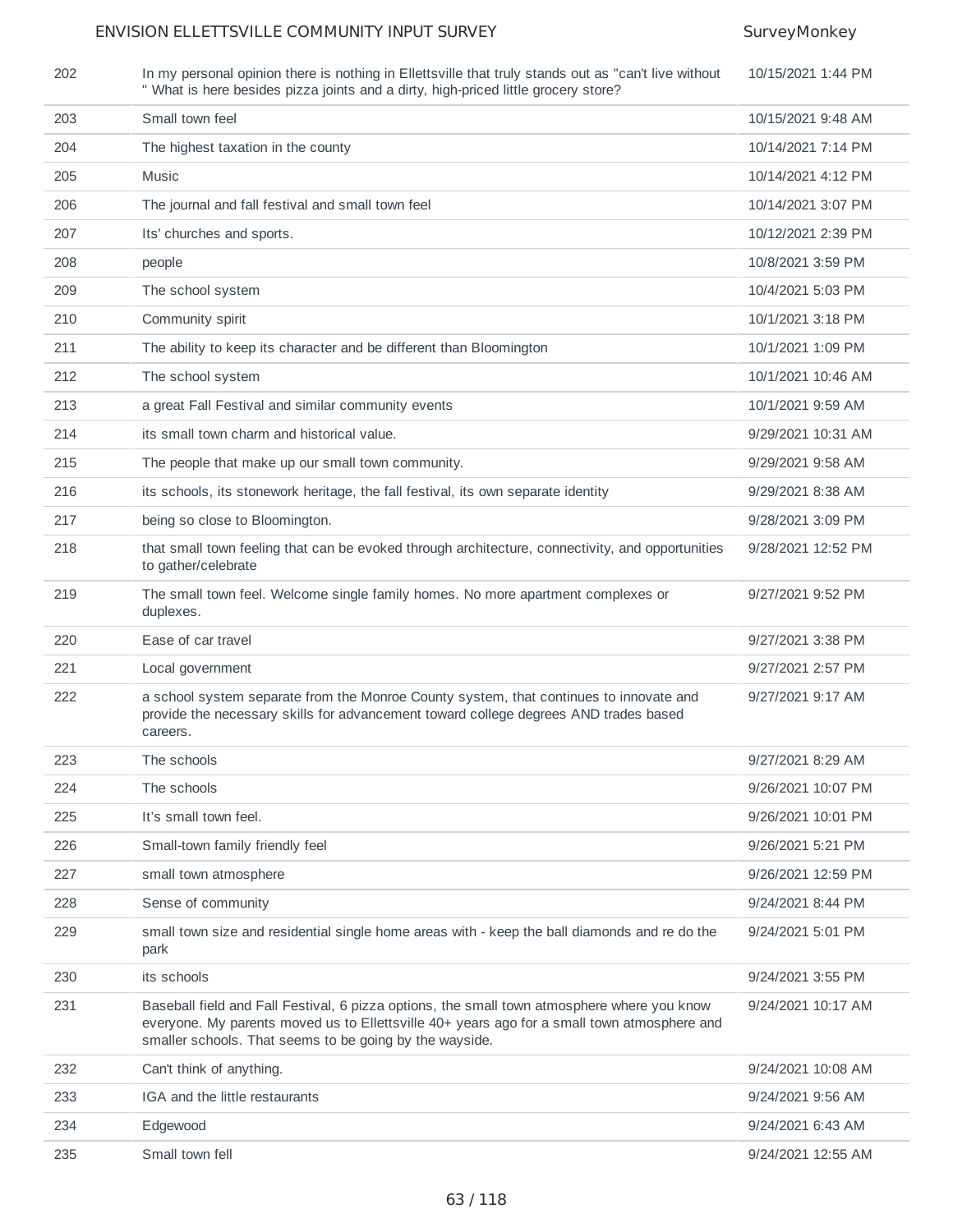| | | |
|---|---|---|
| 202 | In my personal opinion there is nothing in Ellettsville that truly stands out as "can't live without " What is here besides pizza joints and a dirty, high-priced little grocery store? | 10/15/2021 1:44 PM |
| 203 | Small town feel | 10/15/2021 9:48 AM |
| 204 | The highest taxation in the county | 10/14/2021 7:14 PM |
| 205 | Music | 10/14/2021 4:12 PM |
| 206 | The journal and fall festival and small town feel | 10/14/2021 3:07 PM |
| 207 | Its' churches and sports. | 10/12/2021 2:39 PM |
| 208 | people | 10/8/2021 3:59 PM |
| 209 | The school system | 10/4/2021 5:03 PM |
| 210 | Community spirit | 10/1/2021 3:18 PM |
| 211 | The ability to keep its character and be different than Bloomington | 10/1/2021 1:09 PM |
| 212 | The school system | 10/1/2021 10:46 AM |
| 213 | a great Fall Festival and similar community events | 10/1/2021 9:59 AM |
| 214 | its small town charm and historical value. | 9/29/2021 10:31 AM |
| 215 | The people that make up our small town community. | 9/29/2021 9:58 AM |
| 216 | its schools, its stonework heritage, the fall festival, its own separate identity | 9/29/2021 8:38 AM |
| 217 | being so close to Bloomington. | 9/28/2021 3:09 PM |
| 218 | that small town feeling that can be evoked through architecture, connectivity, and opportunities to gather/celebrate | 9/28/2021 12:52 PM |
| 219 | The small town feel. Welcome single family homes. No more apartment complexes or duplexes. | 9/27/2021 9:52 PM |
| 220 | Ease of car travel | 9/27/2021 3:38 PM |
| 221 | Local government | 9/27/2021 2:57 PM |
| 222 | a school system separate from the Monroe County system, that continues to innovate and provide the necessary skills for advancement toward college degrees AND trades based careers. | 9/27/2021 9:17 AM |
| 223 | The schools | 9/27/2021 8:29 AM |
| 224 | The schools | 9/26/2021 10:07 PM |
| 225 | It's small town feel. | 9/26/2021 10:01 PM |
| 226 | Small-town family friendly feel | 9/26/2021 5:21 PM |
| 227 | small town atmosphere | 9/26/2021 12:59 PM |
| 228 | Sense of community | 9/24/2021 8:44 PM |
| 229 | small town size and residential single home areas with - keep the ball diamonds and re do the park | 9/24/2021 5:01 PM |
| 230 | its schools | 9/24/2021 3:55 PM |
| 231 | Baseball field and Fall Festival, 6 pizza options, the small town atmosphere where you know everyone. My parents moved us to Ellettsville 40+ years ago for a small town atmosphere and smaller schools. That seems to be going by the wayside. | 9/24/2021 10:17 AM |
| 232 | Can't think of anything. | 9/24/2021 10:08 AM |
| 233 | IGA and the little restaurants | 9/24/2021 9:56 AM |
| 234 | Edgewood | 9/24/2021 6:43 AM |
| 235 | Small town fell | 9/24/2021 12:55 AM |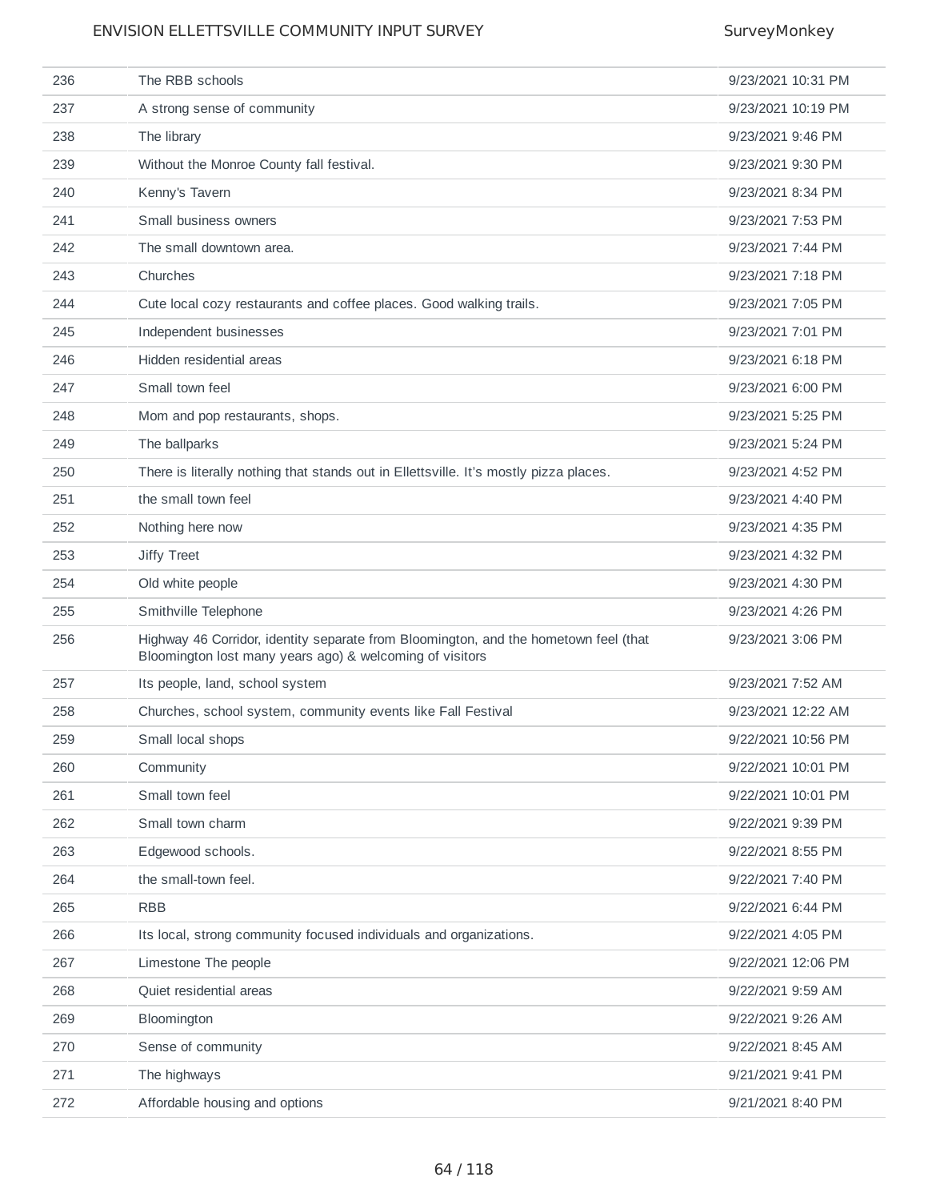| | | |
|---|---|---|
| 236 | The RBB schools | 9/23/2021 10:31 PM |
| 237 | A strong sense of community | 9/23/2021 10:19 PM |
| 238 | The library | 9/23/2021 9:46 PM |
| 239 | Without the Monroe County fall festival. | 9/23/2021 9:30 PM |
| 240 | Kenny's Tavern | 9/23/2021 8:34 PM |
| 241 | Small business owners | 9/23/2021 7:53 PM |
| 242 | The small downtown area. | 9/23/2021 7:44 PM |
| 243 | Churches | 9/23/2021 7:18 PM |
| 244 | Cute local cozy restaurants and coffee places. Good walking trails. | 9/23/2021 7:05 PM |
| 245 | Independent businesses | 9/23/2021 7:01 PM |
| 246 | Hidden residential areas | 9/23/2021 6:18 PM |
| 247 | Small town feel | 9/23/2021 6:00 PM |
| 248 | Mom and pop restaurants, shops. | 9/23/2021 5:25 PM |
| 249 | The ballparks | 9/23/2021 5:24 PM |
| 250 | There is literally nothing that stands out in Ellettsville. It's mostly pizza places. | 9/23/2021 4:52 PM |
| 251 | the small town feel | 9/23/2021 4:40 PM |
| 252 | Nothing here now | 9/23/2021 4:35 PM |
| 253 | Jiffy Treet | 9/23/2021 4:32 PM |
| 254 | Old white people | 9/23/2021 4:30 PM |
| 255 | Smithville Telephone | 9/23/2021 4:26 PM |
| 256 | Highway 46 Corridor, identity separate from Bloomington, and the hometown feel (that Bloomington lost many years ago) & welcoming of visitors | 9/23/2021 3:06 PM |
| 257 | Its people, land, school system | 9/23/2021 7:52 AM |
| 258 | Churches, school system, community events like Fall Festival | 9/23/2021 12:22 AM |
| 259 | Small local shops | 9/22/2021 10:56 PM |
| 260 | Community | 9/22/2021 10:01 PM |
| 261 | Small town feel | 9/22/2021 10:01 PM |
| 262 | Small town charm | 9/22/2021 9:39 PM |
| 263 | Edgewood schools. | 9/22/2021 8:55 PM |
| 264 | the small-town feel. | 9/22/2021 7:40 PM |
| 265 | RBB | 9/22/2021 6:44 PM |
| 266 | Its local, strong community focused individuals and organizations. | 9/22/2021 4:05 PM |
| 267 | Limestone The people | 9/22/2021 12:06 PM |
| 268 | Quiet residential areas | 9/22/2021 9:59 AM |
| 269 | Bloomington | 9/22/2021 9:26 AM |
| 270 | Sense of community | 9/22/2021 8:45 AM |
| 271 | The highways | 9/21/2021 9:41 PM |
| 272 | Affordable housing and options | 9/21/2021 8:40 PM |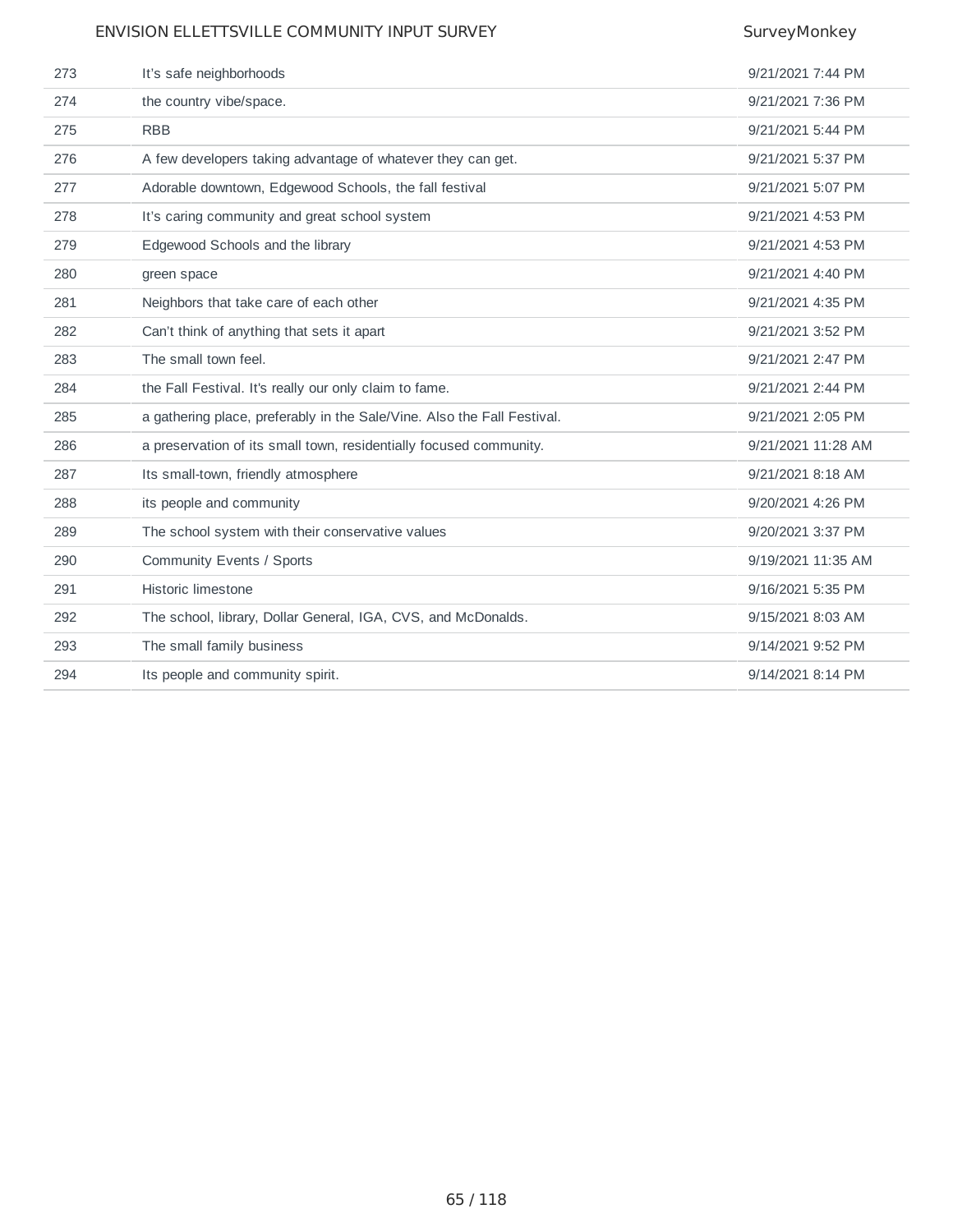| | | |
|---|---|---|
| 273 | It's safe neighborhoods | 9/21/2021 7:44 PM |
| 274 | the country vibe/space. | 9/21/2021 7:36 PM |
| 275 | RBB | 9/21/2021 5:44 PM |
| 276 | A few developers taking advantage of whatever they can get. | 9/21/2021 5:37 PM |
| 277 | Adorable downtown, Edgewood Schools, the fall festival | 9/21/2021 5:07 PM |
| 278 | It's caring community and great school system | 9/21/2021 4:53 PM |
| 279 | Edgewood Schools and the library | 9/21/2021 4:53 PM |
| 280 | green space | 9/21/2021 4:40 PM |
| 281 | Neighbors that take care of each other | 9/21/2021 4:35 PM |
| 282 | Can't think of anything that sets it apart | 9/21/2021 3:52 PM |
| 283 | The small town feel. | 9/21/2021 2:47 PM |
| 284 | the Fall Festival. It's really our only claim to fame. | 9/21/2021 2:44 PM |
| 285 | a gathering place, preferably in the Sale/Vine. Also the Fall Festival. | 9/21/2021 2:05 PM |
| 286 | a preservation of its small town, residentially focused community. | 9/21/2021 11:28 AM |
| 287 | Its small-town, friendly atmosphere | 9/21/2021 8:18 AM |
| 288 | its people and community | 9/20/2021 4:26 PM |
| 289 | The school system with their conservative values | 9/20/2021 3:37 PM |
| 290 | Community Events / Sports | 9/19/2021 11:35 AM |
| 291 | Historic limestone | 9/16/2021 5:35 PM |
| 292 | The school, library, Dollar General, IGA, CVS, and McDonalds. | 9/15/2021 8:03 AM |
| 293 | The small family business | 9/14/2021 9:52 PM |
| 294 | Its people and community spirit. | 9/14/2021 8:14 PM |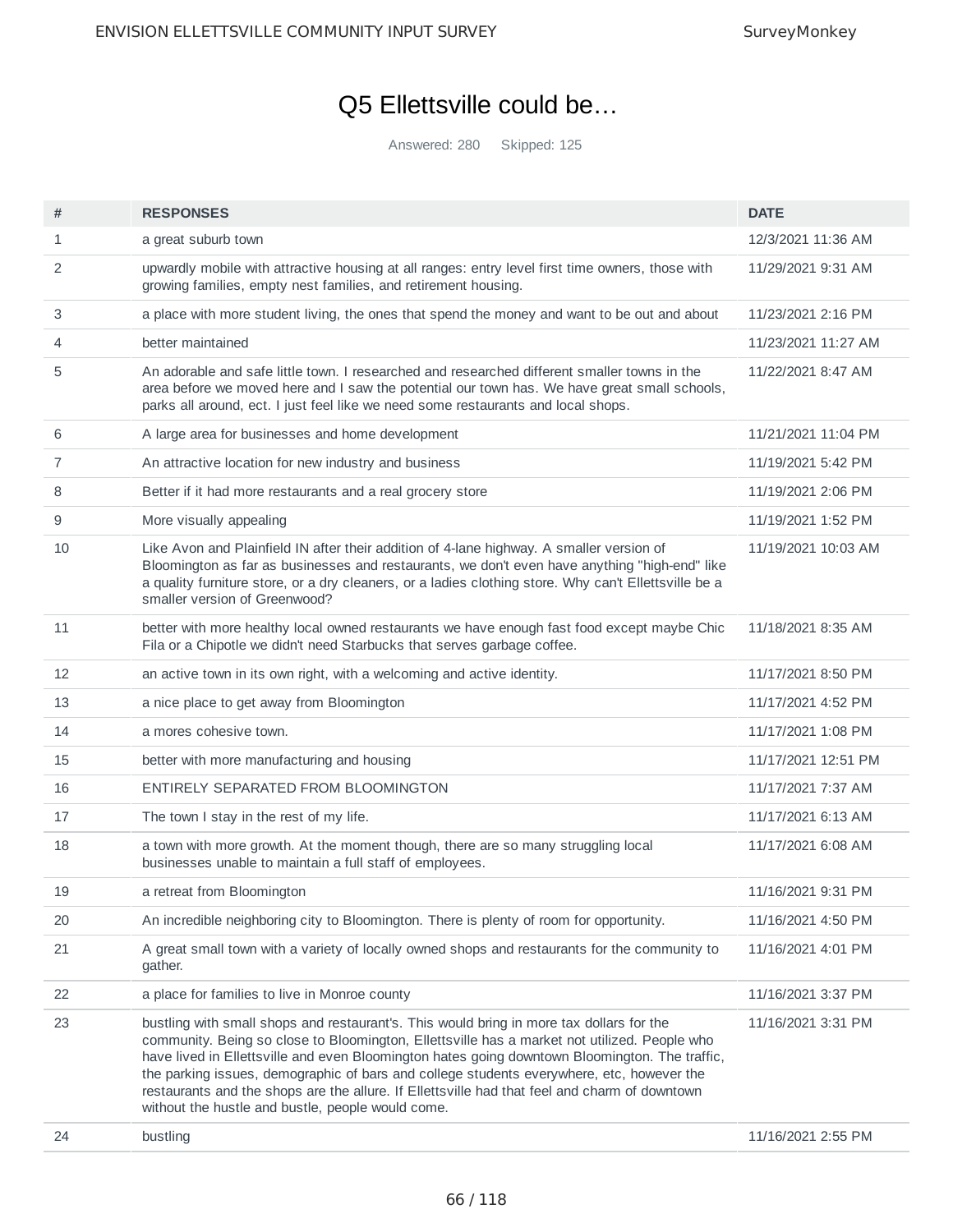# Q5 Ellettsville could be…

Answered: 280 Skipped: 125

| # | RESPONSES | DATE |
|---|---|---|
| 1 | a great suburb town | 12/3/2021 11:36 AM |
| 2 | upwardly mobile with attractive housing at all ranges: entry level first time owners, those with growing families, empty nest families, and retirement housing. | 11/29/2021 9:31 AM |
| 3 | a place with more student living, the ones that spend the money and want to be out and about | 11/23/2021 2:16 PM |
| 4 | better maintained | 11/23/2021 11:27 AM |
| 5 | An adorable and safe little town. I researched and researched different smaller towns in the area before we moved here and I saw the potential our town has. We have great small schools, parks all around, ect. I just feel like we need some restaurants and local shops. | 11/22/2021 8:47 AM |
| 6 | A large area for businesses and home development | 11/21/2021 11:04 PM |
| 7 | An attractive location for new industry and business | 11/19/2021 5:42 PM |
| 8 | Better if it had more restaurants and a real grocery store | 11/19/2021 2:06 PM |
| 9 | More visually appealing | 11/19/2021 1:52 PM |
| 10 | Like Avon and Plainfield IN after their addition of 4-lane highway. A smaller version of Bloomington as far as businesses and restaurants, we don't even have anything "high-end" like a quality furniture store, or a dry cleaners, or a ladies clothing store. Why can't Ellettsville be a smaller version of Greenwood? | 11/19/2021 10:03 AM |
| 11 | better with more healthy local owned restaurants we have enough fast food except maybe Chic Fila or a Chipotle we didn't need Starbucks that serves garbage coffee. | 11/18/2021 8:35 AM |
| 12 | an active town in its own right, with a welcoming and active identity. | 11/17/2021 8:50 PM |
| 13 | a nice place to get away from Bloomington | 11/17/2021 4:52 PM |
| 14 | a mores cohesive town. | 11/17/2021 1:08 PM |
| 15 | better with more manufacturing and housing | 11/17/2021 12:51 PM |
| 16 | ENTIRELY SEPARATED FROM BLOOMINGTON | 11/17/2021 7:37 AM |
| 17 | The town I stay in the rest of my life. | 11/17/2021 6:13 AM |
| 18 | a town with more growth. At the moment though, there are so many struggling local businesses unable to maintain a full staff of employees. | 11/17/2021 6:08 AM |
| 19 | a retreat from Bloomington | 11/16/2021 9:31 PM |
| 20 | An incredible neighboring city to Bloomington. There is plenty of room for opportunity. | 11/16/2021 4:50 PM |
| 21 | A great small town with a variety of locally owned shops and restaurants for the community to gather. | 11/16/2021 4:01 PM |
| 22 | a place for families to live in Monroe county | 11/16/2021 3:37 PM |
| 23 | bustling with small shops and restaurant's. This would bring in more tax dollars for the community. Being so close to Bloomington, Ellettsville has a market not utilized. People who have lived in Ellettsville and even Bloomington hates going downtown Bloomington. The traffic, the parking issues, demographic of bars and college students everywhere, etc, however the restaurants and the shops are the allure. If Ellettsville had that feel and charm of downtown without the hustle and bustle, people would come. | 11/16/2021 3:31 PM |
| 24 | bustling | 11/16/2021 2:55 PM |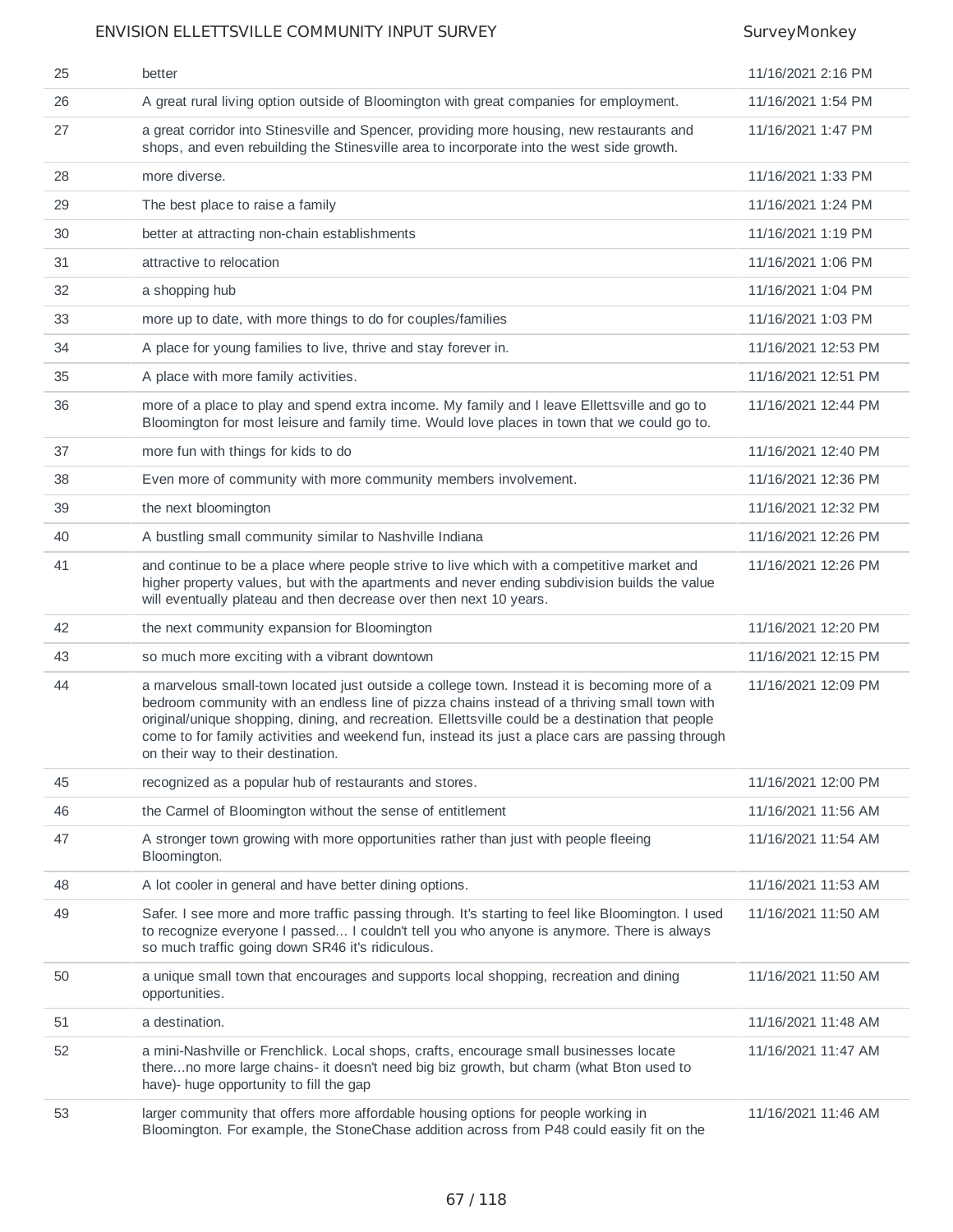| | | |
|---|---|---|
| 25 | better | 11/16/2021 2:16 PM |
| 26 | A great rural living option outside of Bloomington with great companies for employment. | 11/16/2021 1:54 PM |
| 27 | a great corridor into Stinesville and Spencer, providing more housing, new restaurants and shops, and even rebuilding the Stinesville area to incorporate into the west side growth. | 11/16/2021 1:47 PM |
| 28 | more diverse. | 11/16/2021 1:33 PM |
| 29 | The best place to raise a family | 11/16/2021 1:24 PM |
| 30 | better at attracting non-chain establishments | 11/16/2021 1:19 PM |
| 31 | attractive to relocation | 11/16/2021 1:06 PM |
| 32 | a shopping hub | 11/16/2021 1:04 PM |
| 33 | more up to date, with more things to do for couples/families | 11/16/2021 1:03 PM |
| 34 | A place for young families to live, thrive and stay forever in. | 11/16/2021 12:53 PM |
| 35 | A place with more family activities. | 11/16/2021 12:51 PM |
| 36 | more of a place to play and spend extra income. My family and I leave Ellettsville and go to Bloomington for most leisure and family time. Would love places in town that we could go to. | 11/16/2021 12:44 PM |
| 37 | more fun with things for kids to do | 11/16/2021 12:40 PM |
| 38 | Even more of community with more community members involvement. | 11/16/2021 12:36 PM |
| 39 | the next bloomington | 11/16/2021 12:32 PM |
| 40 | A bustling small community similar to Nashville Indiana | 11/16/2021 12:26 PM |
| 41 | and continue to be a place where people strive to live which with a competitive market and higher property values, but with the apartments and never ending subdivision builds the value will eventually plateau and then decrease over then next 10 years. | 11/16/2021 12:26 PM |
| 42 | the next community expansion for Bloomington | 11/16/2021 12:20 PM |
| 43 | so much more exciting with a vibrant downtown | 11/16/2021 12:15 PM |
| 44 | a marvelous small-town located just outside a college town. Instead it is becoming more of a bedroom community with an endless line of pizza chains instead of a thriving small town with original/unique shopping, dining, and recreation. Ellettsville could be a destination that people come to for family activities and weekend fun, instead its just a place cars are passing through on their way to their destination. | 11/16/2021 12:09 PM |
| 45 | recognized as a popular hub of restaurants and stores. | 11/16/2021 12:00 PM |
| 46 | the Carmel of Bloomington without the sense of entitlement | 11/16/2021 11:56 AM |
| 47 | A stronger town growing with more opportunities rather than just with people fleeing Bloomington. | 11/16/2021 11:54 AM |
| 48 | A lot cooler in general and have better dining options. | 11/16/2021 11:53 AM |
| 49 | Safer. I see more and more traffic passing through. It's starting to feel like Bloomington. I used to recognize everyone I passed... I couldn't tell you who anyone is anymore. There is always so much traffic going down SR46 it's ridiculous. | 11/16/2021 11:50 AM |
| 50 | a unique small town that encourages and supports local shopping, recreation and dining opportunities. | 11/16/2021 11:50 AM |
| 51 | a destination. | 11/16/2021 11:48 AM |
| 52 | a mini-Nashville or Frenchlick. Local shops, crafts, encourage small businesses locate there...no more large chains- it doesn't need big biz growth, but charm (what Bton used to have)- huge opportunity to fill the gap | 11/16/2021 11:47 AM |
| 53 | larger community that offers more affordable housing options for people working in Bloomington. For example, the StoneChase addition across from P48 could easily fit on the | 11/16/2021 11:46 AM |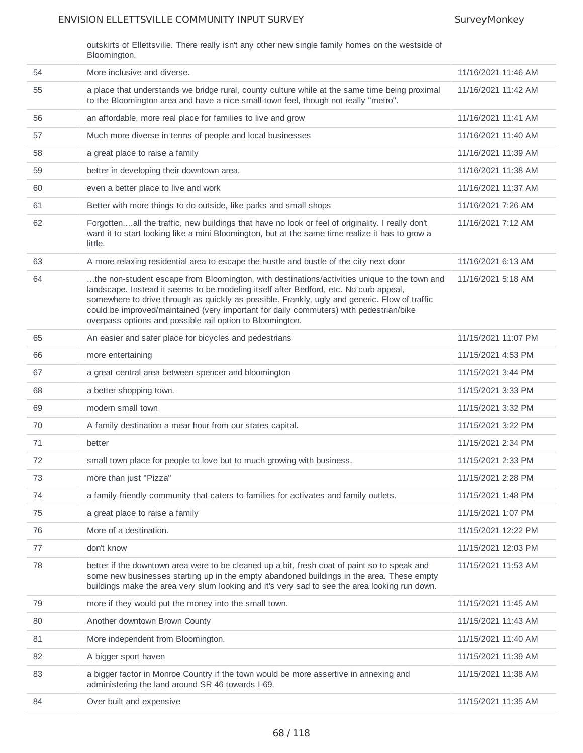| | outskirts of Ellettsville. There really isn't any other new single family homes on the westside of Bloomington. | |
|---|---|---|
| 54 | More inclusive and diverse. | 11/16/2021 11:46 AM |
| 55 | a place that understands we bridge rural, county culture while at the same time being proximal to the Bloomington area and have a nice small-town feel, though not really "metro". | 11/16/2021 11:42 AM |
| 56 | an affordable, more real place for families to live and grow | 11/16/2021 11:41 AM |
| 57 | Much more diverse in terms of people and local businesses | 11/16/2021 11:40 AM |
| 58 | a great place to raise a family | 11/16/2021 11:39 AM |
| 59 | better in developing their downtown area. | 11/16/2021 11:38 AM |
| 60 | even a better place to live and work | 11/16/2021 11:37 AM |
| 61 | Better with more things to do outside, like parks and small shops | 11/16/2021 7:26 AM |
| 62 | Forgotten….all the traffic, new buildings that have no look or feel of originality. I really don't want it to start looking like a mini Bloomington, but at the same time realize it has to grow a little. | 11/16/2021 7:12 AM |
| 63 | A more relaxing residential area to escape the hustle and bustle of the city next door | 11/16/2021 6:13 AM |
| 64 | …the non-student escape from Bloomington, with destinations/activities unique to the town and landscape. Instead it seems to be modeling itself after Bedford, etc. No curb appeal, somewhere to drive through as quickly as possible. Frankly, ugly and generic. Flow of traffic could be improved/maintained (very important for daily commuters) with pedestrian/bike overpass options and possible rail option to Bloomington. | 11/16/2021 5:18 AM |
| 65 | An easier and safer place for bicycles and pedestrians | 11/15/2021 11:07 PM |
| 66 | more entertaining | 11/15/2021 4:53 PM |
| 67 | a great central area between spencer and bloomington | 11/15/2021 3:44 PM |
| 68 | a better shopping town. | 11/15/2021 3:33 PM |
| 69 | modern small town | 11/15/2021 3:32 PM |
| 70 | A family destination a mear hour from our states capital. | 11/15/2021 3:22 PM |
| 71 | better | 11/15/2021 2:34 PM |
| 72 | small town place for people to love but to much growing with business. | 11/15/2021 2:33 PM |
| 73 | more than just "Pizza" | 11/15/2021 2:28 PM |
| 74 | a family friendly community that caters to families for activates and family outlets. | 11/15/2021 1:48 PM |
| 75 | a great place to raise a family | 11/15/2021 1:07 PM |
| 76 | More of a destination. | 11/15/2021 12:22 PM |
| 77 | don't know | 11/15/2021 12:03 PM |
| 78 | better if the downtown area were to be cleaned up a bit, fresh coat of paint so to speak and some new businesses starting up in the empty abandoned buildings in the area. These empty buildings make the area very slum looking and it's very sad to see the area looking run down. | 11/15/2021 11:53 AM |
| 79 | more if they would put the money into the small town. | 11/15/2021 11:45 AM |
| 80 | Another downtown Brown County | 11/15/2021 11:43 AM |
| 81 | More independent from Bloomington. | 11/15/2021 11:40 AM |
| 82 | A bigger sport haven | 11/15/2021 11:39 AM |
| 83 | a bigger factor in Monroe Country if the town would be more assertive in annexing and administering the land around SR 46 towards I-69. | 11/15/2021 11:38 AM |
| 84 | Over built and expensive | 11/15/2021 11:35 AM |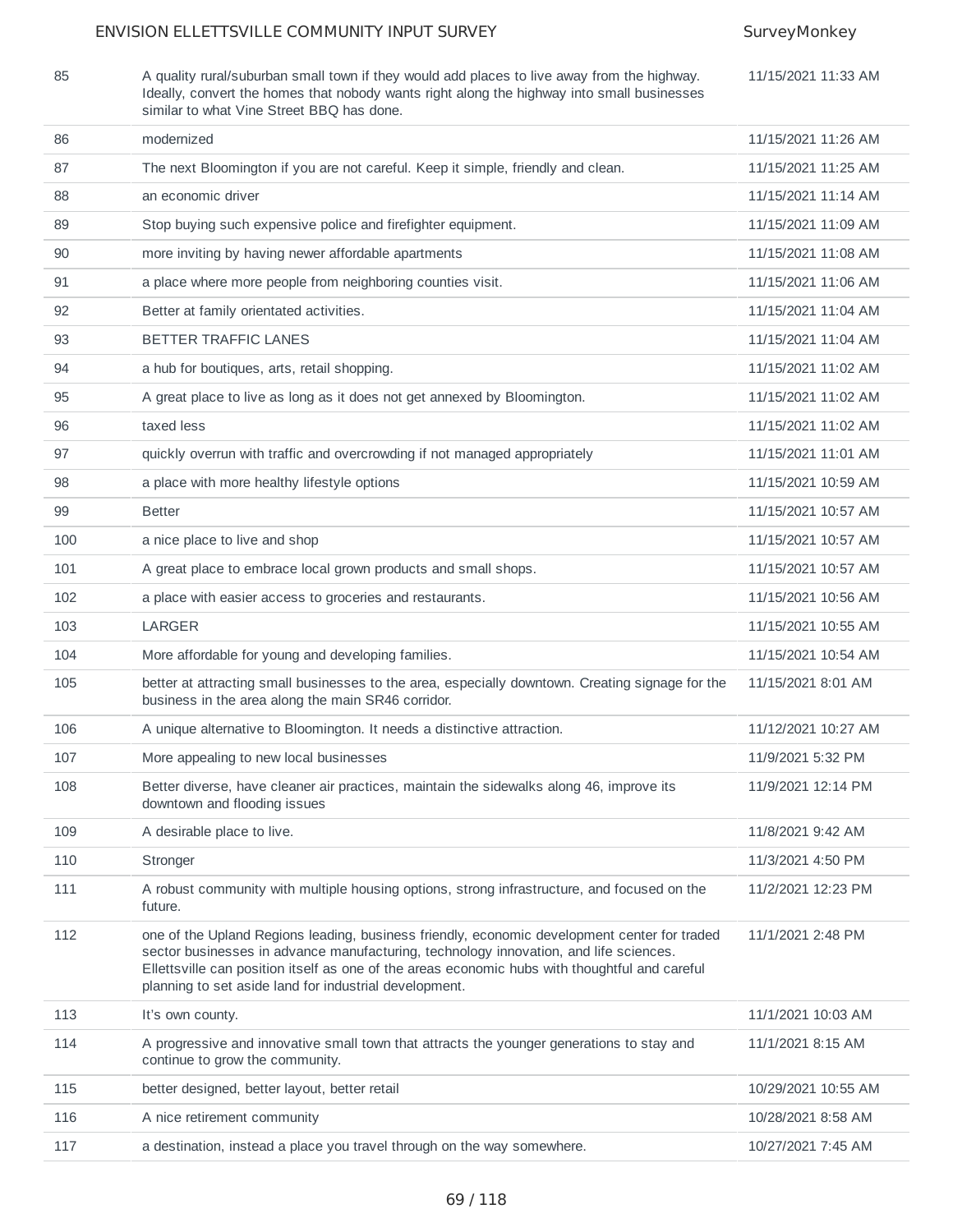| | | |
|---|---|---|
| 85 | A quality rural/suburban small town if they would add places to live away from the highway. Ideally, convert the homes that nobody wants right along the highway into small businesses similar to what Vine Street BBQ has done. | 11/15/2021 11:33 AM |
| 86 | modernized | 11/15/2021 11:26 AM |
| 87 | The next Bloomington if you are not careful. Keep it simple, friendly and clean. | 11/15/2021 11:25 AM |
| 88 | an economic driver | 11/15/2021 11:14 AM |
| 89 | Stop buying such expensive police and firefighter equipment. | 11/15/2021 11:09 AM |
| 90 | more inviting by having newer affordable apartments | 11/15/2021 11:08 AM |
| 91 | a place where more people from neighboring counties visit. | 11/15/2021 11:06 AM |
| 92 | Better at family orientated activities. | 11/15/2021 11:04 AM |
| 93 | BETTER TRAFFIC LANES | 11/15/2021 11:04 AM |
| 94 | a hub for boutiques, arts, retail shopping. | 11/15/2021 11:02 AM |
| 95 | A great place to live as long as it does not get annexed by Bloomington. | 11/15/2021 11:02 AM |
| 96 | taxed less | 11/15/2021 11:02 AM |
| 97 | quickly overrun with traffic and overcrowding if not managed appropriately | 11/15/2021 11:01 AM |
| 98 | a place with more healthy lifestyle options | 11/15/2021 10:59 AM |
| 99 | Better | 11/15/2021 10:57 AM |
| 100 | a nice place to live and shop | 11/15/2021 10:57 AM |
| 101 | A great place to embrace local grown products and small shops. | 11/15/2021 10:57 AM |
| 102 | a place with easier access to groceries and restaurants. | 11/15/2021 10:56 AM |
| 103 | LARGER | 11/15/2021 10:55 AM |
| 104 | More affordable for young and developing families. | 11/15/2021 10:54 AM |
| 105 | better at attracting small businesses to the area, especially downtown. Creating signage for the business in the area along the main SR46 corridor. | 11/15/2021 8:01 AM |
| 106 | A unique alternative to Bloomington. It needs a distinctive attraction. | 11/12/2021 10:27 AM |
| 107 | More appealing to new local businesses | 11/9/2021 5:32 PM |
| 108 | Better diverse, have cleaner air practices, maintain the sidewalks along 46, improve its downtown and flooding issues | 11/9/2021 12:14 PM |
| 109 | A desirable place to live. | 11/8/2021 9:42 AM |
| 110 | Stronger | 11/3/2021 4:50 PM |
| 111 | A robust community with multiple housing options, strong infrastructure, and focused on the future. | 11/2/2021 12:23 PM |
| 112 | one of the Upland Regions leading, business friendly, economic development center for traded sector businesses in advance manufacturing, technology innovation, and life sciences. Ellettsville can position itself as one of the areas economic hubs with thoughtful and careful planning to set aside land for industrial development. | 11/1/2021 2:48 PM |
| 113 | It's own county. | 11/1/2021 10:03 AM |
| 114 | A progressive and innovative small town that attracts the younger generations to stay and continue to grow the community. | 11/1/2021 8:15 AM |
| 115 | better designed, better layout, better retail | 10/29/2021 10:55 AM |
| 116 | A nice retirement community | 10/28/2021 8:58 AM |
| 117 | a destination, instead a place you travel through on the way somewhere. | 10/27/2021 7:45 AM |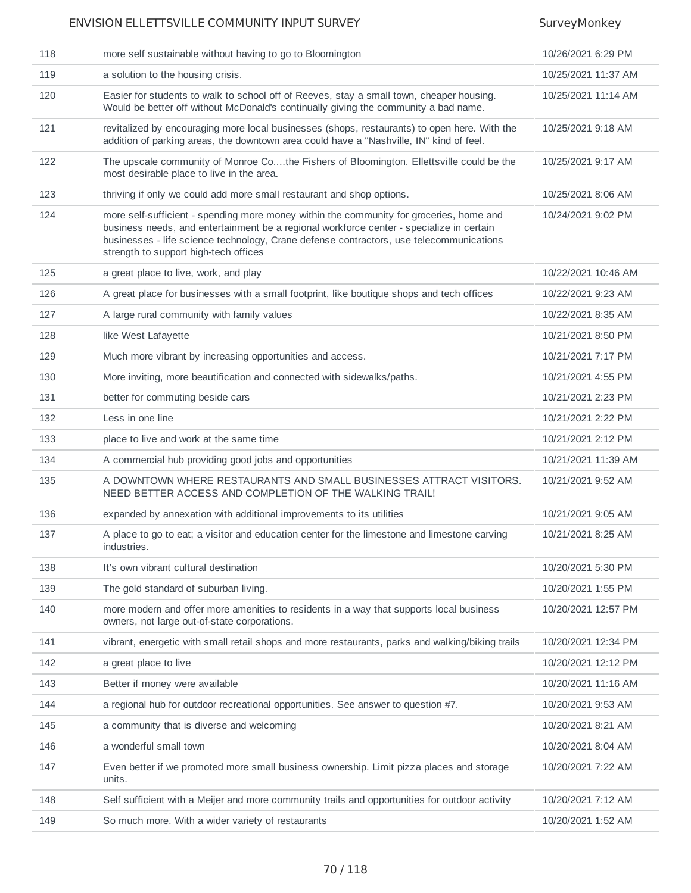| | | |
|---|---|---|
| 118 | more self sustainable without having to go to Bloomington | 10/26/2021 6:29 PM |
| 119 | a solution to the housing crisis. | 10/25/2021 11:37 AM |
| 120 | Easier for students to walk to school off of Reeves, stay a small town, cheaper housing. Would be better off without McDonald's continually giving the community a bad name. | 10/25/2021 11:14 AM |
| 121 | revitalized by encouraging more local businesses (shops, restaurants) to open here. With the addition of parking areas, the downtown area could have a "Nashville, IN" kind of feel. | 10/25/2021 9:18 AM |
| 122 | The upscale community of Monroe Co....the Fishers of Bloomington. Ellettsville could be the most desirable place to live in the area. | 10/25/2021 9:17 AM |
| 123 | thriving if only we could add more small restaurant and shop options. | 10/25/2021 8:06 AM |
| 124 | more self-sufficient - spending more money within the community for groceries, home and business needs, and entertainment be a regional workforce center - specialize in certain businesses - life science technology, Crane defense contractors, use telecommunications strength to support high-tech offices | 10/24/2021 9:02 PM |
| 125 | a great place to live, work, and play | 10/22/2021 10:46 AM |
| 126 | A great place for businesses with a small footprint, like boutique shops and tech offices | 10/22/2021 9:23 AM |
| 127 | A large rural community with family values | 10/22/2021 8:35 AM |
| 128 | like West Lafayette | 10/21/2021 8:50 PM |
| 129 | Much more vibrant by increasing opportunities and access. | 10/21/2021 7:17 PM |
| 130 | More inviting, more beautification and connected with sidewalks/paths. | 10/21/2021 4:55 PM |
| 131 | better for commuting beside cars | 10/21/2021 2:23 PM |
| 132 | Less in one line | 10/21/2021 2:22 PM |
| 133 | place to live and work at the same time | 10/21/2021 2:12 PM |
| 134 | A commercial hub providing good jobs and opportunities | 10/21/2021 11:39 AM |
| 135 | A DOWNTOWN WHERE RESTAURANTS AND SMALL BUSINESSES ATTRACT VISITORS. NEED BETTER ACCESS AND COMPLETION OF THE WALKING TRAIL! | 10/21/2021 9:52 AM |
| 136 | expanded by annexation with additional improvements to its utilities | 10/21/2021 9:05 AM |
| 137 | A place to go to eat; a visitor and education center for the limestone and limestone carving industries. | 10/21/2021 8:25 AM |
| 138 | It's own vibrant cultural destination | 10/20/2021 5:30 PM |
| 139 | The gold standard of suburban living. | 10/20/2021 1:55 PM |
| 140 | more modern and offer more amenities to residents in a way that supports local business owners, not large out-of-state corporations. | 10/20/2021 12:57 PM |
| 141 | vibrant, energetic with small retail shops and more restaurants, parks and walking/biking trails | 10/20/2021 12:34 PM |
| 142 | a great place to live | 10/20/2021 12:12 PM |
| 143 | Better if money were available | 10/20/2021 11:16 AM |
| 144 | a regional hub for outdoor recreational opportunities. See answer to question #7. | 10/20/2021 9:53 AM |
| 145 | a community that is diverse and welcoming | 10/20/2021 8:21 AM |
| 146 | a wonderful small town | 10/20/2021 8:04 AM |
| 147 | Even better if we promoted more small business ownership. Limit pizza places and storage units. | 10/20/2021 7:22 AM |
| 148 | Self sufficient with a Meijer and more community trails and opportunities for outdoor activity | 10/20/2021 7:12 AM |
| 149 | So much more. With a wider variety of restaurants | 10/20/2021 1:52 AM |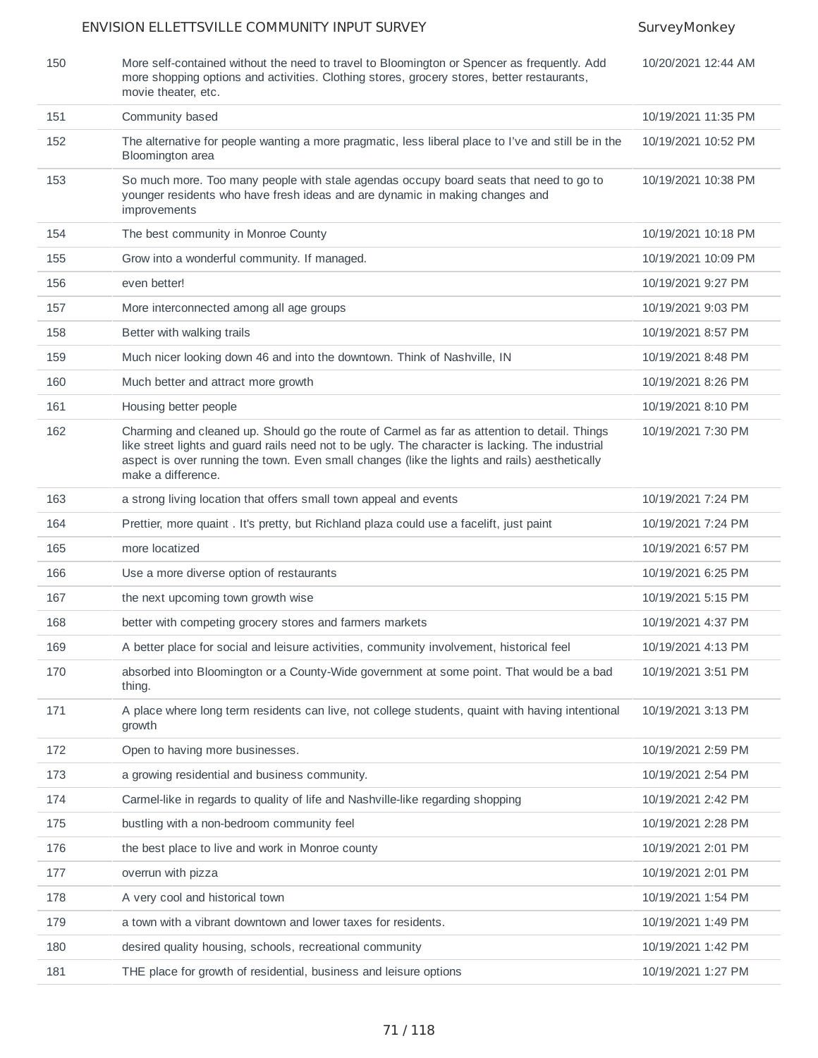| | | |
|---|---|---|
| 150 | More self-contained without the need to travel to Bloomington or Spencer as frequently. Add more shopping options and activities. Clothing stores, grocery stores, better restaurants, movie theater, etc. | 10/20/2021 12:44 AM |
| 151 | Community based | 10/19/2021 11:35 PM |
| 152 | The alternative for people wanting a more pragmatic, less liberal place to I've and still be in the Bloomington area | 10/19/2021 10:52 PM |
| 153 | So much more. Too many people with stale agendas occupy board seats that need to go to younger residents who have fresh ideas and are dynamic in making changes and improvements | 10/19/2021 10:38 PM |
| 154 | The best community in Monroe County | 10/19/2021 10:18 PM |
| 155 | Grow into a wonderful community. If managed. | 10/19/2021 10:09 PM |
| 156 | even better! | 10/19/2021 9:27 PM |
| 157 | More interconnected among all age groups | 10/19/2021 9:03 PM |
| 158 | Better with walking trails | 10/19/2021 8:57 PM |
| 159 | Much nicer looking down 46 and into the downtown. Think of Nashville, IN | 10/19/2021 8:48 PM |
| 160 | Much better and attract more growth | 10/19/2021 8:26 PM |
| 161 | Housing better people | 10/19/2021 8:10 PM |
| 162 | Charming and cleaned up. Should go the route of Carmel as far as attention to detail. Things like street lights and guard rails need not to be ugly. The character is lacking. The industrial aspect is over running the town. Even small changes (like the lights and rails) aesthetically make a difference. | 10/19/2021 7:30 PM |
| 163 | a strong living location that offers small town appeal and events | 10/19/2021 7:24 PM |
| 164 | Prettier, more quaint . It's pretty, but Richland plaza could use a facelift, just paint | 10/19/2021 7:24 PM |
| 165 | more locatized | 10/19/2021 6:57 PM |
| 166 | Use a more diverse option of restaurants | 10/19/2021 6:25 PM |
| 167 | the next upcoming town growth wise | 10/19/2021 5:15 PM |
| 168 | better with competing grocery stores and farmers markets | 10/19/2021 4:37 PM |
| 169 | A better place for social and leisure activities, community involvement, historical feel | 10/19/2021 4:13 PM |
| 170 | absorbed into Bloomington or a County-Wide government at some point. That would be a bad thing. | 10/19/2021 3:51 PM |
| 171 | A place where long term residents can live, not college students, quaint with having intentional growth | 10/19/2021 3:13 PM |
| 172 | Open to having more businesses. | 10/19/2021 2:59 PM |
| 173 | a growing residential and business community. | 10/19/2021 2:54 PM |
| 174 | Carmel-like in regards to quality of life and Nashville-like regarding shopping | 10/19/2021 2:42 PM |
| 175 | bustling with a non-bedroom community feel | 10/19/2021 2:28 PM |
| 176 | the best place to live and work in Monroe county | 10/19/2021 2:01 PM |
| 177 | overrun with pizza | 10/19/2021 2:01 PM |
| 178 | A very cool and historical town | 10/19/2021 1:54 PM |
| 179 | a town with a vibrant downtown and lower taxes for residents. | 10/19/2021 1:49 PM |
| 180 | desired quality housing, schools, recreational community | 10/19/2021 1:42 PM |
| 181 | THE place for growth of residential, business and leisure options | 10/19/2021 1:27 PM |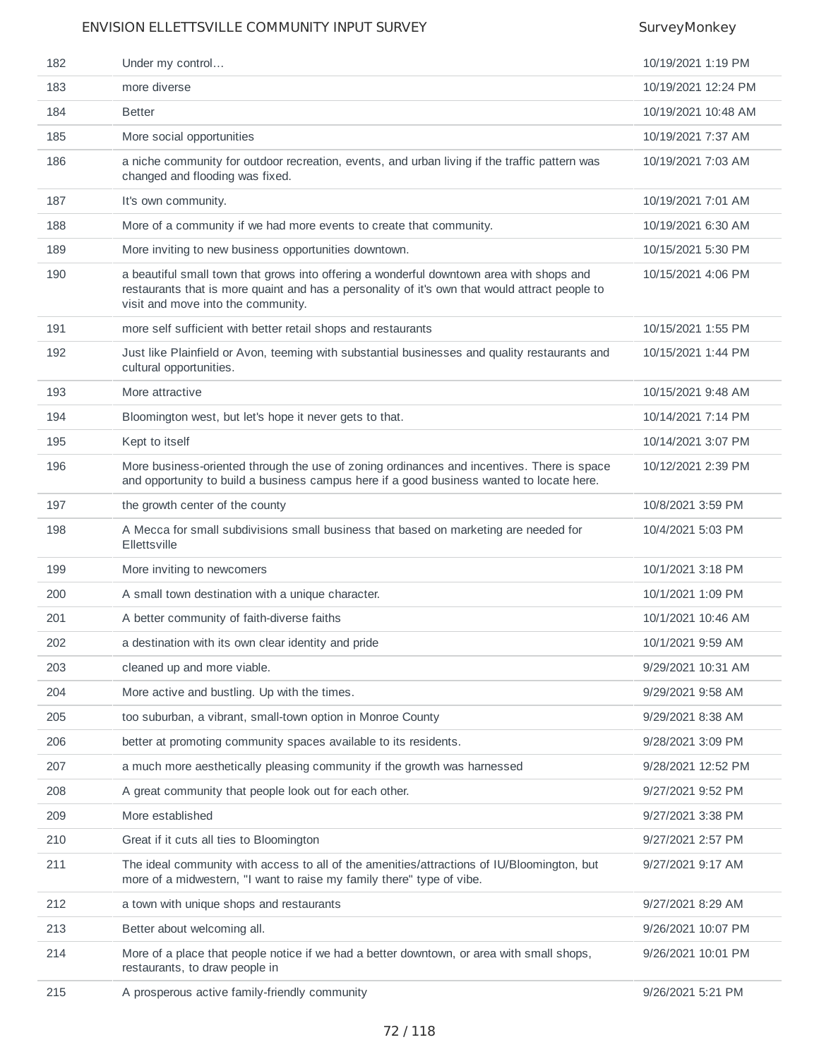| | | |
|---|---|---|
| 182 | Under my control… | 10/19/2021 1:19 PM |
| 183 | more diverse | 10/19/2021 12:24 PM |
| 184 | Better | 10/19/2021 10:48 AM |
| 185 | More social opportunities | 10/19/2021 7:37 AM |
| 186 | a niche community for outdoor recreation, events, and urban living if the traffic pattern was changed and flooding was fixed. | 10/19/2021 7:03 AM |
| 187 | It's own community. | 10/19/2021 7:01 AM |
| 188 | More of a community if we had more events to create that community. | 10/19/2021 6:30 AM |
| 189 | More inviting to new business opportunities downtown. | 10/15/2021 5:30 PM |
| 190 | a beautiful small town that grows into offering a wonderful downtown area with shops and restaurants that is more quaint and has a personality of it's own that would attract people to visit and move into the community. | 10/15/2021 4:06 PM |
| 191 | more self sufficient with better retail shops and restaurants | 10/15/2021 1:55 PM |
| 192 | Just like Plainfield or Avon, teeming with substantial businesses and quality restaurants and cultural opportunities. | 10/15/2021 1:44 PM |
| 193 | More attractive | 10/15/2021 9:48 AM |
| 194 | Bloomington west, but let's hope it never gets to that. | 10/14/2021 7:14 PM |
| 195 | Kept to itself | 10/14/2021 3:07 PM |
| 196 | More business-oriented through the use of zoning ordinances and incentives. There is space and opportunity to build a business campus here if a good business wanted to locate here. | 10/12/2021 2:39 PM |
| 197 | the growth center of the county | 10/8/2021 3:59 PM |
| 198 | A Mecca for small subdivisions small business that based on marketing are needed for Ellettsville | 10/4/2021 5:03 PM |
| 199 | More inviting to newcomers | 10/1/2021 3:18 PM |
| 200 | A small town destination with a unique character. | 10/1/2021 1:09 PM |
| 201 | A better community of faith-diverse faiths | 10/1/2021 10:46 AM |
| 202 | a destination with its own clear identity and pride | 10/1/2021 9:59 AM |
| 203 | cleaned up and more viable. | 9/29/2021 10:31 AM |
| 204 | More active and bustling. Up with the times. | 9/29/2021 9:58 AM |
| 205 | too suburban, a vibrant, small-town option in Monroe County | 9/29/2021 8:38 AM |
| 206 | better at promoting community spaces available to its residents. | 9/28/2021 3:09 PM |
| 207 | a much more aesthetically pleasing community if the growth was harnessed | 9/28/2021 12:52 PM |
| 208 | A great community that people look out for each other. | 9/27/2021 9:52 PM |
| 209 | More established | 9/27/2021 3:38 PM |
| 210 | Great if it cuts all ties to Bloomington | 9/27/2021 2:57 PM |
| 211 | The ideal community with access to all of the amenities/attractions of IU/Bloomington, but more of a midwestern, "I want to raise my family there" type of vibe. | 9/27/2021 9:17 AM |
| 212 | a town with unique shops and restaurants | 9/27/2021 8:29 AM |
| 213 | Better about welcoming all. | 9/26/2021 10:07 PM |
| 214 | More of a place that people notice if we had a better downtown, or area with small shops, restaurants, to draw people in | 9/26/2021 10:01 PM |
| 215 | A prosperous active family-friendly community | 9/26/2021 5:21 PM |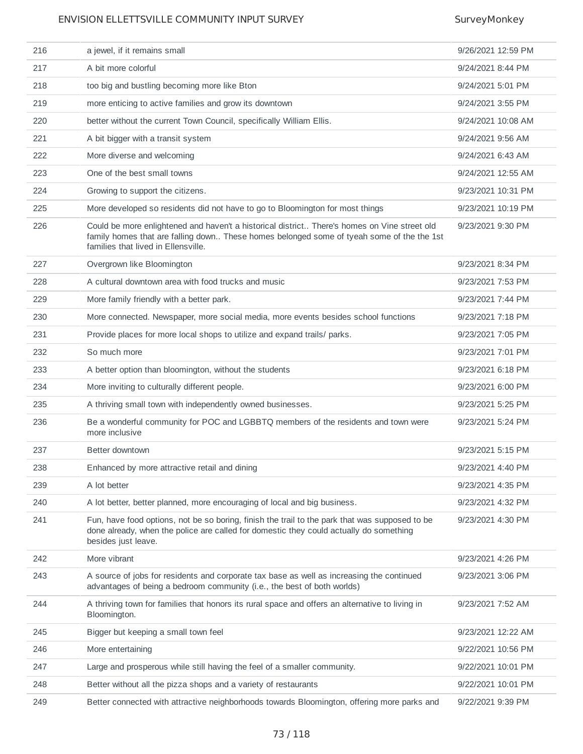| | | |
|---|---|---|
| 216 | a jewel, if it remains small | 9/26/2021 12:59 PM |
| 217 | A bit more colorful | 9/24/2021 8:44 PM |
| 218 | too big and bustling becoming more like Bton | 9/24/2021 5:01 PM |
| 219 | more enticing to active families and grow its downtown | 9/24/2021 3:55 PM |
| 220 | better without the current Town Council, specifically William Ellis. | 9/24/2021 10:08 AM |
| 221 | A bit bigger with a transit system | 9/24/2021 9:56 AM |
| 222 | More diverse and welcoming | 9/24/2021 6:43 AM |
| 223 | One of the best small towns | 9/24/2021 12:55 AM |
| 224 | Growing to support the citizens. | 9/23/2021 10:31 PM |
| 225 | More developed so residents did not have to go to Bloomington for most things | 9/23/2021 10:19 PM |
| 226 | Could be more enlightened and haven't a historical district.. There's homes on Vine street old family homes that are falling down.. These homes belonged some of tyeah some of the the 1st families that lived in Ellensville. | 9/23/2021 9:30 PM |
| 227 | Overgrown like Bloomington | 9/23/2021 8:34 PM |
| 228 | A cultural downtown area with food trucks and music | 9/23/2021 7:53 PM |
| 229 | More family friendly with a better park. | 9/23/2021 7:44 PM |
| 230 | More connected. Newspaper, more social media, more events besides school functions | 9/23/2021 7:18 PM |
| 231 | Provide places for more local shops to utilize and expand trails/ parks. | 9/23/2021 7:05 PM |
| 232 | So much more | 9/23/2021 7:01 PM |
| 233 | A better option than bloomington, without the students | 9/23/2021 6:18 PM |
| 234 | More inviting to culturally different people. | 9/23/2021 6:00 PM |
| 235 | A thriving small town with independently owned businesses. | 9/23/2021 5:25 PM |
| 236 | Be a wonderful community for POC and LGBBTQ members of the residents and town were more inclusive | 9/23/2021 5:24 PM |
| 237 | Better downtown | 9/23/2021 5:15 PM |
| 238 | Enhanced by more attractive retail and dining | 9/23/2021 4:40 PM |
| 239 | A lot better | 9/23/2021 4:35 PM |
| 240 | A lot better, better planned, more encouraging of local and big business. | 9/23/2021 4:32 PM |
| 241 | Fun, have food options, not be so boring, finish the trail to the park that was supposed to be done already, when the police are called for domestic they could actually do something besides just leave. | 9/23/2021 4:30 PM |
| 242 | More vibrant | 9/23/2021 4:26 PM |
| 243 | A source of jobs for residents and corporate tax base as well as increasing the continued advantages of being a bedroom community (i.e., the best of both worlds) | 9/23/2021 3:06 PM |
| 244 | A thriving town for families that honors its rural space and offers an alternative to living in Bloomington. | 9/23/2021 7:52 AM |
| 245 | Bigger but keeping a small town feel | 9/23/2021 12:22 AM |
| 246 | More entertaining | 9/22/2021 10:56 PM |
| 247 | Large and prosperous while still having the feel of a smaller community. | 9/22/2021 10:01 PM |
| 248 | Better without all the pizza shops and a variety of restaurants | 9/22/2021 10:01 PM |
| 249 | Better connected with attractive neighborhoods towards Bloomington, offering more parks and | 9/22/2021 9:39 PM |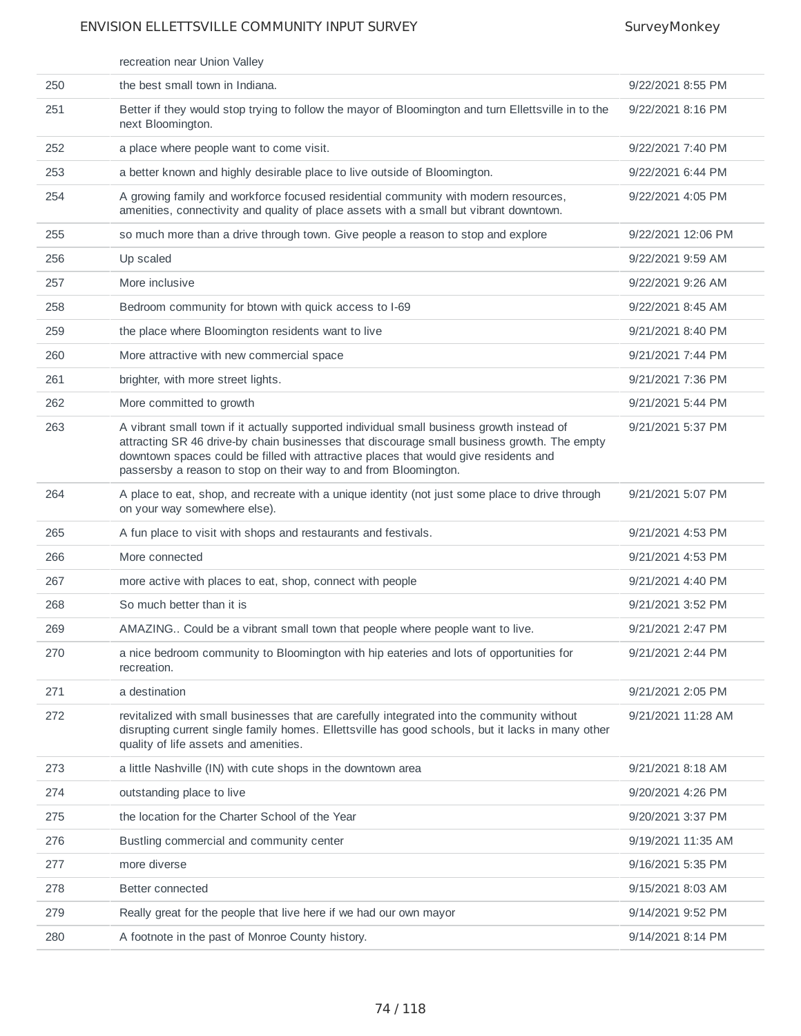| | | |
|---|---|---|
| | recreation near Union Valley | |
| 250 | the best small town in Indiana. | 9/22/2021 8:55 PM |
| 251 | Better if they would stop trying to follow the mayor of Bloomington and turn Ellettsville in to the next Bloomington. | 9/22/2021 8:16 PM |
| 252 | a place where people want to come visit. | 9/22/2021 7:40 PM |
| 253 | a better known and highly desirable place to live outside of Bloomington. | 9/22/2021 6:44 PM |
| 254 | A growing family and workforce focused residential community with modern resources, amenities, connectivity and quality of place assets with a small but vibrant downtown. | 9/22/2021 4:05 PM |
| 255 | so much more than a drive through town. Give people a reason to stop and explore | 9/22/2021 12:06 PM |
| 256 | Up scaled | 9/22/2021 9:59 AM |
| 257 | More inclusive | 9/22/2021 9:26 AM |
| 258 | Bedroom community for btown with quick access to I-69 | 9/22/2021 8:45 AM |
| 259 | the place where Bloomington residents want to live | 9/21/2021 8:40 PM |
| 260 | More attractive with new commercial space | 9/21/2021 7:44 PM |
| 261 | brighter, with more street lights. | 9/21/2021 7:36 PM |
| 262 | More committed to growth | 9/21/2021 5:44 PM |
| 263 | A vibrant small town if it actually supported individual small business growth instead of attracting SR 46 drive-by chain businesses that discourage small business growth. The empty downtown spaces could be filled with attractive places that would give residents and passersby a reason to stop on their way to and from Bloomington. | 9/21/2021 5:37 PM |
| 264 | A place to eat, shop, and recreate with a unique identity (not just some place to drive through on your way somewhere else). | 9/21/2021 5:07 PM |
| 265 | A fun place to visit with shops and restaurants and festivals. | 9/21/2021 4:53 PM |
| 266 | More connected | 9/21/2021 4:53 PM |
| 267 | more active with places to eat, shop, connect with people | 9/21/2021 4:40 PM |
| 268 | So much better than it is | 9/21/2021 3:52 PM |
| 269 | AMAZING.. Could be a vibrant small town that people where people want to live. | 9/21/2021 2:47 PM |
| 270 | a nice bedroom community to Bloomington with hip eateries and lots of opportunities for recreation. | 9/21/2021 2:44 PM |
| 271 | a destination | 9/21/2021 2:05 PM |
| 272 | revitalized with small businesses that are carefully integrated into the community without disrupting current single family homes. Ellettsville has good schools, but it lacks in many other quality of life assets and amenities. | 9/21/2021 11:28 AM |
| 273 | a little Nashville (IN) with cute shops in the downtown area | 9/21/2021 8:18 AM |
| 274 | outstanding place to live | 9/20/2021 4:26 PM |
| 275 | the location for the Charter School of the Year | 9/20/2021 3:37 PM |
| 276 | Bustling commercial and community center | 9/19/2021 11:35 AM |
| 277 | more diverse | 9/16/2021 5:35 PM |
| 278 | Better connected | 9/15/2021 8:03 AM |
| 279 | Really great for the people that live here if we had our own mayor | 9/14/2021 9:52 PM |
| 280 | A footnote in the past of Monroe County history. | 9/14/2021 8:14 PM |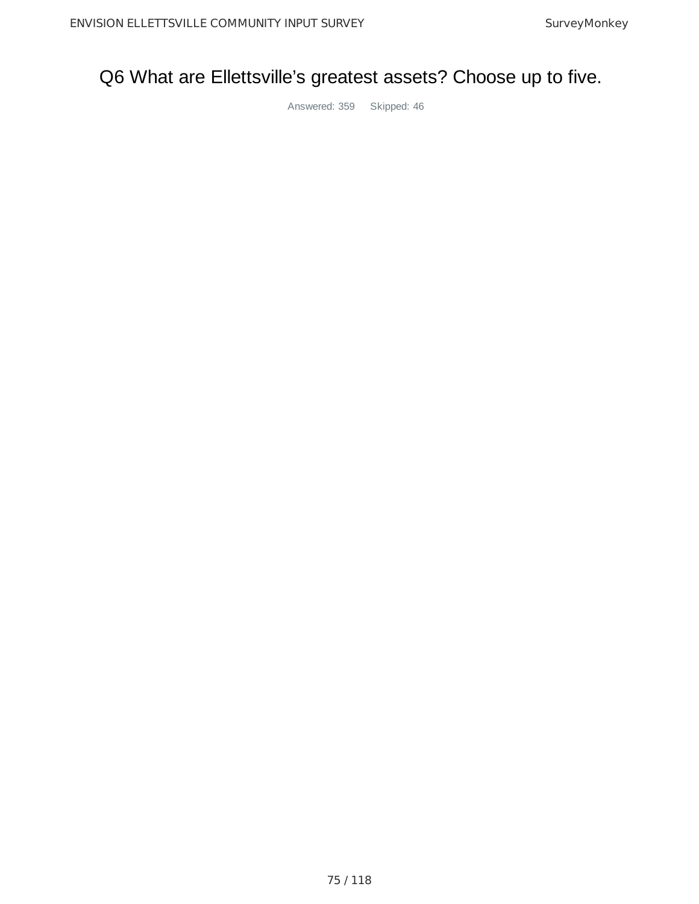# Q6 What are Ellettsville's greatest assets? Choose up to five.

Answered: 359 Skipped: 46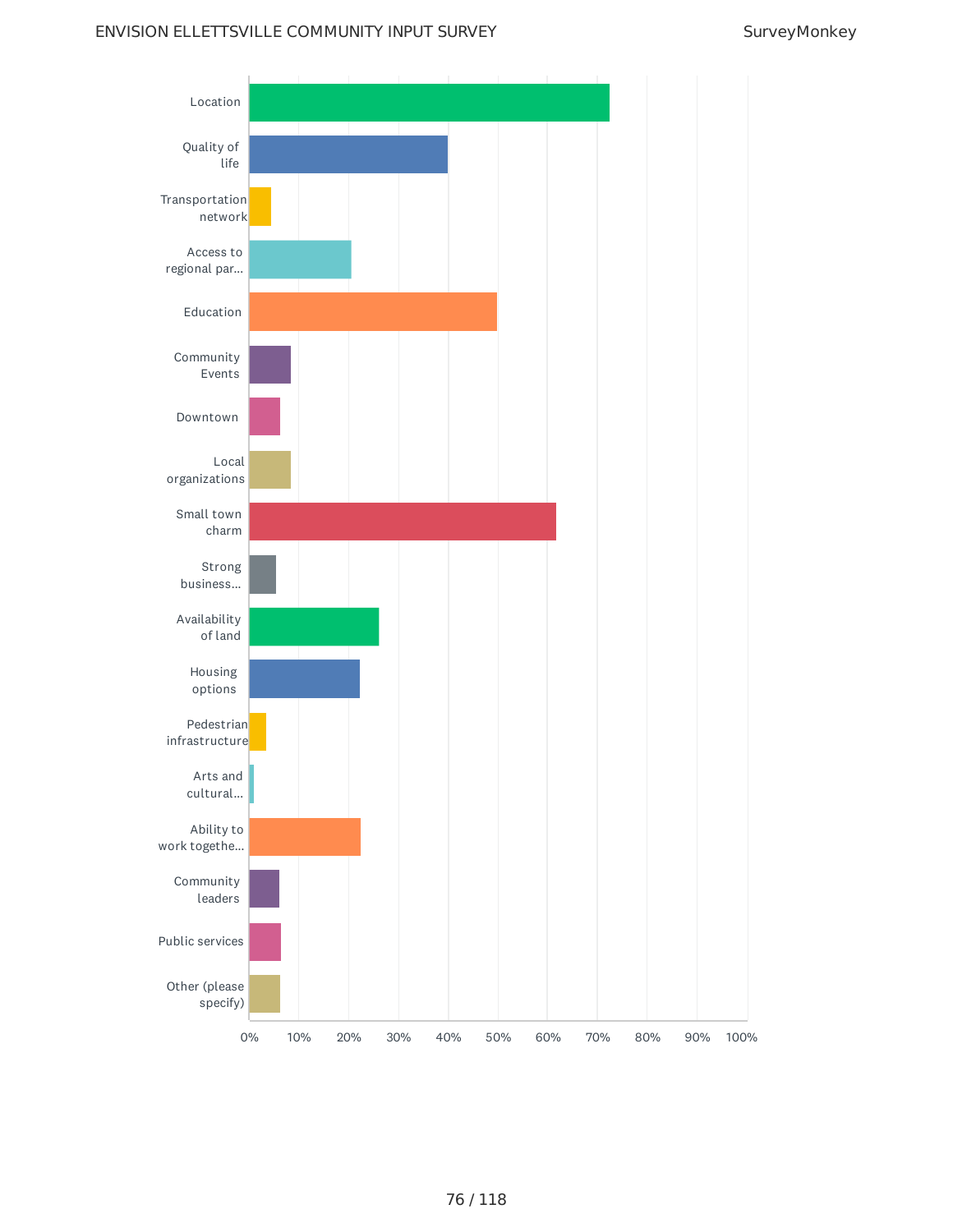| Category | Approximate % |
|---|---|
| Location | 72% |
| Quality of life | 40% |
| Transportation network | 4% |
| Access to regional par... | 21% |
| Education | 50% |
| Community Events | 8% |
| Downtown | 6% |
| Local organizations | 8% |
| Small town charm | 62% |
| Strong business... | 5% |
| Availability of land | 26% |
| Housing options | 22% |
| Pedestrian infrastructure | 3% |
| Arts and cultural... | 1% |
| Ability to work togethe... | 22% |
| Community leaders | 6% |
| Public services | 6% |
| Other (please specify) | 6% |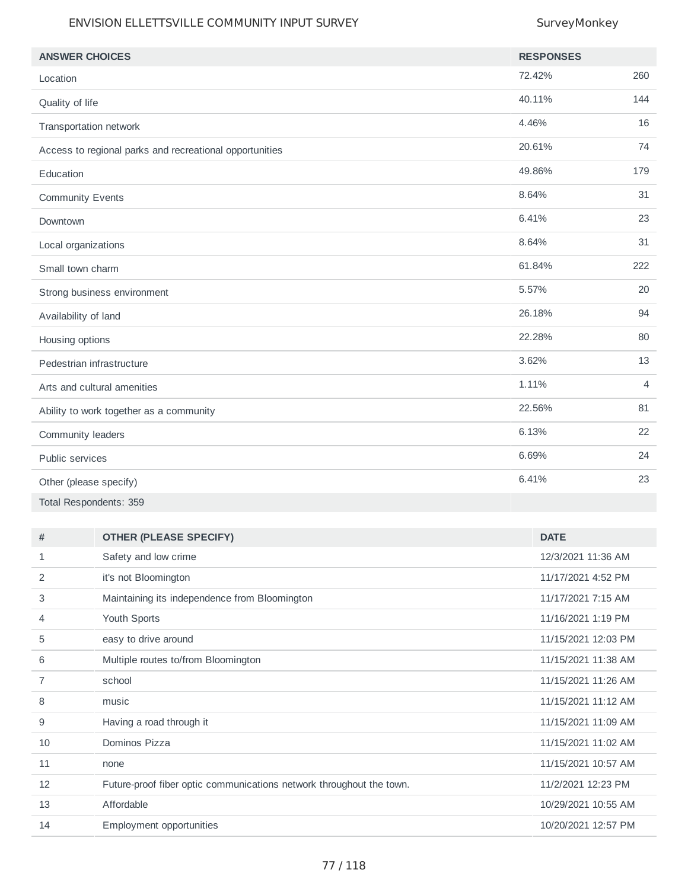| ANSWER CHOICES | RESPONSES | |
|---|---|---|
| Location | 72.42% | 260 |
| Quality of life | 40.11% | 144 |
| Transportation network | 4.46% | 16 |
| Access to regional parks and recreational opportunities | 20.61% | 74 |
| Education | 49.86% | 179 |
| Community Events | 8.64% | 31 |
| Downtown | 6.41% | 23 |
| Local organizations | 8.64% | 31 |
| Small town charm | 61.84% | 222 |
| Strong business environment | 5.57% | 20 |
| Availability of land | 26.18% | 94 |
| Housing options | 22.28% | 80 |
| Pedestrian infrastructure | 3.62% | 13 |
| Arts and cultural amenities | 1.11% | 4 |
| Ability to work together as a community | 22.56% | 81 |
| Community leaders | 6.13% | 22 |
| Public services | 6.69% | 24 |
| Other (please specify) | 6.41% | 23 |
| Total Respondents: 359 | | |

| # | OTHER (PLEASE SPECIFY) | DATE |
|---|---|---|
| 1 | Safety and low crime | 12/3/2021 11:36 AM |
| 2 | it's not Bloomington | 11/17/2021 4:52 PM |
| 3 | Maintaining its independence from Bloomington | 11/17/2021 7:15 AM |
| 4 | Youth Sports | 11/16/2021 1:19 PM |
| 5 | easy to drive around | 11/15/2021 12:03 PM |
| 6 | Multiple routes to/from Bloomington | 11/15/2021 11:38 AM |
| 7 | school | 11/15/2021 11:26 AM |
| 8 | music | 11/15/2021 11:12 AM |
| 9 | Having a road through it | 11/15/2021 11:09 AM |
| 10 | Dominos Pizza | 11/15/2021 11:02 AM |
| 11 | none | 11/15/2021 10:57 AM |
| 12 | Future-proof fiber optic communications network throughout the town. | 11/2/2021 12:23 PM |
| 13 | Affordable | 10/29/2021 10:55 AM |
| 14 | Employment opportunities | 10/20/2021 12:57 PM |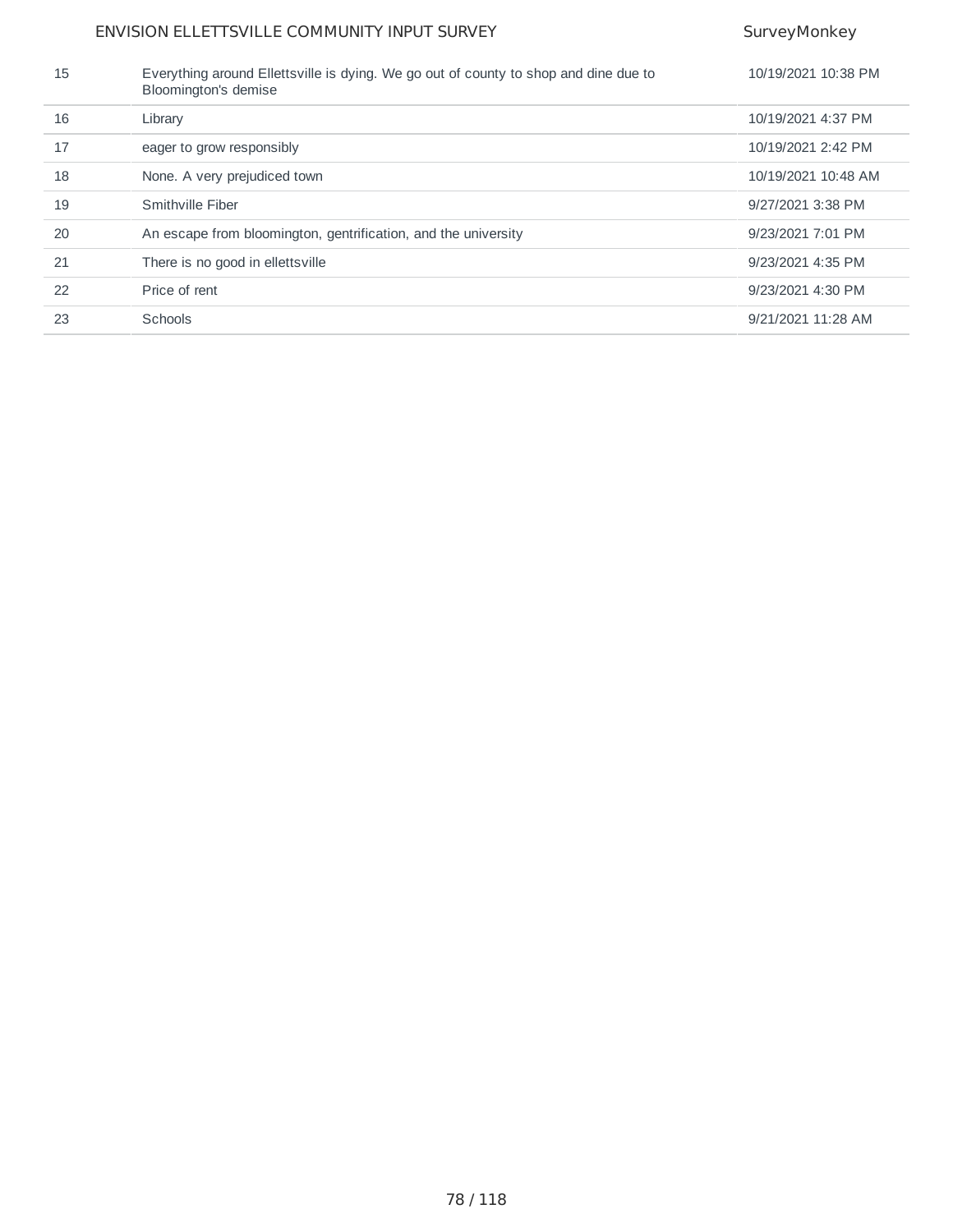| | | |
|---|---|---|
| 15 | Everything around Ellettsville is dying. We go out of county to shop and dine due to Bloomington's demise | 10/19/2021 10:38 PM |
| 16 | Library | 10/19/2021 4:37 PM |
| 17 | eager to grow responsibly | 10/19/2021 2:42 PM |
| 18 | None. A very prejudiced town | 10/19/2021 10:48 AM |
| 19 | Smithville Fiber | 9/27/2021 3:38 PM |
| 20 | An escape from bloomington, gentrification, and the university | 9/23/2021 7:01 PM |
| 21 | There is no good in ellettsville | 9/23/2021 4:35 PM |
| 22 | Price of rent | 9/23/2021 4:30 PM |
| 23 | Schools | 9/21/2021 11:28 AM |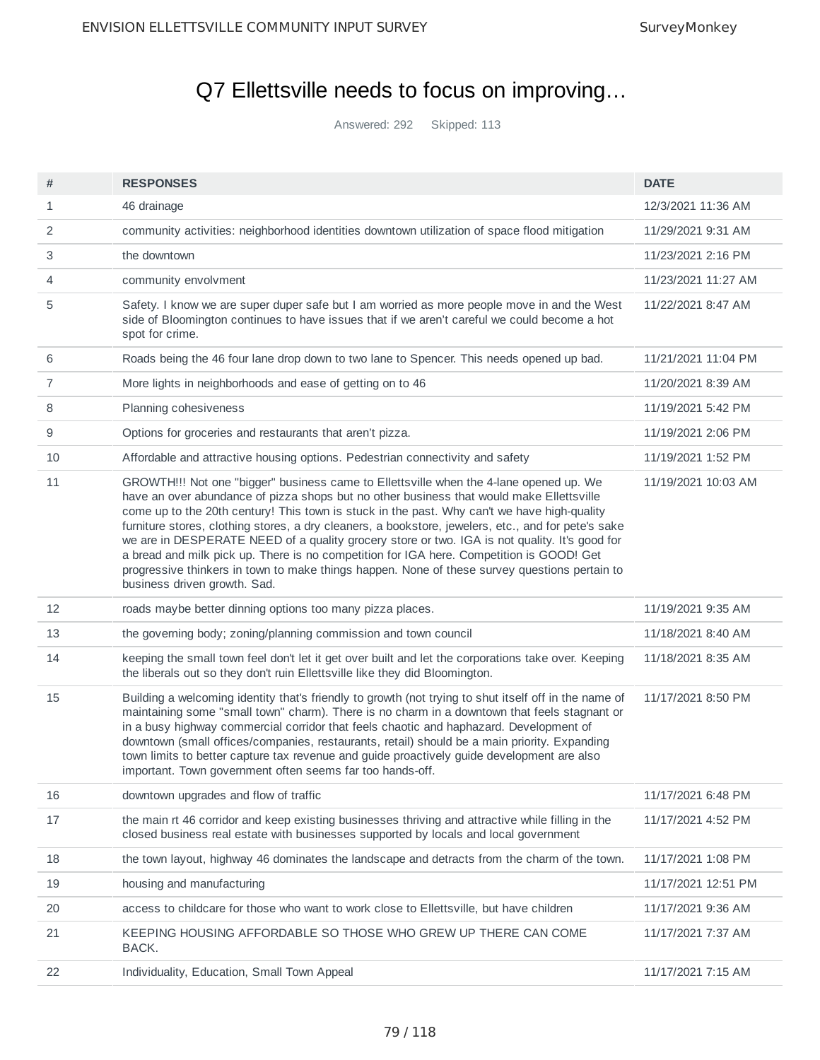# Q7 Ellettsville needs to focus on improving…

Answered: 292 Skipped: 113

| # | RESPONSES | DATE |
|---|---|---|
| 1 | 46 drainage | 12/3/2021 11:36 AM |
| 2 | community activities: neighborhood identities downtown utilization of space flood mitigation | 11/29/2021 9:31 AM |
| 3 | the downtown | 11/23/2021 2:16 PM |
| 4 | community envolvment | 11/23/2021 11:27 AM |
| 5 | Safety. I know we are super duper safe but I am worried as more people move in and the West side of Bloomington continues to have issues that if we aren't careful we could become a hot spot for crime. | 11/22/2021 8:47 AM |
| 6 | Roads being the 46 four lane drop down to two lane to Spencer. This needs opened up bad. | 11/21/2021 11:04 PM |
| 7 | More lights in neighborhoods and ease of getting on to 46 | 11/20/2021 8:39 AM |
| 8 | Planning cohesiveness | 11/19/2021 5:42 PM |
| 9 | Options for groceries and restaurants that aren't pizza. | 11/19/2021 2:06 PM |
| 10 | Affordable and attractive housing options. Pedestrian connectivity and safety | 11/19/2021 1:52 PM |
| 11 | GROWTH!!! Not one "bigger" business came to Ellettsville when the 4-lane opened up. We have an over abundance of pizza shops but no other business that would make Ellettsville come up to the 20th century! This town is stuck in the past. Why can't we have high-quality furniture stores, clothing stores, a dry cleaners, a bookstore, jewelers, etc., and for pete's sake we are in DESPERATE NEED of a quality grocery store or two. IGA is not quality. It's good for a bread and milk pick up. There is no competition for IGA here. Competition is GOOD! Get progressive thinkers in town to make things happen. None of these survey questions pertain to business driven growth. Sad. | 11/19/2021 10:03 AM |
| 12 | roads maybe better dinning options too many pizza places. | 11/19/2021 9:35 AM |
| 13 | the governing body; zoning/planning commission and town council | 11/18/2021 8:40 AM |
| 14 | keeping the small town feel don't let it get over built and let the corporations take over. Keeping the liberals out so they don't ruin Ellettsville like they did Bloomington. | 11/18/2021 8:35 AM |
| 15 | Building a welcoming identity that's friendly to growth (not trying to shut itself off in the name of maintaining some "small town" charm). There is no charm in a downtown that feels stagnant or in a busy highway commercial corridor that feels chaotic and haphazard. Development of downtown (small offices/companies, restaurants, retail) should be a main priority. Expanding town limits to better capture tax revenue and guide proactively guide development are also important. Town government often seems far too hands-off. | 11/17/2021 8:50 PM |
| 16 | downtown upgrades and flow of traffic | 11/17/2021 6:48 PM |
| 17 | the main rt 46 corridor and keep existing businesses thriving and attractive while filling in the closed business real estate with businesses supported by locals and local government | 11/17/2021 4:52 PM |
| 18 | the town layout, highway 46 dominates the landscape and detracts from the charm of the town. | 11/17/2021 1:08 PM |
| 19 | housing and manufacturing | 11/17/2021 12:51 PM |
| 20 | access to childcare for those who want to work close to Ellettsville, but have children | 11/17/2021 9:36 AM |
| 21 | KEEPING HOUSING AFFORDABLE SO THOSE WHO GREW UP THERE CAN COME BACK. | 11/17/2021 7:37 AM |
| 22 | Individuality, Education, Small Town Appeal | 11/17/2021 7:15 AM |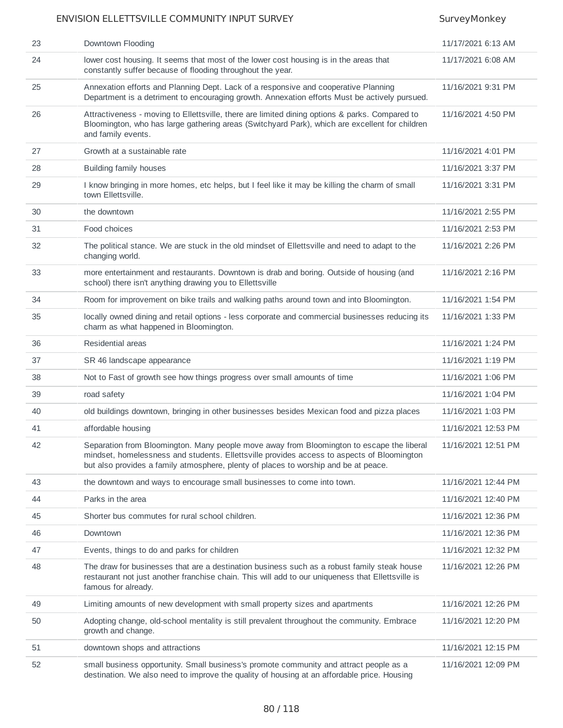| | | |
|---|---|---|
| 23 | Downtown Flooding | 11/17/2021 6:13 AM |
| 24 | lower cost housing. It seems that most of the lower cost housing is in the areas that constantly suffer because of flooding throughout the year. | 11/17/2021 6:08 AM |
| 25 | Annexation efforts and Planning Dept. Lack of a responsive and cooperative Planning Department is a detriment to encouraging growth. Annexation efforts Must be actively pursued. | 11/16/2021 9:31 PM |
| 26 | Attractiveness - moving to Ellettsville, there are limited dining options & parks. Compared to Bloomington, who has large gathering areas (Switchyard Park), which are excellent for children and family events. | 11/16/2021 4:50 PM |
| 27 | Growth at a sustainable rate | 11/16/2021 4:01 PM |
| 28 | Building family houses | 11/16/2021 3:37 PM |
| 29 | I know bringing in more homes, etc helps, but I feel like it may be killing the charm of small town Ellettsville. | 11/16/2021 3:31 PM |
| 30 | the downtown | 11/16/2021 2:55 PM |
| 31 | Food choices | 11/16/2021 2:53 PM |
| 32 | The political stance. We are stuck in the old mindset of Ellettsville and need to adapt to the changing world. | 11/16/2021 2:26 PM |
| 33 | more entertainment and restaurants. Downtown is drab and boring. Outside of housing (and school) there isn't anything drawing you to Ellettsville | 11/16/2021 2:16 PM |
| 34 | Room for improvement on bike trails and walking paths around town and into Bloomington. | 11/16/2021 1:54 PM |
| 35 | locally owned dining and retail options - less corporate and commercial businesses reducing its charm as what happened in Bloomington. | 11/16/2021 1:33 PM |
| 36 | Residential areas | 11/16/2021 1:24 PM |
| 37 | SR 46 landscape appearance | 11/16/2021 1:19 PM |
| 38 | Not to Fast of growth see how things progress over small amounts of time | 11/16/2021 1:06 PM |
| 39 | road safety | 11/16/2021 1:04 PM |
| 40 | old buildings downtown, bringing in other businesses besides Mexican food and pizza places | 11/16/2021 1:03 PM |
| 41 | affordable housing | 11/16/2021 12:53 PM |
| 42 | Separation from Bloomington. Many people move away from Bloomington to escape the liberal mindset, homelessness and students. Ellettsville provides access to aspects of Bloomington but also provides a family atmosphere, plenty of places to worship and be at peace. | 11/16/2021 12:51 PM |
| 43 | the downtown and ways to encourage small businesses to come into town. | 11/16/2021 12:44 PM |
| 44 | Parks in the area | 11/16/2021 12:40 PM |
| 45 | Shorter bus commutes for rural school children. | 11/16/2021 12:36 PM |
| 46 | Downtown | 11/16/2021 12:36 PM |
| 47 | Events, things to do and parks for children | 11/16/2021 12:32 PM |
| 48 | The draw for businesses that are a destination business such as a robust family steak house restaurant not just another franchise chain. This will add to our uniqueness that Ellettsville is famous for already. | 11/16/2021 12:26 PM |
| 49 | Limiting amounts of new development with small property sizes and apartments | 11/16/2021 12:26 PM |
| 50 | Adopting change, old-school mentality is still prevalent throughout the community. Embrace growth and change. | 11/16/2021 12:20 PM |
| 51 | downtown shops and attractions | 11/16/2021 12:15 PM |
| 52 | small business opportunity. Small business's promote community and attract people as a destination. We also need to improve the quality of housing at an affordable price. Housing | 11/16/2021 12:09 PM |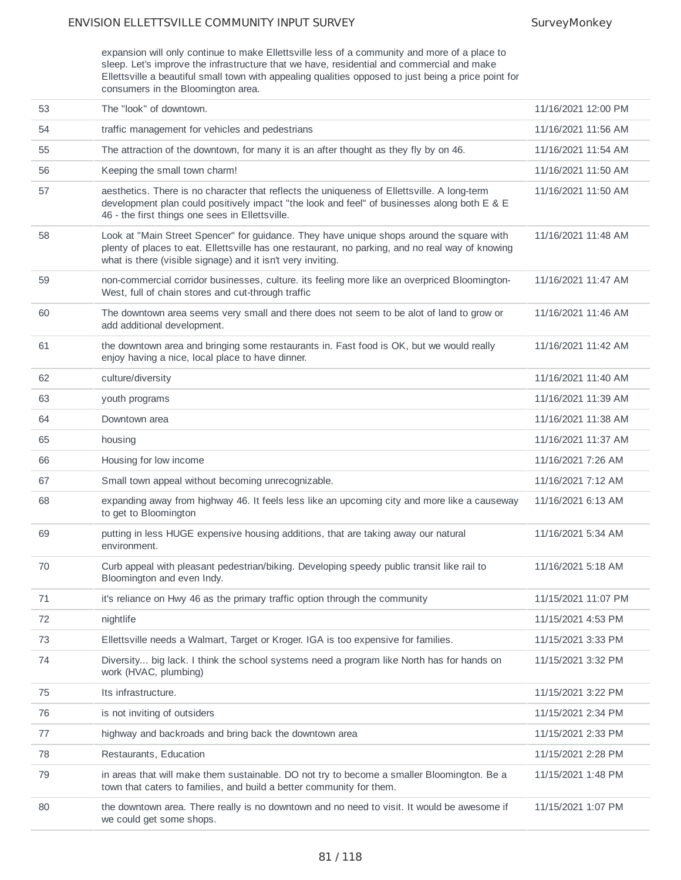| | | |
|---|---|---|
| | expansion will only continue to make Ellettsville less of a community and more of a place to sleep. Let's improve the infrastructure that we have, residential and commercial and make Ellettsville a beautiful small town with appealing qualities opposed to just being a price point for consumers in the Bloomington area. | |
| 53 | The "look" of downtown. | 11/16/2021 12:00 PM |
| 54 | traffic management for vehicles and pedestrians | 11/16/2021 11:56 AM |
| 55 | The attraction of the downtown, for many it is an after thought as they fly by on 46. | 11/16/2021 11:54 AM |
| 56 | Keeping the small town charm! | 11/16/2021 11:50 AM |
| 57 | aesthetics. There is no character that reflects the uniqueness of Ellettsville. A long-term development plan could positively impact "the look and feel" of businesses along both E & E 46 - the first things one sees in Ellettsville. | 11/16/2021 11:50 AM |
| 58 | Look at "Main Street Spencer" for guidance. They have unique shops around the square with plenty of places to eat. Ellettsville has one restaurant, no parking, and no real way of knowing what is there (visible signage) and it isn't very inviting. | 11/16/2021 11:48 AM |
| 59 | non-commercial corridor businesses, culture. its feeling more like an overpriced Bloomington-West, full of chain stores and cut-through traffic | 11/16/2021 11:47 AM |
| 60 | The downtown area seems very small and there does not seem to be alot of land to grow or add additional development. | 11/16/2021 11:46 AM |
| 61 | the downtown area and bringing some restaurants in. Fast food is OK, but we would really enjoy having a nice, local place to have dinner. | 11/16/2021 11:42 AM |
| 62 | culture/diversity | 11/16/2021 11:40 AM |
| 63 | youth programs | 11/16/2021 11:39 AM |
| 64 | Downtown area | 11/16/2021 11:38 AM |
| 65 | housing | 11/16/2021 11:37 AM |
| 66 | Housing for low income | 11/16/2021 7:26 AM |
| 67 | Small town appeal without becoming unrecognizable. | 11/16/2021 7:12 AM |
| 68 | expanding away from highway 46. It feels less like an upcoming city and more like a causeway to get to Bloomington | 11/16/2021 6:13 AM |
| 69 | putting in less HUGE expensive housing additions, that are taking away our natural environment. | 11/16/2021 5:34 AM |
| 70 | Curb appeal with pleasant pedestrian/biking. Developing speedy public transit like rail to Bloomington and even Indy. | 11/16/2021 5:18 AM |
| 71 | it's reliance on Hwy 46 as the primary traffic option through the community | 11/15/2021 11:07 PM |
| 72 | nightlife | 11/15/2021 4:53 PM |
| 73 | Ellettsville needs a Walmart, Target or Kroger. IGA is too expensive for families. | 11/15/2021 3:33 PM |
| 74 | Diversity... big lack. I think the school systems need a program like North has for hands on work (HVAC, plumbing) | 11/15/2021 3:32 PM |
| 75 | Its infrastructure. | 11/15/2021 3:22 PM |
| 76 | is not inviting of outsiders | 11/15/2021 2:34 PM |
| 77 | highway and backroads and bring back the downtown area | 11/15/2021 2:33 PM |
| 78 | Restaurants, Education | 11/15/2021 2:28 PM |
| 79 | in areas that will make them sustainable. DO not try to become a smaller Bloomington. Be a town that caters to families, and build a better community for them. | 11/15/2021 1:48 PM |
| 80 | the downtown area. There really is no downtown and no need to visit. It would be awesome if we could get some shops. | 11/15/2021 1:07 PM |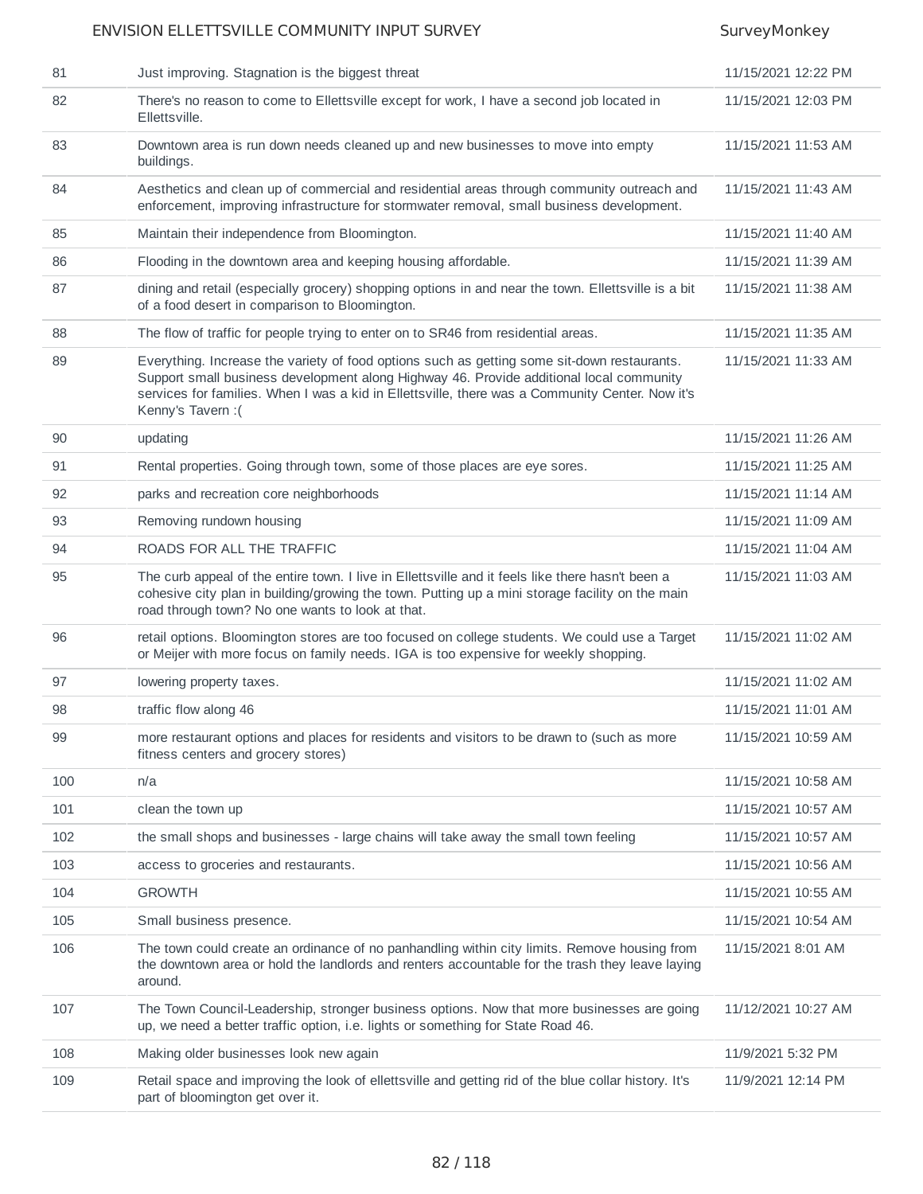| | | |
|---|---|---|
| 81 | Just improving. Stagnation is the biggest threat | 11/15/2021 12:22 PM |
| 82 | There's no reason to come to Ellettsville except for work, I have a second job located in Ellettsville. | 11/15/2021 12:03 PM |
| 83 | Downtown area is run down needs cleaned up and new businesses to move into empty buildings. | 11/15/2021 11:53 AM |
| 84 | Aesthetics and clean up of commercial and residential areas through community outreach and enforcement, improving infrastructure for stormwater removal, small business development. | 11/15/2021 11:43 AM |
| 85 | Maintain their independence from Bloomington. | 11/15/2021 11:40 AM |
| 86 | Flooding in the downtown area and keeping housing affordable. | 11/15/2021 11:39 AM |
| 87 | dining and retail (especially grocery) shopping options in and near the town. Ellettsville is a bit of a food desert in comparison to Bloomington. | 11/15/2021 11:38 AM |
| 88 | The flow of traffic for people trying to enter on to SR46 from residential areas. | 11/15/2021 11:35 AM |
| 89 | Everything. Increase the variety of food options such as getting some sit-down restaurants. Support small business development along Highway 46. Provide additional local community services for families. When I was a kid in Ellettsville, there was a Community Center. Now it's Kenny's Tavern :( | 11/15/2021 11:33 AM |
| 90 | updating | 11/15/2021 11:26 AM |
| 91 | Rental properties. Going through town, some of those places are eye sores. | 11/15/2021 11:25 AM |
| 92 | parks and recreation core neighborhoods | 11/15/2021 11:14 AM |
| 93 | Removing rundown housing | 11/15/2021 11:09 AM |
| 94 | ROADS FOR ALL THE TRAFFIC | 11/15/2021 11:04 AM |
| 95 | The curb appeal of the entire town. I live in Ellettsville and it feels like there hasn't been a cohesive city plan in building/growing the town. Putting up a mini storage facility on the main road through town? No one wants to look at that. | 11/15/2021 11:03 AM |
| 96 | retail options. Bloomington stores are too focused on college students. We could use a Target or Meijer with more focus on family needs. IGA is too expensive for weekly shopping. | 11/15/2021 11:02 AM |
| 97 | lowering property taxes. | 11/15/2021 11:02 AM |
| 98 | traffic flow along 46 | 11/15/2021 11:01 AM |
| 99 | more restaurant options and places for residents and visitors to be drawn to (such as more fitness centers and grocery stores) | 11/15/2021 10:59 AM |
| 100 | n/a | 11/15/2021 10:58 AM |
| 101 | clean the town up | 11/15/2021 10:57 AM |
| 102 | the small shops and businesses - large chains will take away the small town feeling | 11/15/2021 10:57 AM |
| 103 | access to groceries and restaurants. | 11/15/2021 10:56 AM |
| 104 | GROWTH | 11/15/2021 10:55 AM |
| 105 | Small business presence. | 11/15/2021 10:54 AM |
| 106 | The town could create an ordinance of no panhandling within city limits. Remove housing from the downtown area or hold the landlords and renters accountable for the trash they leave laying around. | 11/15/2021 8:01 AM |
| 107 | The Town Council-Leadership, stronger business options. Now that more businesses are going up, we need a better traffic option, i.e. lights or something for State Road 46. | 11/12/2021 10:27 AM |
| 108 | Making older businesses look new again | 11/9/2021 5:32 PM |
| 109 | Retail space and improving the look of ellettsville and getting rid of the blue collar history. It's part of bloomington get over it. | 11/9/2021 12:14 PM |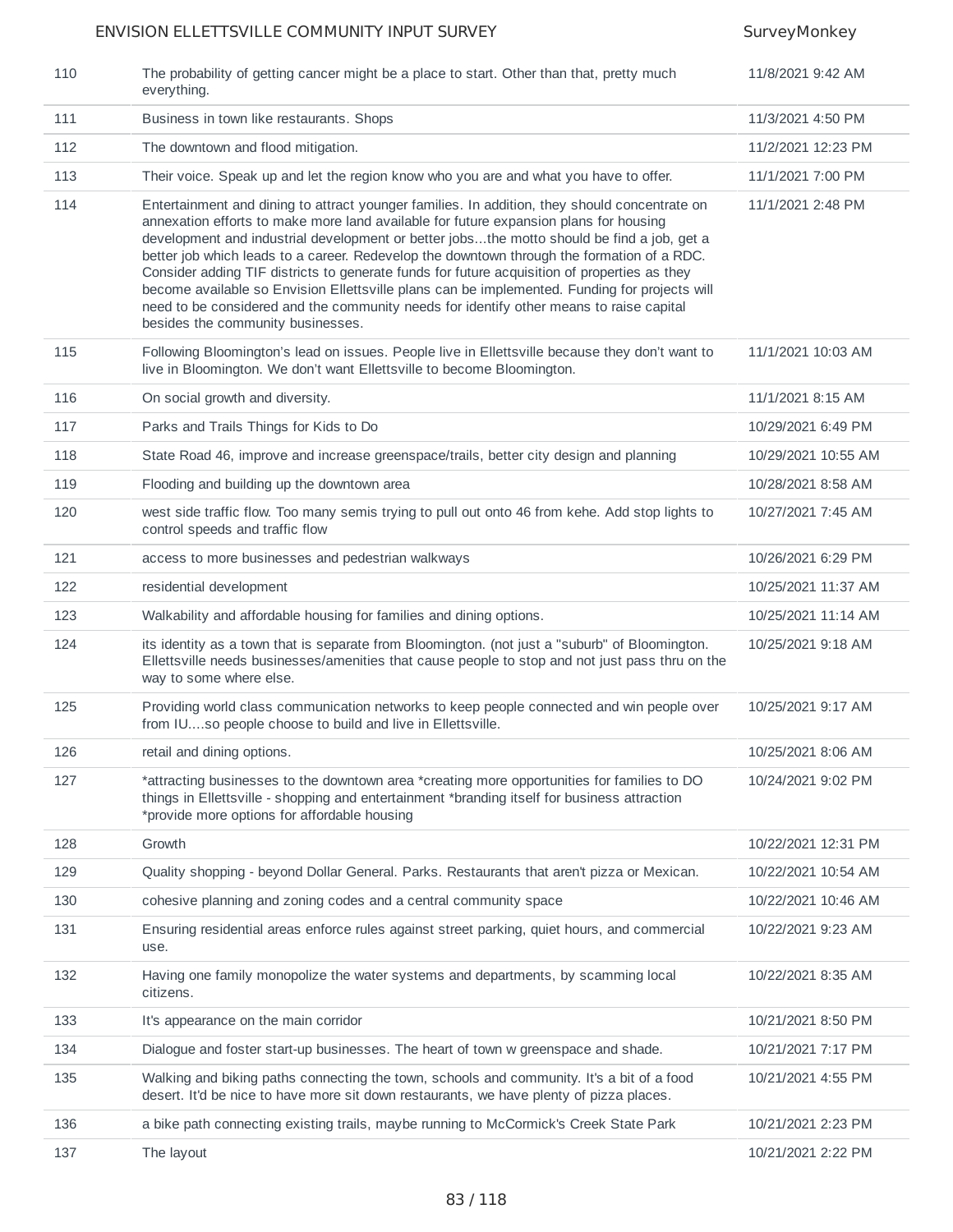| | | |
|---|---|---|
| 110 | The probability of getting cancer might be a place to start. Other than that, pretty much everything. | 11/8/2021 9:42 AM |
| 111 | Business in town like restaurants. Shops | 11/3/2021 4:50 PM |
| 112 | The downtown and flood mitigation. | 11/2/2021 12:23 PM |
| 113 | Their voice. Speak up and let the region know who you are and what you have to offer. | 11/1/2021 7:00 PM |
| 114 | Entertainment and dining to attract younger families. In addition, they should concentrate on annexation efforts to make more land available for future expansion plans for housing development and industrial development or better jobs...the motto should be find a job, get a better job which leads to a career. Redevelop the downtown through the formation of a RDC. Consider adding TIF districts to generate funds for future acquisition of properties as they become available so Envision Ellettsville plans can be implemented. Funding for projects will need to be considered and the community needs for identify other means to raise capital besides the community businesses. | 11/1/2021 2:48 PM |
| 115 | Following Bloomington's lead on issues. People live in Ellettsville because they don't want to live in Bloomington. We don't want Ellettsville to become Bloomington. | 11/1/2021 10:03 AM |
| 116 | On social growth and diversity. | 11/1/2021 8:15 AM |
| 117 | Parks and Trails Things for Kids to Do | 10/29/2021 6:49 PM |
| 118 | State Road 46, improve and increase greenspace/trails, better city design and planning | 10/29/2021 10:55 AM |
| 119 | Flooding and building up the downtown area | 10/28/2021 8:58 AM |
| 120 | west side traffic flow. Too many semis trying to pull out onto 46 from kehe. Add stop lights to control speeds and traffic flow | 10/27/2021 7:45 AM |
| 121 | access to more businesses and pedestrian walkways | 10/26/2021 6:29 PM |
| 122 | residential development | 10/25/2021 11:37 AM |
| 123 | Walkability and affordable housing for families and dining options. | 10/25/2021 11:14 AM |
| 124 | its identity as a town that is separate from Bloomington. (not just a "suburb" of Bloomington. Ellettsville needs businesses/amenities that cause people to stop and not just pass thru on the way to some where else. | 10/25/2021 9:18 AM |
| 125 | Providing world class communication networks to keep people connected and win people over from IU....so people choose to build and live in Ellettsville. | 10/25/2021 9:17 AM |
| 126 | retail and dining options. | 10/25/2021 8:06 AM |
| 127 | *attracting businesses to the downtown area *creating more opportunities for families to DO things in Ellettsville - shopping and entertainment *branding itself for business attraction *provide more options for affordable housing | 10/24/2021 9:02 PM |
| 128 | Growth | 10/22/2021 12:31 PM |
| 129 | Quality shopping - beyond Dollar General. Parks. Restaurants that aren't pizza or Mexican. | 10/22/2021 10:54 AM |
| 130 | cohesive planning and zoning codes and a central community space | 10/22/2021 10:46 AM |
| 131 | Ensuring residential areas enforce rules against street parking, quiet hours, and commercial use. | 10/22/2021 9:23 AM |
| 132 | Having one family monopolize the water systems and departments, by scamming local citizens. | 10/22/2021 8:35 AM |
| 133 | It's appearance on the main corridor | 10/21/2021 8:50 PM |
| 134 | Dialogue and foster start-up businesses. The heart of town w greenspace and shade. | 10/21/2021 7:17 PM |
| 135 | Walking and biking paths connecting the town, schools and community. It's a bit of a food desert. It'd be nice to have more sit down restaurants, we have plenty of pizza places. | 10/21/2021 4:55 PM |
| 136 | a bike path connecting existing trails, maybe running to McCormick's Creek State Park | 10/21/2021 2:23 PM |
| 137 | The layout | 10/21/2021 2:22 PM |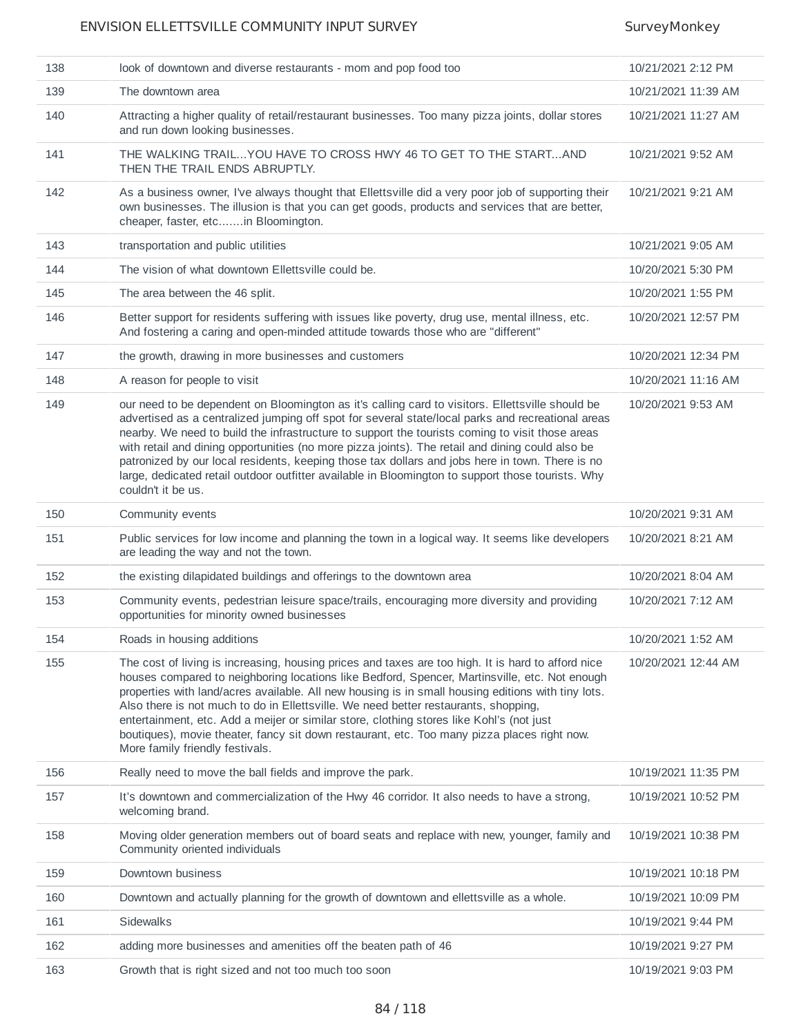| | | |
|---|---|---|
| 138 | look of downtown and diverse restaurants - mom and pop food too | 10/21/2021 2:12 PM |
| 139 | The downtown area | 10/21/2021 11:39 AM |
| 140 | Attracting a higher quality of retail/restaurant businesses. Too many pizza joints, dollar stores and run down looking businesses. | 10/21/2021 11:27 AM |
| 141 | THE WALKING TRAIL...YOU HAVE TO CROSS HWY 46 TO GET TO THE START...AND THEN THE TRAIL ENDS ABRUPTLY. | 10/21/2021 9:52 AM |
| 142 | As a business owner, I've always thought that Ellettsville did a very poor job of supporting their own businesses. The illusion is that you can get goods, products and services that are better, cheaper, faster, etc.......in Bloomington. | 10/21/2021 9:21 AM |
| 143 | transportation and public utilities | 10/21/2021 9:05 AM |
| 144 | The vision of what downtown Ellettsville could be. | 10/20/2021 5:30 PM |
| 145 | The area between the 46 split. | 10/20/2021 1:55 PM |
| 146 | Better support for residents suffering with issues like poverty, drug use, mental illness, etc. And fostering a caring and open-minded attitude towards those who are "different" | 10/20/2021 12:57 PM |
| 147 | the growth, drawing in more businesses and customers | 10/20/2021 12:34 PM |
| 148 | A reason for people to visit | 10/20/2021 11:16 AM |
| 149 | our need to be dependent on Bloomington as it's calling card to visitors. Ellettsville should be advertised as a centralized jumping off spot for several state/local parks and recreational areas nearby. We need to build the infrastructure to support the tourists coming to visit those areas with retail and dining opportunities (no more pizza joints). The retail and dining could also be patronized by our local residents, keeping those tax dollars and jobs here in town. There is no large, dedicated retail outdoor outfitter available in Bloomington to support those tourists. Why couldn't it be us. | 10/20/2021 9:53 AM |
| 150 | Community events | 10/20/2021 9:31 AM |
| 151 | Public services for low income and planning the town in a logical way. It seems like developers are leading the way and not the town. | 10/20/2021 8:21 AM |
| 152 | the existing dilapidated buildings and offerings to the downtown area | 10/20/2021 8:04 AM |
| 153 | Community events, pedestrian leisure space/trails, encouraging more diversity and providing opportunities for minority owned businesses | 10/20/2021 7:12 AM |
| 154 | Roads in housing additions | 10/20/2021 1:52 AM |
| 155 | The cost of living is increasing, housing prices and taxes are too high. It is hard to afford nice houses compared to neighboring locations like Bedford, Spencer, Martinsville, etc. Not enough properties with land/acres available. All new housing is in small housing editions with tiny lots. Also there is not much to do in Ellettsville. We need better restaurants, shopping, entertainment, etc. Add a meijer or similar store, clothing stores like Kohl's (not just boutiques), movie theater, fancy sit down restaurant, etc. Too many pizza places right now. More family friendly festivals. | 10/20/2021 12:44 AM |
| 156 | Really need to move the ball fields and improve the park. | 10/19/2021 11:35 PM |
| 157 | It's downtown and commercialization of the Hwy 46 corridor. It also needs to have a strong, welcoming brand. | 10/19/2021 10:52 PM |
| 158 | Moving older generation members out of board seats and replace with new, younger, family and Community oriented individuals | 10/19/2021 10:38 PM |
| 159 | Downtown business | 10/19/2021 10:18 PM |
| 160 | Downtown and actually planning for the growth of downtown and ellettsville as a whole. | 10/19/2021 10:09 PM |
| 161 | Sidewalks | 10/19/2021 9:44 PM |
| 162 | adding more businesses and amenities off the beaten path of 46 | 10/19/2021 9:27 PM |
| 163 | Growth that is right sized and not too much too soon | 10/19/2021 9:03 PM |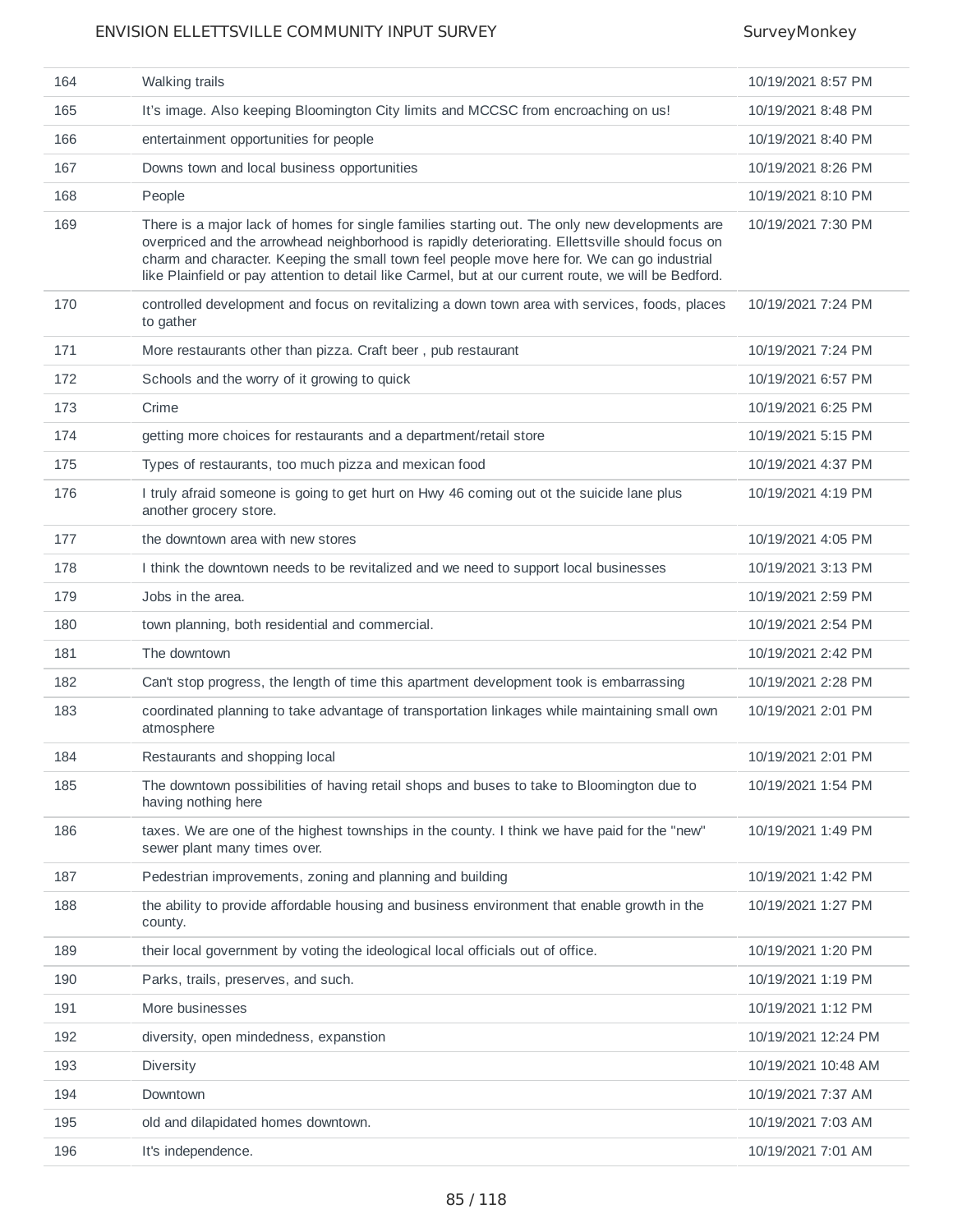| | | |
|---|---|---|
| 164 | Walking trails | 10/19/2021 8:57 PM |
| 165 | It's image. Also keeping Bloomington City limits and MCCSC from encroaching on us! | 10/19/2021 8:48 PM |
| 166 | entertainment opportunities for people | 10/19/2021 8:40 PM |
| 167 | Downs town and local business opportunities | 10/19/2021 8:26 PM |
| 168 | People | 10/19/2021 8:10 PM |
| 169 | There is a major lack of homes for single families starting out. The only new developments are overpriced and the arrowhead neighborhood is rapidly deteriorating. Ellettsville should focus on charm and character. Keeping the small town feel people move here for. We can go industrial like Plainfield or pay attention to detail like Carmel, but at our current route, we will be Bedford. | 10/19/2021 7:30 PM |
| 170 | controlled development and focus on revitalizing a down town area with services, foods, places to gather | 10/19/2021 7:24 PM |
| 171 | More restaurants other than pizza. Craft beer , pub restaurant | 10/19/2021 7:24 PM |
| 172 | Schools and the worry of it growing to quick | 10/19/2021 6:57 PM |
| 173 | Crime | 10/19/2021 6:25 PM |
| 174 | getting more choices for restaurants and a department/retail store | 10/19/2021 5:15 PM |
| 175 | Types of restaurants, too much pizza and mexican food | 10/19/2021 4:37 PM |
| 176 | I truly afraid someone is going to get hurt on Hwy 46 coming out ot the suicide lane plus another grocery store. | 10/19/2021 4:19 PM |
| 177 | the downtown area with new stores | 10/19/2021 4:05 PM |
| 178 | I think the downtown needs to be revitalized and we need to support local businesses | 10/19/2021 3:13 PM |
| 179 | Jobs in the area. | 10/19/2021 2:59 PM |
| 180 | town planning, both residential and commercial. | 10/19/2021 2:54 PM |
| 181 | The downtown | 10/19/2021 2:42 PM |
| 182 | Can't stop progress, the length of time this apartment development took is embarrassing | 10/19/2021 2:28 PM |
| 183 | coordinated planning to take advantage of transportation linkages while maintaining small own atmosphere | 10/19/2021 2:01 PM |
| 184 | Restaurants and shopping local | 10/19/2021 2:01 PM |
| 185 | The downtown possibilities of having retail shops and buses to take to Bloomington due to having nothing here | 10/19/2021 1:54 PM |
| 186 | taxes. We are one of the highest townships in the county. I think we have paid for the "new" sewer plant many times over. | 10/19/2021 1:49 PM |
| 187 | Pedestrian improvements, zoning and planning and building | 10/19/2021 1:42 PM |
| 188 | the ability to provide affordable housing and business environment that enable growth in the county. | 10/19/2021 1:27 PM |
| 189 | their local government by voting the ideological local officials out of office. | 10/19/2021 1:20 PM |
| 190 | Parks, trails, preserves, and such. | 10/19/2021 1:19 PM |
| 191 | More businesses | 10/19/2021 1:12 PM |
| 192 | diversity, open mindedness, expanstion | 10/19/2021 12:24 PM |
| 193 | Diversity | 10/19/2021 10:48 AM |
| 194 | Downtown | 10/19/2021 7:37 AM |
| 195 | old and dilapidated homes downtown. | 10/19/2021 7:03 AM |
| 196 | It's independence. | 10/19/2021 7:01 AM |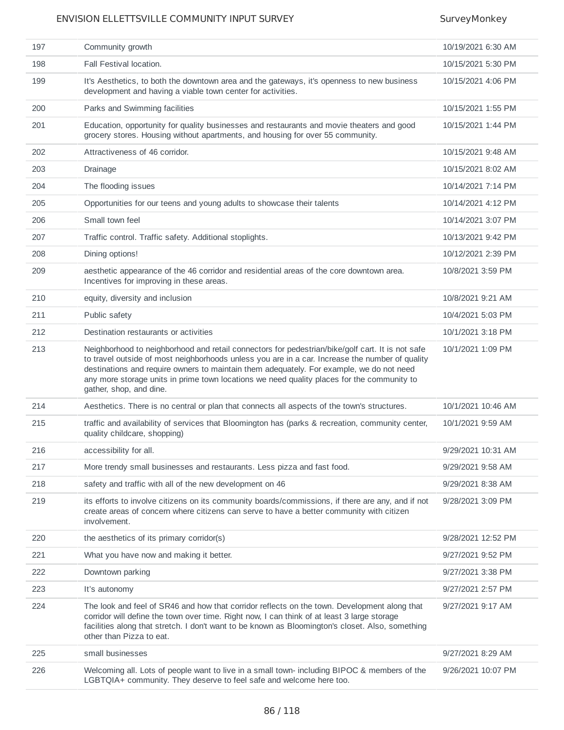| | | |
|---|---|---|
| 197 | Community growth | 10/19/2021 6:30 AM |
| 198 | Fall Festival location. | 10/15/2021 5:30 PM |
| 199 | It's Aesthetics, to both the downtown area and the gateways, it's openness to new business development and having a viable town center for activities. | 10/15/2021 4:06 PM |
| 200 | Parks and Swimming facilities | 10/15/2021 1:55 PM |
| 201 | Education, opportunity for quality businesses and restaurants and movie theaters and good grocery stores. Housing without apartments, and housing for over 55 community. | 10/15/2021 1:44 PM |
| 202 | Attractiveness of 46 corridor. | 10/15/2021 9:48 AM |
| 203 | Drainage | 10/15/2021 8:02 AM |
| 204 | The flooding issues | 10/14/2021 7:14 PM |
| 205 | Opportunities for our teens and young adults to showcase their talents | 10/14/2021 4:12 PM |
| 206 | Small town feel | 10/14/2021 3:07 PM |
| 207 | Traffic control. Traffic safety. Additional stoplights. | 10/13/2021 9:42 PM |
| 208 | Dining options! | 10/12/2021 2:39 PM |
| 209 | aesthetic appearance of the 46 corridor and residential areas of the core downtown area. Incentives for improving in these areas. | 10/8/2021 3:59 PM |
| 210 | equity, diversity and inclusion | 10/8/2021 9:21 AM |
| 211 | Public safety | 10/4/2021 5:03 PM |
| 212 | Destination restaurants or activities | 10/1/2021 3:18 PM |
| 213 | Neighborhood to neighborhood and retail connectors for pedestrian/bike/golf cart. It is not safe to travel outside of most neighborhoods unless you are in a car. Increase the number of quality destinations and require owners to maintain them adequately. For example, we do not need any more storage units in prime town locations we need quality places for the community to gather, shop, and dine. | 10/1/2021 1:09 PM |
| 214 | Aesthetics. There is no central or plan that connects all aspects of the town's structures. | 10/1/2021 10:46 AM |
| 215 | traffic and availability of services that Bloomington has (parks & recreation, community center, quality childcare, shopping) | 10/1/2021 9:59 AM |
| 216 | accessibility for all. | 9/29/2021 10:31 AM |
| 217 | More trendy small businesses and restaurants. Less pizza and fast food. | 9/29/2021 9:58 AM |
| 218 | safety and traffic with all of the new development on 46 | 9/29/2021 8:38 AM |
| 219 | its efforts to involve citizens on its community boards/commissions, if there are any, and if not create areas of concern where citizens can serve to have a better community with citizen involvement. | 9/28/2021 3:09 PM |
| 220 | the aesthetics of its primary corridor(s) | 9/28/2021 12:52 PM |
| 221 | What you have now and making it better. | 9/27/2021 9:52 PM |
| 222 | Downtown parking | 9/27/2021 3:38 PM |
| 223 | It's autonomy | 9/27/2021 2:57 PM |
| 224 | The look and feel of SR46 and how that corridor reflects on the town. Development along that corridor will define the town over time. Right now, I can think of at least 3 large storage facilities along that stretch. I don't want to be known as Bloomington's closet. Also, something other than Pizza to eat. | 9/27/2021 9:17 AM |
| 225 | small businesses | 9/27/2021 8:29 AM |
| 226 | Welcoming all. Lots of people want to live in a small town- including BIPOC & members of the LGBTQIA+ community. They deserve to feel safe and welcome here too. | 9/26/2021 10:07 PM |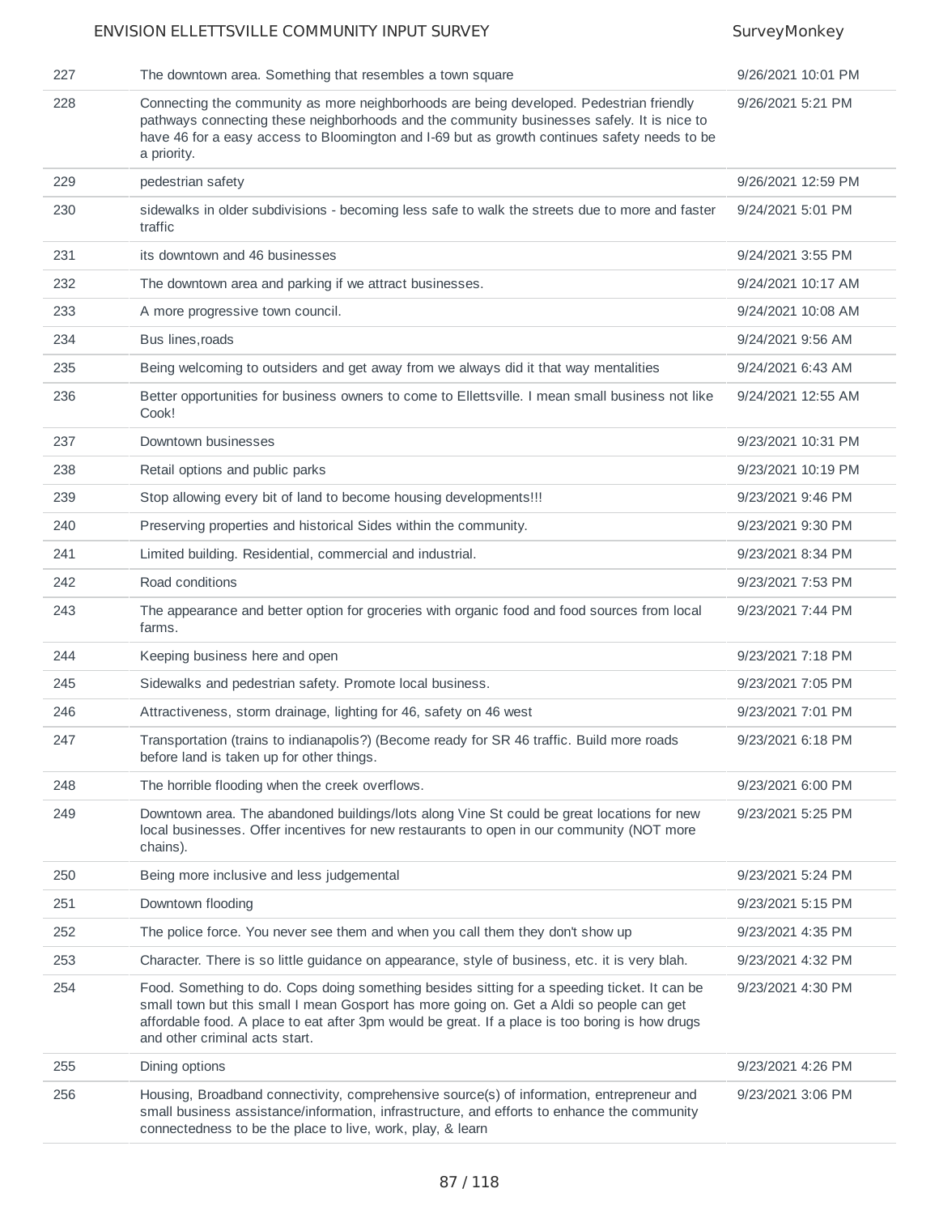| | | |
|---|---|---|
| 227 | The downtown area. Something that resembles a town square | 9/26/2021 10:01 PM |
| 228 | Connecting the community as more neighborhoods are being developed. Pedestrian friendly pathways connecting these neighborhoods and the community businesses safely. It is nice to have 46 for a easy access to Bloomington and I-69 but as growth continues safety needs to be a priority. | 9/26/2021 5:21 PM |
| 229 | pedestrian safety | 9/26/2021 12:59 PM |
| 230 | sidewalks in older subdivisions - becoming less safe to walk the streets due to more and faster traffic | 9/24/2021 5:01 PM |
| 231 | its downtown and 46 businesses | 9/24/2021 3:55 PM |
| 232 | The downtown area and parking if we attract businesses. | 9/24/2021 10:17 AM |
| 233 | A more progressive town council. | 9/24/2021 10:08 AM |
| 234 | Bus lines,roads | 9/24/2021 9:56 AM |
| 235 | Being welcoming to outsiders and get away from we always did it that way mentalities | 9/24/2021 6:43 AM |
| 236 | Better opportunities for business owners to come to Ellettsville. I mean small business not like Cook! | 9/24/2021 12:55 AM |
| 237 | Downtown businesses | 9/23/2021 10:31 PM |
| 238 | Retail options and public parks | 9/23/2021 10:19 PM |
| 239 | Stop allowing every bit of land to become housing developments!!! | 9/23/2021 9:46 PM |
| 240 | Preserving properties and historical Sides within the community. | 9/23/2021 9:30 PM |
| 241 | Limited building. Residential, commercial and industrial. | 9/23/2021 8:34 PM |
| 242 | Road conditions | 9/23/2021 7:53 PM |
| 243 | The appearance and better option for groceries with organic food and food sources from local farms. | 9/23/2021 7:44 PM |
| 244 | Keeping business here and open | 9/23/2021 7:18 PM |
| 245 | Sidewalks and pedestrian safety. Promote local business. | 9/23/2021 7:05 PM |
| 246 | Attractiveness, storm drainage, lighting for 46, safety on 46 west | 9/23/2021 7:01 PM |
| 247 | Transportation (trains to indianapolis?) (Become ready for SR 46 traffic. Build more roads before land is taken up for other things. | 9/23/2021 6:18 PM |
| 248 | The horrible flooding when the creek overflows. | 9/23/2021 6:00 PM |
| 249 | Downtown area. The abandoned buildings/lots along Vine St could be great locations for new local businesses. Offer incentives for new restaurants to open in our community (NOT more chains). | 9/23/2021 5:25 PM |
| 250 | Being more inclusive and less judgemental | 9/23/2021 5:24 PM |
| 251 | Downtown flooding | 9/23/2021 5:15 PM |
| 252 | The police force. You never see them and when you call them they don't show up | 9/23/2021 4:35 PM |
| 253 | Character. There is so little guidance on appearance, style of business, etc. it is very blah. | 9/23/2021 4:32 PM |
| 254 | Food. Something to do. Cops doing something besides sitting for a speeding ticket. It can be small town but this small I mean Gosport has more going on. Get a Aldi so people can get affordable food. A place to eat after 3pm would be great. If a place is too boring is how drugs and other criminal acts start. | 9/23/2021 4:30 PM |
| 255 | Dining options | 9/23/2021 4:26 PM |
| 256 | Housing, Broadband connectivity, comprehensive source(s) of information, entrepreneur and small business assistance/information, infrastructure, and efforts to enhance the community connectedness to be the place to live, work, play, & learn | 9/23/2021 3:06 PM |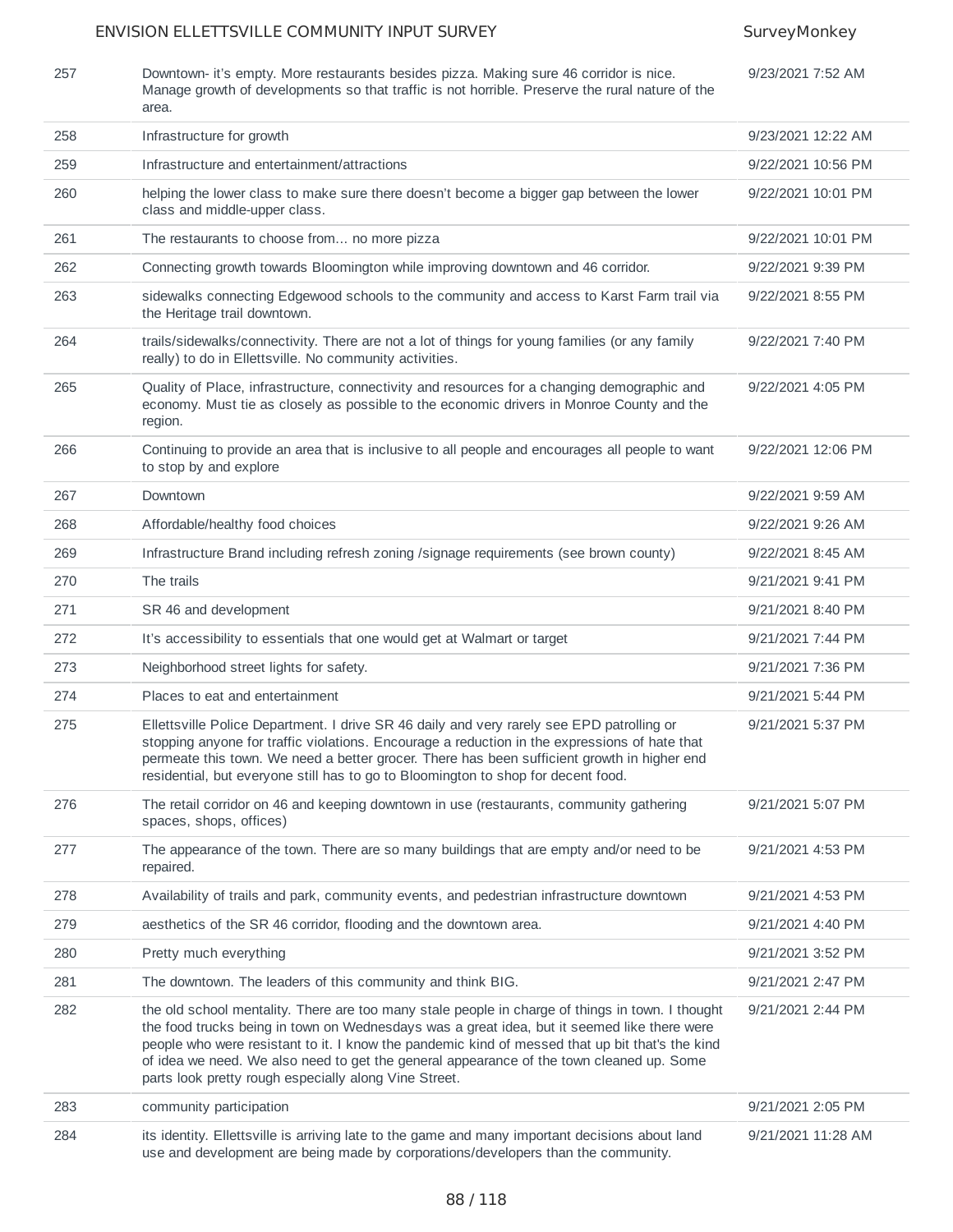| | | |
|---|---|---|
| 257 | Downtown- it's empty. More restaurants besides pizza. Making sure 46 corridor is nice. Manage growth of developments so that traffic is not horrible. Preserve the rural nature of the area. | 9/23/2021 7:52 AM |
| 258 | Infrastructure for growth | 9/23/2021 12:22 AM |
| 259 | Infrastructure and entertainment/attractions | 9/22/2021 10:56 PM |
| 260 | helping the lower class to make sure there doesn't become a bigger gap between the lower class and middle-upper class. | 9/22/2021 10:01 PM |
| 261 | The restaurants to choose from... no more pizza | 9/22/2021 10:01 PM |
| 262 | Connecting growth towards Bloomington while improving downtown and 46 corridor. | 9/22/2021 9:39 PM |
| 263 | sidewalks connecting Edgewood schools to the community and access to Karst Farm trail via the Heritage trail downtown. | 9/22/2021 8:55 PM |
| 264 | trails/sidewalks/connectivity. There are not a lot of things for young families (or any family really) to do in Ellettsville. No community activities. | 9/22/2021 7:40 PM |
| 265 | Quality of Place, infrastructure, connectivity and resources for a changing demographic and economy. Must tie as closely as possible to the economic drivers in Monroe County and the region. | 9/22/2021 4:05 PM |
| 266 | Continuing to provide an area that is inclusive to all people and encourages all people to want to stop by and explore | 9/22/2021 12:06 PM |
| 267 | Downtown | 9/22/2021 9:59 AM |
| 268 | Affordable/healthy food choices | 9/22/2021 9:26 AM |
| 269 | Infrastructure Brand including refresh zoning /signage requirements (see brown county) | 9/22/2021 8:45 AM |
| 270 | The trails | 9/21/2021 9:41 PM |
| 271 | SR 46 and development | 9/21/2021 8:40 PM |
| 272 | It's accessibility to essentials that one would get at Walmart or target | 9/21/2021 7:44 PM |
| 273 | Neighborhood street lights for safety. | 9/21/2021 7:36 PM |
| 274 | Places to eat and entertainment | 9/21/2021 5:44 PM |
| 275 | Ellettsville Police Department. I drive SR 46 daily and very rarely see EPD patrolling or stopping anyone for traffic violations. Encourage a reduction in the expressions of hate that permeate this town. We need a better grocer. There has been sufficient growth in higher end residential, but everyone still has to go to Bloomington to shop for decent food. | 9/21/2021 5:37 PM |
| 276 | The retail corridor on 46 and keeping downtown in use (restaurants, community gathering spaces, shops, offices) | 9/21/2021 5:07 PM |
| 277 | The appearance of the town. There are so many buildings that are empty and/or need to be repaired. | 9/21/2021 4:53 PM |
| 278 | Availability of trails and park, community events, and pedestrian infrastructure downtown | 9/21/2021 4:53 PM |
| 279 | aesthetics of the SR 46 corridor, flooding and the downtown area. | 9/21/2021 4:40 PM |
| 280 | Pretty much everything | 9/21/2021 3:52 PM |
| 281 | The downtown. The leaders of this community and think BIG. | 9/21/2021 2:47 PM |
| 282 | the old school mentality. There are too many stale people in charge of things in town. I thought the food trucks being in town on Wednesdays was a great idea, but it seemed like there were people who were resistant to it. I know the pandemic kind of messed that up bit that's the kind of idea we need. We also need to get the general appearance of the town cleaned up. Some parts look pretty rough especially along Vine Street. | 9/21/2021 2:44 PM |
| 283 | community participation | 9/21/2021 2:05 PM |
| 284 | its identity. Ellettsville is arriving late to the game and many important decisions about land use and development are being made by corporations/developers than the community. | 9/21/2021 11:28 AM |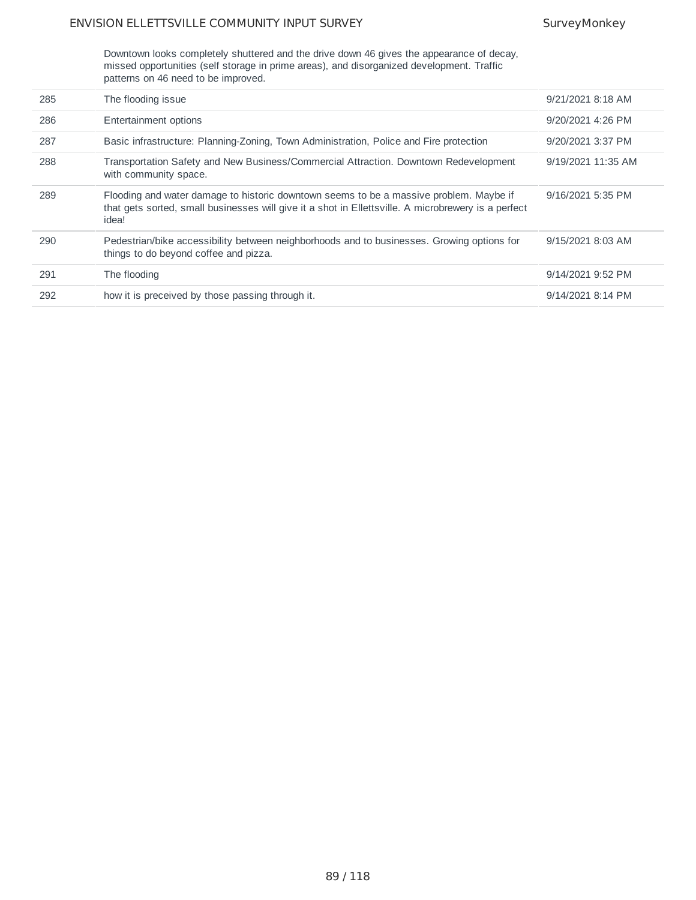| | | |
|---|---|---|
| | Downtown looks completely shuttered and the drive down 46 gives the appearance of decay, missed opportunities (self storage in prime areas), and disorganized development. Traffic patterns on 46 need to be improved. | |
| 285 | The flooding issue | 9/21/2021 8:18 AM |
| 286 | Entertainment options | 9/20/2021 4:26 PM |
| 287 | Basic infrastructure: Planning-Zoning, Town Administration, Police and Fire protection | 9/20/2021 3:37 PM |
| 288 | Transportation Safety and New Business/Commercial Attraction. Downtown Redevelopment with community space. | 9/19/2021 11:35 AM |
| 289 | Flooding and water damage to historic downtown seems to be a massive problem. Maybe if that gets sorted, small businesses will give it a shot in Ellettsville. A microbrewery is a perfect idea! | 9/16/2021 5:35 PM |
| 290 | Pedestrian/bike accessibility between neighborhoods and to businesses. Growing options for things to do beyond coffee and pizza. | 9/15/2021 8:03 AM |
| 291 | The flooding | 9/14/2021 9:52 PM |
| 292 | how it is preceived by those passing through it. | 9/14/2021 8:14 PM |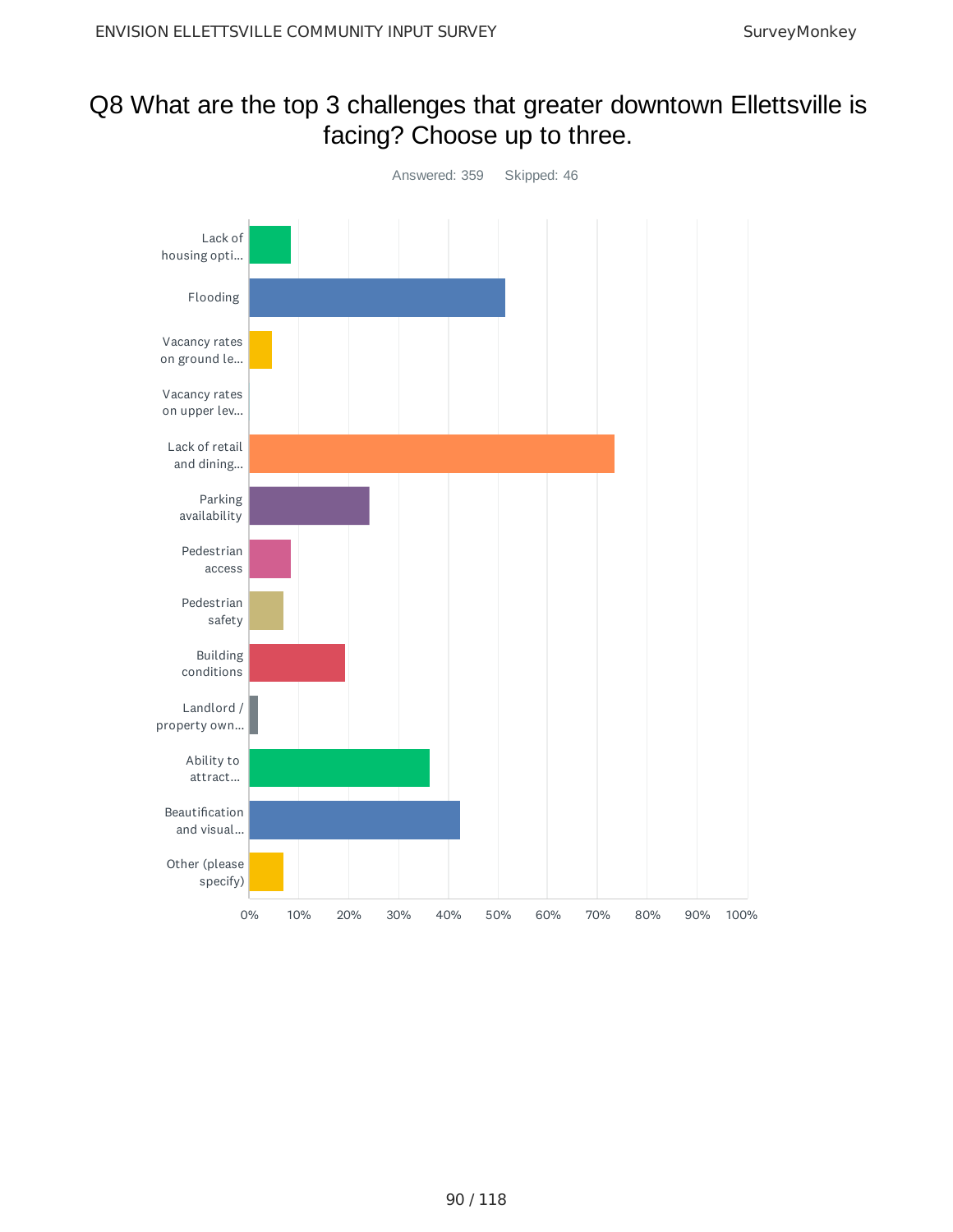# Q8 What are the top 3 challenges that greater downtown Ellettsville is facing? Choose up to three.

Answered: 359 Skipped: 46

Lack of housing opti...

Flooding

Vacancy rates on ground le...

Vacancy rates on upper lev...

Lack of retail and dining...

Parking availability

Pedestrian access

Pedestrian safety

Building conditions

Landlord / property own...

Ability to attract...

Beautification and visual...

Other (please specify)

0% 10% 20% 30% 40% 50% 60% 70% 80% 90% 100%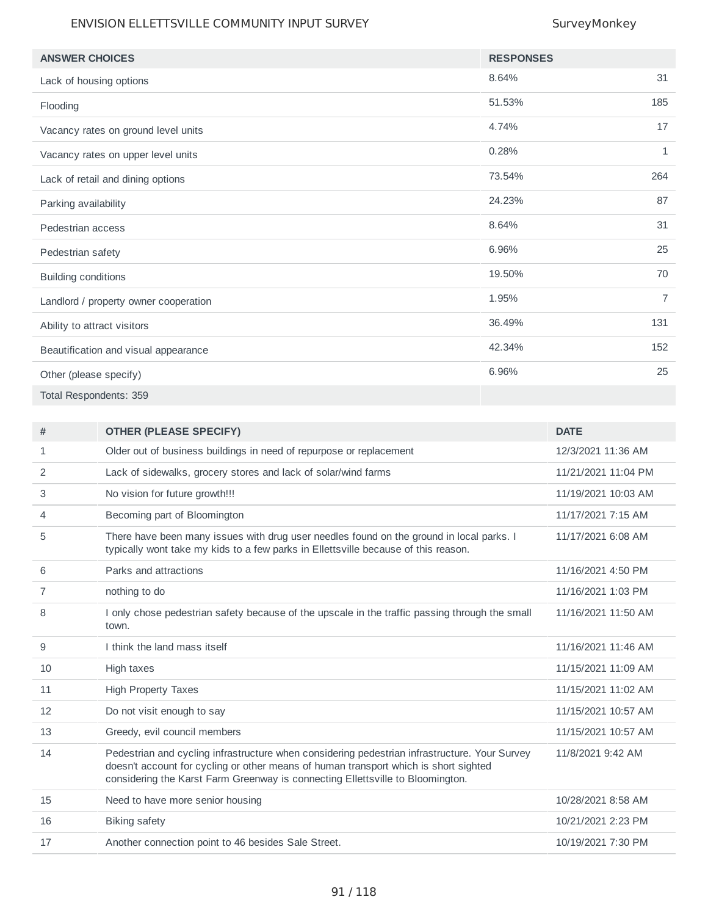| ANSWER CHOICES | RESPONSES | |
|---|---|---|
| Lack of housing options | 8.64% | 31 |
| Flooding | 51.53% | 185 |
| Vacancy rates on ground level units | 4.74% | 17 |
| Vacancy rates on upper level units | 0.28% | 1 |
| Lack of retail and dining options | 73.54% | 264 |
| Parking availability | 24.23% | 87 |
| Pedestrian access | 8.64% | 31 |
| Pedestrian safety | 6.96% | 25 |
| Building conditions | 19.50% | 70 |
| Landlord / property owner cooperation | 1.95% | 7 |
| Ability to attract visitors | 36.49% | 131 |
| Beautification and visual appearance | 42.34% | 152 |
| Other (please specify) | 6.96% | 25 |
| Total Respondents: 359 | | |

| # | OTHER (PLEASE SPECIFY) | DATE |
|---|---|---|
| 1 | Older out of business buildings in need of repurpose or replacement | 12/3/2021 11:36 AM |
| 2 | Lack of sidewalks, grocery stores and lack of solar/wind farms | 11/21/2021 11:04 PM |
| 3 | No vision for future growth!!! | 11/19/2021 10:03 AM |
| 4 | Becoming part of Bloomington | 11/17/2021 7:15 AM |
| 5 | There have been many issues with drug user needles found on the ground in local parks. I typically wont take my kids to a few parks in Ellettsville because of this reason. | 11/17/2021 6:08 AM |
| 6 | Parks and attractions | 11/16/2021 4:50 PM |
| 7 | nothing to do | 11/16/2021 1:03 PM |
| 8 | I only chose pedestrian safety because of the upscale in the traffic passing through the small town. | 11/16/2021 11:50 AM |
| 9 | I think the land mass itself | 11/16/2021 11:46 AM |
| 10 | High taxes | 11/15/2021 11:09 AM |
| 11 | High Property Taxes | 11/15/2021 11:02 AM |
| 12 | Do not visit enough to say | 11/15/2021 10:57 AM |
| 13 | Greedy, evil council members | 11/15/2021 10:57 AM |
| 14 | Pedestrian and cycling infrastructure when considering pedestrian infrastructure. Your Survey doesn't account for cycling or other means of human transport which is short sighted considering the Karst Farm Greenway is connecting Ellettsville to Bloomington. | 11/8/2021 9:42 AM |
| 15 | Need to have more senior housing | 10/28/2021 8:58 AM |
| 16 | Biking safety | 10/21/2021 2:23 PM |
| 17 | Another connection point to 46 besides Sale Street. | 10/19/2021 7:30 PM |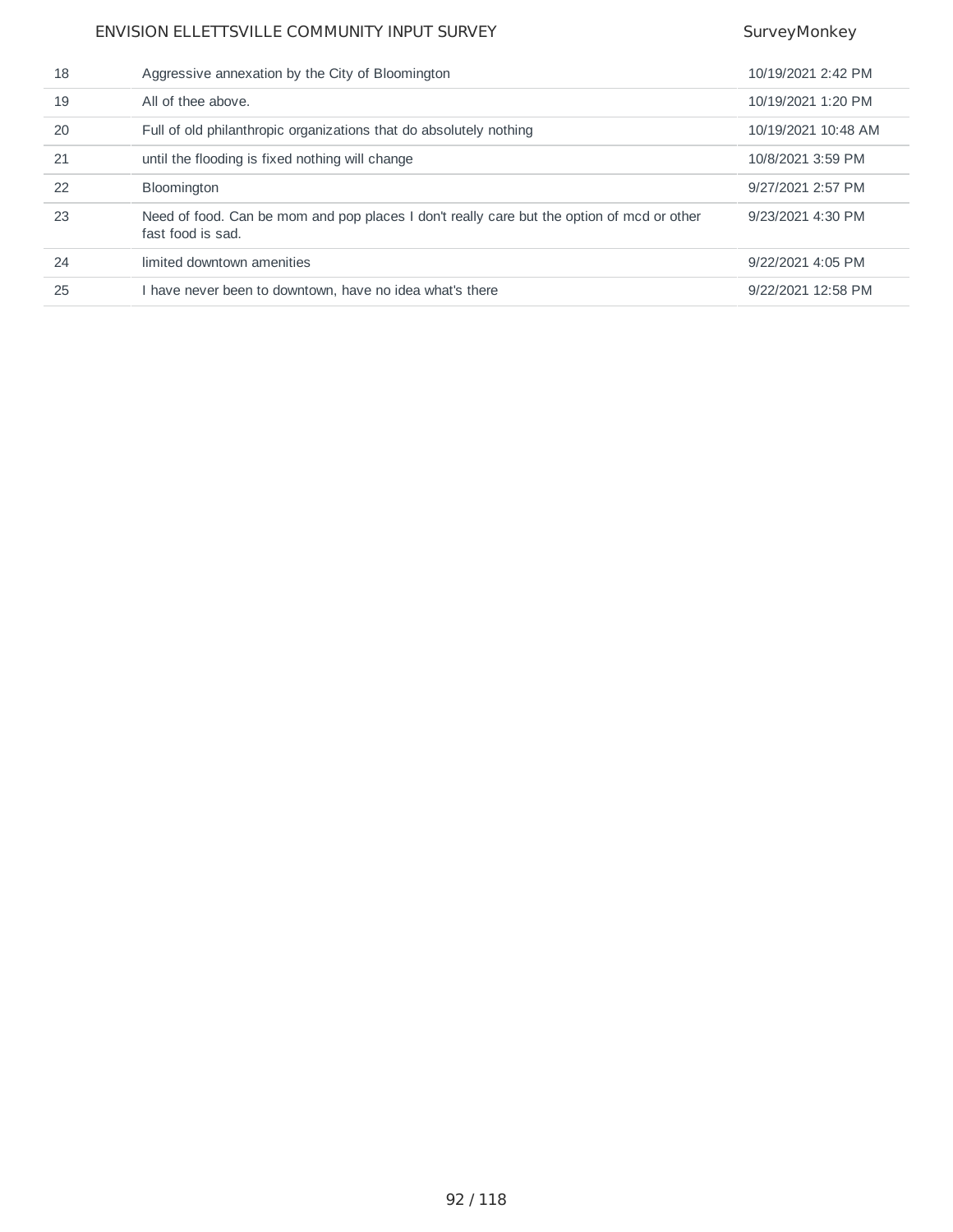| | | |
|---|---|---|
| 18 | Aggressive annexation by the City of Bloomington | 10/19/2021 2:42 PM |
| 19 | All of thee above. | 10/19/2021 1:20 PM |
| 20 | Full of old philanthropic organizations that do absolutely nothing | 10/19/2021 10:48 AM |
| 21 | until the flooding is fixed nothing will change | 10/8/2021 3:59 PM |
| 22 | Bloomington | 9/27/2021 2:57 PM |
| 23 | Need of food. Can be mom and pop places I don't really care but the option of mcd or other fast food is sad. | 9/23/2021 4:30 PM |
| 24 | limited downtown amenities | 9/22/2021 4:05 PM |
| 25 | I have never been to downtown, have no idea what's there | 9/22/2021 12:58 PM |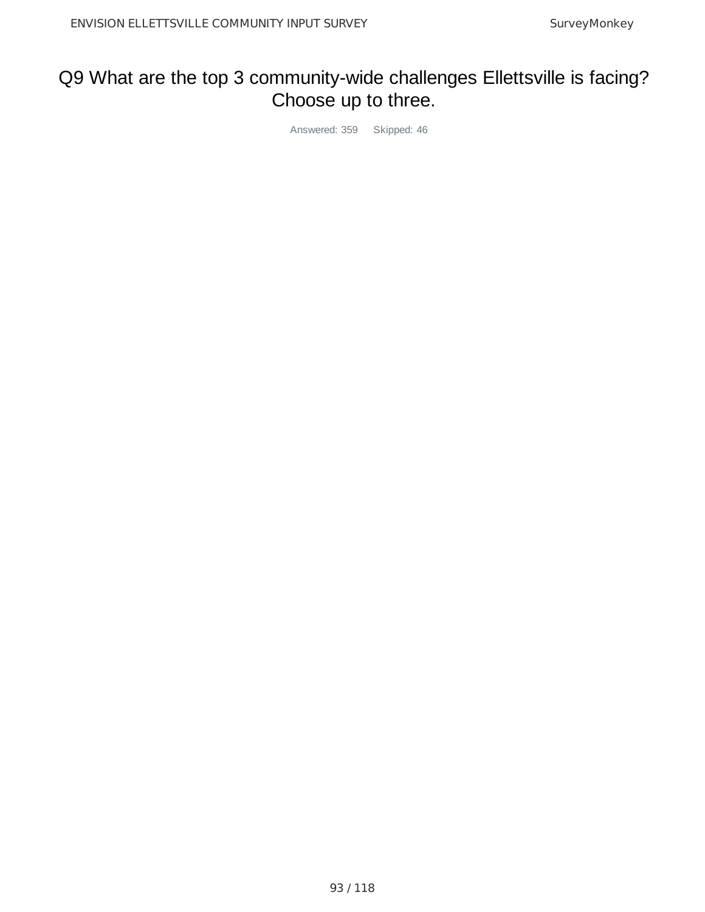# Q9 What are the top 3 community-wide challenges Ellettsville is facing? Choose up to three.

Answered: 359 Skipped: 46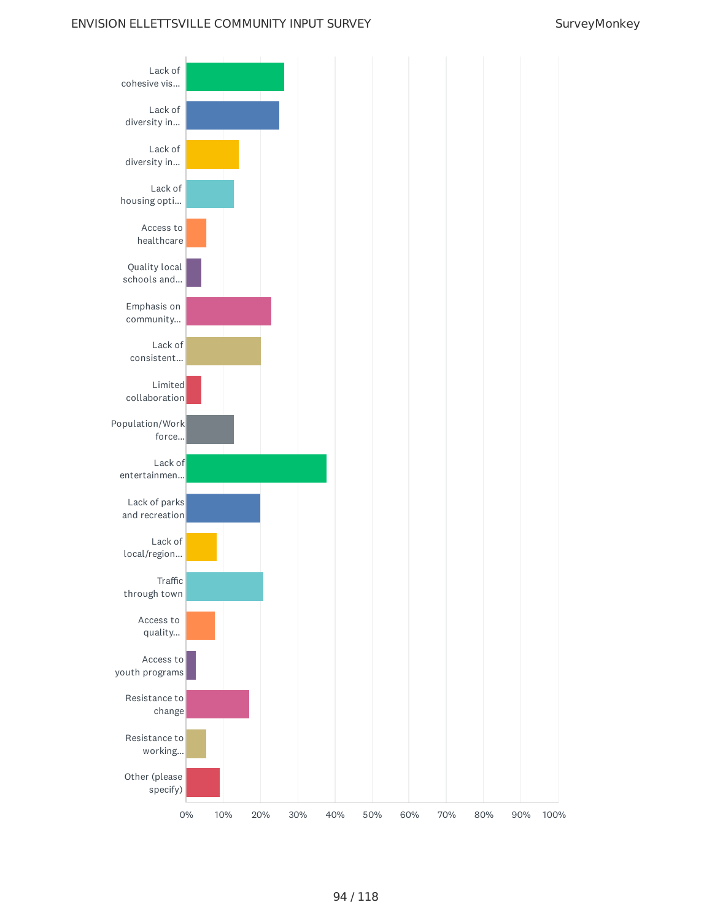| Answer Choice | Approximate Response |
| --- | --- |
| Lack of cohesive vis... | ~26% |
| Lack of diversity in... | ~25% |
| Lack of diversity in... | ~14% |
| Lack of housing opti... | ~13% |
| Access to healthcare | ~5% |
| Quality local schools and... | ~4% |
| Emphasis on community... | ~23% |
| Lack of consistent... | ~20% |
| Limited collaboration | ~4% |
| Population/Work force... | ~13% |
| Lack of entertainmen... | ~38% |
| Lack of parks and recreation | ~20% |
| Lack of local/region... | ~8% |
| Traffic through town | ~21% |
| Access to quality... | ~8% |
| Access to youth programs | ~3% |
| Resistance to change | ~17% |
| Resistance to working... | ~5% |
| Other (please specify) | ~9% |

Axis: 0% 10% 20% 30% 40% 50% 60% 70% 80% 90% 100%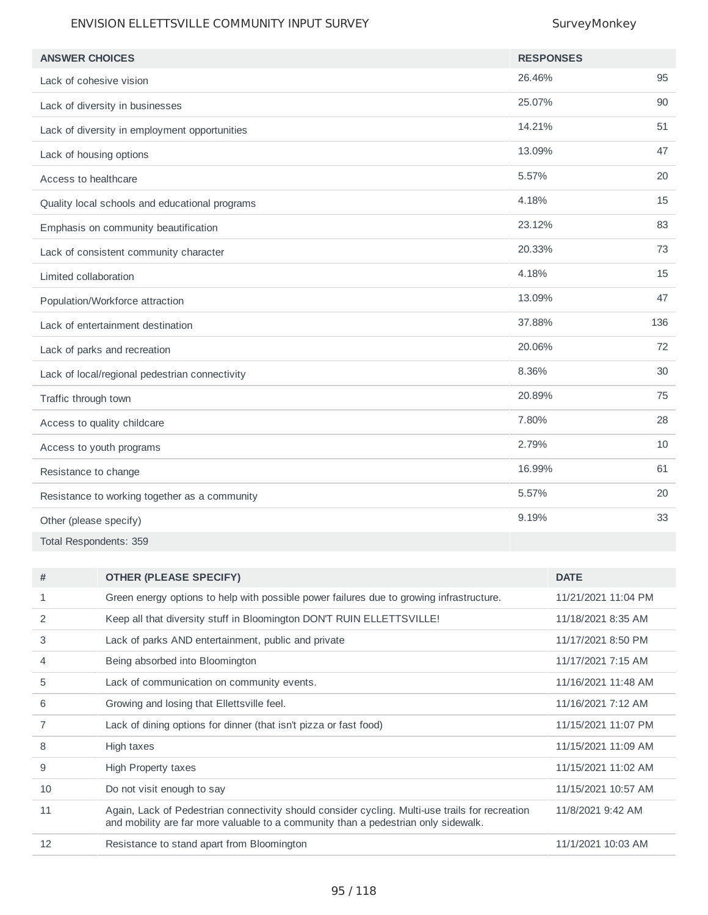| ANSWER CHOICES | RESPONSES | |
|---|---|---|
| Lack of cohesive vision | 26.46% | 95 |
| Lack of diversity in businesses | 25.07% | 90 |
| Lack of diversity in employment opportunities | 14.21% | 51 |
| Lack of housing options | 13.09% | 47 |
| Access to healthcare | 5.57% | 20 |
| Quality local schools and educational programs | 4.18% | 15 |
| Emphasis on community beautification | 23.12% | 83 |
| Lack of consistent community character | 20.33% | 73 |
| Limited collaboration | 4.18% | 15 |
| Population/Workforce attraction | 13.09% | 47 |
| Lack of entertainment destination | 37.88% | 136 |
| Lack of parks and recreation | 20.06% | 72 |
| Lack of local/regional pedestrian connectivity | 8.36% | 30 |
| Traffic through town | 20.89% | 75 |
| Access to quality childcare | 7.80% | 28 |
| Access to youth programs | 2.79% | 10 |
| Resistance to change | 16.99% | 61 |
| Resistance to working together as a community | 5.57% | 20 |
| Other (please specify) | 9.19% | 33 |
| Total Respondents: 359 | | |

| # | OTHER (PLEASE SPECIFY) | DATE |
|---|---|---|
| 1 | Green energy options to help with possible power failures due to growing infrastructure. | 11/21/2021 11:04 PM |
| 2 | Keep all that diversity stuff in Bloomington DON'T RUIN ELLETTSVILLE! | 11/18/2021 8:35 AM |
| 3 | Lack of parks AND entertainment, public and private | 11/17/2021 8:50 PM |
| 4 | Being absorbed into Bloomington | 11/17/2021 7:15 AM |
| 5 | Lack of communication on community events. | 11/16/2021 11:48 AM |
| 6 | Growing and losing that Ellettsville feel. | 11/16/2021 7:12 AM |
| 7 | Lack of dining options for dinner (that isn't pizza or fast food) | 11/15/2021 11:07 PM |
| 8 | High taxes | 11/15/2021 11:09 AM |
| 9 | High Property taxes | 11/15/2021 11:02 AM |
| 10 | Do not visit enough to say | 11/15/2021 10:57 AM |
| 11 | Again, Lack of Pedestrian connectivity should consider cycling. Multi-use trails for recreation and mobility are far more valuable to a community than a pedestrian only sidewalk. | 11/8/2021 9:42 AM |
| 12 | Resistance to stand apart from Bloomington | 11/1/2021 10:03 AM |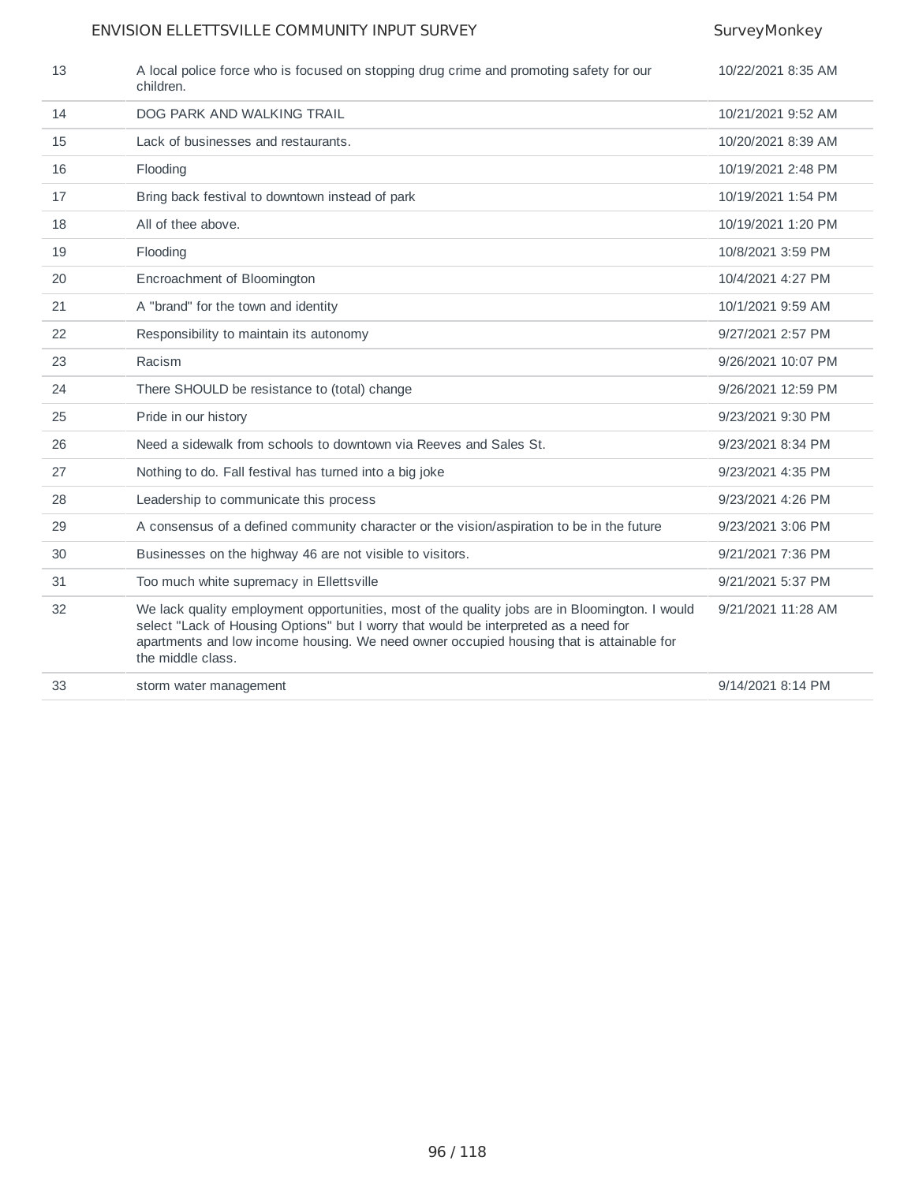| | | |
|---|---|---|
| 13 | A local police force who is focused on stopping drug crime and promoting safety for our children. | 10/22/2021 8:35 AM |
| 14 | DOG PARK AND WALKING TRAIL | 10/21/2021 9:52 AM |
| 15 | Lack of businesses and restaurants. | 10/20/2021 8:39 AM |
| 16 | Flooding | 10/19/2021 2:48 PM |
| 17 | Bring back festival to downtown instead of park | 10/19/2021 1:54 PM |
| 18 | All of thee above. | 10/19/2021 1:20 PM |
| 19 | Flooding | 10/8/2021 3:59 PM |
| 20 | Encroachment of Bloomington | 10/4/2021 4:27 PM |
| 21 | A "brand" for the town and identity | 10/1/2021 9:59 AM |
| 22 | Responsibility to maintain its autonomy | 9/27/2021 2:57 PM |
| 23 | Racism | 9/26/2021 10:07 PM |
| 24 | There SHOULD be resistance to (total) change | 9/26/2021 12:59 PM |
| 25 | Pride in our history | 9/23/2021 9:30 PM |
| 26 | Need a sidewalk from schools to downtown via Reeves and Sales St. | 9/23/2021 8:34 PM |
| 27 | Nothing to do. Fall festival has turned into a big joke | 9/23/2021 4:35 PM |
| 28 | Leadership to communicate this process | 9/23/2021 4:26 PM |
| 29 | A consensus of a defined community character or the vision/aspiration to be in the future | 9/23/2021 3:06 PM |
| 30 | Businesses on the highway 46 are not visible to visitors. | 9/21/2021 7:36 PM |
| 31 | Too much white supremacy in Ellettsville | 9/21/2021 5:37 PM |
| 32 | We lack quality employment opportunities, most of the quality jobs are in Bloomington. I would select "Lack of Housing Options" but I worry that would be interpreted as a need for apartments and low income housing. We need owner occupied housing that is attainable for the middle class. | 9/21/2021 11:28 AM |
| 33 | storm water management | 9/14/2021 8:14 PM |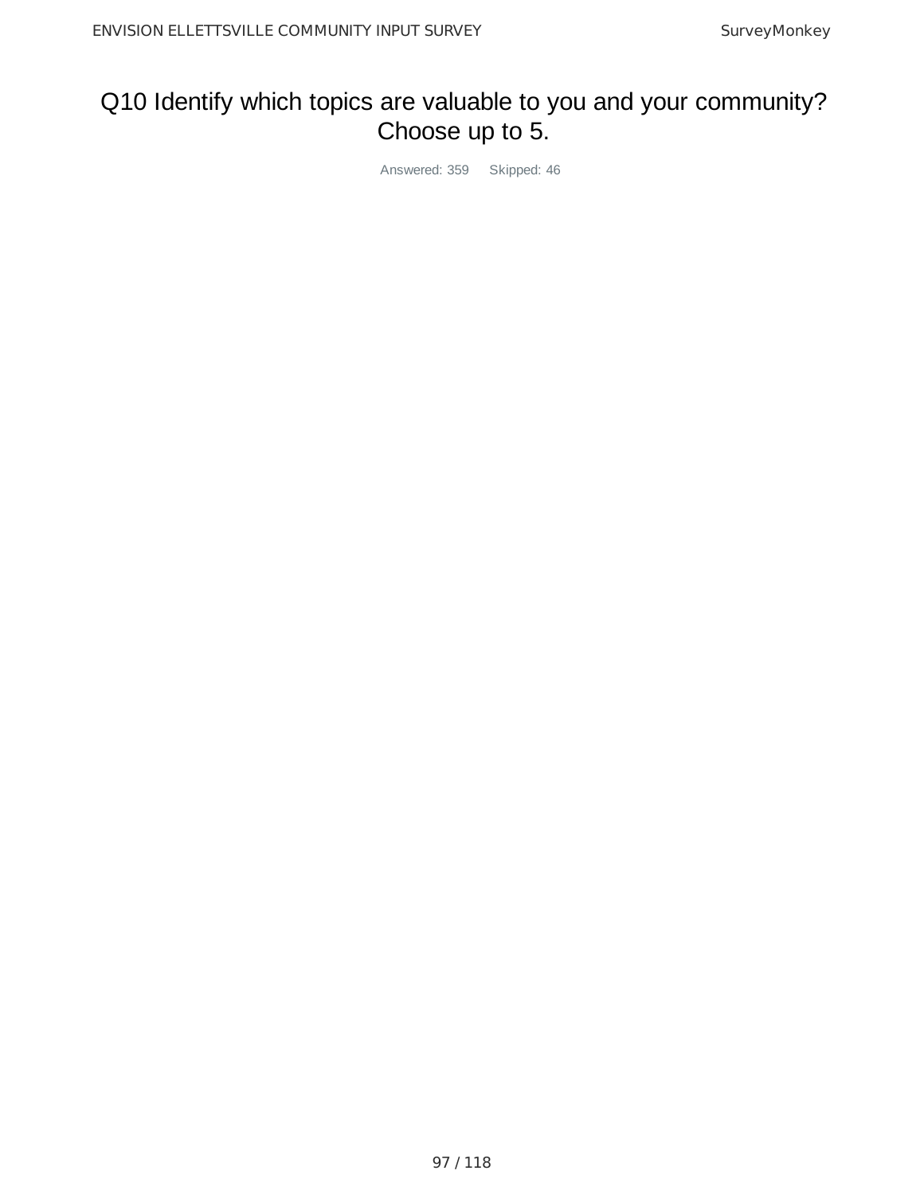# Q10 Identify which topics are valuable to you and your community? Choose up to 5.

Answered: 359 Skipped: 46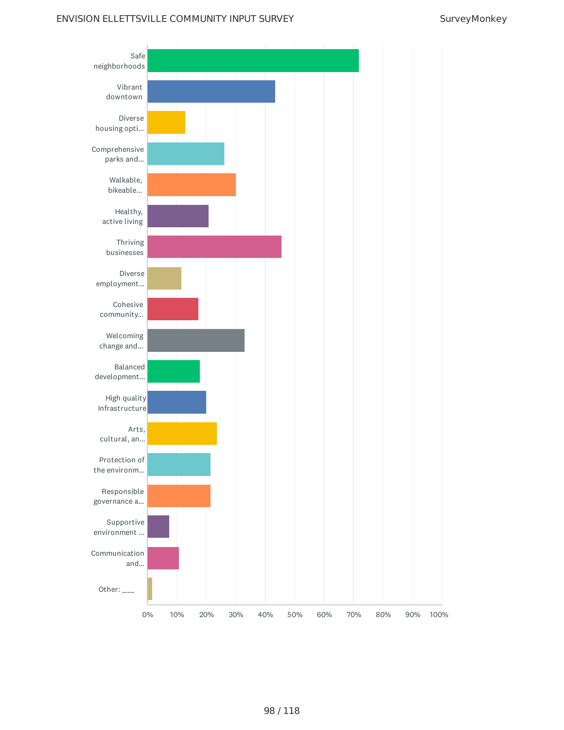| Category | Response (approx.) |
| --- | --- |
| Safe neighborhoods | ~72% |
| Vibrant downtown | ~43% |
| Diverse housing opti... | ~13% |
| Comprehensive parks and... | ~26% |
| Walkable, bikeable... | ~30% |
| Healthy, active living | ~21% |
| Thriving businesses | ~45% |
| Diverse employment... | ~12% |
| Cohesive community... | ~17% |
| Welcoming change and... | ~33% |
| Balanced development... | ~18% |
| High quality Infrastructure | ~20% |
| Arts, cultural, an... | ~24% |
| Protection of the environm... | ~21% |
| Responsible governance a... | ~21% |
| Supportive environment ... | ~7% |
| Communication and... | ~11% |
| Other: _____ | ~2% |

0% 10% 20% 30% 40% 50% 60% 70% 80% 90% 100%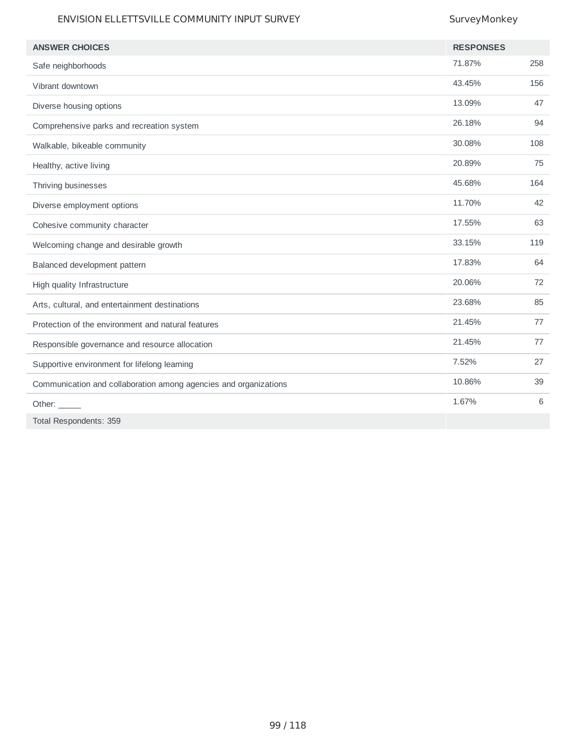| ANSWER CHOICES | RESPONSES | |
|---|---|---|
| Safe neighborhoods | 71.87% | 258 |
| Vibrant downtown | 43.45% | 156 |
| Diverse housing options | 13.09% | 47 |
| Comprehensive parks and recreation system | 26.18% | 94 |
| Walkable, bikeable community | 30.08% | 108 |
| Healthy, active living | 20.89% | 75 |
| Thriving businesses | 45.68% | 164 |
| Diverse employment options | 11.70% | 42 |
| Cohesive community character | 17.55% | 63 |
| Welcoming change and desirable growth | 33.15% | 119 |
| Balanced development pattern | 17.83% | 64 |
| High quality Infrastructure | 20.06% | 72 |
| Arts, cultural, and entertainment destinations | 23.68% | 85 |
| Protection of the environment and natural features | 21.45% | 77 |
| Responsible governance and resource allocation | 21.45% | 77 |
| Supportive environment for lifelong learning | 7.52% | 27 |
| Communication and collaboration among agencies and organizations | 10.86% | 39 |
| Other: _____ | 1.67% | 6 |
| Total Respondents: 359 | | |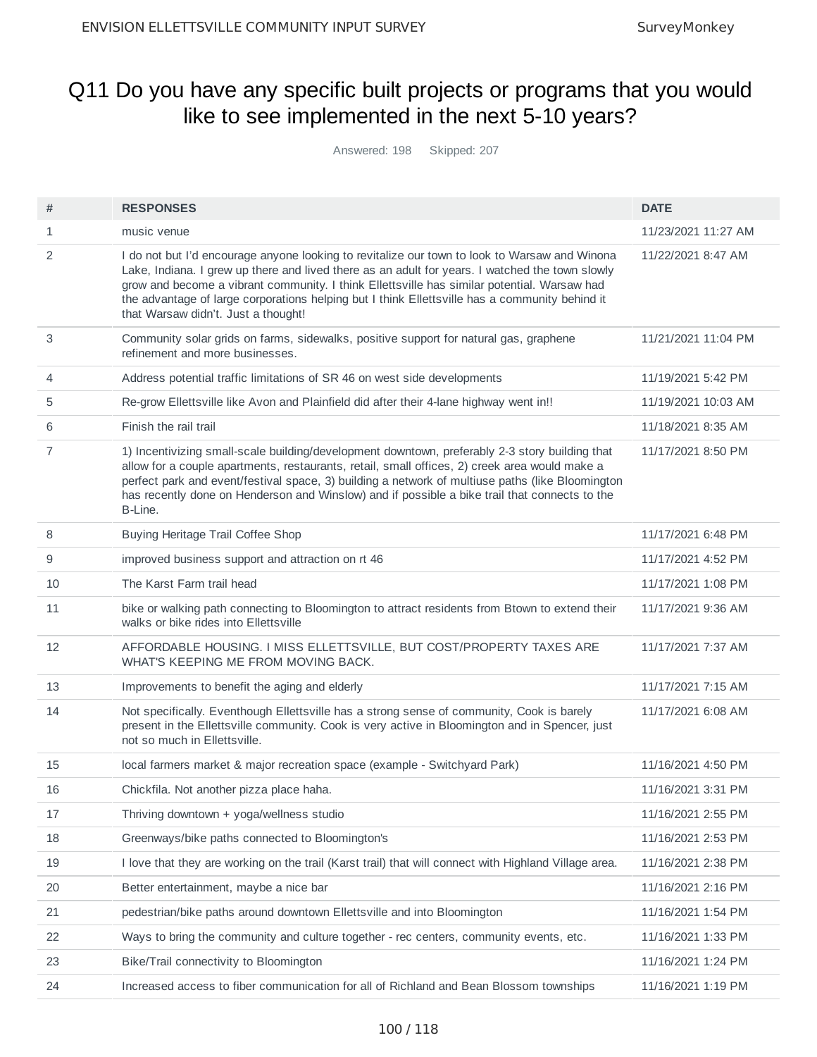# Q11 Do you have any specific built projects or programs that you would like to see implemented in the next 5-10 years?

Answered: 198 Skipped: 207

| # | RESPONSES | DATE |
|---|---|---|
| 1 | music venue | 11/23/2021 11:27 AM |
| 2 | I do not but I'd encourage anyone looking to revitalize our town to look to Warsaw and Winona Lake, Indiana. I grew up there and lived there as an adult for years. I watched the town slowly grow and become a vibrant community. I think Ellettsville has similar potential. Warsaw had the advantage of large corporations helping but I think Ellettsville has a community behind it that Warsaw didn't. Just a thought! | 11/22/2021 8:47 AM |
| 3 | Community solar grids on farms, sidewalks, positive support for natural gas, graphene refinement and more businesses. | 11/21/2021 11:04 PM |
| 4 | Address potential traffic limitations of SR 46 on west side developments | 11/19/2021 5:42 PM |
| 5 | Re-grow Ellettsville like Avon and Plainfield did after their 4-lane highway went in!! | 11/19/2021 10:03 AM |
| 6 | Finish the rail trail | 11/18/2021 8:35 AM |
| 7 | 1) Incentivizing small-scale building/development downtown, preferably 2-3 story building that allow for a couple apartments, restaurants, retail, small offices, 2) creek area would make a perfect park and event/festival space, 3) building a network of multiuse paths (like Bloomington has recently done on Henderson and Winslow) and if possible a bike trail that connects to the B-Line. | 11/17/2021 8:50 PM |
| 8 | Buying Heritage Trail Coffee Shop | 11/17/2021 6:48 PM |
| 9 | improved business support and attraction on rt 46 | 11/17/2021 4:52 PM |
| 10 | The Karst Farm trail head | 11/17/2021 1:08 PM |
| 11 | bike or walking path connecting to Bloomington to attract residents from Btown to extend their walks or bike rides into Ellettsville | 11/17/2021 9:36 AM |
| 12 | AFFORDABLE HOUSING. I MISS ELLETTSVILLE, BUT COST/PROPERTY TAXES ARE WHAT'S KEEPING ME FROM MOVING BACK. | 11/17/2021 7:37 AM |
| 13 | Improvements to benefit the aging and elderly | 11/17/2021 7:15 AM |
| 14 | Not specifically. Eventhough Ellettsville has a strong sense of community, Cook is barely present in the Ellettsville community. Cook is very active in Bloomington and in Spencer, just not so much in Ellettsville. | 11/17/2021 6:08 AM |
| 15 | local farmers market & major recreation space (example - Switchyard Park) | 11/16/2021 4:50 PM |
| 16 | Chickfila. Not another pizza place haha. | 11/16/2021 3:31 PM |
| 17 | Thriving downtown + yoga/wellness studio | 11/16/2021 2:55 PM |
| 18 | Greenways/bike paths connected to Bloomington's | 11/16/2021 2:53 PM |
| 19 | I love that they are working on the trail (Karst trail) that will connect with Highland Village area. | 11/16/2021 2:38 PM |
| 20 | Better entertainment, maybe a nice bar | 11/16/2021 2:16 PM |
| 21 | pedestrian/bike paths around downtown Ellettsville and into Bloomington | 11/16/2021 1:54 PM |
| 22 | Ways to bring the community and culture together - rec centers, community events, etc. | 11/16/2021 1:33 PM |
| 23 | Bike/Trail connectivity to Bloomington | 11/16/2021 1:24 PM |
| 24 | Increased access to fiber communication for all of Richland and Bean Blossom townships | 11/16/2021 1:19 PM |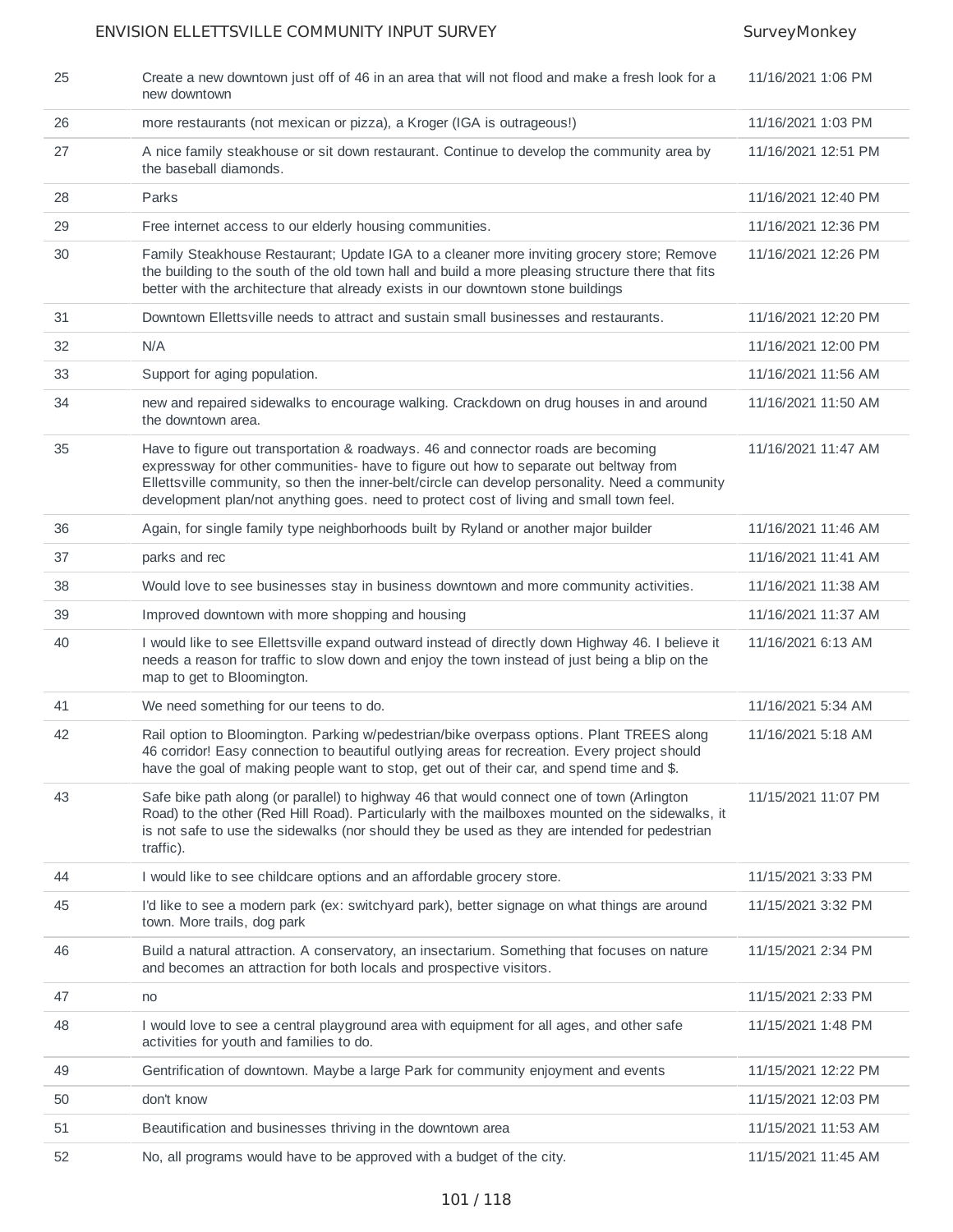| | | |
|---|---|---|
| 25 | Create a new downtown just off of 46 in an area that will not flood and make a fresh look for a new downtown | 11/16/2021 1:06 PM |
| 26 | more restaurants (not mexican or pizza), a Kroger (IGA is outrageous!) | 11/16/2021 1:03 PM |
| 27 | A nice family steakhouse or sit down restaurant. Continue to develop the community area by the baseball diamonds. | 11/16/2021 12:51 PM |
| 28 | Parks | 11/16/2021 12:40 PM |
| 29 | Free internet access to our elderly housing communities. | 11/16/2021 12:36 PM |
| 30 | Family Steakhouse Restaurant; Update IGA to a cleaner more inviting grocery store; Remove the building to the south of the old town hall and build a more pleasing structure there that fits better with the architecture that already exists in our downtown stone buildings | 11/16/2021 12:26 PM |
| 31 | Downtown Ellettsville needs to attract and sustain small businesses and restaurants. | 11/16/2021 12:20 PM |
| 32 | N/A | 11/16/2021 12:00 PM |
| 33 | Support for aging population. | 11/16/2021 11:56 AM |
| 34 | new and repaired sidewalks to encourage walking. Crackdown on drug houses in and around the downtown area. | 11/16/2021 11:50 AM |
| 35 | Have to figure out transportation & roadways. 46 and connector roads are becoming expressway for other communities- have to figure out how to separate out beltway from Ellettsville community, so then the inner-belt/circle can develop personality. Need a community development plan/not anything goes. need to protect cost of living and small town feel. | 11/16/2021 11:47 AM |
| 36 | Again, for single family type neighborhoods built by Ryland or another major builder | 11/16/2021 11:46 AM |
| 37 | parks and rec | 11/16/2021 11:41 AM |
| 38 | Would love to see businesses stay in business downtown and more community activities. | 11/16/2021 11:38 AM |
| 39 | Improved downtown with more shopping and housing | 11/16/2021 11:37 AM |
| 40 | I would like to see Ellettsville expand outward instead of directly down Highway 46. I believe it needs a reason for traffic to slow down and enjoy the town instead of just being a blip on the map to get to Bloomington. | 11/16/2021 6:13 AM |
| 41 | We need something for our teens to do. | 11/16/2021 5:34 AM |
| 42 | Rail option to Bloomington. Parking w/pedestrian/bike overpass options. Plant TREES along 46 corridor! Easy connection to beautiful outlying areas for recreation. Every project should have the goal of making people want to stop, get out of their car, and spend time and $. | 11/16/2021 5:18 AM |
| 43 | Safe bike path along (or parallel) to highway 46 that would connect one of town (Arlington Road) to the other (Red Hill Road). Particularly with the mailboxes mounted on the sidewalks, it is not safe to use the sidewalks (nor should they be used as they are intended for pedestrian traffic). | 11/15/2021 11:07 PM |
| 44 | I would like to see childcare options and an affordable grocery store. | 11/15/2021 3:33 PM |
| 45 | I'd like to see a modern park (ex: switchyard park), better signage on what things are around town. More trails, dog park | 11/15/2021 3:32 PM |
| 46 | Build a natural attraction. A conservatory, an insectarium. Something that focuses on nature and becomes an attraction for both locals and prospective visitors. | 11/15/2021 2:34 PM |
| 47 | no | 11/15/2021 2:33 PM |
| 48 | I would love to see a central playground area with equipment for all ages, and other safe activities for youth and families to do. | 11/15/2021 1:48 PM |
| 49 | Gentrification of downtown. Maybe a large Park for community enjoyment and events | 11/15/2021 12:22 PM |
| 50 | don't know | 11/15/2021 12:03 PM |
| 51 | Beautification and businesses thriving in the downtown area | 11/15/2021 11:53 AM |
| 52 | No, all programs would have to be approved with a budget of the city. | 11/15/2021 11:45 AM |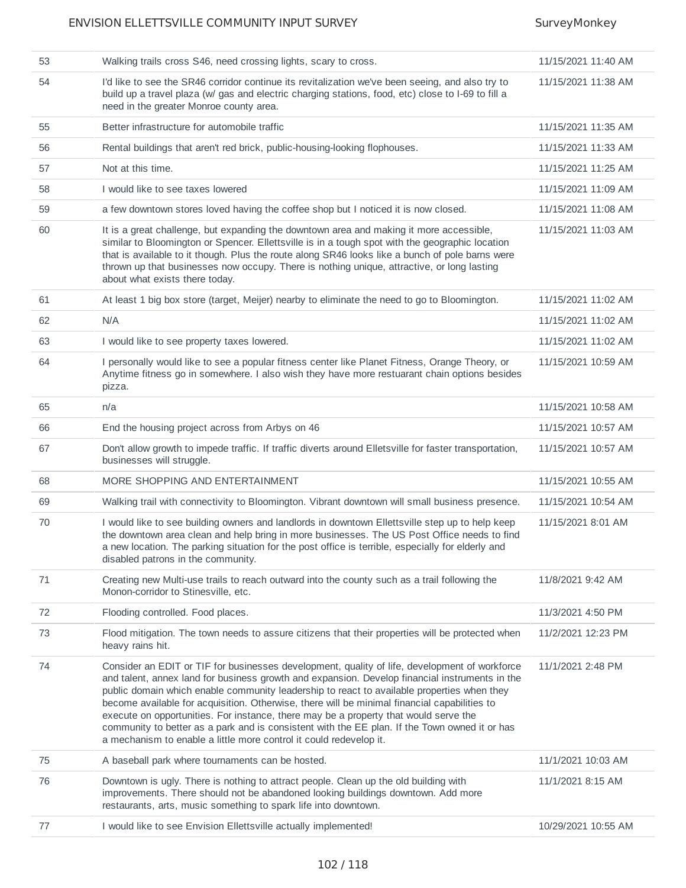| | | |
|---|---|---|
| 53 | Walking trails cross S46, need crossing lights, scary to cross. | 11/15/2021 11:40 AM |
| 54 | I'd like to see the SR46 corridor continue its revitalization we've been seeing, and also try to build up a travel plaza (w/ gas and electric charging stations, food, etc) close to I-69 to fill a need in the greater Monroe county area. | 11/15/2021 11:38 AM |
| 55 | Better infrastructure for automobile traffic | 11/15/2021 11:35 AM |
| 56 | Rental buildings that aren't red brick, public-housing-looking flophouses. | 11/15/2021 11:33 AM |
| 57 | Not at this time. | 11/15/2021 11:25 AM |
| 58 | I would like to see taxes lowered | 11/15/2021 11:09 AM |
| 59 | a few downtown stores loved having the coffee shop but I noticed it is now closed. | 11/15/2021 11:08 AM |
| 60 | It is a great challenge, but expanding the downtown area and making it more accessible, similar to Bloomington or Spencer. Ellettsville is in a tough spot with the geographic location that is available to it though. Plus the route along SR46 looks like a bunch of pole barns were thrown up that businesses now occupy. There is nothing unique, attractive, or long lasting about what exists there today. | 11/15/2021 11:03 AM |
| 61 | At least 1 big box store (target, Meijer) nearby to eliminate the need to go to Bloomington. | 11/15/2021 11:02 AM |
| 62 | N/A | 11/15/2021 11:02 AM |
| 63 | I would like to see property taxes lowered. | 11/15/2021 11:02 AM |
| 64 | I personally would like to see a popular fitness center like Planet Fitness, Orange Theory, or Anytime fitness go in somewhere. I also wish they have more restuarant chain options besides pizza. | 11/15/2021 10:59 AM |
| 65 | n/a | 11/15/2021 10:58 AM |
| 66 | End the housing project across from Arbys on 46 | 11/15/2021 10:57 AM |
| 67 | Don't allow growth to impede traffic. If traffic diverts around Elletsville for faster transportation, businesses will struggle. | 11/15/2021 10:57 AM |
| 68 | MORE SHOPPING AND ENTERTAINMENT | 11/15/2021 10:55 AM |
| 69 | Walking trail with connectivity to Bloomington. Vibrant downtown will small business presence. | 11/15/2021 10:54 AM |
| 70 | I would like to see building owners and landlords in downtown Ellettsville step up to help keep the downtown area clean and help bring in more businesses. The US Post Office needs to find a new location. The parking situation for the post office is terrible, especially for elderly and disabled patrons in the community. | 11/15/2021 8:01 AM |
| 71 | Creating new Multi-use trails to reach outward into the county such as a trail following the Monon-corridor to Stinesville, etc. | 11/8/2021 9:42 AM |
| 72 | Flooding controlled. Food places. | 11/3/2021 4:50 PM |
| 73 | Flood mitigation. The town needs to assure citizens that their properties will be protected when heavy rains hit. | 11/2/2021 12:23 PM |
| 74 | Consider an EDIT or TIF for businesses development, quality of life, development of workforce and talent, annex land for business growth and expansion. Develop financial instruments in the public domain which enable community leadership to react to available properties when they become available for acquisition. Otherwise, there will be minimal financial capabilities to execute on opportunities. For instance, there may be a property that would serve the community to better as a park and is consistent with the EE plan. If the Town owned it or has a mechanism to enable a little more control it could redevelop it. | 11/1/2021 2:48 PM |
| 75 | A baseball park where tournaments can be hosted. | 11/1/2021 10:03 AM |
| 76 | Downtown is ugly. There is nothing to attract people. Clean up the old building with improvements. There should not be abandoned looking buildings downtown. Add more restaurants, arts, music something to spark life into downtown. | 11/1/2021 8:15 AM |
| 77 | I would like to see Envision Ellettsville actually implemented! | 10/29/2021 10:55 AM |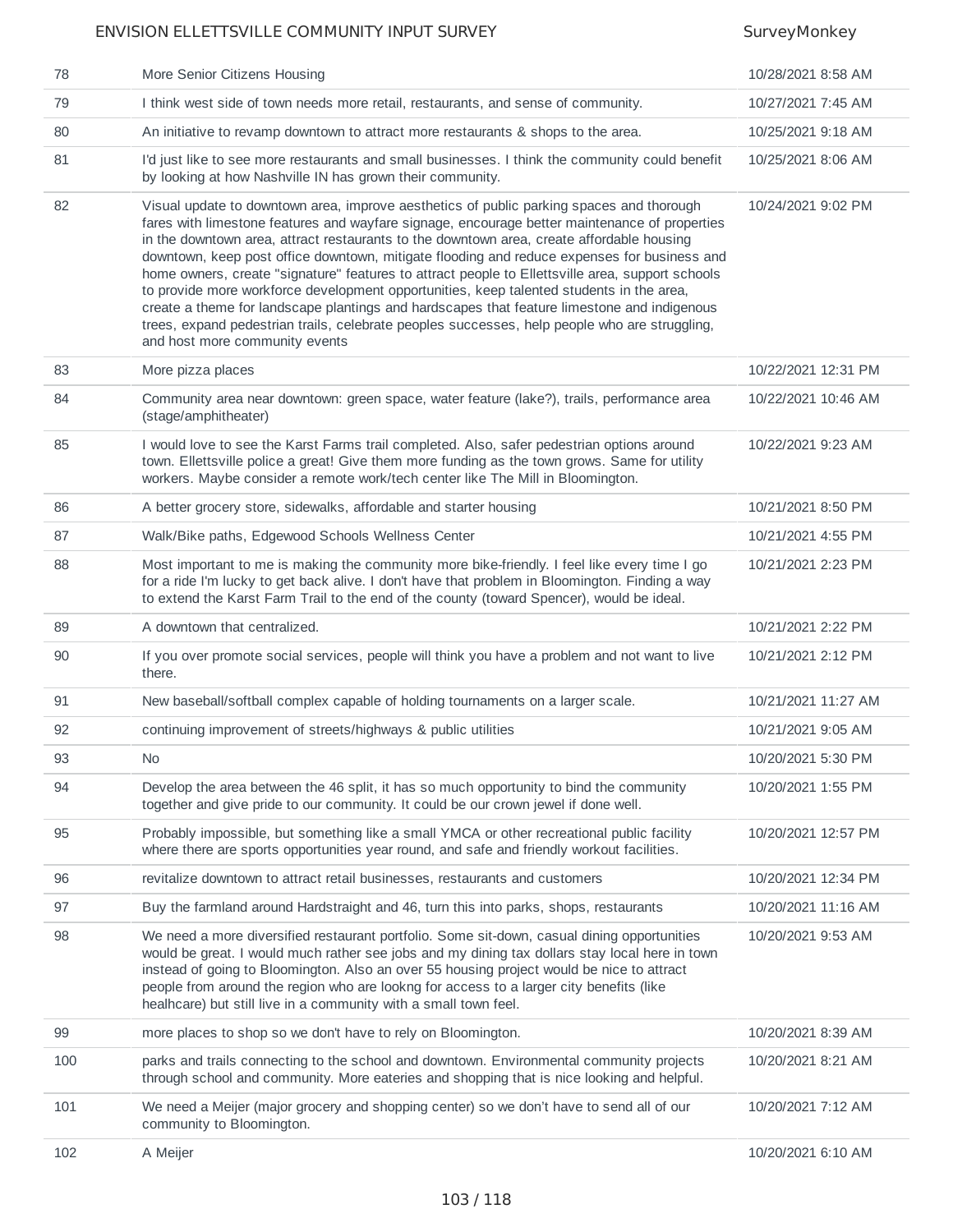| | | |
|---|---|---|
| 78 | More Senior Citizens Housing | 10/28/2021 8:58 AM |
| 79 | I think west side of town needs more retail, restaurants, and sense of community. | 10/27/2021 7:45 AM |
| 80 | An initiative to revamp downtown to attract more restaurants & shops to the area. | 10/25/2021 9:18 AM |
| 81 | I'd just like to see more restaurants and small businesses. I think the community could benefit by looking at how Nashville IN has grown their community. | 10/25/2021 8:06 AM |
| 82 | Visual update to downtown area, improve aesthetics of public parking spaces and thorough fares with limestone features and wayfare signage, encourage better maintenance of properties in the downtown area, attract restaurants to the downtown area, create affordable housing downtown, keep post office downtown, mitigate flooding and reduce expenses for business and home owners, create "signature" features to attract people to Ellettsville area, support schools to provide more workforce development opportunities, keep talented students in the area, create a theme for landscape plantings and hardscapes that feature limestone and indigenous trees, expand pedestrian trails, celebrate peoples successes, help people who are struggling, and host more community events | 10/24/2021 9:02 PM |
| 83 | More pizza places | 10/22/2021 12:31 PM |
| 84 | Community area near downtown: green space, water feature (lake?), trails, performance area (stage/amphitheater) | 10/22/2021 10:46 AM |
| 85 | I would love to see the Karst Farms trail completed. Also, safer pedestrian options around town. Ellettsville police a great! Give them more funding as the town grows. Same for utility workers. Maybe consider a remote work/tech center like The Mill in Bloomington. | 10/22/2021 9:23 AM |
| 86 | A better grocery store, sidewalks, affordable and starter housing | 10/21/2021 8:50 PM |
| 87 | Walk/Bike paths, Edgewood Schools Wellness Center | 10/21/2021 4:55 PM |
| 88 | Most important to me is making the community more bike-friendly. I feel like every time I go for a ride I'm lucky to get back alive. I don't have that problem in Bloomington. Finding a way to extend the Karst Farm Trail to the end of the county (toward Spencer), would be ideal. | 10/21/2021 2:23 PM |
| 89 | A downtown that centralized. | 10/21/2021 2:22 PM |
| 90 | If you over promote social services, people will think you have a problem and not want to live there. | 10/21/2021 2:12 PM |
| 91 | New baseball/softball complex capable of holding tournaments on a larger scale. | 10/21/2021 11:27 AM |
| 92 | continuing improvement of streets/highways & public utilities | 10/21/2021 9:05 AM |
| 93 | No | 10/20/2021 5:30 PM |
| 94 | Develop the area between the 46 split, it has so much opportunity to bind the community together and give pride to our community. It could be our crown jewel if done well. | 10/20/2021 1:55 PM |
| 95 | Probably impossible, but something like a small YMCA or other recreational public facility where there are sports opportunities year round, and safe and friendly workout facilities. | 10/20/2021 12:57 PM |
| 96 | revitalize downtown to attract retail businesses, restaurants and customers | 10/20/2021 12:34 PM |
| 97 | Buy the farmland around Hardstraight and 46, turn this into parks, shops, restaurants | 10/20/2021 11:16 AM |
| 98 | We need a more diversified restaurant portfolio. Some sit-down, casual dining opportunities would be great. I would much rather see jobs and my dining tax dollars stay local here in town instead of going to Bloomington. Also an over 55 housing project would be nice to attract people from around the region who are lookng for access to a larger city benefits (like healhcare) but still live in a community with a small town feel. | 10/20/2021 9:53 AM |
| 99 | more places to shop so we don't have to rely on Bloomington. | 10/20/2021 8:39 AM |
| 100 | parks and trails connecting to the school and downtown. Environmental community projects through school and community. More eateries and shopping that is nice looking and helpful. | 10/20/2021 8:21 AM |
| 101 | We need a Meijer (major grocery and shopping center) so we don't have to send all of our community to Bloomington. | 10/20/2021 7:12 AM |
| 102 | A Meijer | 10/20/2021 6:10 AM |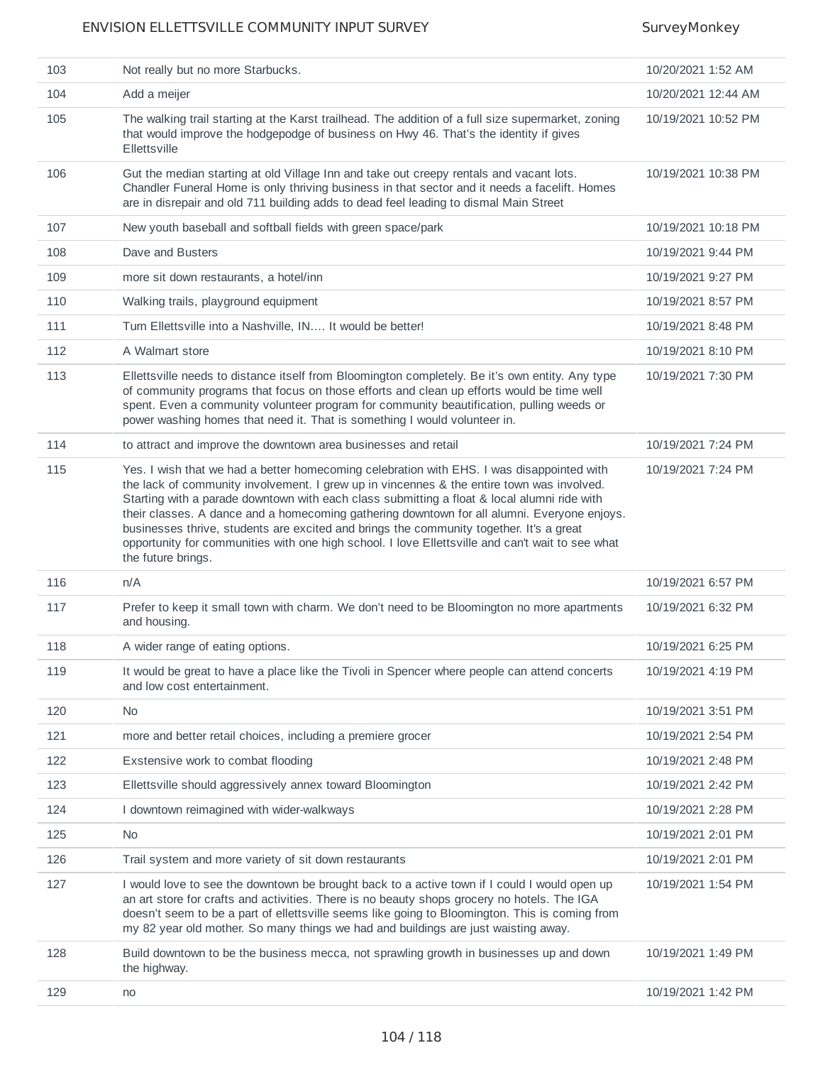| | | |
|---|---|---|
| 103 | Not really but no more Starbucks. | 10/20/2021 1:52 AM |
| 104 | Add a meijer | 10/20/2021 12:44 AM |
| 105 | The walking trail starting at the Karst trailhead. The addition of a full size supermarket, zoning that would improve the hodgepodge of business on Hwy 46. That's the identity if gives Ellettsville | 10/19/2021 10:52 PM |
| 106 | Gut the median starting at old Village Inn and take out creepy rentals and vacant lots. Chandler Funeral Home is only thriving business in that sector and it needs a facelift. Homes are in disrepair and old 711 building adds to dead feel leading to dismal Main Street | 10/19/2021 10:38 PM |
| 107 | New youth baseball and softball fields with green space/park | 10/19/2021 10:18 PM |
| 108 | Dave and Busters | 10/19/2021 9:44 PM |
| 109 | more sit down restaurants, a hotel/inn | 10/19/2021 9:27 PM |
| 110 | Walking trails, playground equipment | 10/19/2021 8:57 PM |
| 111 | Turn Ellettsville into a Nashville, IN…. It would be better! | 10/19/2021 8:48 PM |
| 112 | A Walmart store | 10/19/2021 8:10 PM |
| 113 | Ellettsville needs to distance itself from Bloomington completely. Be it's own entity. Any type of community programs that focus on those efforts and clean up efforts would be time well spent. Even a community volunteer program for community beautification, pulling weeds or power washing homes that need it. That is something I would volunteer in. | 10/19/2021 7:30 PM |
| 114 | to attract and improve the downtown area businesses and retail | 10/19/2021 7:24 PM |
| 115 | Yes. I wish that we had a better homecoming celebration with EHS. I was disappointed with the lack of community involvement. I grew up in vincennes & the entire town was involved. Starting with a parade downtown with each class submitting a float & local alumni ride with their classes. A dance and a homecoming gathering downtown for all alumni. Everyone enjoys. businesses thrive, students are excited and brings the community together. It's a great opportunity for communities with one high school. I love Ellettsville and can't wait to see what the future brings. | 10/19/2021 7:24 PM |
| 116 | n/A | 10/19/2021 6:57 PM |
| 117 | Prefer to keep it small town with charm. We don't need to be Bloomington no more apartments and housing. | 10/19/2021 6:32 PM |
| 118 | A wider range of eating options. | 10/19/2021 6:25 PM |
| 119 | It would be great to have a place like the Tivoli in Spencer where people can attend concerts and low cost entertainment. | 10/19/2021 4:19 PM |
| 120 | No | 10/19/2021 3:51 PM |
| 121 | more and better retail choices, including a premiere grocer | 10/19/2021 2:54 PM |
| 122 | Exstensive work to combat flooding | 10/19/2021 2:48 PM |
| 123 | Ellettsville should aggressively annex toward Bloomington | 10/19/2021 2:42 PM |
| 124 | I downtown reimagined with wider-walkways | 10/19/2021 2:28 PM |
| 125 | No | 10/19/2021 2:01 PM |
| 126 | Trail system and more variety of sit down restaurants | 10/19/2021 2:01 PM |
| 127 | I would love to see the downtown be brought back to a active town if I could I would open up an art store for crafts and activities. There is no beauty shops grocery no hotels. The IGA doesn't seem to be a part of ellettsville seems like going to Bloomington. This is coming from my 82 year old mother. So many things we had and buildings are just waisting away. | 10/19/2021 1:54 PM |
| 128 | Build downtown to be the business mecca, not sprawling growth in businesses up and down the highway. | 10/19/2021 1:49 PM |
| 129 | no | 10/19/2021 1:42 PM |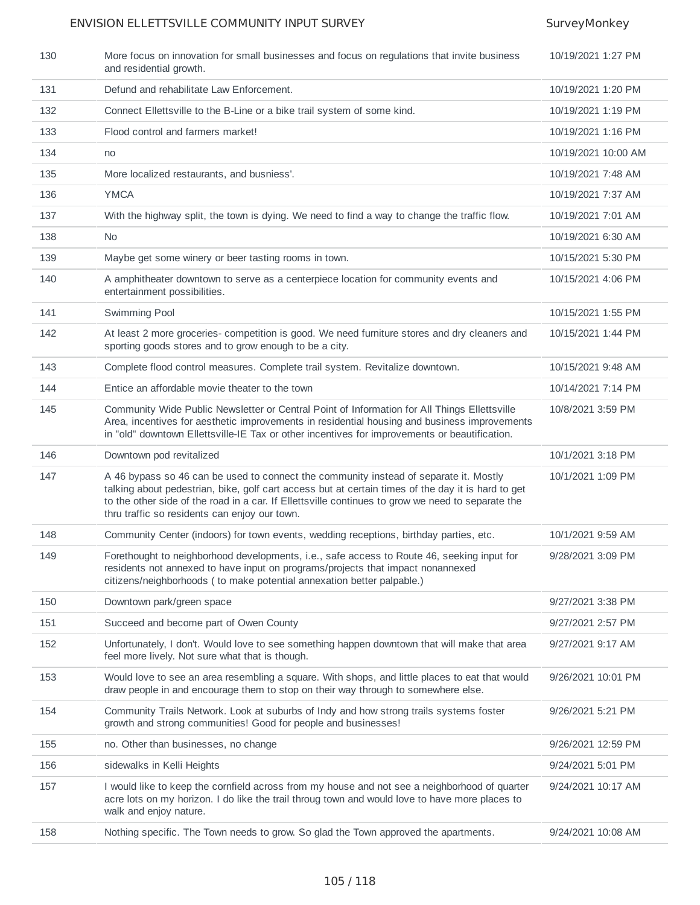| | | |
|---|---|---|
| 130 | More focus on innovation for small businesses and focus on regulations that invite business and residential growth. | 10/19/2021 1:27 PM |
| 131 | Defund and rehabilitate Law Enforcement. | 10/19/2021 1:20 PM |
| 132 | Connect Ellettsville to the B-Line or a bike trail system of some kind. | 10/19/2021 1:19 PM |
| 133 | Flood control and farmers market! | 10/19/2021 1:16 PM |
| 134 | no | 10/19/2021 10:00 AM |
| 135 | More localized restaurants, and busniess'. | 10/19/2021 7:48 AM |
| 136 | YMCA | 10/19/2021 7:37 AM |
| 137 | With the highway split, the town is dying. We need to find a way to change the traffic flow. | 10/19/2021 7:01 AM |
| 138 | No | 10/19/2021 6:30 AM |
| 139 | Maybe get some winery or beer tasting rooms in town. | 10/15/2021 5:30 PM |
| 140 | A amphitheater downtown to serve as a centerpiece location for community events and entertainment possibilities. | 10/15/2021 4:06 PM |
| 141 | Swimming Pool | 10/15/2021 1:55 PM |
| 142 | At least 2 more groceries- competition is good. We need furniture stores and dry cleaners and sporting goods stores and to grow enough to be a city. | 10/15/2021 1:44 PM |
| 143 | Complete flood control measures. Complete trail system. Revitalize downtown. | 10/15/2021 9:48 AM |
| 144 | Entice an affordable movie theater to the town | 10/14/2021 7:14 PM |
| 145 | Community Wide Public Newsletter or Central Point of Information for All Things Ellettsville Area, incentives for aesthetic improvements in residential housing and business improvements in "old" downtown Ellettsville-IE Tax or other incentives for improvements or beautification. | 10/8/2021 3:59 PM |
| 146 | Downtown pod revitalized | 10/1/2021 3:18 PM |
| 147 | A 46 bypass so 46 can be used to connect the community instead of separate it. Mostly talking about pedestrian, bike, golf cart access but at certain times of the day it is hard to get to the other side of the road in a car. If Ellettsville continues to grow we need to separate the thru traffic so residents can enjoy our town. | 10/1/2021 1:09 PM |
| 148 | Community Center (indoors) for town events, wedding receptions, birthday parties, etc. | 10/1/2021 9:59 AM |
| 149 | Forethought to neighborhood developments, i.e., safe access to Route 46, seeking input for residents not annexed to have input on programs/projects that impact nonannexed citizens/neighborhoods ( to make potential annexation better palpable.) | 9/28/2021 3:09 PM |
| 150 | Downtown park/green space | 9/27/2021 3:38 PM |
| 151 | Succeed and become part of Owen County | 9/27/2021 2:57 PM |
| 152 | Unfortunately, I don't. Would love to see something happen downtown that will make that area feel more lively. Not sure what that is though. | 9/27/2021 9:17 AM |
| 153 | Would love to see an area resembling a square. With shops, and little places to eat that would draw people in and encourage them to stop on their way through to somewhere else. | 9/26/2021 10:01 PM |
| 154 | Community Trails Network. Look at suburbs of Indy and how strong trails systems foster growth and strong communities! Good for people and businesses! | 9/26/2021 5:21 PM |
| 155 | no. Other than businesses, no change | 9/26/2021 12:59 PM |
| 156 | sidewalks in Kelli Heights | 9/24/2021 5:01 PM |
| 157 | I would like to keep the cornfield across from my house and not see a neighborhood of quarter acre lots on my horizon. I do like the trail throug town and would love to have more places to walk and enjoy nature. | 9/24/2021 10:17 AM |
| 158 | Nothing specific. The Town needs to grow. So glad the Town approved the apartments. | 9/24/2021 10:08 AM |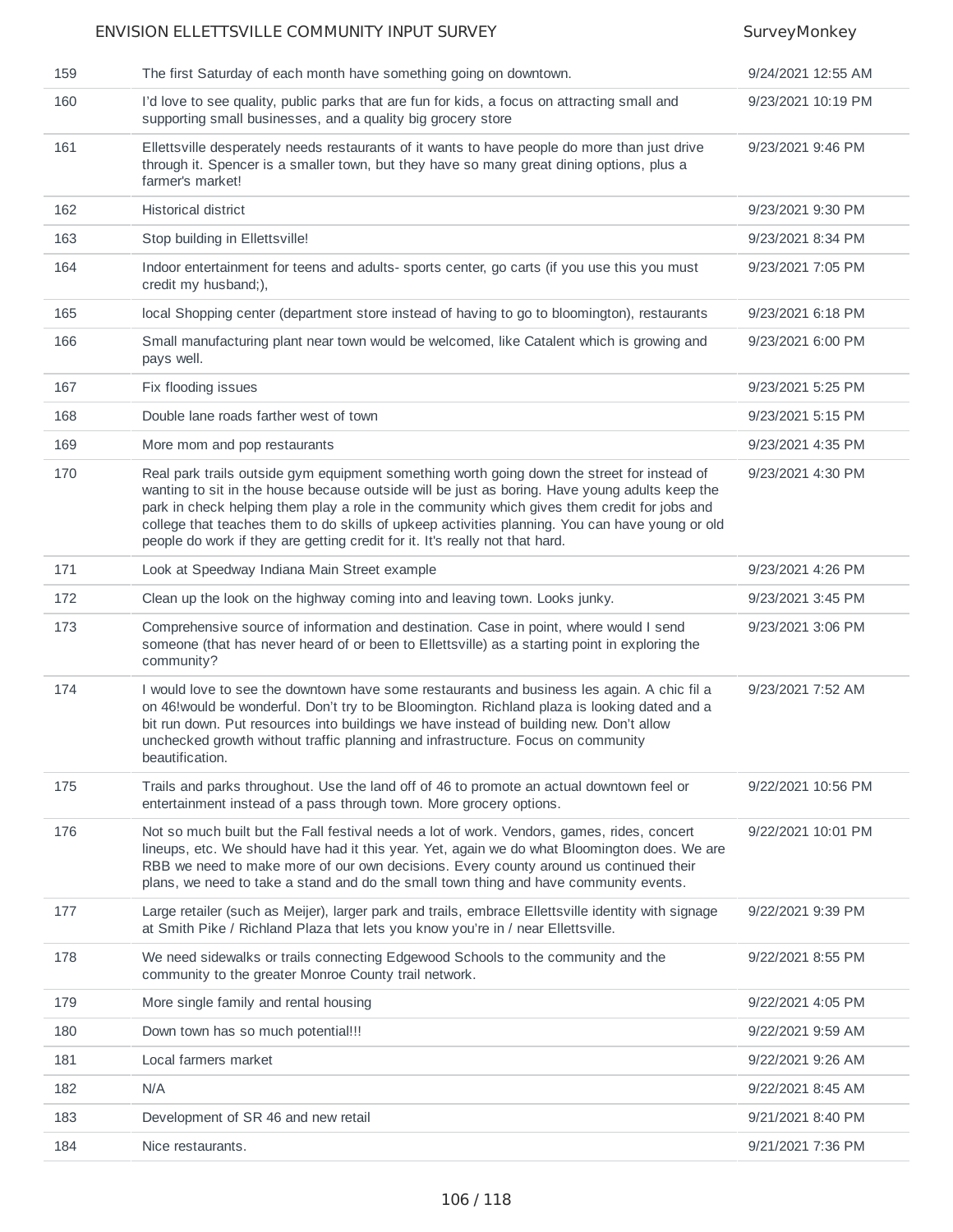| | | |
|---|---|---|
| 159 | The first Saturday of each month have something going on downtown. | 9/24/2021 12:55 AM |
| 160 | I'd love to see quality, public parks that are fun for kids, a focus on attracting small and supporting small businesses, and a quality big grocery store | 9/23/2021 10:19 PM |
| 161 | Ellettsville desperately needs restaurants of it wants to have people do more than just drive through it. Spencer is a smaller town, but they have so many great dining options, plus a farmer's market! | 9/23/2021 9:46 PM |
| 162 | Historical district | 9/23/2021 9:30 PM |
| 163 | Stop building in Ellettsville! | 9/23/2021 8:34 PM |
| 164 | Indoor entertainment for teens and adults- sports center, go carts (if you use this you must credit my husband;), | 9/23/2021 7:05 PM |
| 165 | local Shopping center (department store instead of having to go to bloomington), restaurants | 9/23/2021 6:18 PM |
| 166 | Small manufacturing plant near town would be welcomed, like Catalent which is growing and pays well. | 9/23/2021 6:00 PM |
| 167 | Fix flooding issues | 9/23/2021 5:25 PM |
| 168 | Double lane roads farther west of town | 9/23/2021 5:15 PM |
| 169 | More mom and pop restaurants | 9/23/2021 4:35 PM |
| 170 | Real park trails outside gym equipment something worth going down the street for instead of wanting to sit in the house because outside will be just as boring. Have young adults keep the park in check helping them play a role in the community which gives them credit for jobs and college that teaches them to do skills of upkeep activities planning. You can have young or old people do work if they are getting credit for it. It's really not that hard. | 9/23/2021 4:30 PM |
| 171 | Look at Speedway Indiana Main Street example | 9/23/2021 4:26 PM |
| 172 | Clean up the look on the highway coming into and leaving town. Looks junky. | 9/23/2021 3:45 PM |
| 173 | Comprehensive source of information and destination. Case in point, where would I send someone (that has never heard of or been to Ellettsville) as a starting point in exploring the community? | 9/23/2021 3:06 PM |
| 174 | I would love to see the downtown have some restaurants and business les again. A chic fil a on 46!would be wonderful. Don't try to be Bloomington. Richland plaza is looking dated and a bit run down. Put resources into buildings we have instead of building new. Don't allow unchecked growth without traffic planning and infrastructure. Focus on community beautification. | 9/23/2021 7:52 AM |
| 175 | Trails and parks throughout. Use the land off of 46 to promote an actual downtown feel or entertainment instead of a pass through town. More grocery options. | 9/22/2021 10:56 PM |
| 176 | Not so much built but the Fall festival needs a lot of work. Vendors, games, rides, concert lineups, etc. We should have had it this year. Yet, again we do what Bloomington does. We are RBB we need to make more of our own decisions. Every county around us continued their plans, we need to take a stand and do the small town thing and have community events. | 9/22/2021 10:01 PM |
| 177 | Large retailer (such as Meijer), larger park and trails, embrace Ellettsville identity with signage at Smith Pike / Richland Plaza that lets you know you're in / near Ellettsville. | 9/22/2021 9:39 PM |
| 178 | We need sidewalks or trails connecting Edgewood Schools to the community and the community to the greater Monroe County trail network. | 9/22/2021 8:55 PM |
| 179 | More single family and rental housing | 9/22/2021 4:05 PM |
| 180 | Down town has so much potential!!! | 9/22/2021 9:59 AM |
| 181 | Local farmers market | 9/22/2021 9:26 AM |
| 182 | N/A | 9/22/2021 8:45 AM |
| 183 | Development of SR 46 and new retail | 9/21/2021 8:40 PM |
| 184 | Nice restaurants. | 9/21/2021 7:36 PM |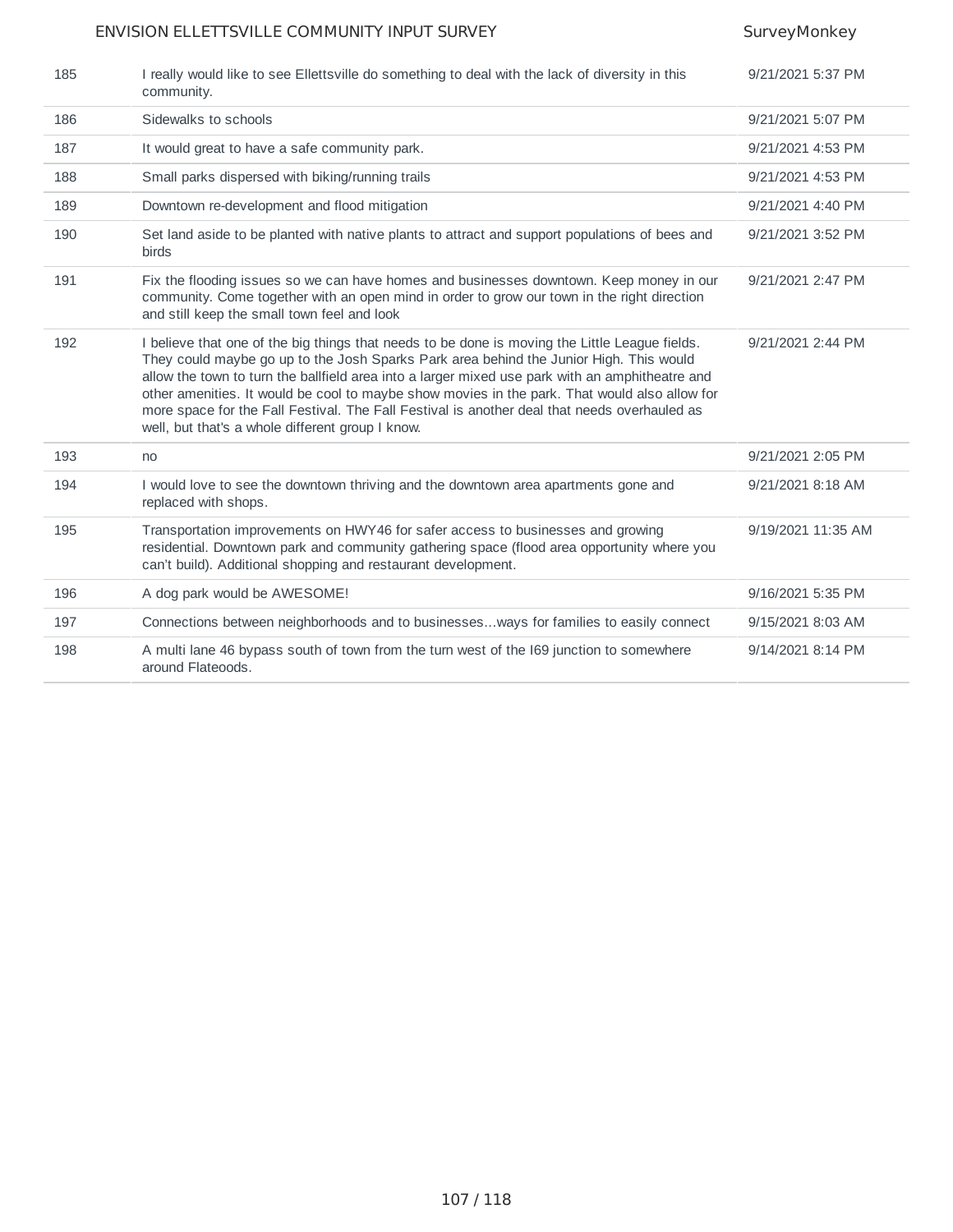| | | |
|---|---|---|
| 185 | I really would like to see Ellettsville do something to deal with the lack of diversity in this community. | 9/21/2021 5:37 PM |
| 186 | Sidewalks to schools | 9/21/2021 5:07 PM |
| 187 | It would great to have a safe community park. | 9/21/2021 4:53 PM |
| 188 | Small parks dispersed with biking/running trails | 9/21/2021 4:53 PM |
| 189 | Downtown re-development and flood mitigation | 9/21/2021 4:40 PM |
| 190 | Set land aside to be planted with native plants to attract and support populations of bees and birds | 9/21/2021 3:52 PM |
| 191 | Fix the flooding issues so we can have homes and businesses downtown. Keep money in our community. Come together with an open mind in order to grow our town in the right direction and still keep the small town feel and look | 9/21/2021 2:47 PM |
| 192 | I believe that one of the big things that needs to be done is moving the Little League fields. They could maybe go up to the Josh Sparks Park area behind the Junior High. This would allow the town to turn the ballfield area into a larger mixed use park with an amphitheatre and other amenities. It would be cool to maybe show movies in the park. That would also allow for more space for the Fall Festival. The Fall Festival is another deal that needs overhauled as well, but that's a whole different group I know. | 9/21/2021 2:44 PM |
| 193 | no | 9/21/2021 2:05 PM |
| 194 | I would love to see the downtown thriving and the downtown area apartments gone and replaced with shops. | 9/21/2021 8:18 AM |
| 195 | Transportation improvements on HWY46 for safer access to businesses and growing residential. Downtown park and community gathering space (flood area opportunity where you can't build). Additional shopping and restaurant development. | 9/19/2021 11:35 AM |
| 196 | A dog park would be AWESOME! | 9/16/2021 5:35 PM |
| 197 | Connections between neighborhoods and to businesses...ways for families to easily connect | 9/15/2021 8:03 AM |
| 198 | A multi lane 46 bypass south of town from the turn west of the I69 junction to somewhere around Flateoods. | 9/14/2021 8:14 PM |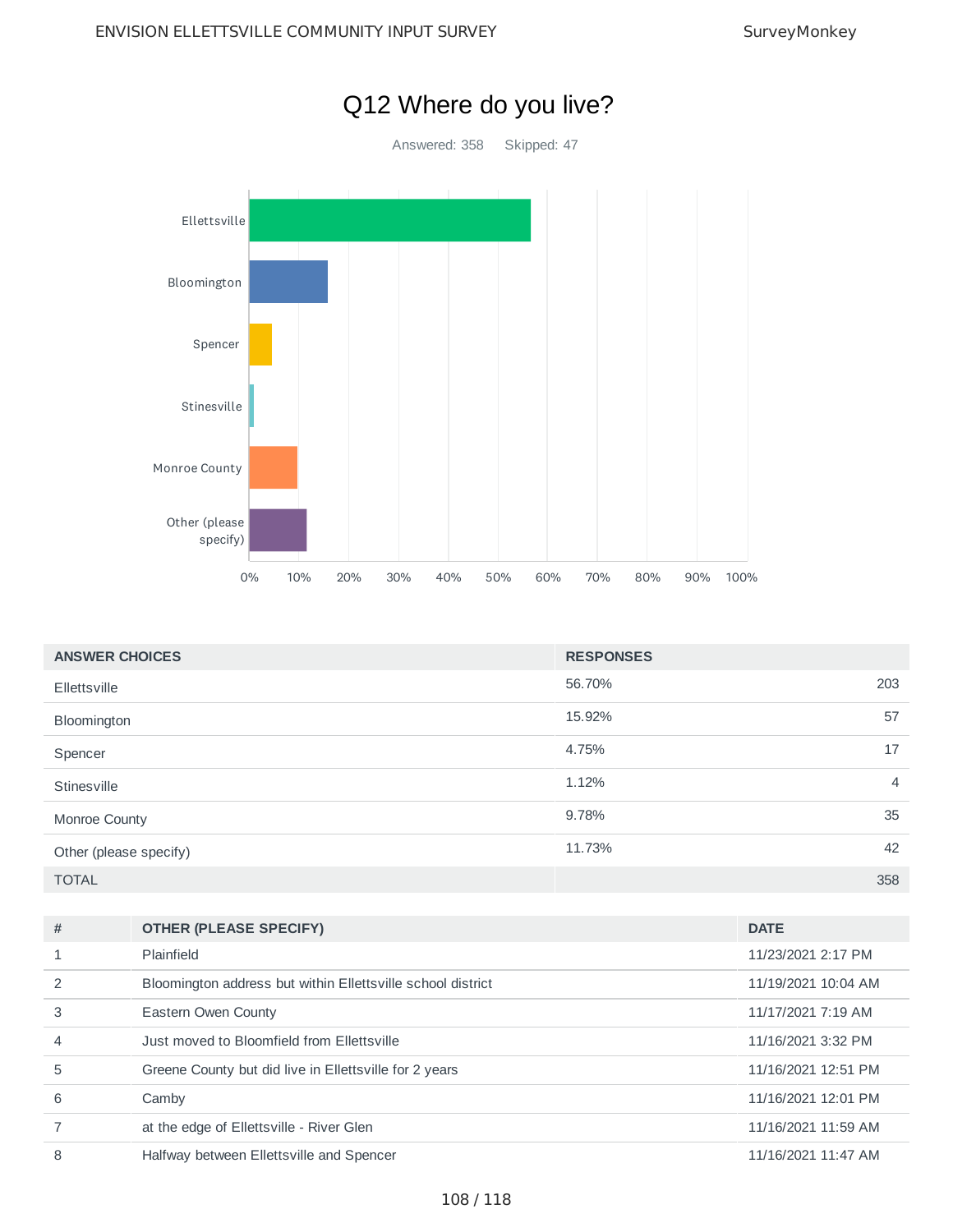# Q12 Where do you live?

Answered: 358 Skipped: 47

| ANSWER CHOICES | RESPONSES | |
|---|---|---|
| Ellettsville | 56.70% | 203 |
| Bloomington | 15.92% | 57 |
| Spencer | 4.75% | 17 |
| Stinesville | 1.12% | 4 |
| Monroe County | 9.78% | 35 |
| Other (please specify) | 11.73% | 42 |
| TOTAL | | 358 |

| # | OTHER (PLEASE SPECIFY) | DATE |
|---|---|---|
| 1 | Plainfield | 11/23/2021 2:17 PM |
| 2 | Bloomington address but within Ellettsville school district | 11/19/2021 10:04 AM |
| 3 | Eastern Owen County | 11/17/2021 7:19 AM |
| 4 | Just moved to Bloomfield from Ellettsville | 11/16/2021 3:32 PM |
| 5 | Greene County but did live in Ellettsville for 2 years | 11/16/2021 12:51 PM |
| 6 | Camby | 11/16/2021 12:01 PM |
| 7 | at the edge of Ellettsville - River Glen | 11/16/2021 11:59 AM |
| 8 | Halfway between Ellettsville and Spencer | 11/16/2021 11:47 AM |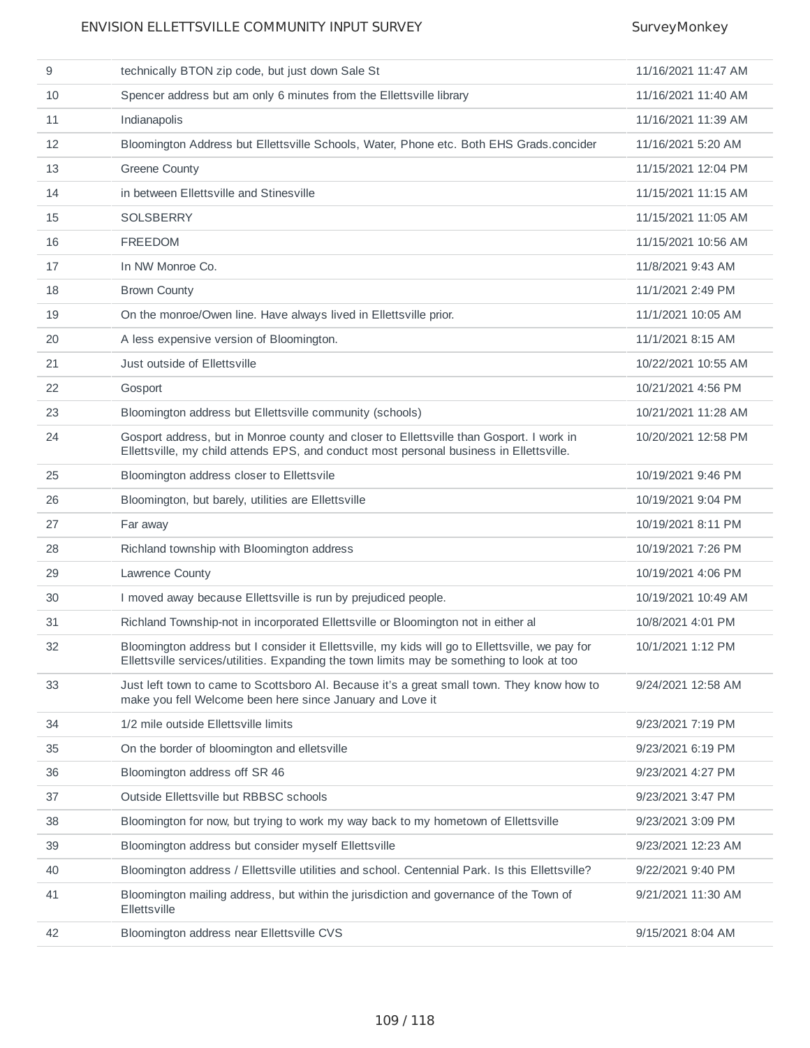| | | |
|---|---|---|
| 9 | technically BTON zip code, but just down Sale St | 11/16/2021 11:47 AM |
| 10 | Spencer address but am only 6 minutes from the Ellettsville library | 11/16/2021 11:40 AM |
| 11 | Indianapolis | 11/16/2021 11:39 AM |
| 12 | Bloomington Address but Ellettsville Schools, Water, Phone etc. Both EHS Grads.concider | 11/16/2021 5:20 AM |
| 13 | Greene County | 11/15/2021 12:04 PM |
| 14 | in between Ellettsville and Stinesville | 11/15/2021 11:15 AM |
| 15 | SOLSBERRY | 11/15/2021 11:05 AM |
| 16 | FREEDOM | 11/15/2021 10:56 AM |
| 17 | In NW Monroe Co. | 11/8/2021 9:43 AM |
| 18 | Brown County | 11/1/2021 2:49 PM |
| 19 | On the monroe/Owen line. Have always lived in Ellettsville prior. | 11/1/2021 10:05 AM |
| 20 | A less expensive version of Bloomington. | 11/1/2021 8:15 AM |
| 21 | Just outside of Ellettsville | 10/22/2021 10:55 AM |
| 22 | Gosport | 10/21/2021 4:56 PM |
| 23 | Bloomington address but Ellettsville community (schools) | 10/21/2021 11:28 AM |
| 24 | Gosport address, but in Monroe county and closer to Ellettsville than Gosport. I work in Ellettsville, my child attends EPS, and conduct most personal business in Ellettsville. | 10/20/2021 12:58 PM |
| 25 | Bloomington address closer to Ellettsvile | 10/19/2021 9:46 PM |
| 26 | Bloomington, but barely, utilities are Ellettsville | 10/19/2021 9:04 PM |
| 27 | Far away | 10/19/2021 8:11 PM |
| 28 | Richland township with Bloomington address | 10/19/2021 7:26 PM |
| 29 | Lawrence County | 10/19/2021 4:06 PM |
| 30 | I moved away because Ellettsville is run by prejudiced people. | 10/19/2021 10:49 AM |
| 31 | Richland Township-not in incorporated Ellettsville or Bloomington not in either al | 10/8/2021 4:01 PM |
| 32 | Bloomington address but I consider it Ellettsville, my kids will go to Ellettsville, we pay for Ellettsville services/utilities. Expanding the town limits may be something to look at too | 10/1/2021 1:12 PM |
| 33 | Just left town to came to Scottsboro Al. Because it's a great small town. They know how to make you fell Welcome been here since January and Love it | 9/24/2021 12:58 AM |
| 34 | 1/2 mile outside Ellettsville limits | 9/23/2021 7:19 PM |
| 35 | On the border of bloomington and elletsville | 9/23/2021 6:19 PM |
| 36 | Bloomington address off SR 46 | 9/23/2021 4:27 PM |
| 37 | Outside Ellettsville but RBBSC schools | 9/23/2021 3:47 PM |
| 38 | Bloomington for now, but trying to work my way back to my hometown of Ellettsville | 9/23/2021 3:09 PM |
| 39 | Bloomington address but consider myself Ellettsville | 9/23/2021 12:23 AM |
| 40 | Bloomington address / Ellettsville utilities and school. Centennial Park. Is this Ellettsville? | 9/22/2021 9:40 PM |
| 41 | Bloomington mailing address, but within the jurisdiction and governance of the Town of Ellettsville | 9/21/2021 11:30 AM |
| 42 | Bloomington address near Ellettsville CVS | 9/15/2021 8:04 AM |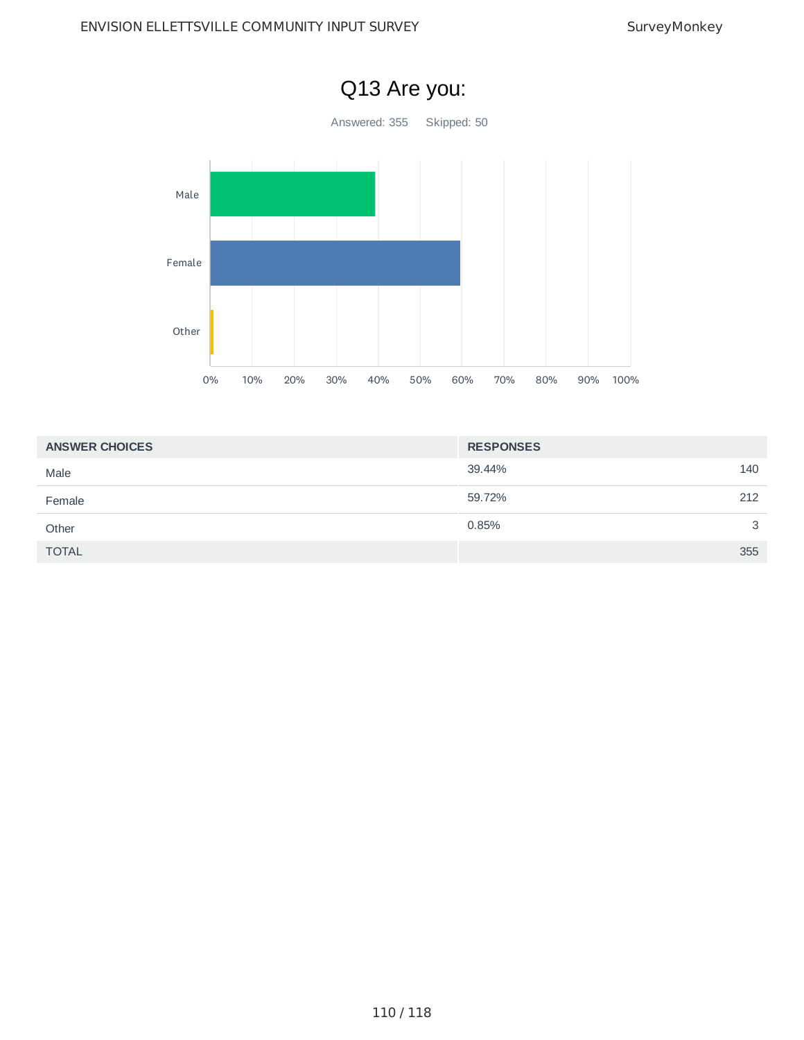# Q13 Are you:

Answered: 355 Skipped: 50

| ANSWER CHOICES | RESPONSES | |
|---|---|---|
| Male | 39.44% | 140 |
| Female | 59.72% | 212 |
| Other | 0.85% | 3 |
| TOTAL | | 355 |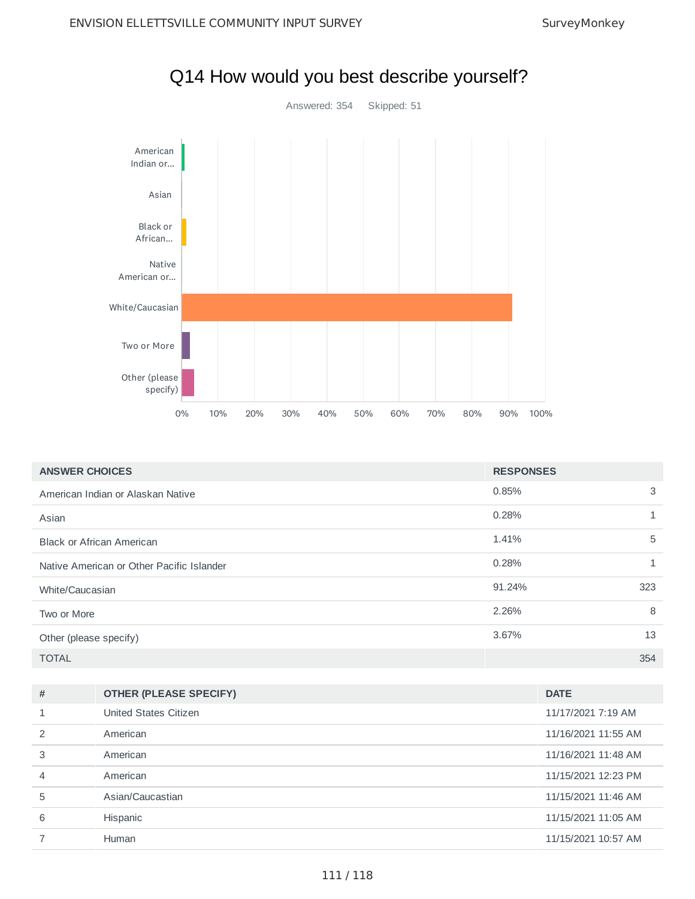# Q14 How would you best describe yourself?

Answered: 354 Skipped: 51

| ANSWER CHOICES | RESPONSES | |
|---|---|---|
| American Indian or Alaskan Native | 0.85% | 3 |
| Asian | 0.28% | 1 |
| Black or African American | 1.41% | 5 |
| Native American or Other Pacific Islander | 0.28% | 1 |
| White/Caucasian | 91.24% | 323 |
| Two or More | 2.26% | 8 |
| Other (please specify) | 3.67% | 13 |
| TOTAL | | 354 |

| # | OTHER (PLEASE SPECIFY) | DATE |
|---|---|---|
| 1 | United States Citizen | 11/17/2021 7:19 AM |
| 2 | American | 11/16/2021 11:55 AM |
| 3 | American | 11/16/2021 11:48 AM |
| 4 | American | 11/15/2021 12:23 PM |
| 5 | Asian/Caucastian | 11/15/2021 11:46 AM |
| 6 | Hispanic | 11/15/2021 11:05 AM |
| 7 | Human | 11/15/2021 10:57 AM |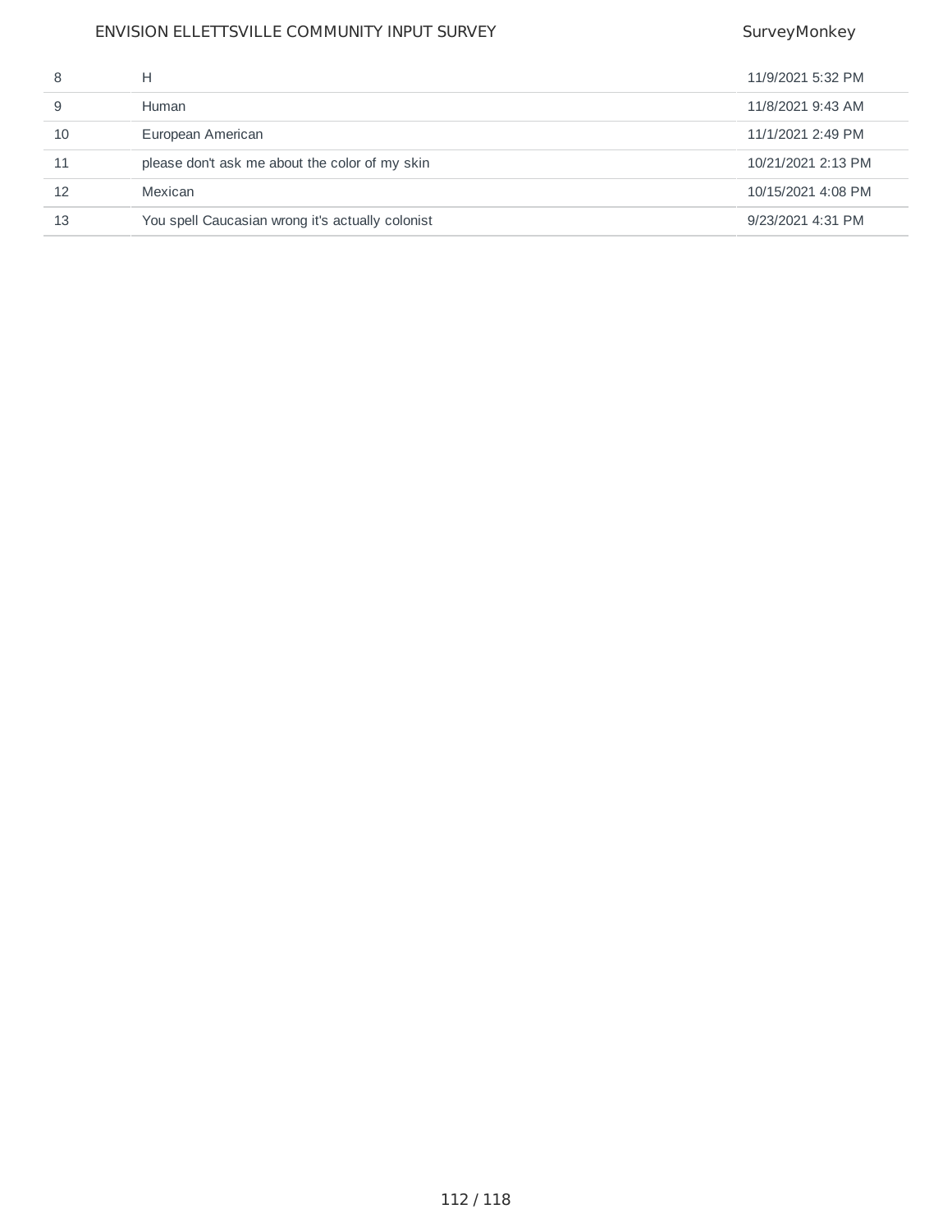| | | |
|---|---|---|
| 8 | H | 11/9/2021 5:32 PM |
| 9 | Human | 11/8/2021 9:43 AM |
| 10 | European American | 11/1/2021 2:49 PM |
| 11 | please don't ask me about the color of my skin | 10/21/2021 2:13 PM |
| 12 | Mexican | 10/15/2021 4:08 PM |
| 13 | You spell Caucasian wrong it's actually colonist | 9/23/2021 4:31 PM |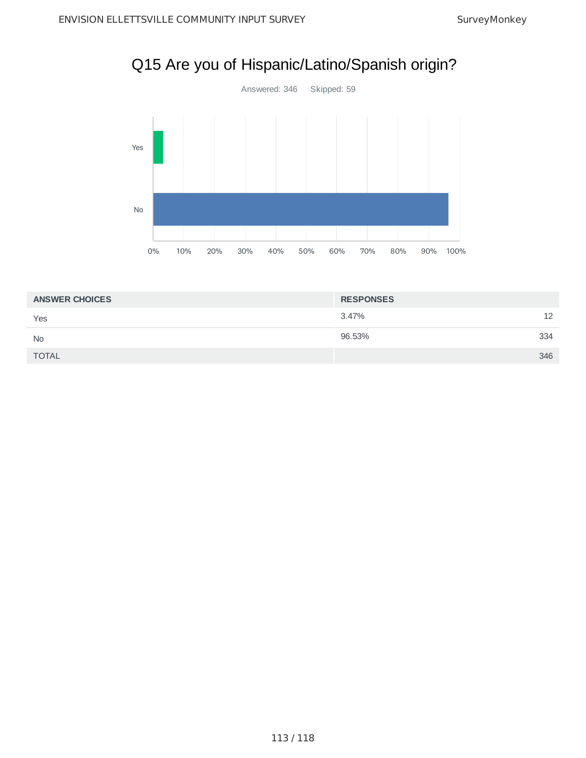# Q15 Are you of Hispanic/Latino/Spanish origin?

Answered: 346 Skipped: 59

| ANSWER CHOICES | RESPONSES | |
|---|---|---|
| Yes | 3.47% | 12 |
| No | 96.53% | 334 |
| TOTAL | | 346 |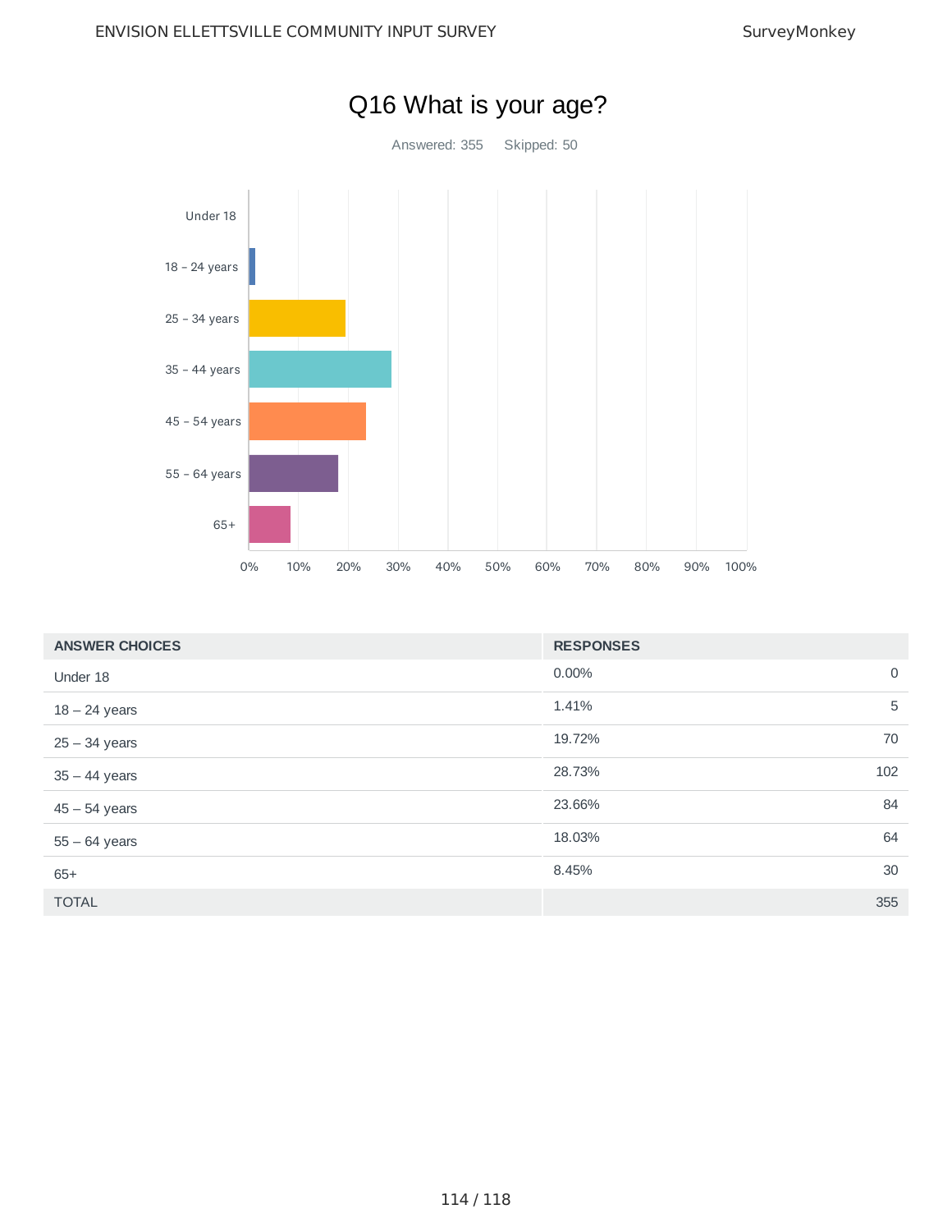# Q16 What is your age?

Answered: 355 Skipped: 50

| ANSWER CHOICES | RESPONSES | |
|---|---|---|
| Under 18 | 0.00% | 0 |
| 18 – 24 years | 1.41% | 5 |
| 25 – 34 years | 19.72% | 70 |
| 35 – 44 years | 28.73% | 102 |
| 45 – 54 years | 23.66% | 84 |
| 55 – 64 years | 18.03% | 64 |
| 65+ | 8.45% | 30 |
| TOTAL | | 355 |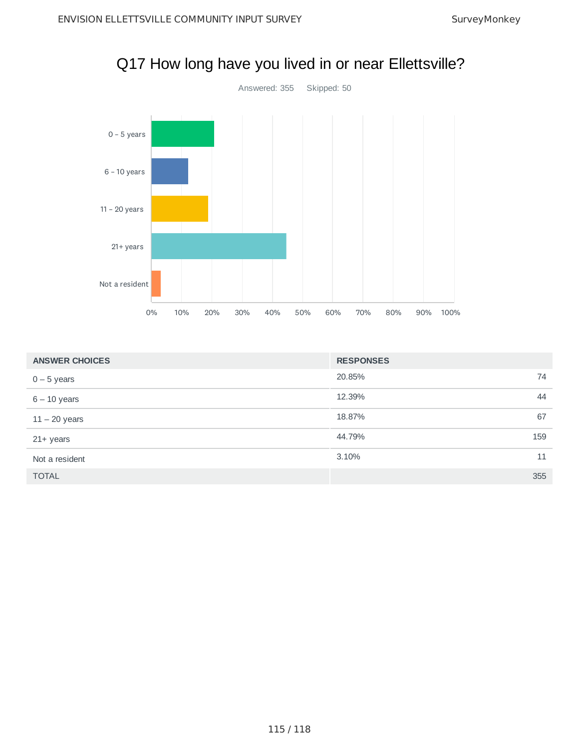# Q17 How long have you lived in or near Ellettsville?

Answered: 355 Skipped: 50

| ANSWER CHOICES | RESPONSES | |
|---|---|---|
| 0 – 5 years | 20.85% | 74 |
| 6 – 10 years | 12.39% | 44 |
| 11 – 20 years | 18.87% | 67 |
| 21+ years | 44.79% | 159 |
| Not a resident | 3.10% | 11 |
| TOTAL | | 355 |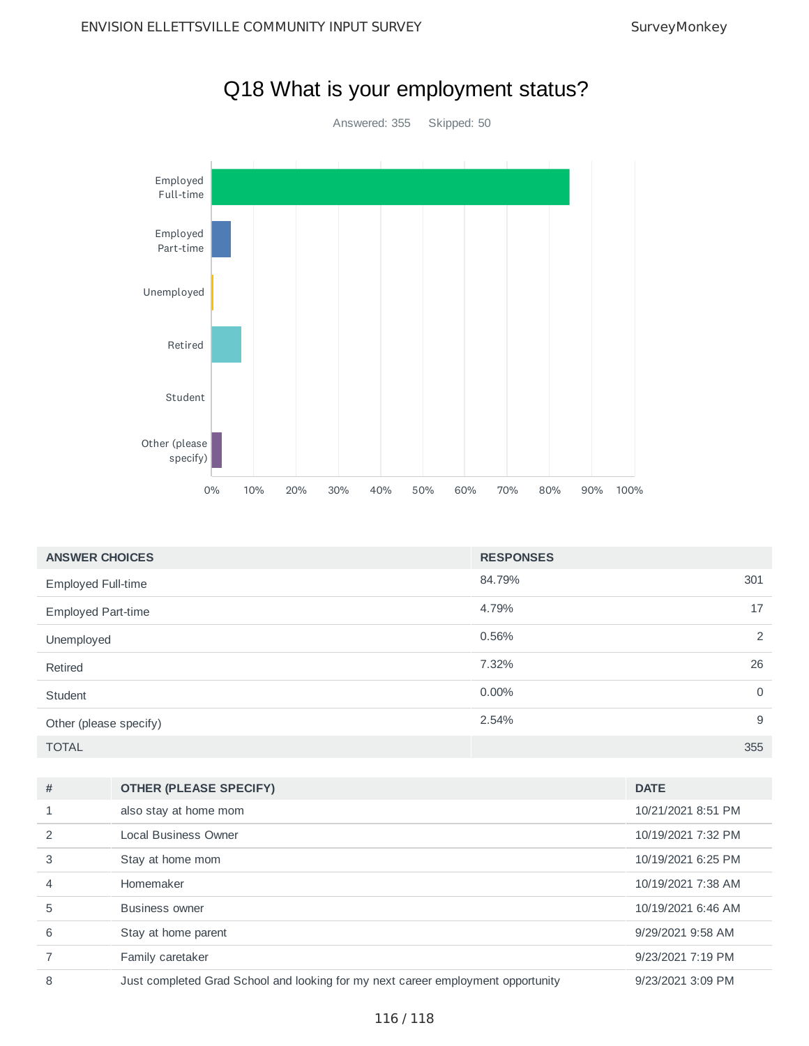# Q18 What is your employment status?

Answered: 355 Skipped: 50

| ANSWER CHOICES | RESPONSES | |
|---|---|---|
| Employed Full-time | 84.79% | 301 |
| Employed Part-time | 4.79% | 17 |
| Unemployed | 0.56% | 2 |
| Retired | 7.32% | 26 |
| Student | 0.00% | 0 |
| Other (please specify) | 2.54% | 9 |
| TOTAL | | 355 |

| # | OTHER (PLEASE SPECIFY) | DATE |
|---|---|---|
| 1 | also stay at home mom | 10/21/2021 8:51 PM |
| 2 | Local Business Owner | 10/19/2021 7:32 PM |
| 3 | Stay at home mom | 10/19/2021 6:25 PM |
| 4 | Homemaker | 10/19/2021 7:38 AM |
| 5 | Business owner | 10/19/2021 6:46 AM |
| 6 | Stay at home parent | 9/29/2021 9:58 AM |
| 7 | Family caretaker | 9/23/2021 7:19 PM |
| 8 | Just completed Grad School and looking for my next career employment opportunity | 9/23/2021 3:09 PM |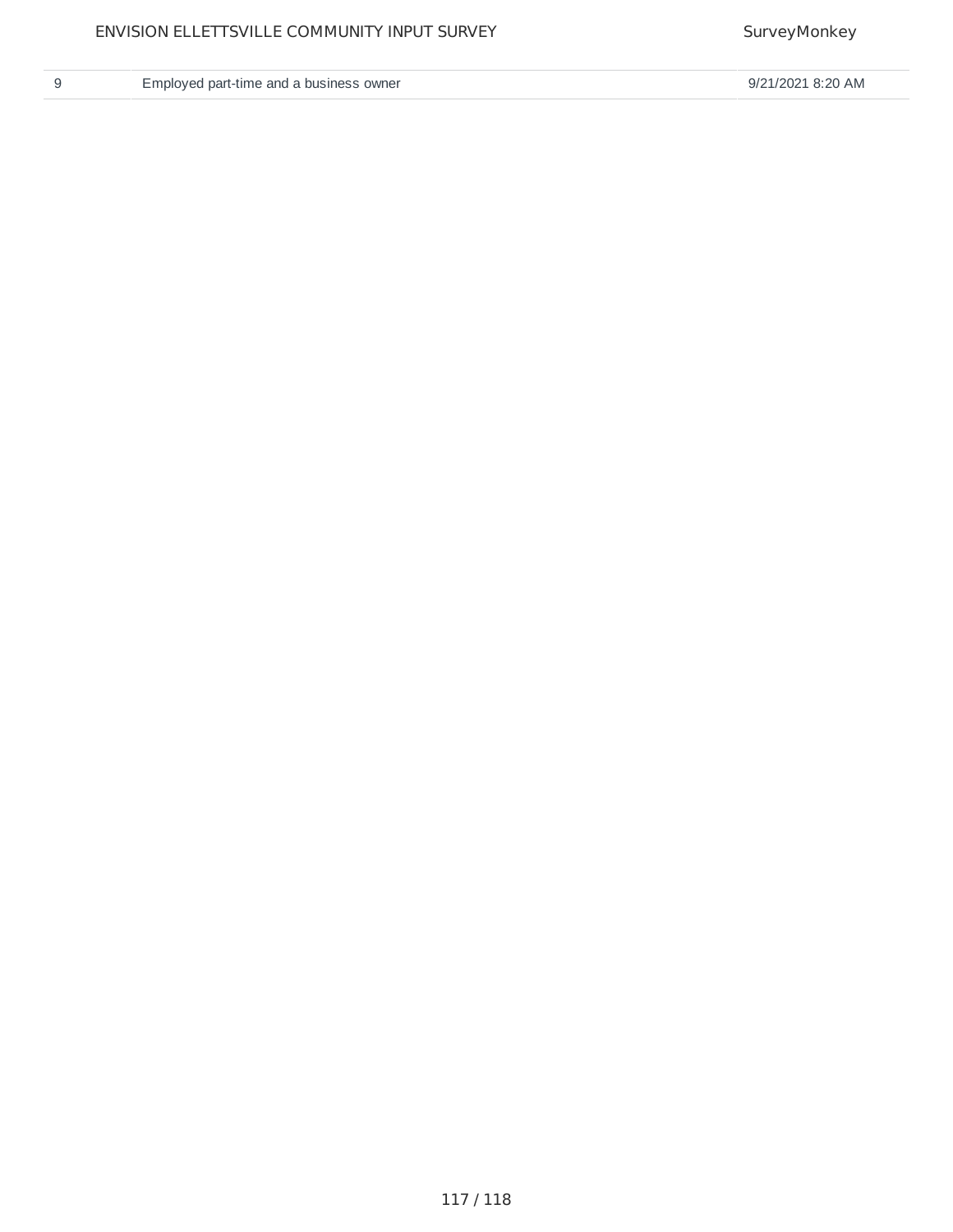| 9 | Employed part-time and a business owner | 9/21/2021 8:20 AM |
|---|---|---|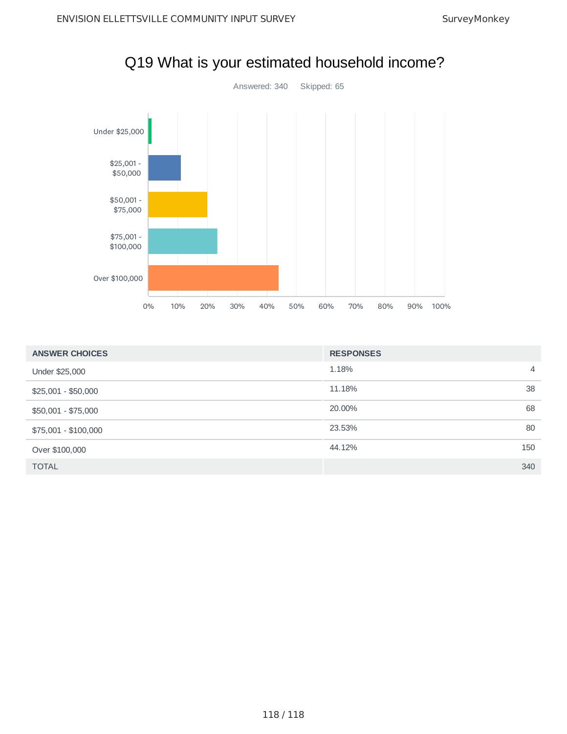# Q19 What is your estimated household income?

Answered: 340 Skipped: 65

Under $25,000

$25,001 - $50,000

$50,001 - $75,000

$75,001 - $100,000

Over $100,000

0% 10% 20% 30% 40% 50% 60% 70% 80% 90% 100%

| ANSWER CHOICES | RESPONSES | |
|---|---|---|
| Under $25,000 | 1.18% | 4 |
| $25,001 - $50,000 | 11.18% | 38 |
| $50,001 - $75,000 | 20.00% | 68 |
| $75,001 - $100,000 | 23.53% | 80 |
| Over $100,000 | 44.12% | 150 |
| TOTAL | | 340 |